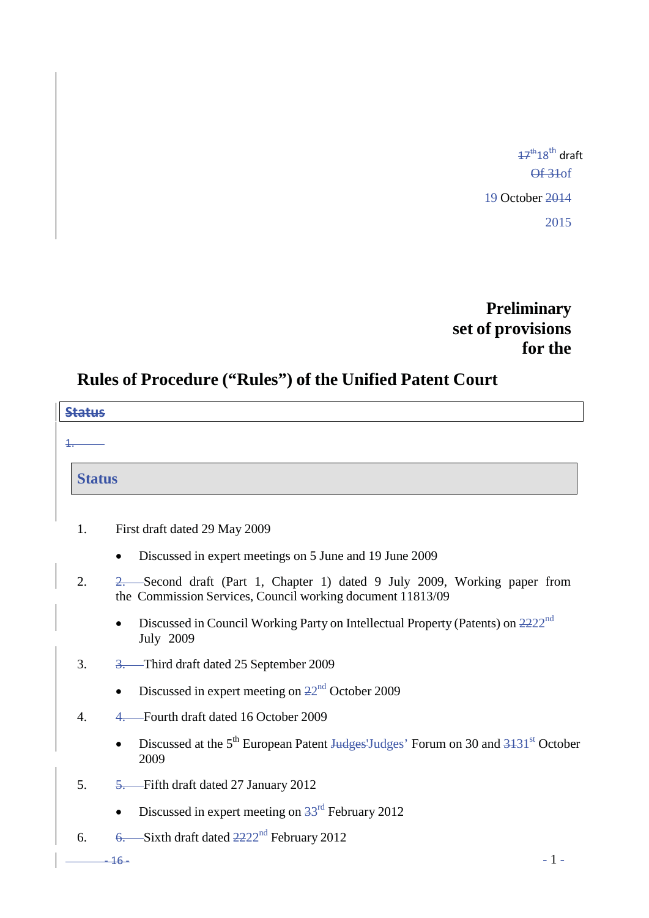18th draft

of 19 October 2015

**Preliminary set of provisions for the**

# Rules of Procedure (“Rules”) of the Unified Patent Court

## Status

1. First draft dated 29 May 2009
   - Discussed in expert meetings on 5 June and 19 June 2009
2. Second draft (Part 1, Chapter 1) dated 9 July 2009, Working paper from the Commission Services, Council working document 11813/09
   - Discussed in Council Working Party on Intellectual Property (Patents) on 22nd July 2009
3. Third draft dated 25 September 2009
   - Discussed in expert meeting on 22nd October 2009
4. Fourth draft dated 16 October 2009
   - Discussed at the 5th European Patent Judges’ Forum on 30 and 31st October 2009
5. Fifth draft dated 27 January 2012
   - Discussed in expert meeting on 3rd February 2012
6. Sixth draft dated 22nd February 2012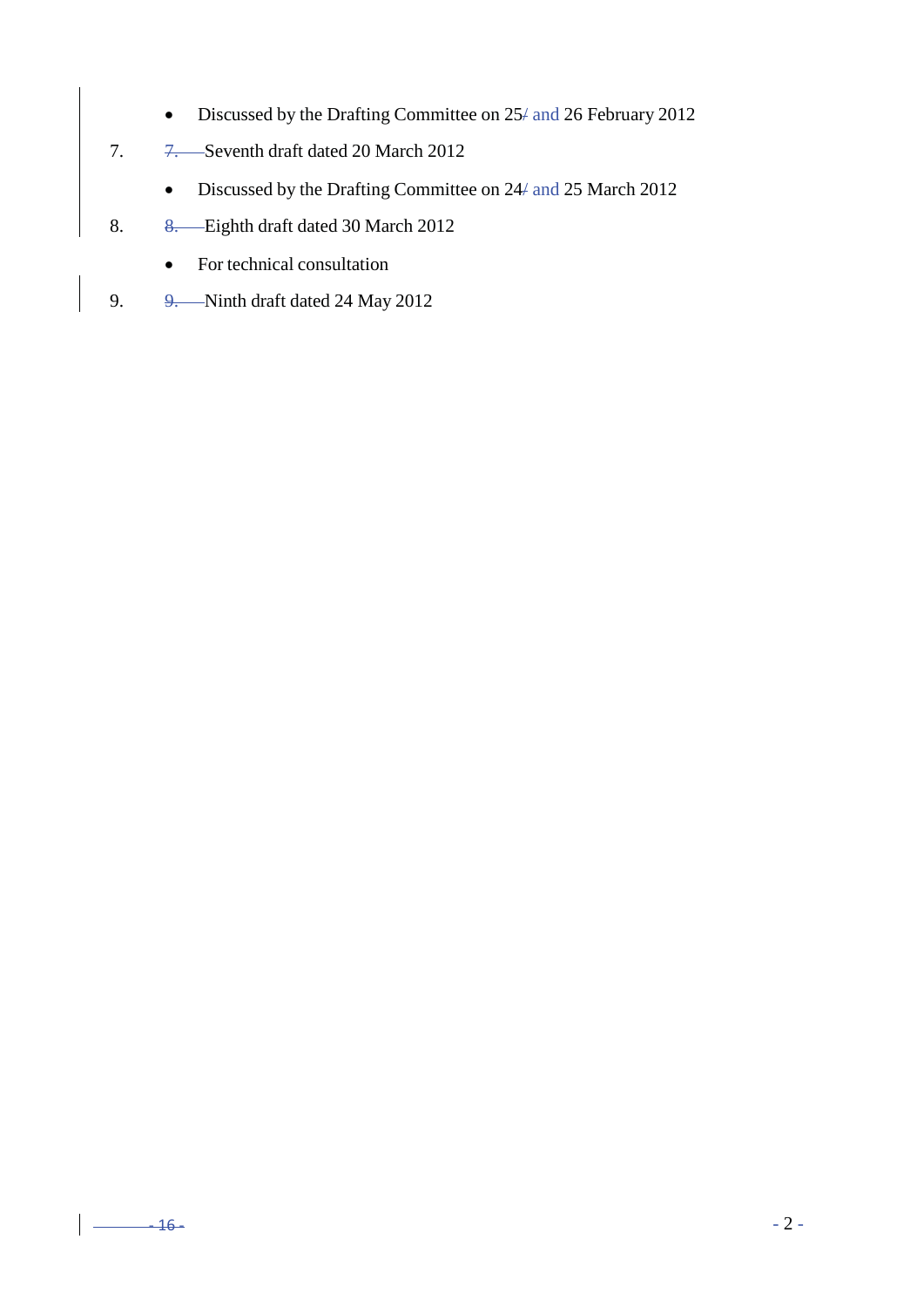- Discussed by the Drafting Committee on 25 and 26 February 2012

7. Seventh draft dated 20 March 2012

- Discussed by the Drafting Committee on 24 and 25 March 2012

8. Eighth draft dated 30 March 2012

- For technical consultation

9. Ninth draft dated 24 May 2012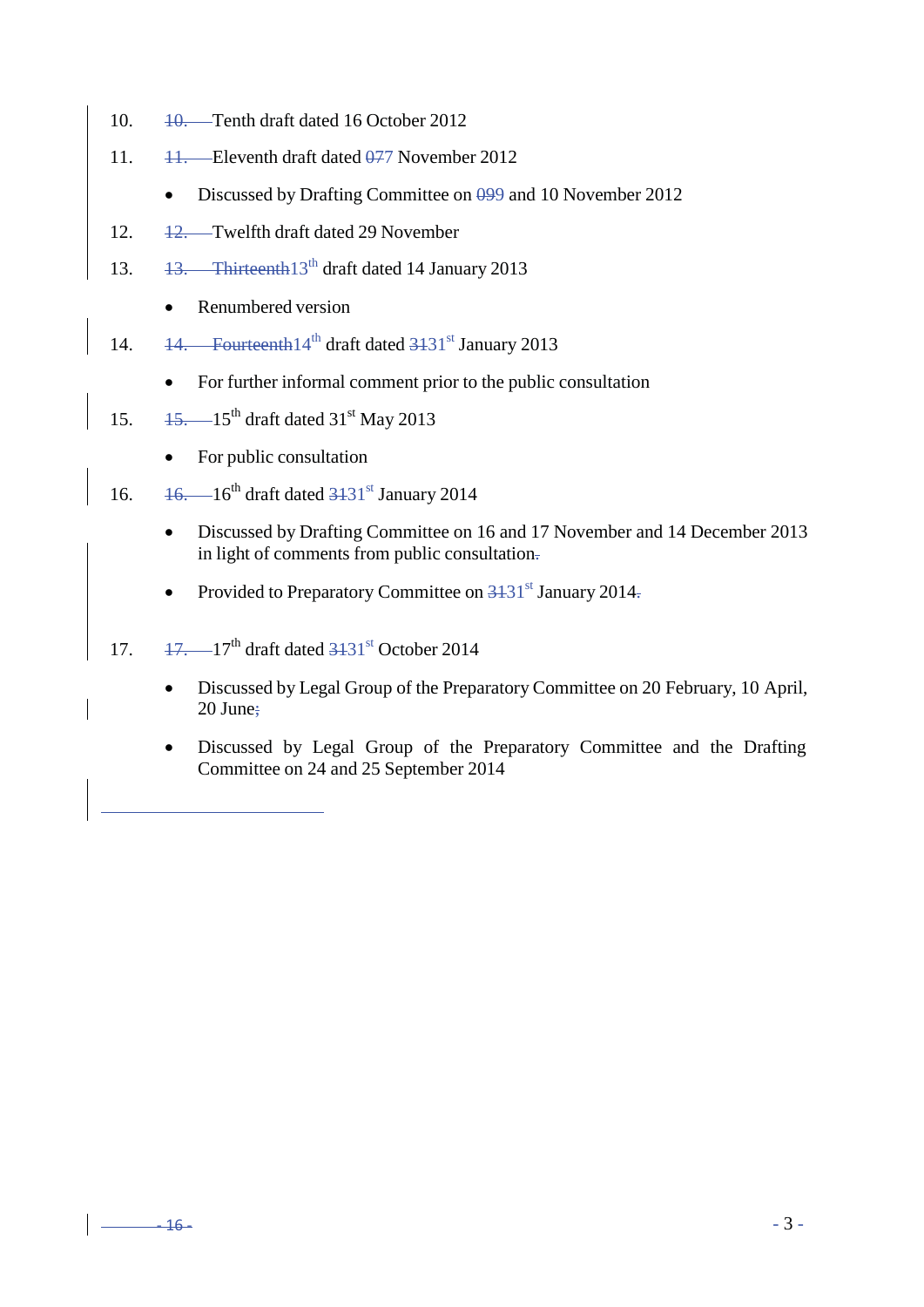10. Tenth draft dated 16 October 2012
11. Eleventh draft dated 7 November 2012
    - Discussed by Drafting Committee on 9 and 10 November 2012
12. Twelfth draft dated 29 November
13. 13th draft dated 14 January 2013
    - Renumbered version
14. 14th draft dated 31st January 2013
    - For further informal comment prior to the public consultation
15. 15th draft dated 31st May 2013
    - For public consultation
16. 16th draft dated 31st January 2014
    - Discussed by Drafting Committee on 16 and 17 November and 14 December 2013 in light of comments from public consultation
    - Provided to Preparatory Committee on 31st January 2014
17. 17th draft dated 31st October 2014
    - Discussed by Legal Group of the Preparatory Committee on 20 February, 10 April, 20 June
    - Discussed by Legal Group of the Preparatory Committee and the Drafting Committee on 24 and 25 September 2014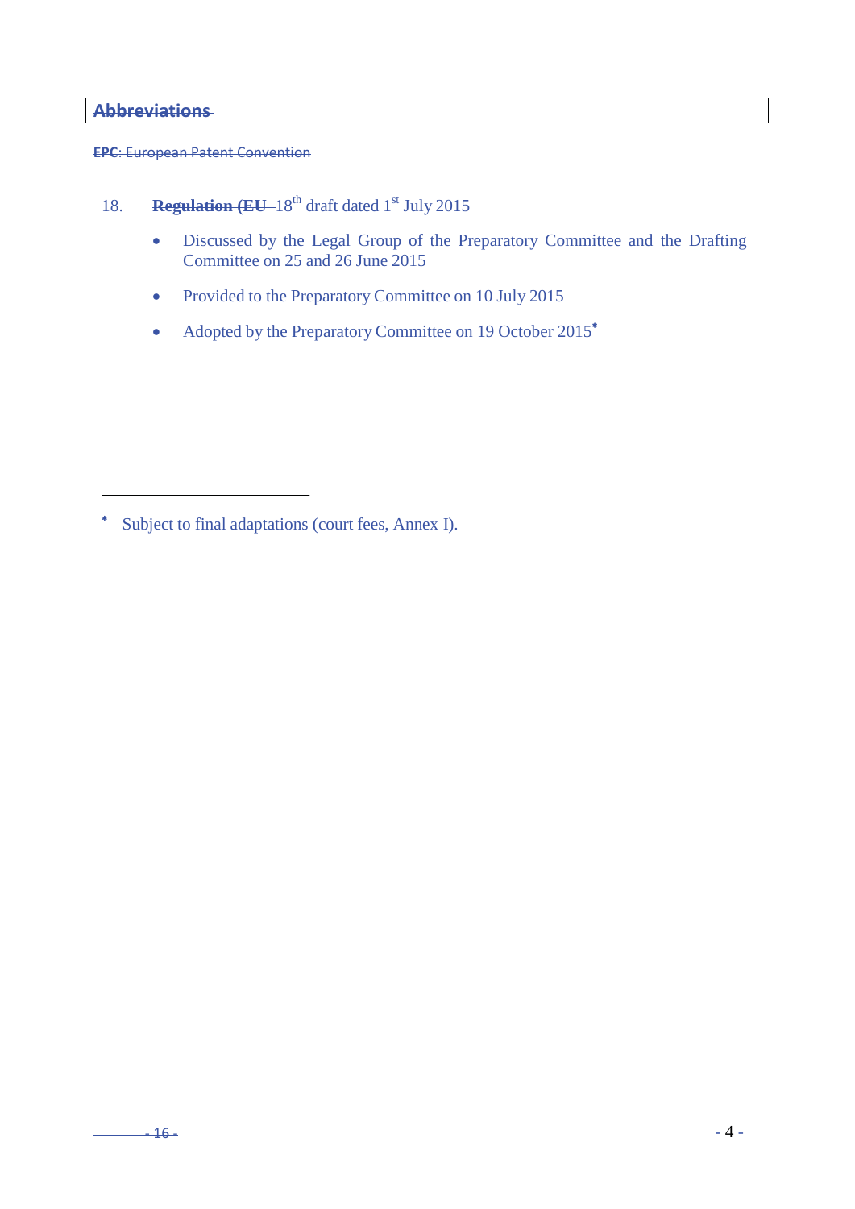## ~~Abbreviations~~

~~**EPC**: European Patent Convention~~

18. ~~**Regulation (EU**~~ 18th draft dated 1st July 2015

- Discussed by the Legal Group of the Preparatory Committee and the Drafting Committee on 25 and 26 June 2015
- Provided to the Preparatory Committee on 10 July 2015
- Adopted by the Preparatory Committee on 19 October 2015*

---

\* Subject to final adaptations (court fees, Annex I).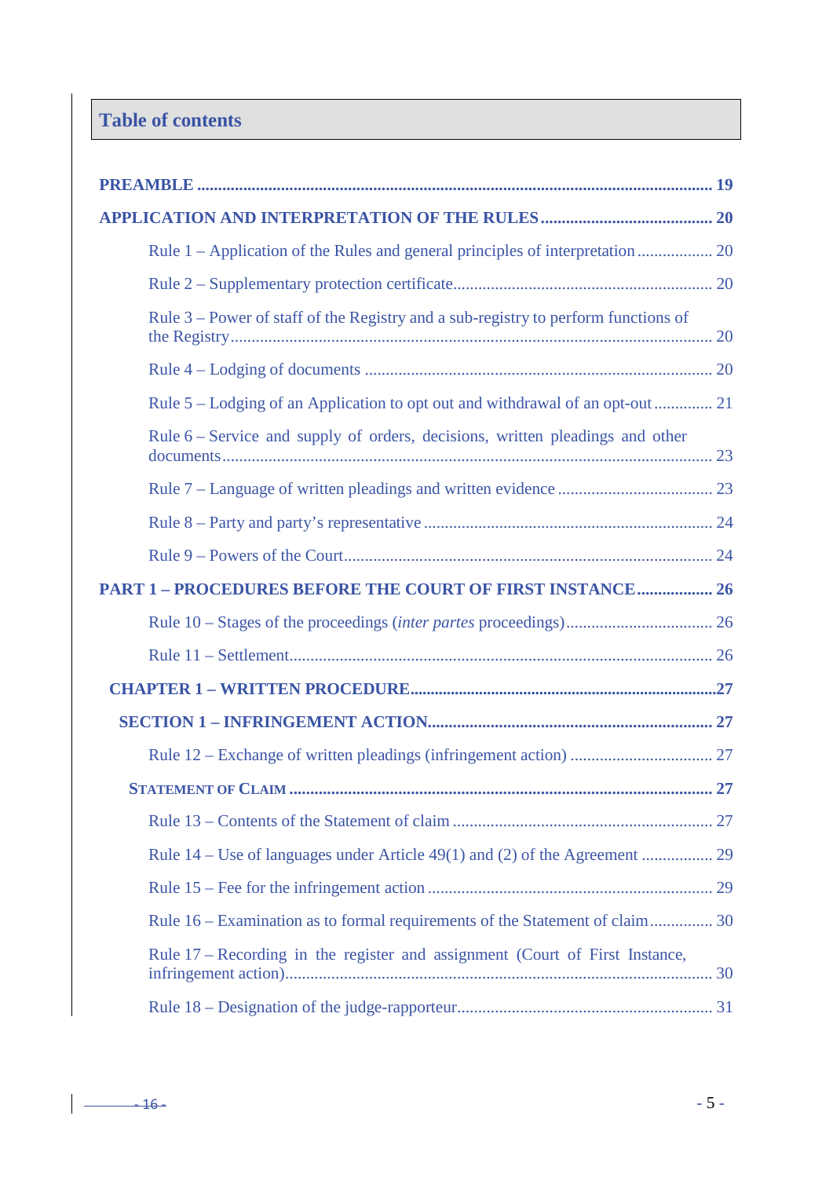## Table of contents

**PREAMBLE ............................................................................................................................ 19**

**APPLICATION AND INTERPRETATION OF THE RULES ......................................... 20**

Rule 1 – Application of the Rules and general principles of interpretation .................. 20

Rule 2 – Supplementary protection certificate............................................................. 20

Rule 3 – Power of staff of the Registry and a sub-registry to perform functions of the Registry.................................................................................................................. 20

Rule 4 – Lodging of documents .................................................................................. 20

Rule 5 – Lodging of an Application to opt out and withdrawal of an opt-out .............. 21

Rule 6 – Service and supply of orders, decisions, written pleadings and other documents.................................................................................................................... 23

Rule 7 – Language of written pleadings and written evidence ..................................... 23

Rule 8 – Party and party's representative .................................................................... 24

Rule 9 – Powers of the Court....................................................................................... 24

**PART 1 – PROCEDURES BEFORE THE COURT OF FIRST INSTANCE .................. 26**

Rule 10 – Stages of the proceedings (*inter partes* proceedings)................................... 26

Rule 11 – Settlement.................................................................................................... 26

**CHAPTER 1 – WRITTEN PROCEDURE...........................................................................27**

**SECTION 1 – INFRINGEMENT ACTION.................................................................... 27**

Rule 12 – Exchange of written pleadings (infringement action) .................................. 27

**STATEMENT OF CLAIM ..................................................................................................... 27**

Rule 13 – Contents of the Statement of claim .............................................................. 27

Rule 14 – Use of languages under Article 49(1) and (2) of the Agreement ................. 29

Rule 15 – Fee for the infringement action ................................................................... 29

Rule 16 – Examination as to formal requirements of the Statement of claim............... 30

Rule 17 – Recording in the register and assignment (Court of First Instance, infringement action)..................................................................................................... 30

Rule 18 – Designation of the judge-rapporteur............................................................. 31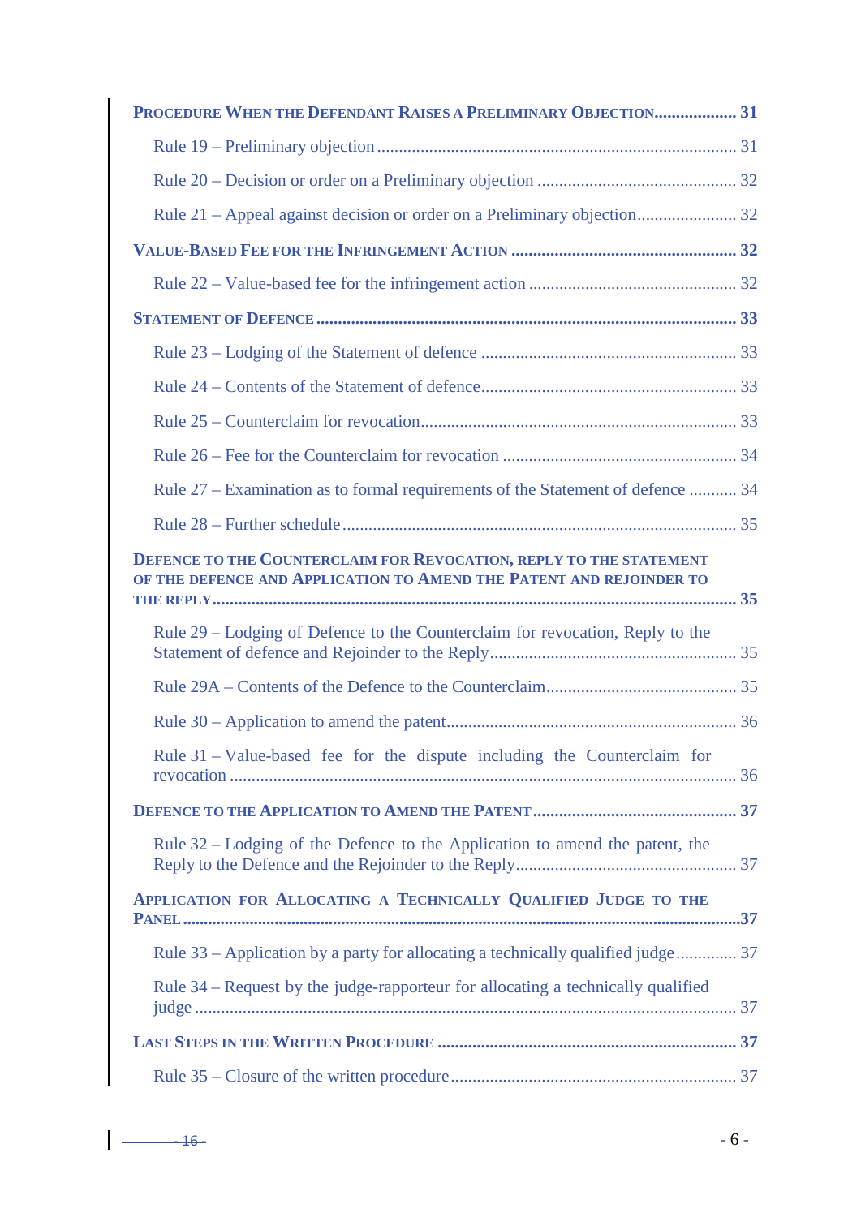**PROCEDURE WHEN THE DEFENDANT RAISES A PRELIMINARY OBJECTION .................. 31**

Rule 19 – Preliminary objection ................................................................................. 31

Rule 20 – Decision or order on a Preliminary objection ............................................. 32

Rule 21 – Appeal against decision or order on a Preliminary objection...................... 32

**VALUE-BASED FEE FOR THE INFRINGEMENT ACTION ................................................... 32**

Rule 22 – Value-based fee for the infringement action ............................................... 32

**STATEMENT OF DEFENCE .............................................................................................. 33**

Rule 23 – Lodging of the Statement of defence .......................................................... 33

Rule 24 – Contents of the Statement of defence.......................................................... 33

Rule 25 – Counterclaim for revocation........................................................................ 33

Rule 26 – Fee for the Counterclaim for revocation ..................................................... 34

Rule 27 – Examination as to formal requirements of the Statement of defence ........... 34

Rule 28 – Further schedule ......................................................................................... 35

**DEFENCE TO THE COUNTERCLAIM FOR REVOCATION, REPLY TO THE STATEMENT OF THE DEFENCE AND APPLICATION TO AMEND THE PATENT AND REJOINDER TO THE REPLY...................................................................................................................... 35**

Rule 29 – Lodging of Defence to the Counterclaim for revocation, Reply to the Statement of defence and Rejoinder to the Reply........................................................ 35

Rule 29A – Contents of the Defence to the Counterclaim........................................... 35

Rule 30 – Application to amend the patent.................................................................. 36

Rule 31 – Value-based fee for the dispute including the Counterclaim for revocation .................................................................................................................. 36

**DEFENCE TO THE APPLICATION TO AMEND THE PATENT .............................................. 37**

Rule 32 – Lodging of the Defence to the Application to amend the patent, the Reply to the Defence and the Rejoinder to the Reply.................................................. 37

**APPLICATION FOR ALLOCATING A TECHNICALLY QUALIFIED JUDGE TO THE PANEL .................................................................................................................................37**

Rule 33 – Application by a party for allocating a technically qualified judge ............. 37

Rule 34 – Request by the judge-rapporteur for allocating a technically qualified judge ........................................................................................................................... 37

**LAST STEPS IN THE WRITTEN PROCEDURE .................................................................... 37**

Rule 35 – Closure of the written procedure................................................................. 37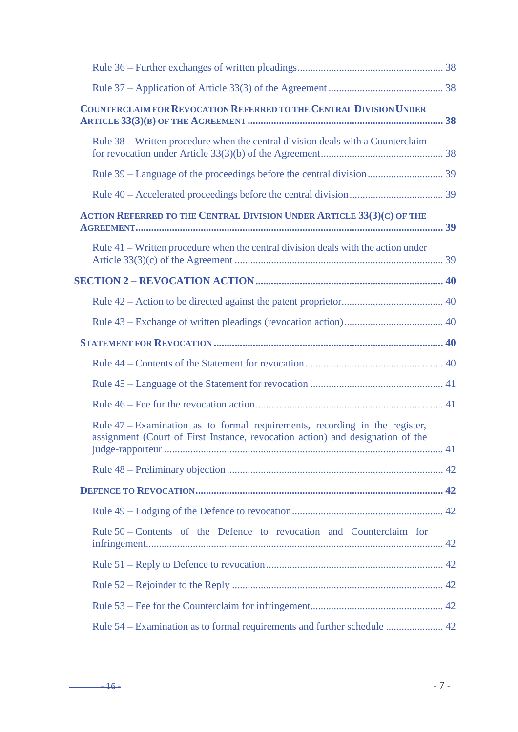Rule 36 – Further exchanges of written pleadings ........................................................ 38

Rule 37 – Application of Article 33(3) of the Agreement ............................................ 38

**COUNTERCLAIM FOR REVOCATION REFERRED TO THE CENTRAL DIVISION UNDER ARTICLE 33(3)(B) OF THE AGREEMENT ............................................................................ 38**

Rule 38 – Written procedure when the central division deals with a Counterclaim for revocation under Article 33(3)(b) of the Agreement ............................................... 38

Rule 39 – Language of the proceedings before the central division ............................ 39

Rule 40 – Accelerated proceedings before the central division .................................... 39

**ACTION REFERRED TO THE CENTRAL DIVISION UNDER ARTICLE 33(3)(C) OF THE AGREEMENT .................................................................................................................... 39**

Rule 41 – Written procedure when the central division deals with the action under Article 33(3)(c) of the Agreement ............................................................................... 39

**SECTION 2 – REVOCATION ACTION ....................................................................... 40**

Rule 42 – Action to be directed against the patent proprietor....................................... 40

Rule 43 – Exchange of written pleadings (revocation action)...................................... 40

**STATEMENT FOR REVOCATION ........................................................................................ 40**

Rule 44 – Contents of the Statement for revocation ..................................................... 40

Rule 45 – Language of the Statement for revocation ................................................... 41

Rule 46 – Fee for the revocation action ........................................................................ 41

Rule 47 – Examination as to formal requirements, recording in the register, assignment (Court of First Instance, revocation action) and designation of the judge-rapporteur ......................................................................................................... 41

Rule 48 – Preliminary objection ................................................................................... 42

**DEFENCE TO REVOCATION .............................................................................................. 42**

Rule 49 – Lodging of the Defence to revocation .......................................................... 42

Rule 50 – Contents of the Defence to revocation and Counterclaim for infringement.................................................................................................................. 42

Rule 51 – Reply to Defence to revocation .................................................................... 42

Rule 52 – Rejoinder to the Reply ................................................................................. 42

Rule 53 – Fee for the Counterclaim for infringement................................................... 42

Rule 54 – Examination as to formal requirements and further schedule ...................... 42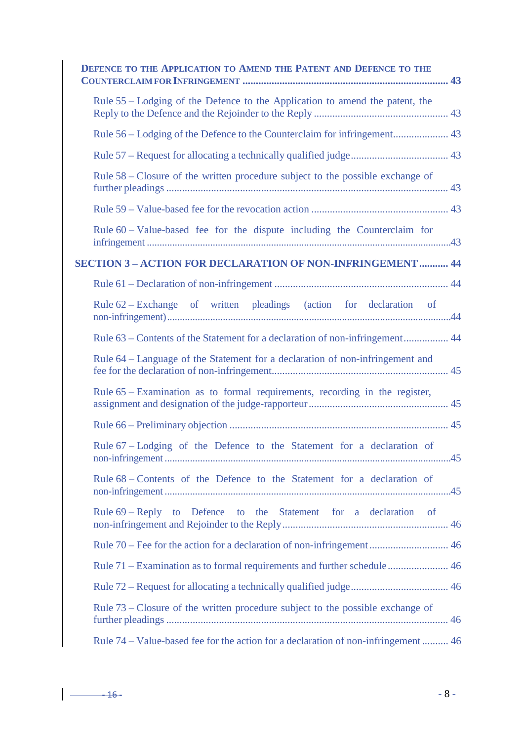**DEFENCE TO THE APPLICATION TO AMEND THE PATENT AND DEFENCE TO THE COUNTERCLAIM FOR INFRINGEMENT .............................................................................. 43**

Rule 55 – Lodging of the Defence to the Application to amend the patent, the Reply to the Defence and the Rejoinder to the Reply ................................................... 43

Rule 56 – Lodging of the Defence to the Counterclaim for infringement..................... 43

Rule 57 – Request for allocating a technically qualified judge..................................... 43

Rule 58 – Closure of the written procedure subject to the possible exchange of further pleadings ........................................................................................................... 43

Rule 59 – Value-based fee for the revocation action .................................................... 43

Rule 60 – Value-based fee for the dispute including the Counterclaim for infringement .....................................................................................................................43

**SECTION 3 – ACTION FOR DECLARATION OF NON-INFRINGEMENT ........... 44**

Rule 61 – Declaration of non-infringement .................................................................. 44

Rule 62 – Exchange of written pleadings (action for declaration of non-infringement).............................................................................................................44

Rule 63 – Contents of the Statement for a declaration of non-infringement................. 44

Rule 64 – Language of the Statement for a declaration of non-infringement and fee for the declaration of non-infringement................................................................... 45

Rule 65 – Examination as to formal requirements, recording in the register, assignment and designation of the judge-rapporteur ..................................................... 45

Rule 66 – Preliminary objection ................................................................................... 45

Rule 67 – Lodging of the Defence to the Statement for a declaration of non-infringement ...............................................................................................................45

Rule 68 – Contents of the Defence to the Statement for a declaration of non-infringement ...............................................................................................................45

Rule 69 – Reply to Defence to the Statement for a declaration of non-infringement and Rejoinder to the Reply............................................................... 46

Rule 70 – Fee for the action for a declaration of non-infringement ............................. 46

Rule 71 – Examination as to formal requirements and further schedule ....................... 46

Rule 72 – Request for allocating a technically qualified judge..................................... 46

Rule 73 – Closure of the written procedure subject to the possible exchange of further pleadings ........................................................................................................... 46

Rule 74 – Value-based fee for the action for a declaration of non-infringement .......... 46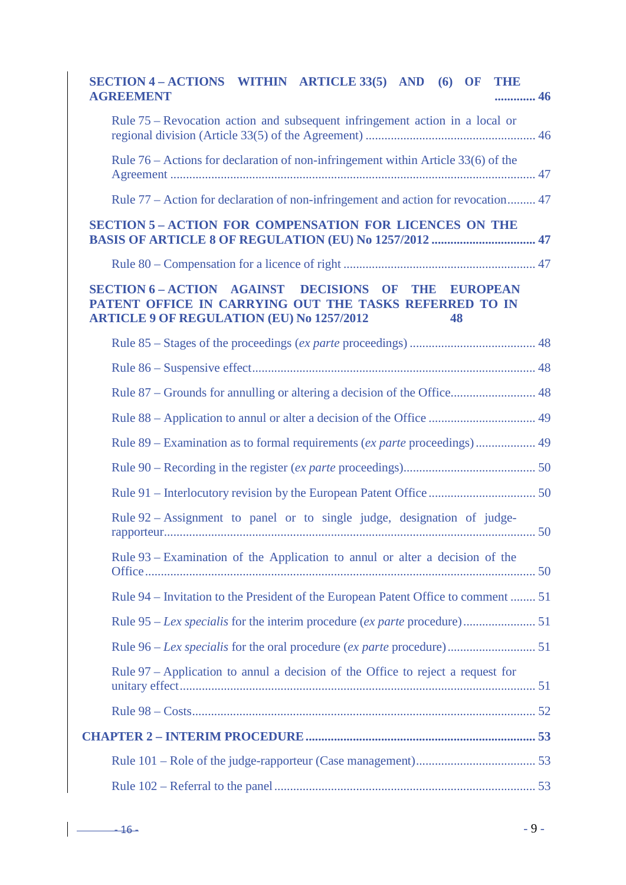**SECTION 4 – ACTIONS WITHIN ARTICLE 33(5) AND (6) OF THE AGREEMENT ............. 46**

Rule 75 – Revocation action and subsequent infringement action in a local or regional division (Article 33(5) of the Agreement) ..................................................... 46

Rule 76 – Actions for declaration of non-infringement within Article 33(6) of the Agreement .................................................................................................................. 47

Rule 77 – Action for declaration of non-infringement and action for revocation......... 47

**SECTION 5 – ACTION FOR COMPENSATION FOR LICENCES ON THE BASIS OF ARTICLE 8 OF REGULATION (EU) No 1257/2012 ................................ 47**

Rule 80 – Compensation for a licence of right ............................................................ 47

**SECTION 6 – ACTION AGAINST DECISIONS OF THE EUROPEAN PATENT OFFICE IN CARRYING OUT THE TASKS REFERRED TO IN ARTICLE 9 OF REGULATION (EU) No 1257/2012 48**

Rule 85 – Stages of the proceedings (*ex parte* proceedings) ........................................ 48

Rule 86 – Suspensive effect.......................................................................................... 48

Rule 87 – Grounds for annulling or altering a decision of the Office........................... 48

Rule 88 – Application to annul or alter a decision of the Office .................................. 49

Rule 89 – Examination as to formal requirements (*ex parte* proceedings) ................... 49

Rule 90 – Recording in the register (*ex parte* proceedings).......................................... 50

Rule 91 – Interlocutory revision by the European Patent Office .................................. 50

Rule 92 – Assignment to panel or to single judge, designation of judge-rapporteur...................................................................................................................... 50

Rule 93 – Examination of the Application to annul or alter a decision of the Office.......................................................................................................................... 50

Rule 94 – Invitation to the President of the European Patent Office to comment ........ 51

Rule 95 – *Lex specialis* for the interim procedure (*ex parte* procedure)....................... 51

Rule 96 – *Lex specialis* for the oral procedure (*ex parte* procedure)............................ 51

Rule 97 – Application to annul a decision of the Office to reject a request for unitary effect................................................................................................................ 51

Rule 98 – Costs............................................................................................................ 52

**CHAPTER 2 – INTERIM PROCEDURE ........................................................................ 53**

Rule 101 – Role of the judge-rapporteur (Case management)...................................... 53

Rule 102 – Referral to the panel .................................................................................. 53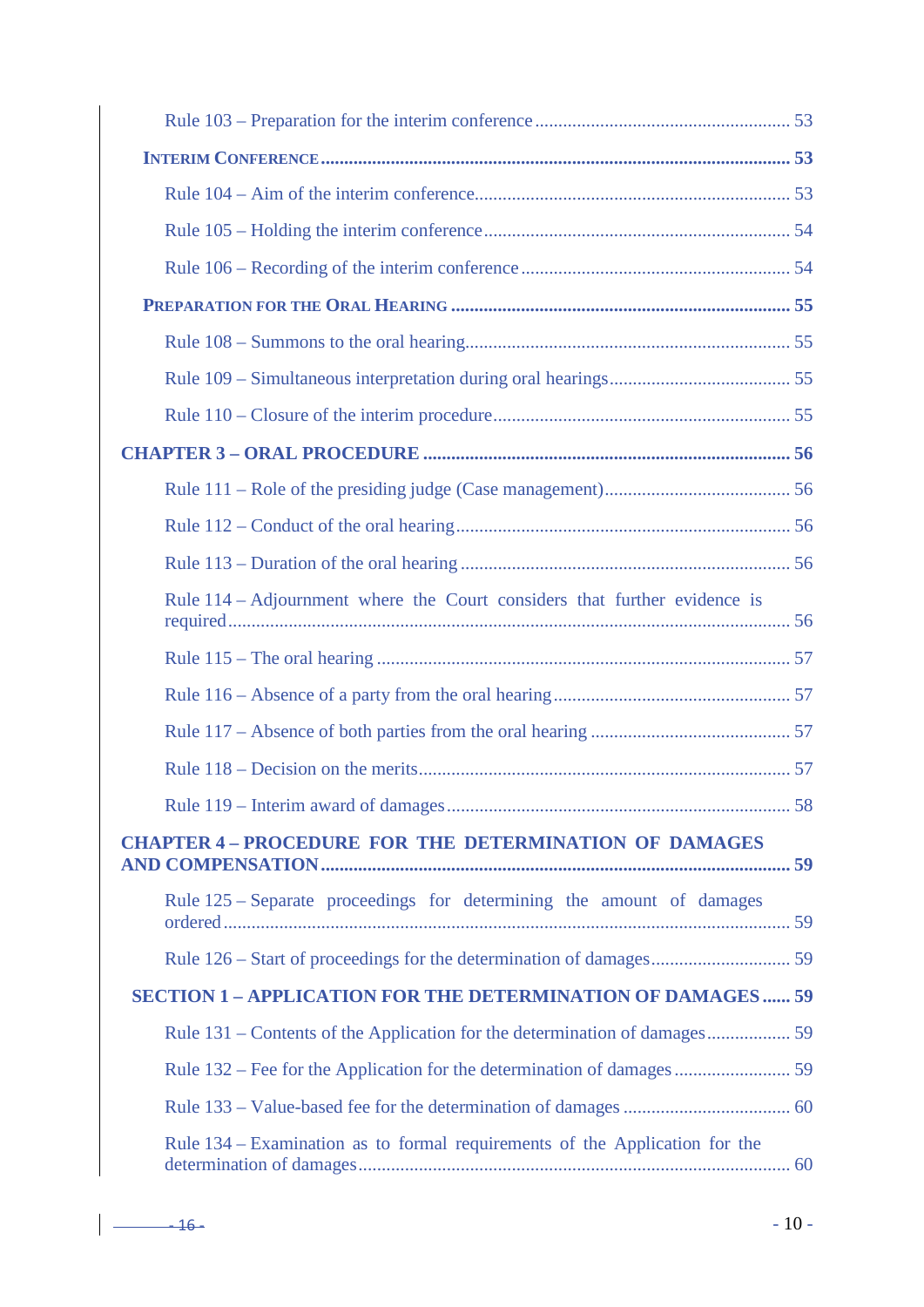Rule 103 – Preparation for the interim conference ........................................................ 53

**INTERIM CONFERENCE** ........................................................................................ **53**

Rule 104 – Aim of the interim conference......................................................................... 53

Rule 105 – Holding the interim conference........................................................................ 54

Rule 106 – Recording of the interim conference ............................................................... 54

**PREPARATION FOR THE ORAL HEARING** ........................................................................ **55**

Rule 108 – Summons to the oral hearing............................................................................ 55

Rule 109 – Simultaneous interpretation during oral hearings............................................. 55

Rule 110 – Closure of the interim procedure...................................................................... 55

**CHAPTER 3 – ORAL PROCEDURE** ............................................................................. **56**

Rule 111 – Role of the presiding judge (Case management)............................................. 56

Rule 112 – Conduct of the oral hearing.............................................................................. 56

Rule 113 – Duration of the oral hearing ............................................................................. 56

Rule 114 – Adjournment where the Court considers that further evidence is required...................................................................................................................... 56

Rule 115 – The oral hearing ............................................................................................... 57

Rule 116 – Absence of a party from the oral hearing......................................................... 57

Rule 117 – Absence of both parties from the oral hearing ................................................. 57

Rule 118 – Decision on the merits...................................................................................... 57

Rule 119 – Interim award of damages ................................................................................ 58

**CHAPTER 4 – PROCEDURE FOR THE DETERMINATION OF DAMAGES AND COMPENSATION** .................................................................................................. **59**

Rule 125 – Separate proceedings for determining the amount of damages ordered ....................................................................................................................... 59

Rule 126 – Start of proceedings for the determination of damages................................... 59

**SECTION 1 – APPLICATION FOR THE DETERMINATION OF DAMAGES** ...... **59**

Rule 131 – Contents of the Application for the determination of damages........................ 59

Rule 132 – Fee for the Application for the determination of damages .............................. 59

Rule 133 – Value-based fee for the determination of damages .......................................... 60

Rule 134 – Examination as to formal requirements of the Application for the determination of damages................................................................................................ 60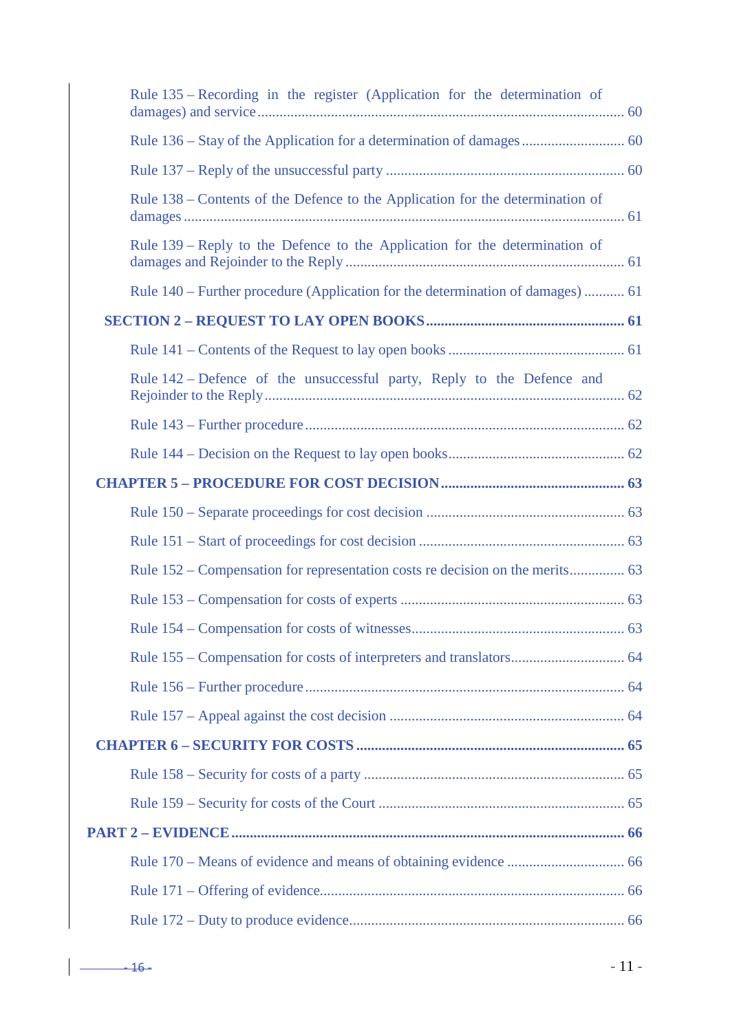Rule 135 – Recording in the register (Application for the determination of damages) and service ........................................................................................................ 60

Rule 136 – Stay of the Application for a determination of damages ........................... 60

Rule 137 – Reply of the unsuccessful party ................................................................ 60

Rule 138 – Contents of the Defence to the Application for the determination of damages ...................................................................................................................... 61

Rule 139 – Reply to the Defence to the Application for the determination of damages and Rejoinder to the Reply ........................................................................... 61

Rule 140 – Further procedure (Application for the determination of damages) ........... 61

**SECTION 2 – REQUEST TO LAY OPEN BOOKS ..................................................... 61**

Rule 141 – Contents of the Request to lay open books ............................................... 61

Rule 142 – Defence of the unsuccessful party, Reply to the Defence and Rejoinder to the Reply ................................................................................................ 62

Rule 143 – Further procedure ..................................................................................... 62

Rule 144 – Decision on the Request to lay open books............................................... 62

**CHAPTER 5 – PROCEDURE FOR COST DECISION ................................................. 63**

Rule 150 – Separate proceedings for cost decision ..................................................... 63

Rule 151 – Start of proceedings for cost decision ....................................................... 63

Rule 152 – Compensation for representation costs re decision on the merits.............. 63

Rule 153 – Compensation for costs of experts ............................................................ 63

Rule 154 – Compensation for costs of witnesses......................................................... 63

Rule 155 – Compensation for costs of interpreters and translators.............................. 64

Rule 156 – Further procedure ..................................................................................... 64

Rule 157 – Appeal against the cost decision ............................................................... 64

**CHAPTER 6 – SECURITY FOR COSTS ....................................................................... 65**

Rule 158 – Security for costs of a party ...................................................................... 65

Rule 159 – Security for costs of the Court .................................................................. 65

**PART 2 – EVIDENCE ....................................................................................................... 66**

Rule 170 – Means of evidence and means of obtaining evidence ............................... 66

Rule 171 – Offering of evidence.................................................................................. 66

Rule 172 – Duty to produce evidence.......................................................................... 66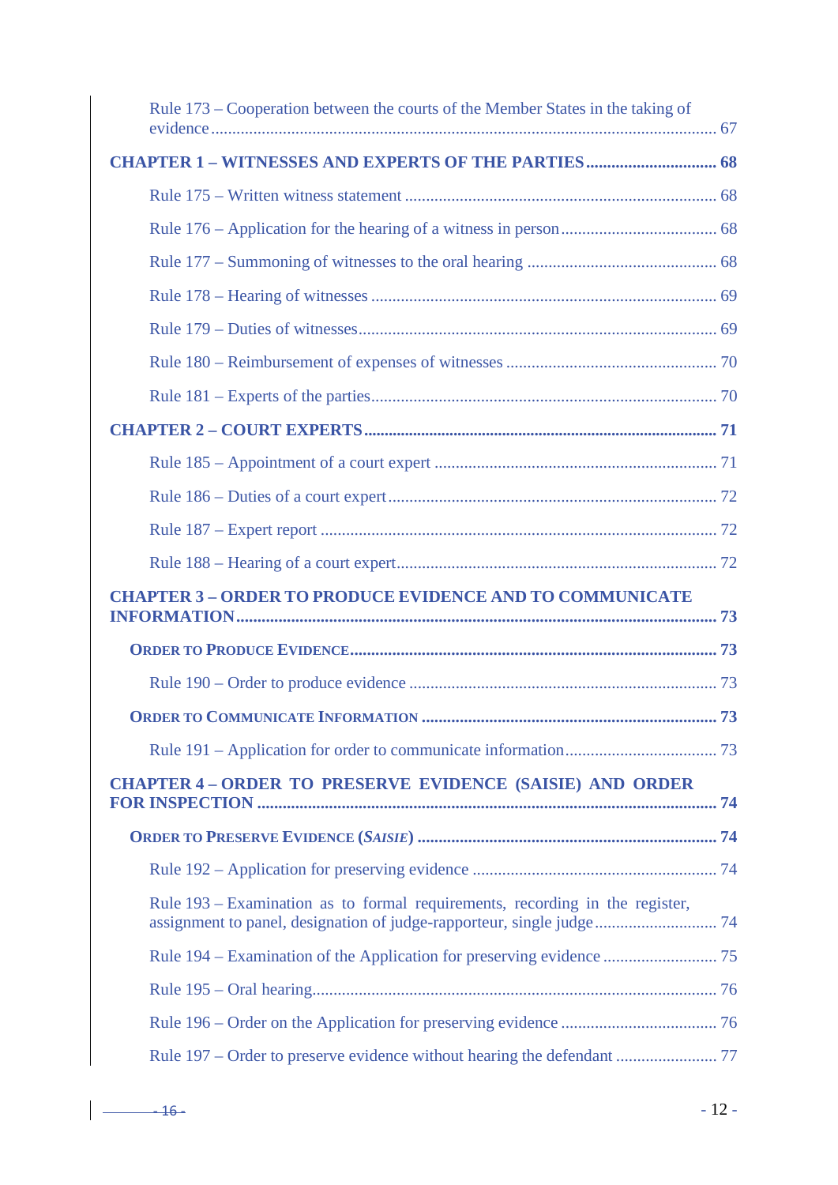Rule 173 – Cooperation between the courts of the Member States in the taking of evidence ........ 67

**CHAPTER 1 – WITNESSES AND EXPERTS OF THE PARTIES ........ 68**

Rule 175 – Written witness statement ........ 68

Rule 176 – Application for the hearing of a witness in person ........ 68

Rule 177 – Summoning of witnesses to the oral hearing ........ 68

Rule 178 – Hearing of witnesses ........ 69

Rule 179 – Duties of witnesses ........ 69

Rule 180 – Reimbursement of expenses of witnesses ........ 70

Rule 181 – Experts of the parties ........ 70

**CHAPTER 2 – COURT EXPERTS ........ 71**

Rule 185 – Appointment of a court expert ........ 71

Rule 186 – Duties of a court expert ........ 72

Rule 187 – Expert report ........ 72

Rule 188 – Hearing of a court expert ........ 72

**CHAPTER 3 – ORDER TO PRODUCE EVIDENCE AND TO COMMUNICATE INFORMATION ........ 73**

**ORDER TO PRODUCE EVIDENCE ........ 73**

Rule 190 – Order to produce evidence ........ 73

**ORDER TO COMMUNICATE INFORMATION ........ 73**

Rule 191 – Application for order to communicate information ........ 73

**CHAPTER 4 – ORDER TO PRESERVE EVIDENCE (SAISIE) AND ORDER FOR INSPECTION ........ 74**

**ORDER TO PRESERVE EVIDENCE (*SAISIE*) ........ 74**

Rule 192 – Application for preserving evidence ........ 74

Rule 193 – Examination as to formal requirements, recording in the register, assignment to panel, designation of judge-rapporteur, single judge ........ 74

Rule 194 – Examination of the Application for preserving evidence ........ 75

Rule 195 – Oral hearing ........ 76

Rule 196 – Order on the Application for preserving evidence ........ 76

Rule 197 – Order to preserve evidence without hearing the defendant ........ 77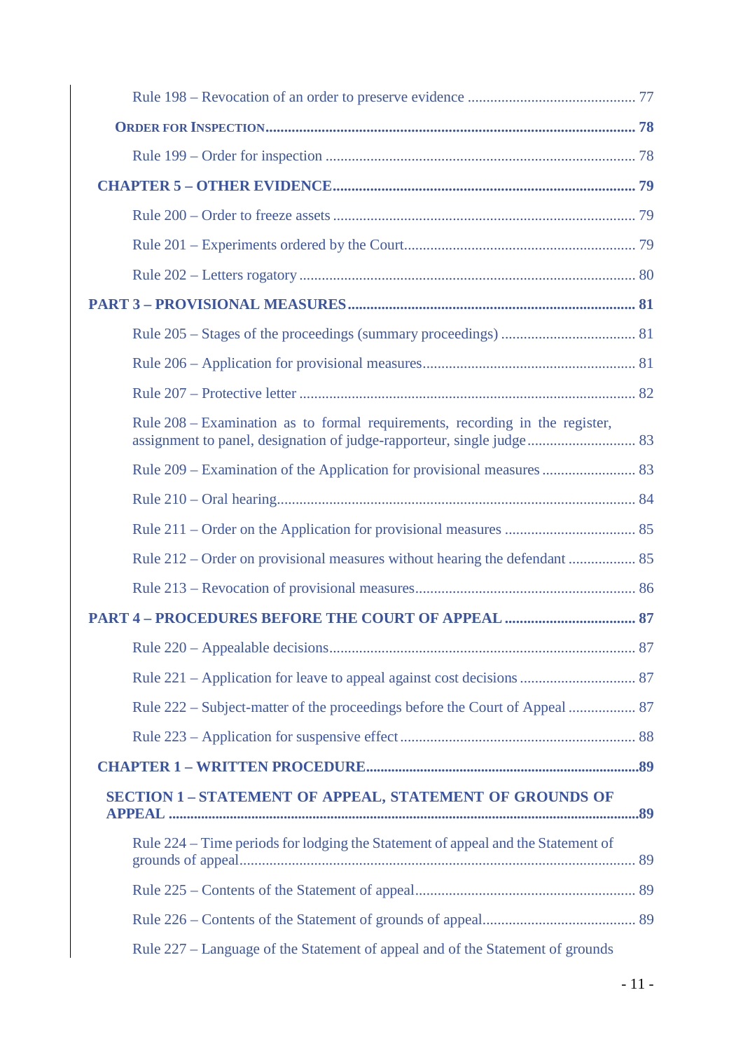Rule 198 – Revocation of an order to preserve evidence ............................................ 77

**ORDER FOR INSPECTION** .................................................................................................. 78

Rule 199 – Order for inspection ................................................................................. 78

**CHAPTER 5 – OTHER EVIDENCE** ................................................................................ 79

Rule 200 – Order to freeze assets ............................................................................... 79

Rule 201 – Experiments ordered by the Court............................................................ 79

Rule 202 – Letters rogatory ........................................................................................ 80

**PART 3 – PROVISIONAL MEASURES** ............................................................................ 81

Rule 205 – Stages of the proceedings (summary proceedings) ................................... 81

Rule 206 – Application for provisional measures........................................................ 81

Rule 207 – Protective letter ........................................................................................ 82

Rule 208 – Examination as to formal requirements, recording in the register, assignment to panel, designation of judge-rapporteur, single judge ............................ 83

Rule 209 – Examination of the Application for provisional measures ........................ 83

Rule 210 – Oral hearing............................................................................................. 84

Rule 211 – Order on the Application for provisional measures .................................. 85

Rule 212 – Order on provisional measures without hearing the defendant ................. 85

Rule 213 – Revocation of provisional measures.......................................................... 86

**PART 4 – PROCEDURES BEFORE THE COURT OF APPEAL** .................................. 87

Rule 220 – Appealable decisions................................................................................ 87

Rule 221 – Application for leave to appeal against cost decisions .............................. 87

Rule 222 – Subject-matter of the proceedings before the Court of Appeal .................. 87

Rule 223 – Application for suspensive effect .............................................................. 88

**CHAPTER 1 – WRITTEN PROCEDURE**.........................................................................89

**SECTION 1 – STATEMENT OF APPEAL, STATEMENT OF GROUNDS OF APPEAL** ...............................................................................................................................89

Rule 224 – Time periods for lodging the Statement of appeal and the Statement of grounds of appeal......................................................................................................... 89

Rule 225 – Contents of the Statement of appeal.......................................................... 89

Rule 226 – Contents of the Statement of grounds of appeal........................................ 89

Rule 227 – Language of the Statement of appeal and of the Statement of grounds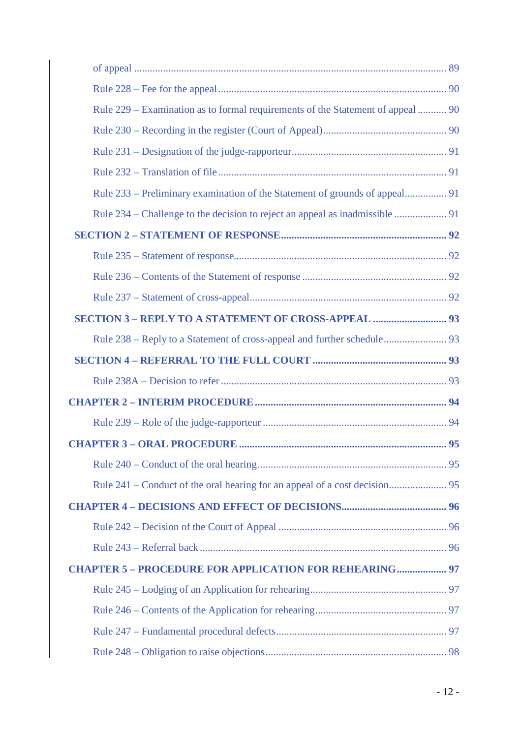of appeal ........................................................................................................ 89

Rule 228 – Fee for the appeal ........................................................................................ 90

Rule 229 – Examination as to formal requirements of the Statement of appeal ........... 90

Rule 230 – Recording in the register (Court of Appeal) ................................................ 90

Rule 231 – Designation of the judge-rapporteur ............................................................ 91

Rule 232 – Translation of file ......................................................................................... 91

Rule 233 – Preliminary examination of the Statement of grounds of appeal ................ 91

Rule 234 – Challenge to the decision to reject an appeal as inadmissible .................... 91

**SECTION 2 – STATEMENT OF RESPONSE ................................................................ 92**

Rule 235 – Statement of response .................................................................................. 92

Rule 236 – Contents of the Statement of response ........................................................ 92

Rule 237 – Statement of cross-appeal ............................................................................ 92

**SECTION 3 – REPLY TO A STATEMENT OF CROSS-APPEAL ............................ 93**

Rule 238 – Reply to a Statement of cross-appeal and further schedule ........................ 93

**SECTION 4 – REFERRAL TO THE FULL COURT ................................................... 93**

Rule 238A – Decision to refer ........................................................................................ 93

**CHAPTER 2 – INTERIM PROCEDURE ......................................................................... 94**

Rule 239 – Role of the judge-rapporteur ....................................................................... 94

**CHAPTER 3 – ORAL PROCEDURE .............................................................................. 95**

Rule 240 – Conduct of the oral hearing ......................................................................... 95

Rule 241 – Conduct of the oral hearing for an appeal of a cost decision ...................... 95

**CHAPTER 4 – DECISIONS AND EFFECT OF DECISIONS ....................................... 96**

Rule 242 – Decision of the Court of Appeal ................................................................. 96

Rule 243 – Referral back ............................................................................................... 96

**CHAPTER 5 – PROCEDURE FOR APPLICATION FOR REHEARING ................... 97**

Rule 245 – Lodging of an Application for rehearing .................................................... 97

Rule 246 – Contents of the Application for rehearing ................................................... 97

Rule 247 – Fundamental procedural defects .................................................................. 97

Rule 248 – Obligation to raise objections ...................................................................... 98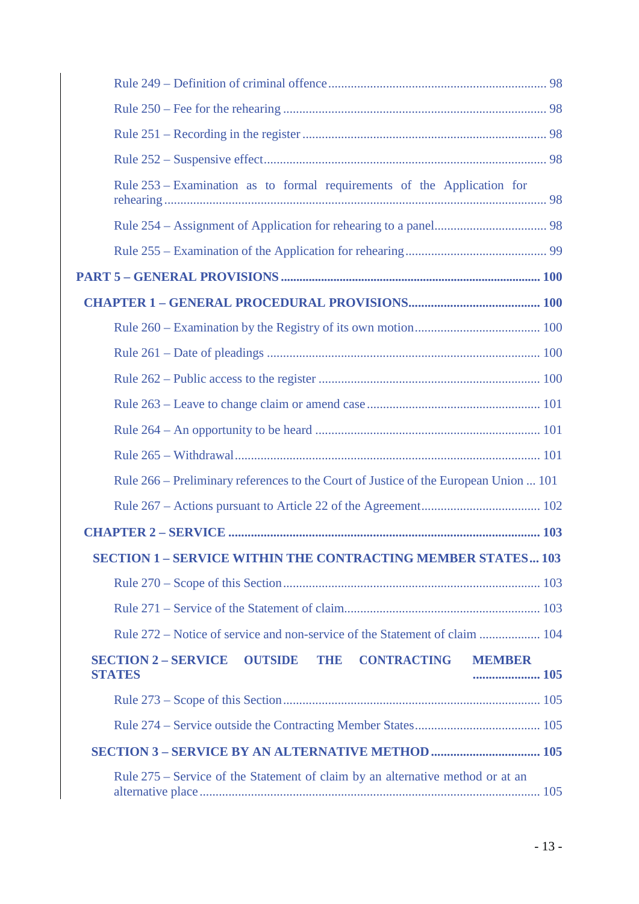Rule 249 – Definition of criminal offence ..................................................................... 98

Rule 250 – Fee for the rehearing ................................................................................ 98

Rule 251 – Recording in the register .......................................................................... 98

Rule 252 – Suspensive effect...................................................................................... 98

Rule 253 – Examination as to formal requirements of the Application for rehearing ..................................................................................................................... 98

Rule 254 – Assignment of Application for rehearing to a panel.................................. 98

Rule 255 – Examination of the Application for rehearing ........................................... 99

**PART 5 – GENERAL PROVISIONS ................................................................................ 100**

**CHAPTER 1 – GENERAL PROCEDURAL PROVISIONS......................................... 100**

Rule 260 – Examination by the Registry of its own motion...................................... 100

Rule 261 – Date of pleadings .................................................................................... 100

Rule 262 – Public access to the register .................................................................... 100

Rule 263 – Leave to change claim or amend case ..................................................... 101

Rule 264 – An opportunity to be heard ..................................................................... 101

Rule 265 – Withdrawal.............................................................................................. 101

Rule 266 – Preliminary references to the Court of Justice of the European Union ... 101

Rule 267 – Actions pursuant to Article 22 of the Agreement.................................... 102

**CHAPTER 2 – SERVICE ................................................................................................ 103**

**SECTION 1 – SERVICE WITHIN THE CONTRACTING MEMBER STATES ... 103**

Rule 270 – Scope of this Section............................................................................... 103

Rule 271 – Service of the Statement of claim............................................................ 103

Rule 272 – Notice of service and non-service of the Statement of claim .................. 104

**SECTION 2 – SERVICE OUTSIDE THE CONTRACTING MEMBER STATES ..................... 105**

Rule 273 – Scope of this Section............................................................................... 105

Rule 274 – Service outside the Contracting Member States....................................... 105

**SECTION 3 – SERVICE BY AN ALTERNATIVE METHOD ................................. 105**

Rule 275 – Service of the Statement of claim by an alternative method or at an alternative place ........................................................................................................ 105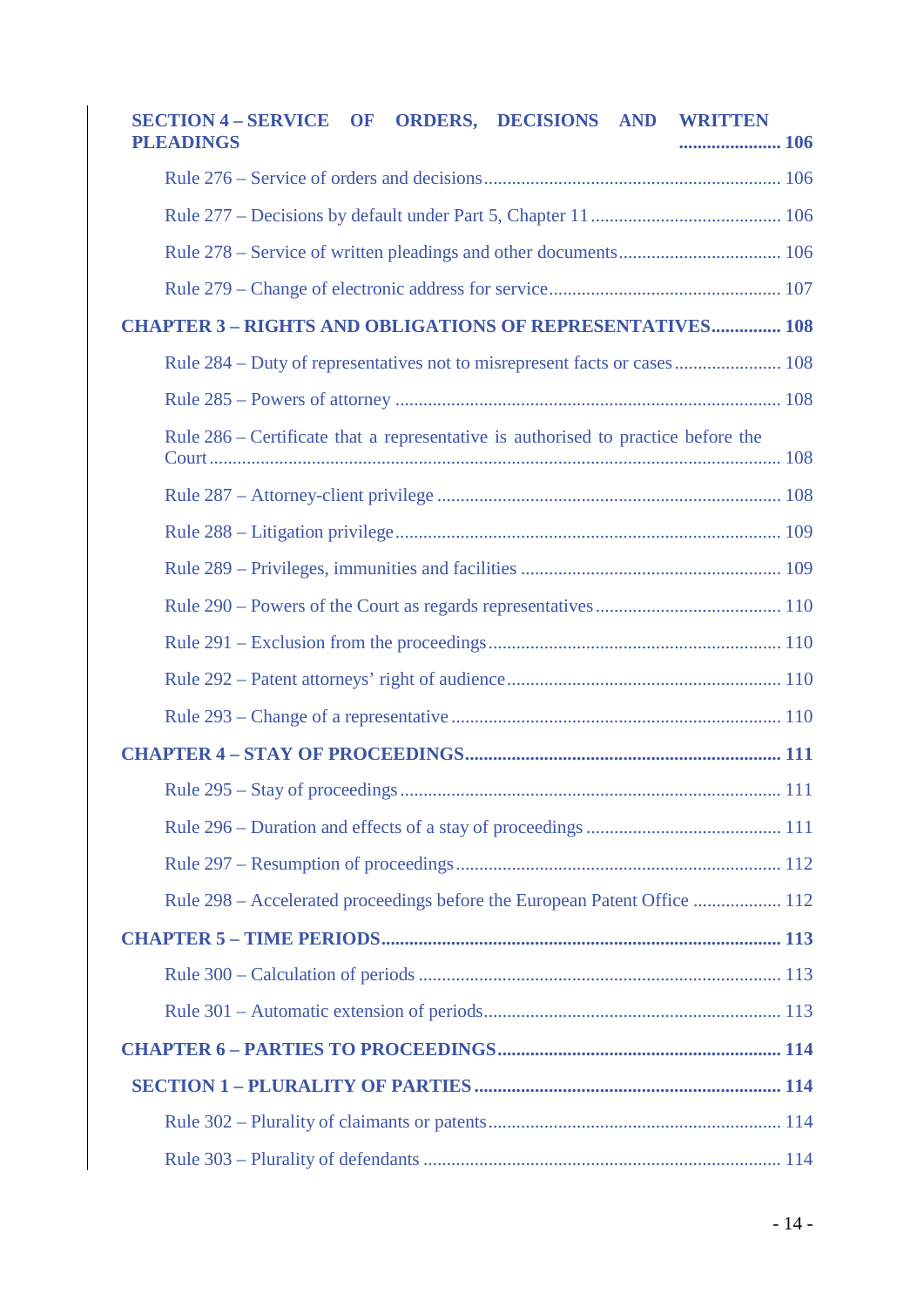**SECTION 4 – SERVICE OF ORDERS, DECISIONS AND WRITTEN PLEADINGS** ...................... 106

Rule 276 – Service of orders and decisions ................................................................ 106

Rule 277 – Decisions by default under Part 5, Chapter 11 ......................................... 106

Rule 278 – Service of written pleadings and other documents .................................. 106

Rule 279 – Change of electronic address for service .................................................. 107

**CHAPTER 3 – RIGHTS AND OBLIGATIONS OF REPRESENTATIVES** ............... 108

Rule 284 – Duty of representatives not to misrepresent facts or cases ....................... 108

Rule 285 – Powers of attorney .................................................................................... 108

Rule 286 – Certificate that a representative is authorised to practice before the Court ......................................................................................................................... 108

Rule 287 – Attorney-client privilege .......................................................................... 108

Rule 288 – Litigation privilege ................................................................................... 109

Rule 289 – Privileges, immunities and facilities ........................................................ 109

Rule 290 – Powers of the Court as regards representatives ........................................ 110

Rule 291 – Exclusion from the proceedings ............................................................... 110

Rule 292 – Patent attorneys' right of audience ........................................................... 110

Rule 293 – Change of a representative ...................................................................... 110

**CHAPTER 4 – STAY OF PROCEEDINGS** ................................................................... 111

Rule 295 – Stay of proceedings ................................................................................. 111

Rule 296 – Duration and effects of a stay of proceedings .......................................... 111

Rule 297 – Resumption of proceedings ..................................................................... 112

Rule 298 – Accelerated proceedings before the European Patent Office ................... 112

**CHAPTER 5 – TIME PERIODS** ..................................................................................... 113

Rule 300 – Calculation of periods ............................................................................. 113

Rule 301 – Automatic extension of periods ................................................................ 113

**CHAPTER 6 – PARTIES TO PROCEEDINGS** ............................................................. 114

**SECTION 1 – PLURALITY OF PARTIES** ................................................................. 114

Rule 302 – Plurality of claimants or patents ............................................................... 114

Rule 303 – Plurality of defendants ............................................................................ 114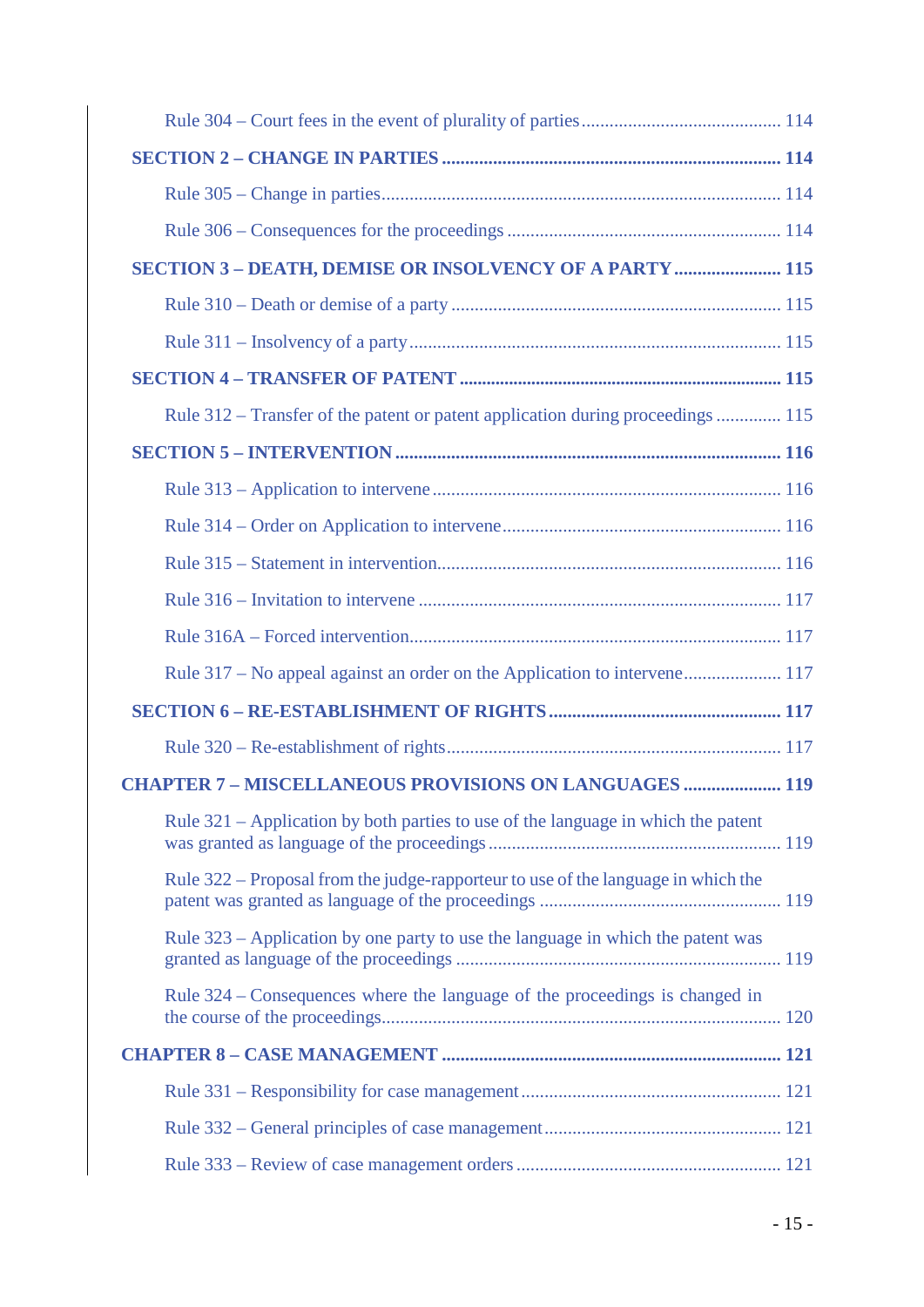Rule 304 – Court fees in the event of plurality of parties .......... 114

**SECTION 2 – CHANGE IN PARTIES .......... 114**

Rule 305 – Change in parties .......... 114

Rule 306 – Consequences for the proceedings .......... 114

**SECTION 3 – DEATH, DEMISE OR INSOLVENCY OF A PARTY .......... 115**

Rule 310 – Death or demise of a party .......... 115

Rule 311 – Insolvency of a party .......... 115

**SECTION 4 – TRANSFER OF PATENT .......... 115**

Rule 312 – Transfer of the patent or patent application during proceedings .......... 115

**SECTION 5 – INTERVENTION .......... 116**

Rule 313 – Application to intervene .......... 116

Rule 314 – Order on Application to intervene .......... 116

Rule 315 – Statement in intervention .......... 116

Rule 316 – Invitation to intervene .......... 117

Rule 316A – Forced intervention .......... 117

Rule 317 – No appeal against an order on the Application to intervene .......... 117

**SECTION 6 – RE-ESTABLISHMENT OF RIGHTS .......... 117**

Rule 320 – Re-establishment of rights .......... 117

**CHAPTER 7 – MISCELLANEOUS PROVISIONS ON LANGUAGES .......... 119**

Rule 321 – Application by both parties to use of the language in which the patent was granted as language of the proceedings .......... 119

Rule 322 – Proposal from the judge-rapporteur to use of the language in which the patent was granted as language of the proceedings .......... 119

Rule 323 – Application by one party to use the language in which the patent was granted as language of the proceedings .......... 119

Rule 324 – Consequences where the language of the proceedings is changed in the course of the proceedings .......... 120

**CHAPTER 8 – CASE MANAGEMENT .......... 121**

Rule 331 – Responsibility for case management .......... 121

Rule 332 – General principles of case management .......... 121

Rule 333 – Review of case management orders .......... 121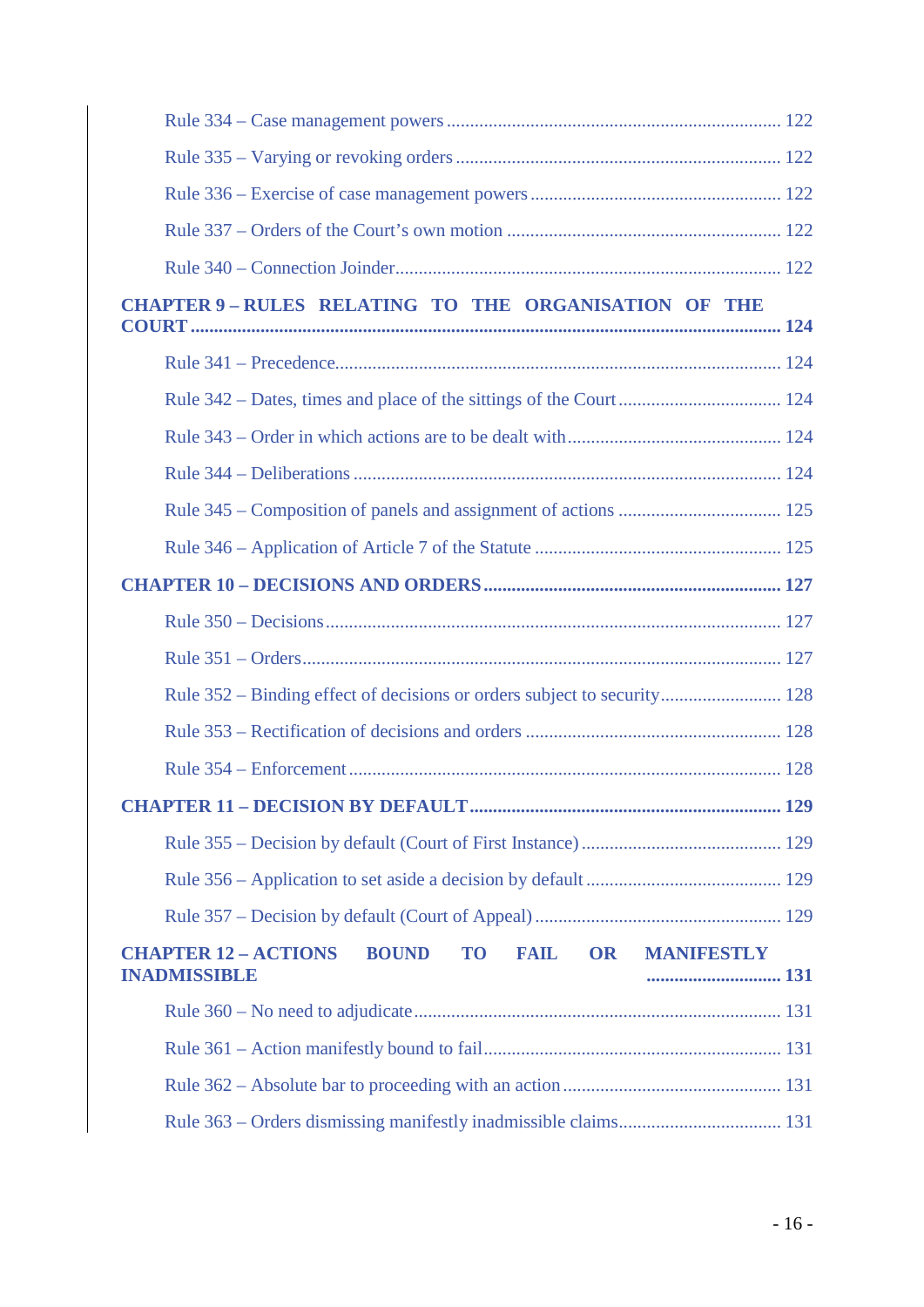Rule 334 – Case management powers ........................................................................ 122

Rule 335 – Varying or revoking orders ...................................................................... 122

Rule 336 – Exercise of case management powers ...................................................... 122

Rule 337 – Orders of the Court's own motion ........................................................... 122

Rule 340 – Connection Joinder.................................................................................... 122

**CHAPTER 9 – RULES RELATING TO THE ORGANISATION OF THE COURT ............................................................................................................................ 124**

Rule 341 – Precedence.................................................................................................. 124

Rule 342 – Dates, times and place of the sittings of the Court .................................. 124

Rule 343 – Order in which actions are to be dealt with.............................................. 124

Rule 344 – Deliberations ............................................................................................. 124

Rule 345 – Composition of panels and assignment of actions .................................. 125

Rule 346 – Application of Article 7 of the Statute .................................................... 125

**CHAPTER 10 – DECISIONS AND ORDERS ................................................................ 127**

Rule 350 – Decisions.................................................................................................... 127

Rule 351 – Orders......................................................................................................... 127

Rule 352 – Binding effect of decisions or orders subject to security.......................... 128

Rule 353 – Rectification of decisions and orders ...................................................... 128

Rule 354 – Enforcement .............................................................................................. 128

**CHAPTER 11 – DECISION BY DEFAULT.................................................................... 129**

Rule 355 – Decision by default (Court of First Instance) .......................................... 129

Rule 356 – Application to set aside a decision by default .......................................... 129

Rule 357 – Decision by default (Court of Appeal) .................................................... 129

**CHAPTER 12 – ACTIONS BOUND TO FAIL OR MANIFESTLY INADMISSIBLE ............................. 131**

Rule 360 – No need to adjudicate............................................................................... 131

Rule 361 – Action manifestly bound to fail................................................................ 131

Rule 362 – Absolute bar to proceeding with an action............................................... 131

Rule 363 – Orders dismissing manifestly inadmissible claims.................................. 131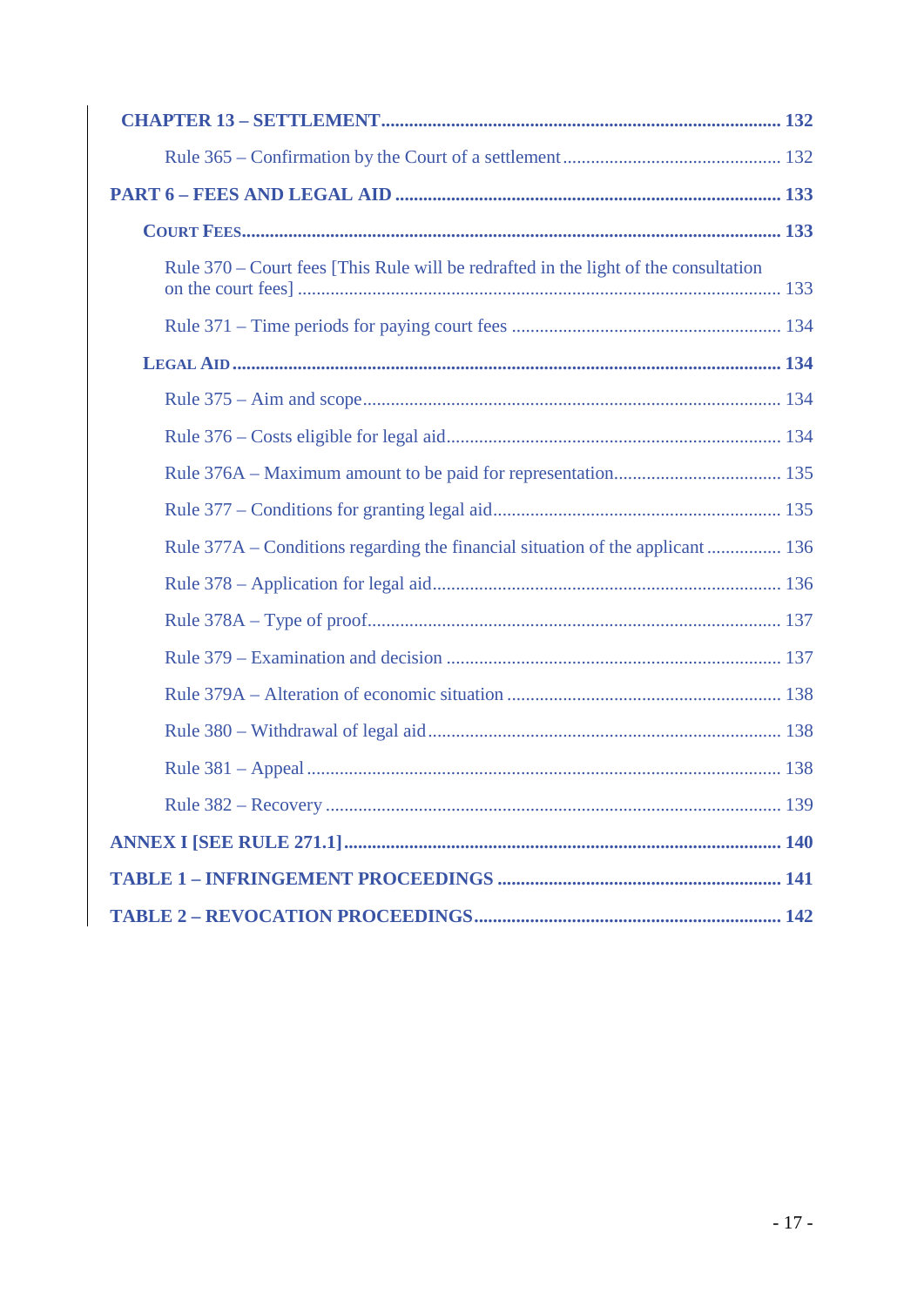**CHAPTER 13 – SETTLEMENT** ........................................ **132**

Rule 365 – Confirmation by the Court of a settlement ........................................ 132

**PART 6 – FEES AND LEGAL AID** ........................................ **133**

**COURT FEES** ........................................ **133**

Rule 370 – Court fees [This Rule will be redrafted in the light of the consultation on the court fees] ........................................ 133

Rule 371 – Time periods for paying court fees ........................................ 134

**LEGAL AID** ........................................ **134**

Rule 375 – Aim and scope ........................................ 134

Rule 376 – Costs eligible for legal aid ........................................ 134

Rule 376A – Maximum amount to be paid for representation ........................................ 135

Rule 377 – Conditions for granting legal aid ........................................ 135

Rule 377A – Conditions regarding the financial situation of the applicant ........................................ 136

Rule 378 – Application for legal aid ........................................ 136

Rule 378A – Type of proof ........................................ 137

Rule 379 – Examination and decision ........................................ 137

Rule 379A – Alteration of economic situation ........................................ 138

Rule 380 – Withdrawal of legal aid ........................................ 138

Rule 381 – Appeal ........................................ 138

Rule 382 – Recovery ........................................ 139

**ANNEX I [SEE RULE 271.1]** ........................................ **140**

**TABLE 1 – INFRINGEMENT PROCEEDINGS** ........................................ **141**

**TABLE 2 – REVOCATION PROCEEDINGS** ........................................ **142**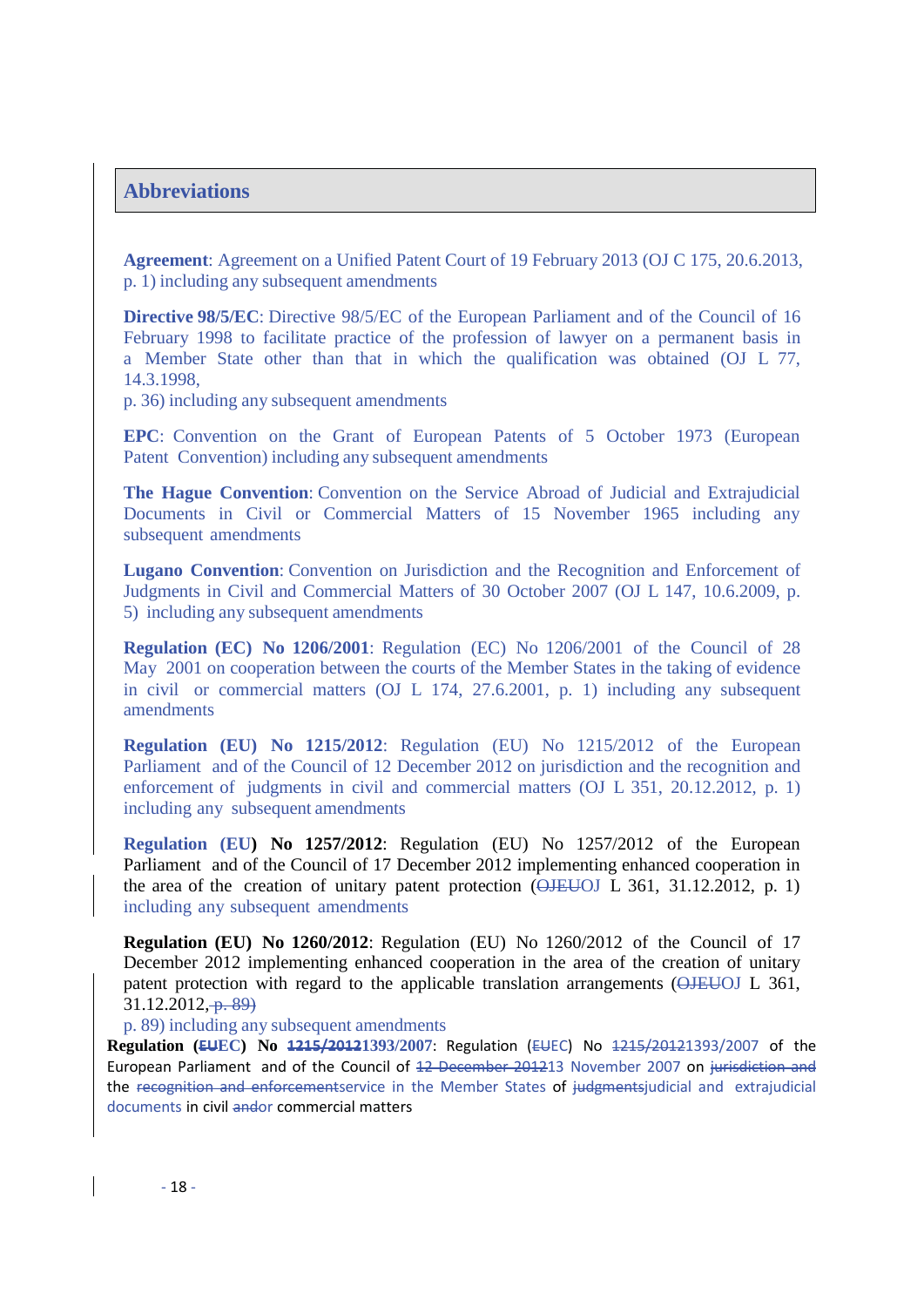## Abbreviations

**Agreement**: Agreement on a Unified Patent Court of 19 February 2013 (OJ C 175, 20.6.2013, p. 1) including any subsequent amendments

**Directive 98/5/EC**: Directive 98/5/EC of the European Parliament and of the Council of 16 February 1998 to facilitate practice of the profession of lawyer on a permanent basis in a Member State other than that in which the qualification was obtained (OJ L 77, 14.3.1998,
p. 36) including any subsequent amendments

**EPC**: Convention on the Grant of European Patents of 5 October 1973 (European Patent Convention) including any subsequent amendments

**The Hague Convention**: Convention on the Service Abroad of Judicial and Extrajudicial Documents in Civil or Commercial Matters of 15 November 1965 including any subsequent amendments

**Lugano Convention**: Convention on Jurisdiction and the Recognition and Enforcement of Judgments in Civil and Commercial Matters of 30 October 2007 (OJ L 147, 10.6.2009, p. 5) including any subsequent amendments

**Regulation (EC) No 1206/2001**: Regulation (EC) No 1206/2001 of the Council of 28 May 2001 on cooperation between the courts of the Member States in the taking of evidence in civil or commercial matters (OJ L 174, 27.6.2001, p. 1) including any subsequent amendments

**Regulation (EU) No 1215/2012**: Regulation (EU) No 1215/2012 of the European Parliament and of the Council of 12 December 2012 on jurisdiction and the recognition and enforcement of judgments in civil and commercial matters (OJ L 351, 20.12.2012, p. 1) including any subsequent amendments

**Regulation (EU) No 1257/2012**: Regulation (EU) No 1257/2012 of the European Parliament and of the Council of 17 December 2012 implementing enhanced cooperation in the area of the creation of unitary patent protection (~~OJEU~~OJ L 361, 31.12.2012, p. 1) including any subsequent amendments

**Regulation (EU) No 1260/2012**: Regulation (EU) No 1260/2012 of the Council of 17 December 2012 implementing enhanced cooperation in the area of the creation of unitary patent protection with regard to the applicable translation arrangements (~~OJEU~~OJ L 361, 31.12.2012, ~~p. 89)~~
p. 89) including any subsequent amendments

**Regulation (~~EU~~EC) No ~~1215/2012~~1393/2007**: Regulation (~~EU~~EC) No ~~1215/2012~~1393/2007 of the European Parliament and of the Council of ~~12 December 2012~~13 November 2007 on ~~jurisdiction and~~ the ~~recognition and enforcement~~service in the Member States of ~~judgments~~judicial and extrajudicial documents in civil ~~and~~or commercial matters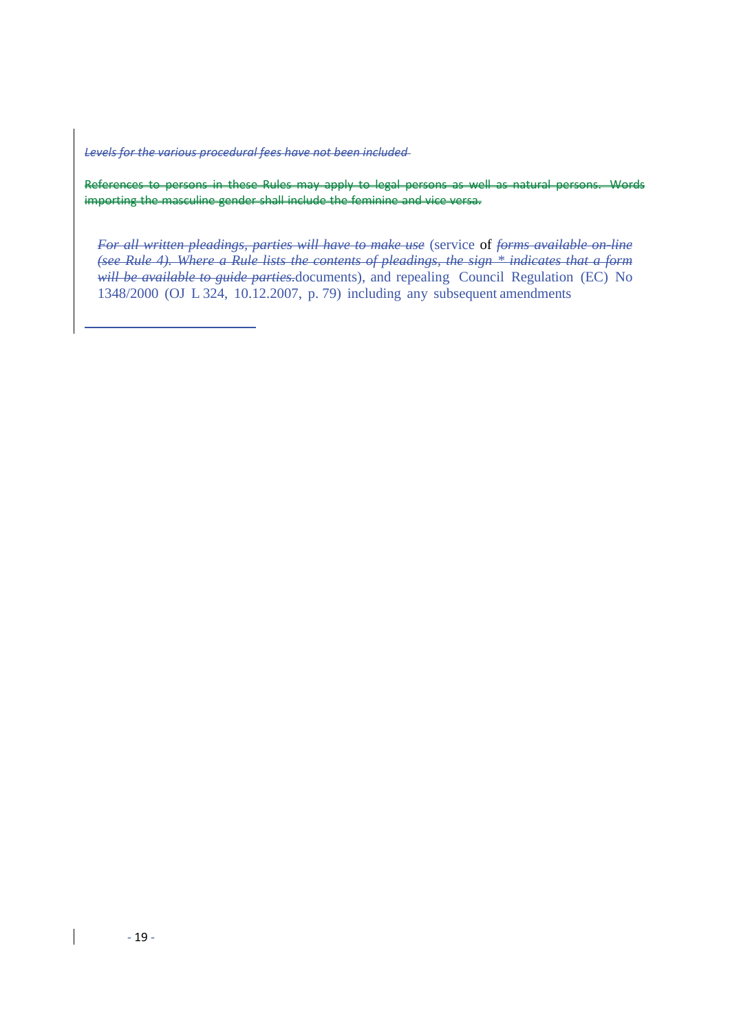~~*Levels for the various procedural fees have not been included*~~

~~References to persons in these Rules may apply to legal persons as well as natural persons. Words importing the masculine gender shall include the feminine and vice versa.~~

~~*For all written pleadings, parties will have to make use*~~ (service of ~~*forms available on-line (see Rule 4). Where a Rule lists the contents of pleadings, the sign * indicates that a form will be available to guide parties.*~~documents), and repealing Council Regulation (EC) No 1348/2000 (OJ L 324, 10.12.2007, p. 79) including any subsequent amendments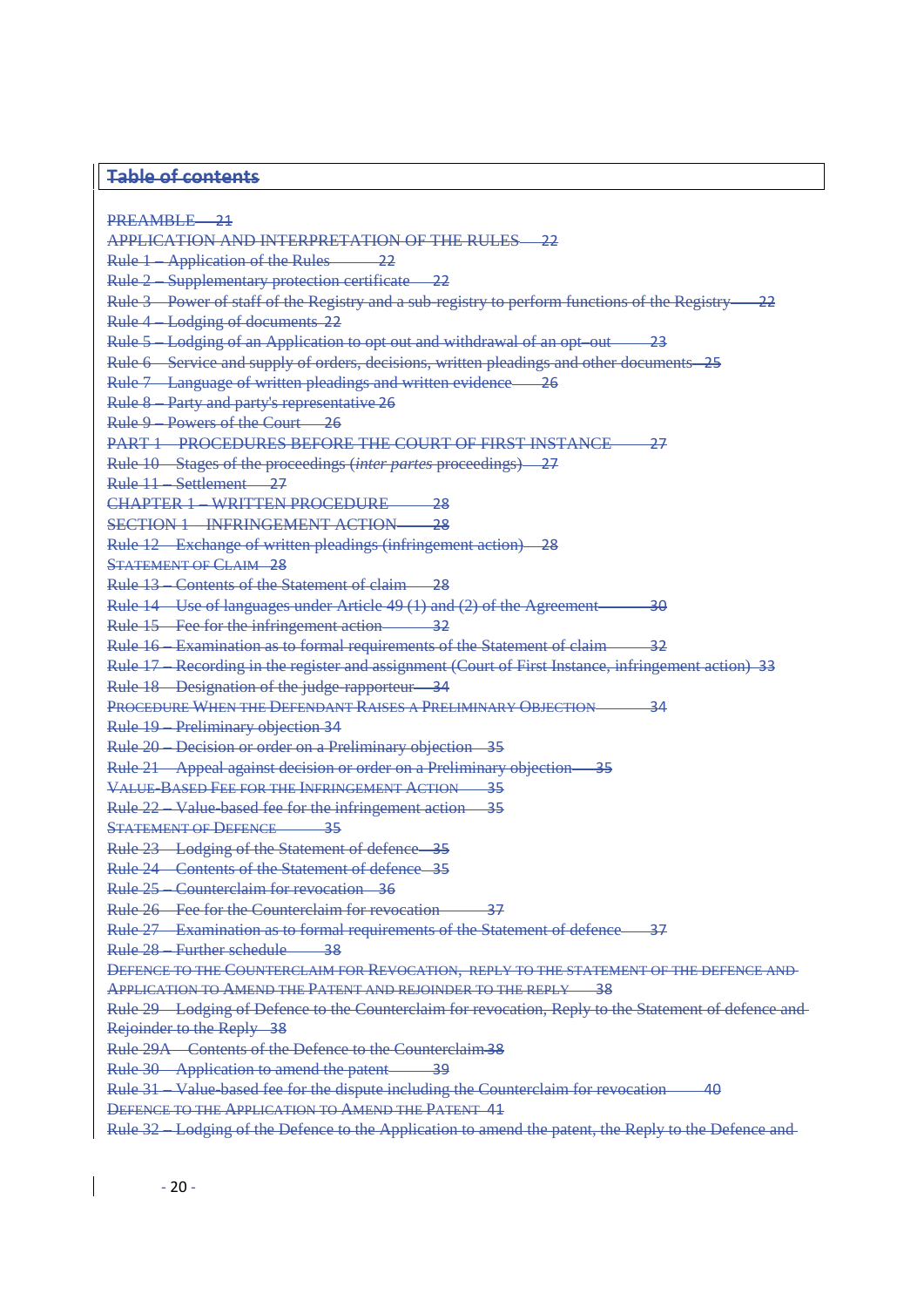## Table of contents

PREAMBLE 21
APPLICATION AND INTERPRETATION OF THE RULES 22
Rule 1 – Application of the Rules 22
Rule 2 – Supplementary protection certificate 22
Rule 3 – Power of staff of the Registry and a sub-registry to perform functions of the Registry 22
Rule 4 – Lodging of documents 22
Rule 5 – Lodging of an Application to opt out and withdrawal of an opt–out 23
Rule 6 – Service and supply of orders, decisions, written pleadings and other documents 25
Rule 7 – Language of written pleadings and written evidence 26
Rule 8 – Party and party's representative 26
Rule 9 – Powers of the Court 26
PART 1 – PROCEDURES BEFORE THE COURT OF FIRST INSTANCE 27
Rule 10 – Stages of the proceedings (*inter partes* proceedings) 27
Rule 11 – Settlement 27
CHAPTER 1 – WRITTEN PROCEDURE 28
SECTION 1 – INFRINGEMENT ACTION 28
Rule 12 – Exchange of written pleadings (infringement action) 28
STATEMENT OF CLAIM 28
Rule 13 – Contents of the Statement of claim 28
Rule 14 – Use of languages under Article 49 (1) and (2) of the Agreement 30
Rule 15 – Fee for the infringement action 32
Rule 16 – Examination as to formal requirements of the Statement of claim 32
Rule 17 – Recording in the register and assignment (Court of First Instance, infringement action) 33
Rule 18 – Designation of the judge-rapporteur 34
PROCEDURE WHEN THE DEFENDANT RAISES A PRELIMINARY OBJECTION 34
Rule 19 – Preliminary objection 34
Rule 20 – Decision or order on a Preliminary objection 35
Rule 21 – Appeal against decision or order on a Preliminary objection 35
VALUE-BASED FEE FOR THE INFRINGEMENT ACTION 35
Rule 22 – Value-based fee for the infringement action 35
STATEMENT OF DEFENCE 35
Rule 23 – Lodging of the Statement of defence 35
Rule 24 – Contents of the Statement of defence 35
Rule 25 – Counterclaim for revocation 36
Rule 26 – Fee for the Counterclaim for revocation 37
Rule 27 – Examination as to formal requirements of the Statement of defence 37
Rule 28 – Further schedule 38
DEFENCE TO THE COUNTERCLAIM FOR REVOCATION, REPLY TO THE STATEMENT OF THE DEFENCE AND APPLICATION TO AMEND THE PATENT AND REJOINDER TO THE REPLY 38
Rule 29 – Lodging of Defence to the Counterclaim for revocation, Reply to the Statement of defence and Rejoinder to the Reply 38
Rule 29A – Contents of the Defence to the Counterclaim 38
Rule 30 – Application to amend the patent 39
Rule 31 – Value-based fee for the dispute including the Counterclaim for revocation 40
DEFENCE TO THE APPLICATION TO AMEND THE PATENT 41
Rule 32 – Lodging of the Defence to the Application to amend the patent, the Reply to the Defence and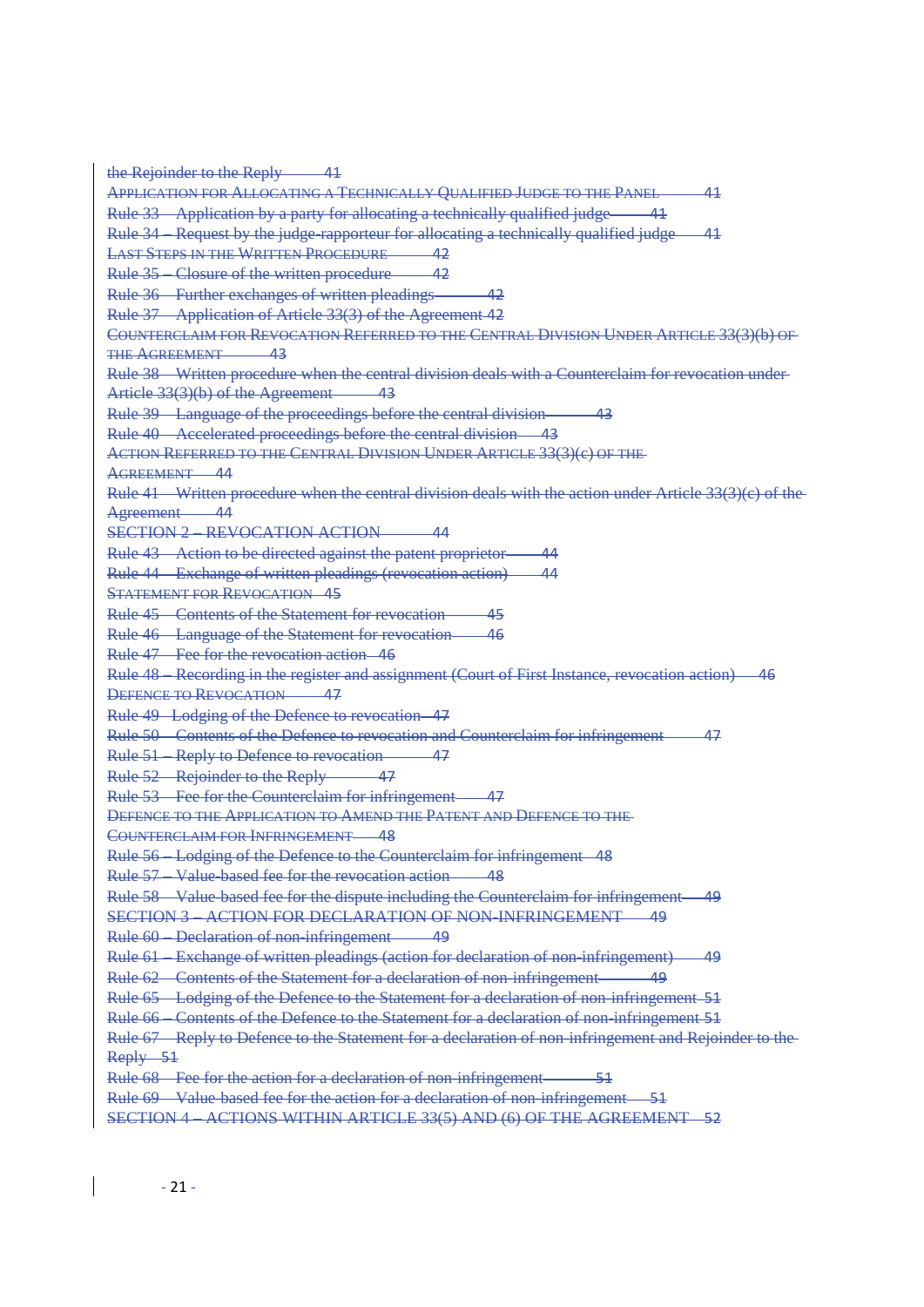the Rejoinder to the Reply 41

APPLICATION FOR ALLOCATING A TECHNICALLY QUALIFIED JUDGE TO THE PANEL 41

Rule 33 – Application by a party for allocating a technically qualified judge 41

Rule 34 – Request by the judge-rapporteur for allocating a technically qualified judge 41

LAST STEPS IN THE WRITTEN PROCEDURE 42

Rule 35 – Closure of the written procedure 42

Rule 36 – Further exchanges of written pleadings 42

Rule 37 – Application of Article 33(3) of the Agreement 42

COUNTERCLAIM FOR REVOCATION REFERRED TO THE CENTRAL DIVISION UNDER ARTICLE 33(3)(b) OF THE AGREEMENT 43

Rule 38 – Written procedure when the central division deals with a Counterclaim for revocation under Article 33(3)(b) of the Agreement 43

Rule 39 – Language of the proceedings before the central division 43

Rule 40 – Accelerated proceedings before the central division 43

ACTION REFERRED TO THE CENTRAL DIVISION UNDER ARTICLE 33(3)(c) OF THE AGREEMENT 44

Rule 41 – Written procedure when the central division deals with the action under Article 33(3)(c) of the Agreement 44

SECTION 2 – REVOCATION ACTION 44

Rule 43 – Action to be directed against the patent proprietor 44

Rule 44 – Exchange of written pleadings (revocation action) 44

STATEMENT FOR REVOCATION 45

Rule 45 – Contents of the Statement for revocation 45

Rule 46 – Language of the Statement for revocation 46

Rule 47 – Fee for the revocation action 46

Rule 48 – Recording in the register and assignment (Court of First Instance, revocation action) 46

DEFENCE TO REVOCATION 47

Rule 49 – Lodging of the Defence to revocation 47

Rule 50 – Contents of the Defence to revocation and Counterclaim for infringement 47

Rule 51 – Reply to Defence to revocation 47

Rule 52 – Rejoinder to the Reply 47

Rule 53 – Fee for the Counterclaim for infringement 47

DEFENCE TO THE APPLICATION TO AMEND THE PATENT AND DEFENCE TO THE COUNTERCLAIM FOR INFRINGEMENT 48

Rule 56 – Lodging of the Defence to the Counterclaim for infringement 48

Rule 57 – Value-based fee for the revocation action 48

Rule 58 – Value-based fee for the dispute including the Counterclaim for infringement 49

SECTION 3 – ACTION FOR DECLARATION OF NON-INFRINGEMENT 49

Rule 60 – Declaration of non-infringement 49

Rule 61 – Exchange of written pleadings (action for declaration of non-infringement) 49

Rule 62 – Contents of the Statement for a declaration of non-infringement 49

Rule 65 – Lodging of the Defence to the Statement for a declaration of non-infringement 51

Rule 66 – Contents of the Defence to the Statement for a declaration of non-infringement 51

Rule 67 – Reply to Defence to the Statement for a declaration of non-infringement and Rejoinder to the Reply 51

Rule 68 – Fee for the action for a declaration of non-infringement 51

Rule 69 – Value-based fee for the action for a declaration of non-infringement 51

SECTION 4 – ACTIONS WITHIN ARTICLE 33(5) AND (6) OF THE AGREEMENT 52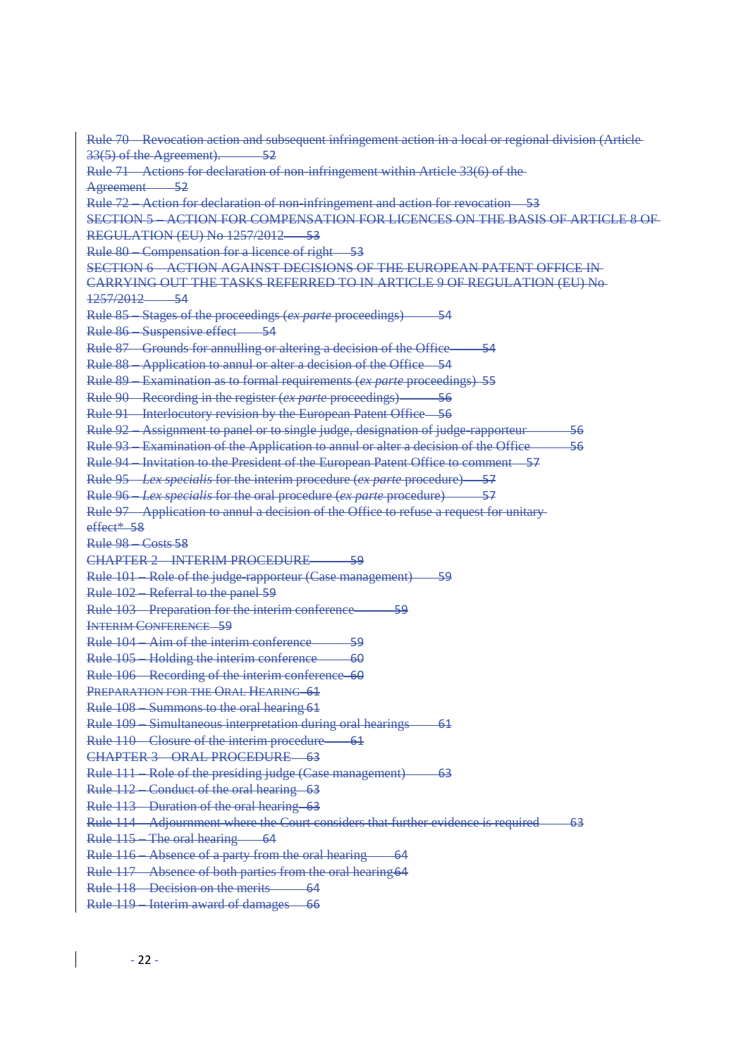Rule 70 – Revocation action and subsequent infringement action in a local or regional division (Article 33(5) of the Agreement). 52

Rule 71 – Actions for declaration of non-infringement within Article 33(6) of the Agreement 52

Rule 72 – Action for declaration of non-infringement and action for revocation 53

SECTION 5 – ACTION FOR COMPENSATION FOR LICENCES ON THE BASIS OF ARTICLE 8 OF REGULATION (EU) No 1257/2012 53

Rule 80 – Compensation for a licence of right 53

SECTION 6 – ACTION AGAINST DECISIONS OF THE EUROPEAN PATENT OFFICE IN CARRYING OUT THE TASKS REFERRED TO IN ARTICLE 9 OF REGULATION (EU) No 1257/2012 54

Rule 85 – Stages of the proceedings (*ex parte* proceedings) 54

Rule 86 – Suspensive effect 54

Rule 87 – Grounds for annulling or altering a decision of the Office 54

Rule 88 – Application to annul or alter a decision of the Office 54

Rule 89 – Examination as to formal requirements (*ex parte* proceedings) 55

Rule 90 – Recording in the register (*ex parte* proceedings) 56

Rule 91 – Interlocutory revision by the European Patent Office 56

Rule 92 – Assignment to panel or to single judge, designation of judge-rapporteur 56

Rule 93 – Examination of the Application to annul or alter a decision of the Office 56

Rule 94 – Invitation to the President of the European Patent Office to comment 57

Rule 95 – *Lex specialis* for the interim procedure (*ex parte* procedure) 57

Rule 96 – *Lex specialis* for the oral procedure (*ex parte* procedure) 57

Rule 97 – Application to annul a decision of the Office to refuse a request for unitary effect* 58

Rule 98 – Costs 58

CHAPTER 2 – INTERIM PROCEDURE 59

Rule 101 – Role of the judge-rapporteur (Case management) 59

Rule 102 – Referral to the panel 59

Rule 103 – Preparation for the interim conference 59

INTERIM CONFERENCE 59

Rule 104 – Aim of the interim conference 59

Rule 105 – Holding the interim conference 60

Rule 106 – Recording of the interim conference 60

PREPARATION FOR THE ORAL HEARING 61

Rule 108 – Summons to the oral hearing 61

Rule 109 – Simultaneous interpretation during oral hearings 61

Rule 110 – Closure of the interim procedure 61

CHAPTER 3 – ORAL PROCEDURE 63

Rule 111 – Role of the presiding judge (Case management) 63

Rule 112 – Conduct of the oral hearing 63

Rule 113 – Duration of the oral hearing 63

Rule 114 – Adjournment where the Court considers that further evidence is required 63

Rule 115 – The oral hearing 64

Rule 116 – Absence of a party from the oral hearing 64

Rule 117 – Absence of both parties from the oral hearing 64

Rule 118 – Decision on the merits 64

Rule 119 – Interim award of damages 66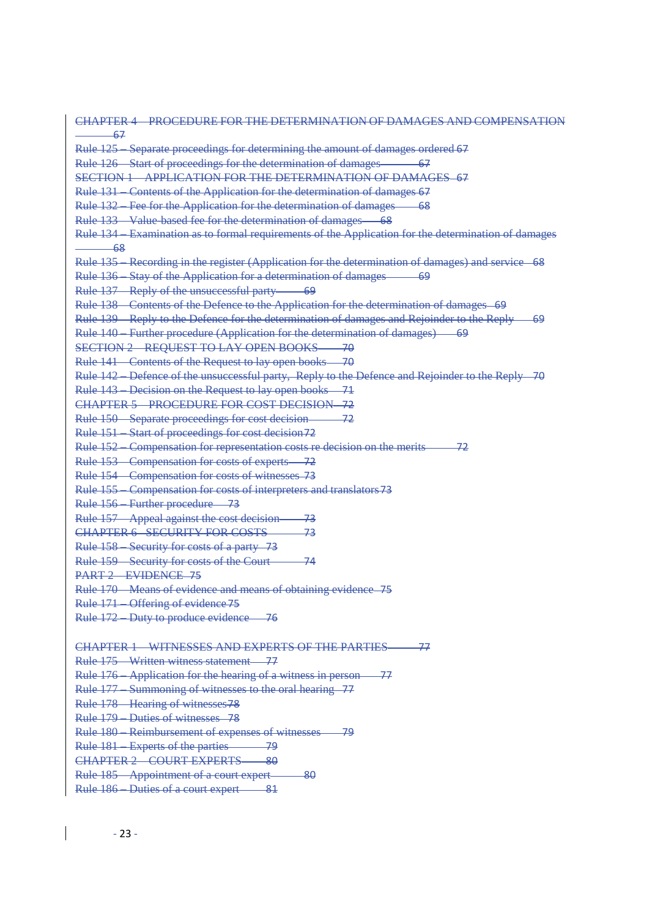CHAPTER 4 – PROCEDURE FOR THE DETERMINATION OF DAMAGES AND COMPENSATION 67
Rule 125 – Separate proceedings for determining the amount of damages ordered 67
Rule 126 – Start of proceedings for the determination of damages 67
SECTION 1 – APPLICATION FOR THE DETERMINATION OF DAMAGES 67
Rule 131 – Contents of the Application for the determination of damages 67
Rule 132 – Fee for the Application for the determination of damages 68
Rule 133 – Value-based fee for the determination of damages 68
Rule 134 – Examination as to formal requirements of the Application for the determination of damages 68
Rule 135 – Recording in the register (Application for the determination of damages) and service 68
Rule 136 – Stay of the Application for a determination of damages 69
Rule 137 – Reply of the unsuccessful party 69
Rule 138 – Contents of the Defence to the Application for the determination of damages 69
Rule 139 – Reply to the Defence for the determination of damages and Rejoinder to the Reply 69
Rule 140 – Further procedure (Application for the determination of damages) 69
SECTION 2 – REQUEST TO LAY OPEN BOOKS 70
Rule 141 – Contents of the Request to lay open books 70
Rule 142 – Defence of the unsuccessful party, Reply to the Defence and Rejoinder to the Reply 70
Rule 143 – Decision on the Request to lay open books 71
CHAPTER 5 – PROCEDURE FOR COST DECISION 72
Rule 150 – Separate proceedings for cost decision 72
Rule 151 – Start of proceedings for cost decision 72
Rule 152 – Compensation for representation costs re decision on the merits 72
Rule 153 – Compensation for costs of experts 72
Rule 154 – Compensation for costs of witnesses 73
Rule 155 – Compensation for costs of interpreters and translators 73
Rule 156 – Further procedure 73
Rule 157 – Appeal against the cost decision 73
CHAPTER 6 – SECURITY FOR COSTS 73
Rule 158 – Security for costs of a party 73
Rule 159 – Security for costs of the Court 74
PART 2 – EVIDENCE 75
Rule 170 – Means of evidence and means of obtaining evidence 75
Rule 171 – Offering of evidence 75
Rule 172 – Duty to produce evidence 76

CHAPTER 1 – WITNESSES AND EXPERTS OF THE PARTIES 77
Rule 175 – Written witness statement 77
Rule 176 – Application for the hearing of a witness in person 77
Rule 177 – Summoning of witnesses to the oral hearing 77
Rule 178 – Hearing of witnesses 78
Rule 179 – Duties of witnesses 78
Rule 180 – Reimbursement of expenses of witnesses 79
Rule 181 – Experts of the parties 79
CHAPTER 2 – COURT EXPERTS 80
Rule 185 – Appointment of a court expert 80
Rule 186 – Duties of a court expert 81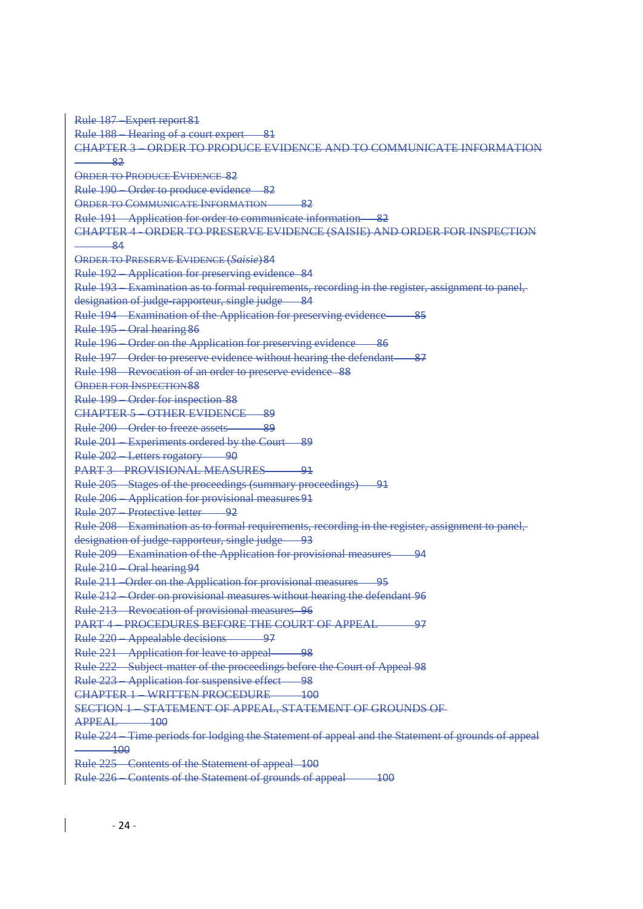Rule 187 – Expert report 81

Rule 188 – Hearing of a court expert 81

CHAPTER 3 – ORDER TO PRODUCE EVIDENCE AND TO COMMUNICATE INFORMATION 82

ORDER TO PRODUCE EVIDENCE 82

Rule 190 – Order to produce evidence 82

ORDER TO COMMUNICATE INFORMATION 82

Rule 191 – Application for order to communicate information 82

CHAPTER 4 - ORDER TO PRESERVE EVIDENCE (SAISIE) AND ORDER FOR INSPECTION 84

ORDER TO PRESERVE EVIDENCE (*Saisie*) 84

Rule 192 – Application for preserving evidence 84

Rule 193 – Examination as to formal requirements, recording in the register, assignment to panel, designation of judge-rapporteur, single judge 84

Rule 194 – Examination of the Application for preserving evidence 85

Rule 195 – Oral hearing 86

Rule 196 – Order on the Application for preserving evidence 86

Rule 197 – Order to preserve evidence without hearing the defendant 87

Rule 198 – Revocation of an order to preserve evidence 88

ORDER FOR INSPECTION 88

Rule 199 – Order for inspection 88

CHAPTER 5 – OTHER EVIDENCE 89

Rule 200 – Order to freeze assets 89

Rule 201 – Experiments ordered by the Court 89

Rule 202 – Letters rogatory 90

PART 3 – PROVISIONAL MEASURES 91

Rule 205 – Stages of the proceedings (summary proceedings) 91

Rule 206 – Application for provisional measures 91

Rule 207 – Protective letter 92

Rule 208 – Examination as to formal requirements, recording in the register, assignment to panel, designation of judge-rapporteur, single judge 93

Rule 209 – Examination of the Application for provisional measures 94

Rule 210 – Oral hearing 94

Rule 211 – Order on the Application for provisional measures 95

Rule 212 – Order on provisional measures without hearing the defendant 96

Rule 213 – Revocation of provisional measures 96

PART 4 – PROCEDURES BEFORE THE COURT OF APPEAL 97

Rule 220 – Appealable decisions 97

Rule 221 – Application for leave to appeal 98

Rule 222 – Subject-matter of the proceedings before the Court of Appeal 98

Rule 223 – Application for suspensive effect 98

CHAPTER 1 – WRITTEN PROCEDURE 100

SECTION 1 – STATEMENT OF APPEAL, STATEMENT OF GROUNDS OF APPEAL 100

Rule 224 – Time periods for lodging the Statement of appeal and the Statement of grounds of appeal 100

Rule 225 – Contents of the Statement of appeal 100

Rule 226 – Contents of the Statement of grounds of appeal 100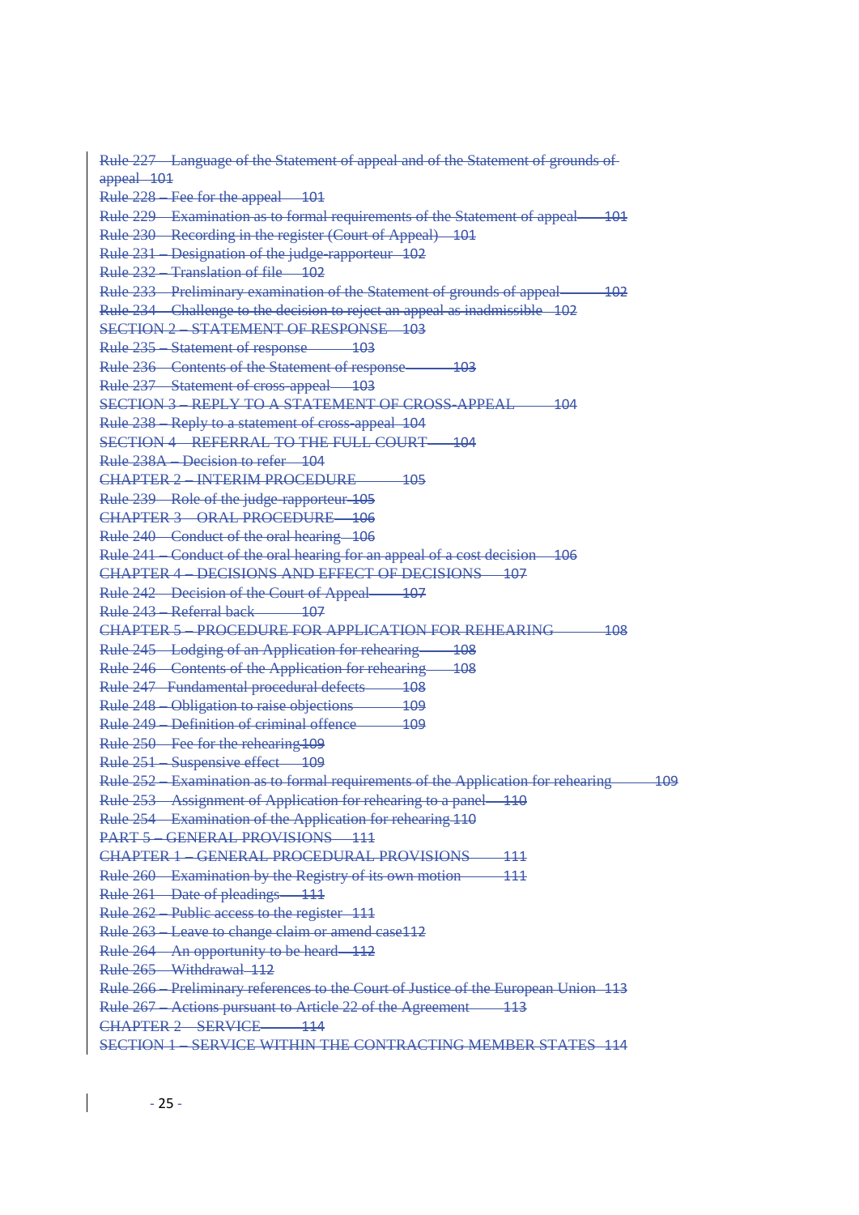~~Rule 227 – Language of the Statement of appeal and of the Statement of grounds of appeal 101~~
~~Rule 228 – Fee for the appeal 101~~
~~Rule 229 – Examination as to formal requirements of the Statement of appeal 101~~
~~Rule 230 – Recording in the register (Court of Appeal) 101~~
~~Rule 231 – Designation of the judge-rapporteur 102~~
~~Rule 232 – Translation of file 102~~
~~Rule 233 – Preliminary examination of the Statement of grounds of appeal 102~~
~~Rule 234 – Challenge to the decision to reject an appeal as inadmissible 102~~
~~SECTION 2 – STATEMENT OF RESPONSE 103~~
~~Rule 235 – Statement of response 103~~
~~Rule 236 – Contents of the Statement of response 103~~
~~Rule 237 – Statement of cross-appeal 103~~
~~SECTION 3 – REPLY TO A STATEMENT OF CROSS-APPEAL 104~~
~~Rule 238 – Reply to a statement of cross-appeal 104~~
~~SECTION 4 – REFERRAL TO THE FULL COURT 104~~
~~Rule 238A – Decision to refer 104~~
~~CHAPTER 2 – INTERIM PROCEDURE 105~~
~~Rule 239 – Role of the judge-rapporteur 105~~
~~CHAPTER 3 – ORAL PROCEDURE 106~~
~~Rule 240 – Conduct of the oral hearing 106~~
~~Rule 241 – Conduct of the oral hearing for an appeal of a cost decision 106~~
~~CHAPTER 4 – DECISIONS AND EFFECT OF DECISIONS 107~~
~~Rule 242 – Decision of the Court of Appeal 107~~
~~Rule 243 – Referral back 107~~
~~CHAPTER 5 – PROCEDURE FOR APPLICATION FOR REHEARING 108~~
~~Rule 245 – Lodging of an Application for rehearing 108~~
~~Rule 246 – Contents of the Application for rehearing 108~~
~~Rule 247 – Fundamental procedural defects 108~~
~~Rule 248 – Obligation to raise objections 109~~
~~Rule 249 – Definition of criminal offence 109~~
~~Rule 250 – Fee for the rehearing 109~~
~~Rule 251 – Suspensive effect 109~~
~~Rule 252 – Examination as to formal requirements of the Application for rehearing 109~~
~~Rule 253 – Assignment of Application for rehearing to a panel 110~~
~~Rule 254 – Examination of the Application for rehearing 110~~
~~PART 5 – GENERAL PROVISIONS 111~~
~~CHAPTER 1 – GENERAL PROCEDURAL PROVISIONS 111~~
~~Rule 260 – Examination by the Registry of its own motion 111~~
~~Rule 261 – Date of pleadings 111~~
~~Rule 262 – Public access to the register 111~~
~~Rule 263 – Leave to change claim or amend case 112~~
~~Rule 264 – An opportunity to be heard 112~~
~~Rule 265 – Withdrawal 112~~
~~Rule 266 – Preliminary references to the Court of Justice of the European Union 113~~
~~Rule 267 – Actions pursuant to Article 22 of the Agreement 113~~
~~CHAPTER 2 – SERVICE 114~~
~~SECTION 1 – SERVICE WITHIN THE CONTRACTING MEMBER STATES 114~~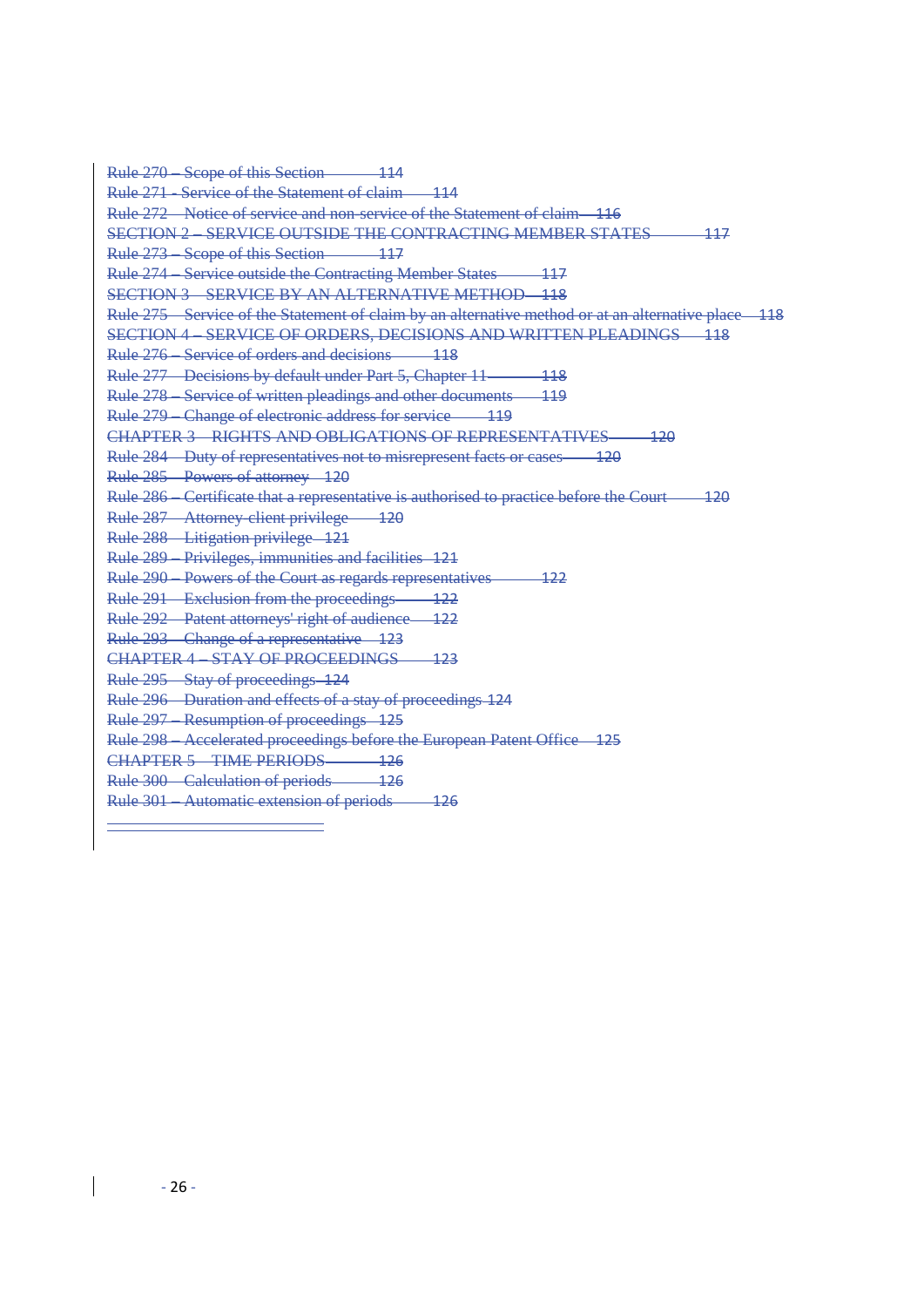Rule 270 – Scope of this Section 114

Rule 271 - Service of the Statement of claim 114

Rule 272 – Notice of service and non-service of the Statement of claim 116

SECTION 2 – SERVICE OUTSIDE THE CONTRACTING MEMBER STATES 117

Rule 273 – Scope of this Section 117

Rule 274 – Service outside the Contracting Member States 117

SECTION 3 – SERVICE BY AN ALTERNATIVE METHOD 118

Rule 275 – Service of the Statement of claim by an alternative method or at an alternative place 118

SECTION 4 – SERVICE OF ORDERS, DECISIONS AND WRITTEN PLEADINGS 118

Rule 276 – Service of orders and decisions 118

Rule 277 – Decisions by default under Part 5, Chapter 11 118

Rule 278 – Service of written pleadings and other documents 119

Rule 279 – Change of electronic address for service 119

CHAPTER 3 – RIGHTS AND OBLIGATIONS OF REPRESENTATIVES 120

Rule 284 – Duty of representatives not to misrepresent facts or cases 120

Rule 285 – Powers of attorney 120

Rule 286 – Certificate that a representative is authorised to practice before the Court 120

Rule 287 – Attorney-client privilege 120

Rule 288 – Litigation privilege 121

Rule 289 – Privileges, immunities and facilities 121

Rule 290 – Powers of the Court as regards representatives 122

Rule 291 – Exclusion from the proceedings 122

Rule 292 – Patent attorneys' right of audience 122

Rule 293 – Change of a representative 123

CHAPTER 4 – STAY OF PROCEEDINGS 123

Rule 295 – Stay of proceedings 124

Rule 296 – Duration and effects of a stay of proceedings 124

Rule 297 – Resumption of proceedings 125

Rule 298 – Accelerated proceedings before the European Patent Office 125

CHAPTER 5 – TIME PERIODS 126

Rule 300 – Calculation of periods 126

Rule 301 – Automatic extension of periods 126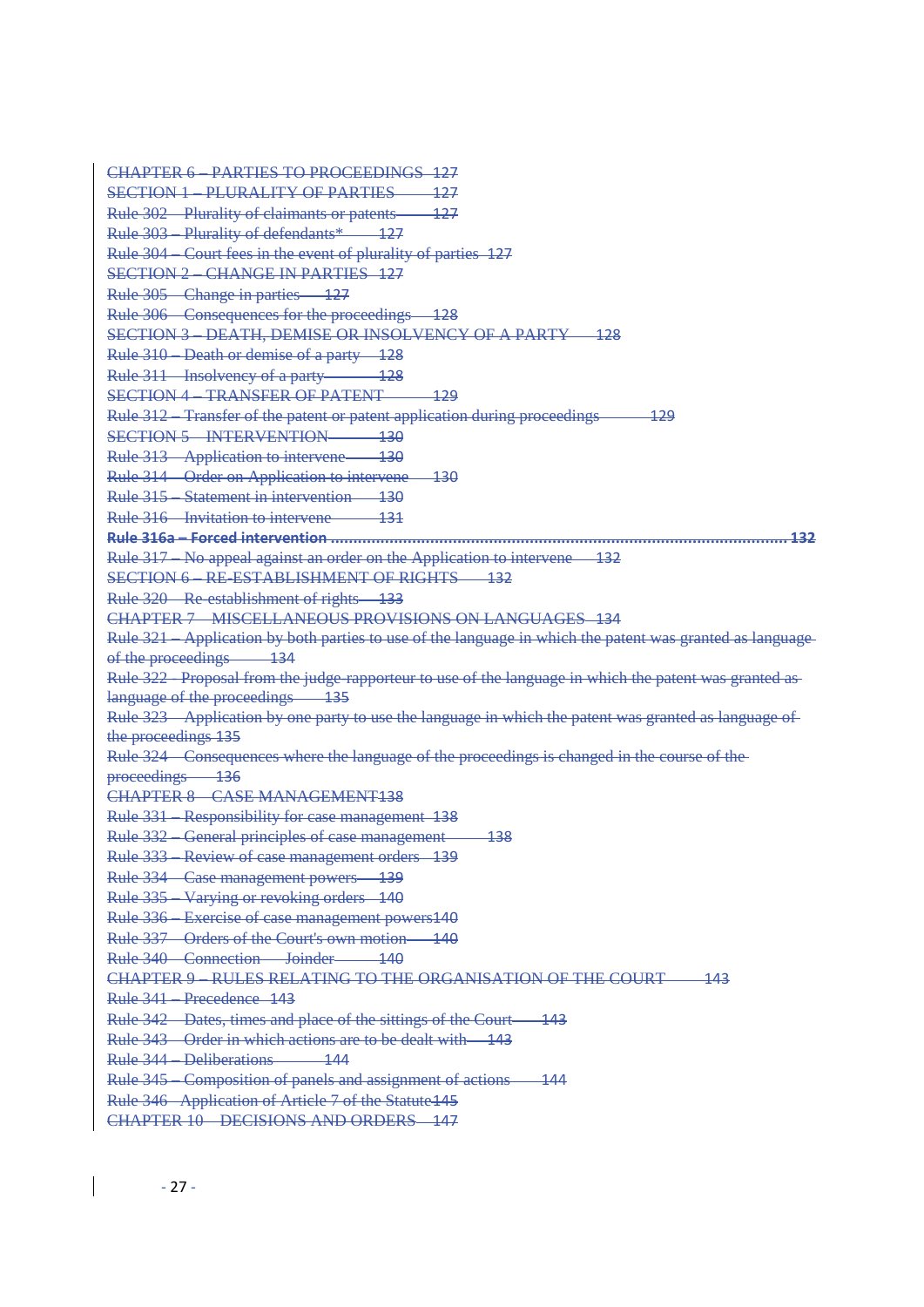CHAPTER 6 – PARTIES TO PROCEEDINGS 127
SECTION 1 – PLURALITY OF PARTIES 127
Rule 302 – Plurality of claimants or patents 127
Rule 303 – Plurality of defendants* 127
Rule 304 – Court fees in the event of plurality of parties 127
SECTION 2 – CHANGE IN PARTIES 127
Rule 305 – Change in parties 127
Rule 306 – Consequences for the proceedings 128
SECTION 3 – DEATH, DEMISE OR INSOLVENCY OF A PARTY 128
Rule 310 – Death or demise of a party 128
Rule 311 – Insolvency of a party 128
SECTION 4 – TRANSFER OF PATENT 129
Rule 312 – Transfer of the patent or patent application during proceedings 129
SECTION 5 – INTERVENTION 130
Rule 313 – Application to intervene 130
Rule 314 – Order on Application to intervene 130
Rule 315 – Statement in intervention 130
Rule 316 – Invitation to intervene 131
**Rule 316a – Forced intervention ........................................................................................................ 132**
Rule 317 – No appeal against an order on the Application to intervene 132
SECTION 6 – RE-ESTABLISHMENT OF RIGHTS 132
Rule 320 – Re-establishment of rights 133
CHAPTER 7 – MISCELLANEOUS PROVISIONS ON LANGUAGES 134
Rule 321 – Application by both parties to use of the language in which the patent was granted as language of the proceedings 134
Rule 322 - Proposal from the judge-rapporteur to use of the language in which the patent was granted as language of the proceedings 135
Rule 323 – Application by one party to use the language in which the patent was granted as language of the proceedings 135
Rule 324 – Consequences where the language of the proceedings is changed in the course of the proceedings 136
CHAPTER 8 – CASE MANAGEMENT 138
Rule 331 – Responsibility for case management 138
Rule 332 – General principles of case management 138
Rule 333 – Review of case management orders 139
Rule 334 – Case management powers 139
Rule 335 – Varying or revoking orders 140
Rule 336 – Exercise of case management powers 140
Rule 337 – Orders of the Court's own motion 140
Rule 340 – Connection – Joinder 140
CHAPTER 9 – RULES RELATING TO THE ORGANISATION OF THE COURT 143
Rule 341 – Precedence 143
Rule 342 – Dates, times and place of the sittings of the Court 143
Rule 343 – Order in which actions are to be dealt with 143
Rule 344 – Deliberations 144
Rule 345 – Composition of panels and assignment of actions 144
Rule 346 - Application of Article 7 of the Statute 145
CHAPTER 10 – DECISIONS AND ORDERS 147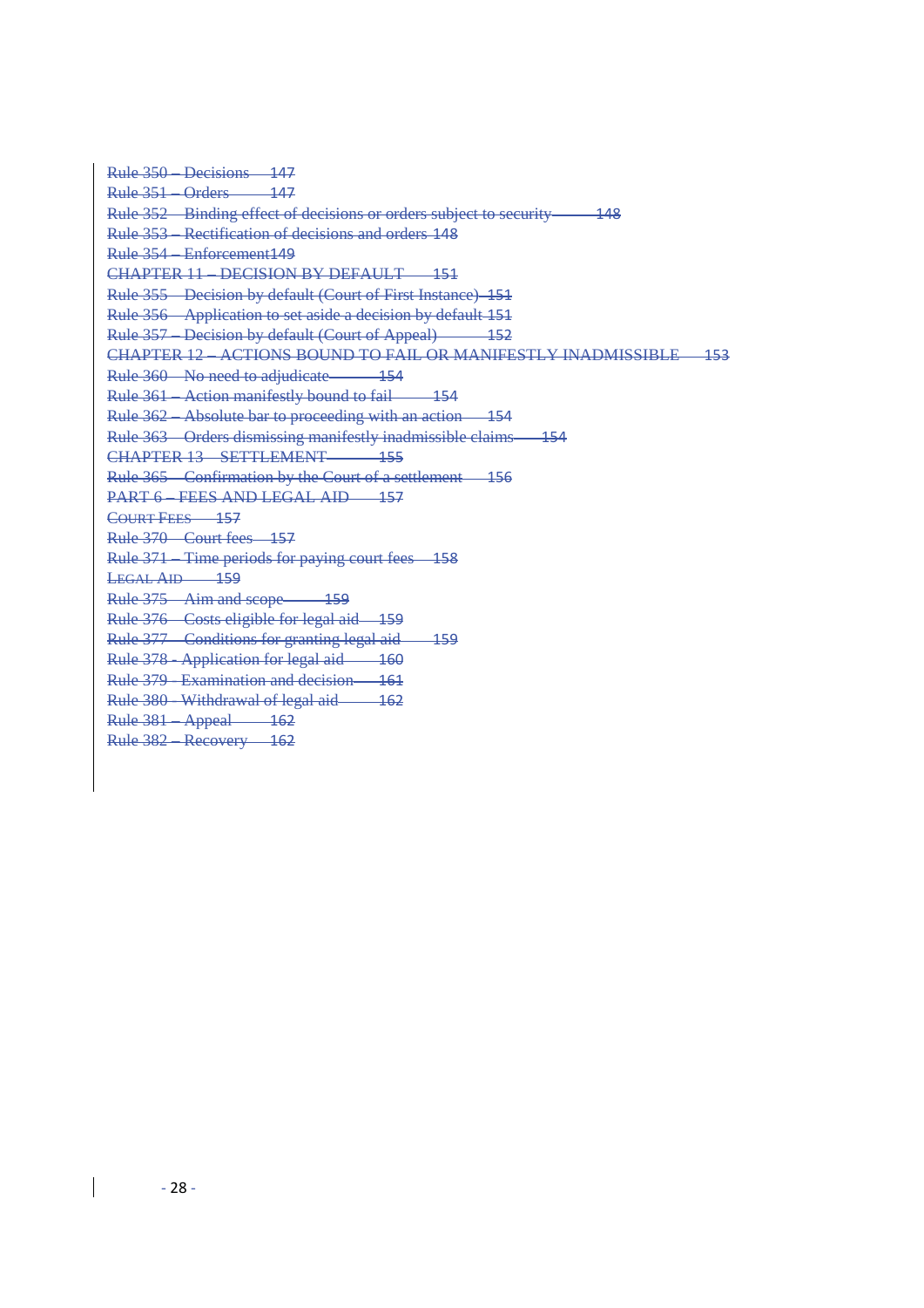Rule 350 – Decisions 147
Rule 351 – Orders 147
Rule 352 – Binding effect of decisions or orders subject to security 148
Rule 353 – Rectification of decisions and orders 148
Rule 354 – Enforcement 149
CHAPTER 11 – DECISION BY DEFAULT 151
Rule 355 – Decision by default (Court of First Instance) 151
Rule 356 – Application to set aside a decision by default 151
Rule 357 – Decision by default (Court of Appeal) 152
CHAPTER 12 – ACTIONS BOUND TO FAIL OR MANIFESTLY INADMISSIBLE 153
Rule 360 – No need to adjudicate 154
Rule 361 – Action manifestly bound to fail 154
Rule 362 – Absolute bar to proceeding with an action 154
Rule 363 – Orders dismissing manifestly inadmissible claims 154
CHAPTER 13 – SETTLEMENT 155
Rule 365 – Confirmation by the Court of a settlement 156
PART 6 – FEES AND LEGAL AID 157
COURT FEES 157
Rule 370 – Court fees 157
Rule 371 – Time periods for paying court fees 158
LEGAL AID 159
Rule 375 – Aim and scope 159
Rule 376 – Costs eligible for legal aid 159
Rule 377 – Conditions for granting legal aid 159
Rule 378 - Application for legal aid 160
Rule 379 - Examination and decision 161
Rule 380 - Withdrawal of legal aid 162
Rule 381 – Appeal 162
Rule 382 – Recovery 162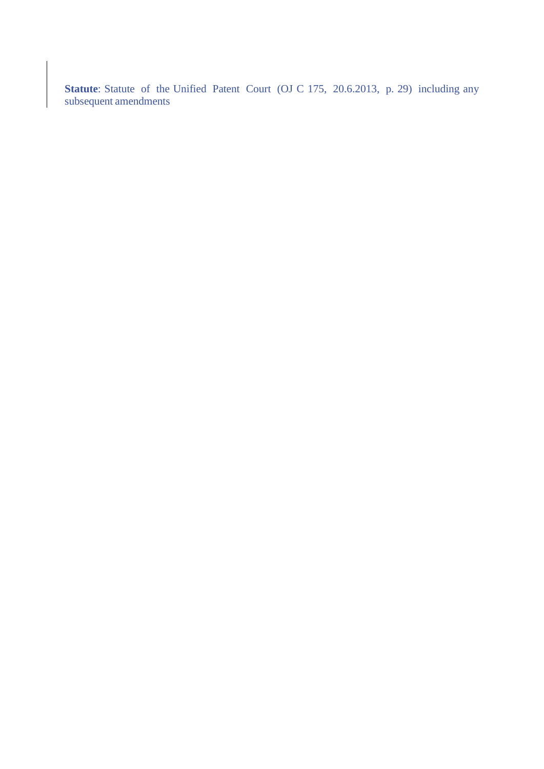**Statute**: Statute of the Unified Patent Court (OJ C 175, 20.6.2013, p. 29) including any subsequent amendments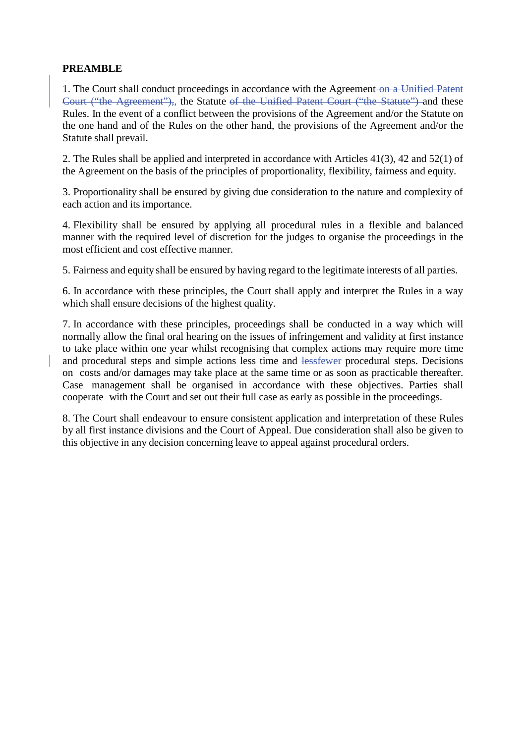**PREAMBLE**

1. The Court shall conduct proceedings in accordance with the Agreement ~~on a Unified Patent Court (“the Agreement”),~~, the Statute ~~of the Unified Patent Court (“the Statute”)~~ and these Rules. In the event of a conflict between the provisions of the Agreement and/or the Statute on the one hand and of the Rules on the other hand, the provisions of the Agreement and/or the Statute shall prevail.

2. The Rules shall be applied and interpreted in accordance with Articles 41(3), 42 and 52(1) of the Agreement on the basis of the principles of proportionality, flexibility, fairness and equity.

3. Proportionality shall be ensured by giving due consideration to the nature and complexity of each action and its importance.

4. Flexibility shall be ensured by applying all procedural rules in a flexible and balanced manner with the required level of discretion for the judges to organise the proceedings in the most efficient and cost effective manner.

5. Fairness and equity shall be ensured by having regard to the legitimate interests of all parties.

6. In accordance with these principles, the Court shall apply and interpret the Rules in a way which shall ensure decisions of the highest quality.

7. In accordance with these principles, proceedings shall be conducted in a way which will normally allow the final oral hearing on the issues of infringement and validity at first instance to take place within one year whilst recognising that complex actions may require more time and procedural steps and simple actions less time and ~~less~~fewer procedural steps. Decisions on costs and/or damages may take place at the same time or as soon as practicable thereafter. Case management shall be organised in accordance with these objectives. Parties shall cooperate with the Court and set out their full case as early as possible in the proceedings.

8. The Court shall endeavour to ensure consistent application and interpretation of these Rules by all first instance divisions and the Court of Appeal. Due consideration shall also be given to this objective in any decision concerning leave to appeal against procedural orders.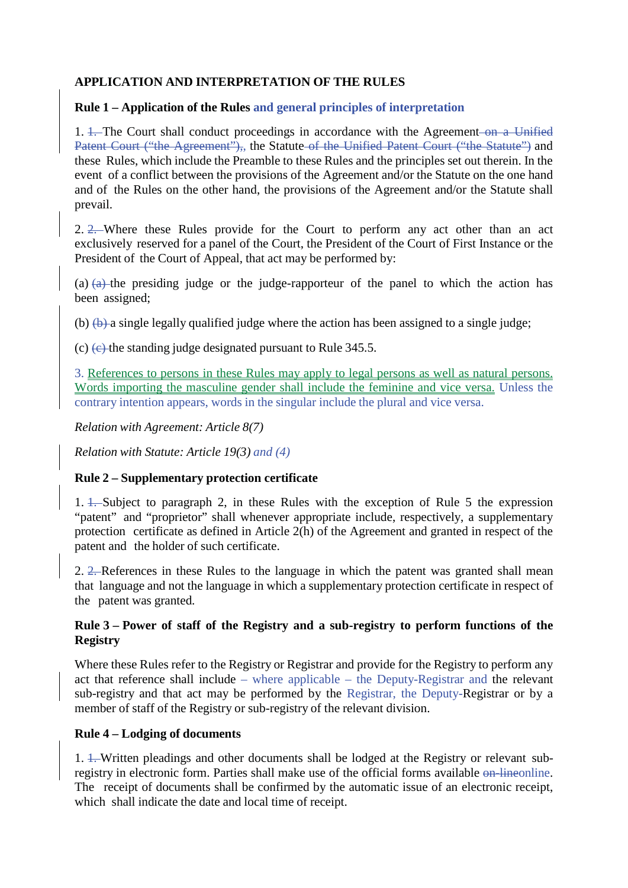**APPLICATION AND INTERPRETATION OF THE RULES**

**Rule 1 – Application of the Rules and general principles of interpretation**

1. ~~1.~~ The Court shall conduct proceedings in accordance with the Agreement ~~on a Unified Patent Court ("the Agreement"),~~, the Statute ~~of the Unified Patent Court ("the Statute")~~ and these Rules, which include the Preamble to these Rules and the principles set out therein. In the event of a conflict between the provisions of the Agreement and/or the Statute on the one hand and of the Rules on the other hand, the provisions of the Agreement and/or the Statute shall prevail.

2. ~~2.~~ Where these Rules provide for the Court to perform any act other than an act exclusively reserved for a panel of the Court, the President of the Court of First Instance or the President of the Court of Appeal, that act may be performed by:

(a) ~~(a)~~ the presiding judge or the judge-rapporteur of the panel to which the action has been assigned;

(b) ~~(b)~~ a single legally qualified judge where the action has been assigned to a single judge;

(c) ~~(c)~~ the standing judge designated pursuant to Rule 345.5.

3. References to persons in these Rules may apply to legal persons as well as natural persons. Words importing the masculine gender shall include the feminine and vice versa. Unless the contrary intention appears, words in the singular include the plural and vice versa.

*Relation with Agreement: Article 8(7)*

*Relation with Statute: Article 19(3) and (4)*

**Rule 2 – Supplementary protection certificate**

1. ~~1.~~ Subject to paragraph 2, in these Rules with the exception of Rule 5 the expression "patent" and "proprietor" shall whenever appropriate include, respectively, a supplementary protection certificate as defined in Article 2(h) of the Agreement and granted in respect of the patent and the holder of such certificate.

2. ~~2.~~ References in these Rules to the language in which the patent was granted shall mean that language and not the language in which a supplementary protection certificate in respect of the patent was granted.

**Rule 3 – Power of staff of the Registry and a sub-registry to perform functions of the Registry**

Where these Rules refer to the Registry or Registrar and provide for the Registry to perform any act that reference shall include – where applicable – the Deputy-Registrar and the relevant sub-registry and that act may be performed by the Registrar, the Deputy-Registrar or by a member of staff of the Registry or sub-registry of the relevant division.

**Rule 4 – Lodging of documents**

1. ~~1.~~ Written pleadings and other documents shall be lodged at the Registry or relevant sub-registry in electronic form. Parties shall make use of the official forms available ~~on-line~~online. The receipt of documents shall be confirmed by the automatic issue of an electronic receipt, which shall indicate the date and local time of receipt.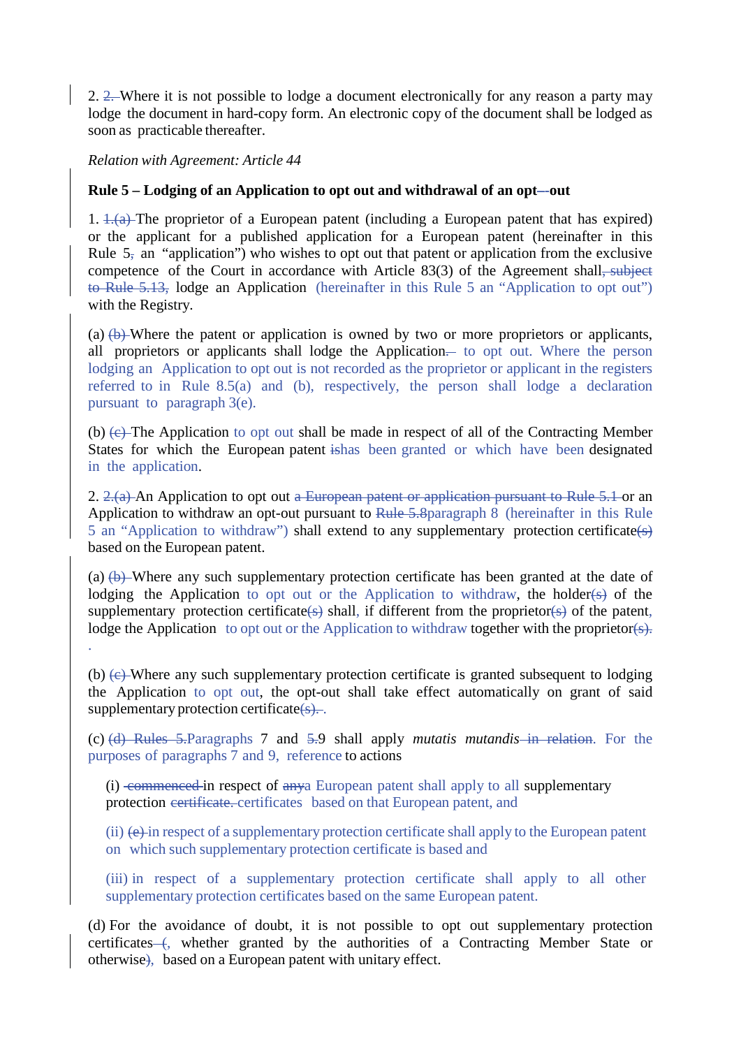2. ~~2.~~ Where it is not possible to lodge a document electronically for any reason a party may lodge the document in hard-copy form. An electronic copy of the document shall be lodged as soon as practicable thereafter.

*Relation with Agreement: Article 44*

**Rule 5 – Lodging of an Application to opt out and withdrawal of an opt~~-~~-out**

1. ~~1.(a)~~ The proprietor of a European patent (including a European patent that has expired) or the applicant for a published application for a European patent (hereinafter in this Rule 5~~,~~ an "application") who wishes to opt out that patent or application from the exclusive competence of the Court in accordance with Article 83(3) of the Agreement shall~~, subject to Rule 5.13,~~ lodge an Application (hereinafter in this Rule 5 an "Application to opt out") with the Registry.

(a) ~~(b)~~ Where the patent or application is owned by two or more proprietors or applicants, all proprietors or applicants shall lodge the Application~~. –~~ to opt out. Where the person lodging an Application to opt out is not recorded as the proprietor or applicant in the registers referred to in Rule 8.5(a) and (b), respectively, the person shall lodge a declaration pursuant to paragraph 3(e).

(b) ~~(c)~~ The Application to opt out shall be made in respect of all of the Contracting Member States for which the European patent ~~is~~has been granted or which have been designated in the application.

2. ~~2.(a)~~ An Application to opt out ~~a European patent or application pursuant to Rule 5.1~~ or an Application to withdraw an opt-out pursuant to ~~Rule 5.8~~paragraph 8 (hereinafter in this Rule 5 an "Application to withdraw") shall extend to any supplementary protection certificate~~(s)~~ based on the European patent.

(a) ~~(b)~~ Where any such supplementary protection certificate has been granted at the date of lodging the Application to opt out or the Application to withdraw, the holder~~(s)~~ of the supplementary protection certificate~~(s)~~ shall, if different from the proprietor~~(s)~~ of the patent, lodge the Application to opt out or the Application to withdraw together with the proprietor~~(s).~~.

(b) ~~(c)~~ Where any such supplementary protection certificate is granted subsequent to lodging the Application to opt out, the opt-out shall take effect automatically on grant of said supplementary protection certificate~~(s).~~.

(c) ~~(d) Rules 5.~~Paragraphs 7 and ~~5.~~9 shall apply *mutatis mutandis* ~~in relation~~. For the purposes of paragraphs 7 and 9, reference to actions

(i) ~~commenced~~ in respect of ~~any~~a European patent shall apply to all supplementary protection ~~certificate.~~ certificates based on that European patent, and

(ii) ~~(e)~~ in respect of a supplementary protection certificate shall apply to the European patent on which such supplementary protection certificate is based and

(iii) in respect of a supplementary protection certificate shall apply to all other supplementary protection certificates based on the same European patent.

(d) For the avoidance of doubt, it is not possible to opt out supplementary protection certificates ~~(~~, whether granted by the authorities of a Contracting Member State or otherwise~~)~~, based on a European patent with unitary effect.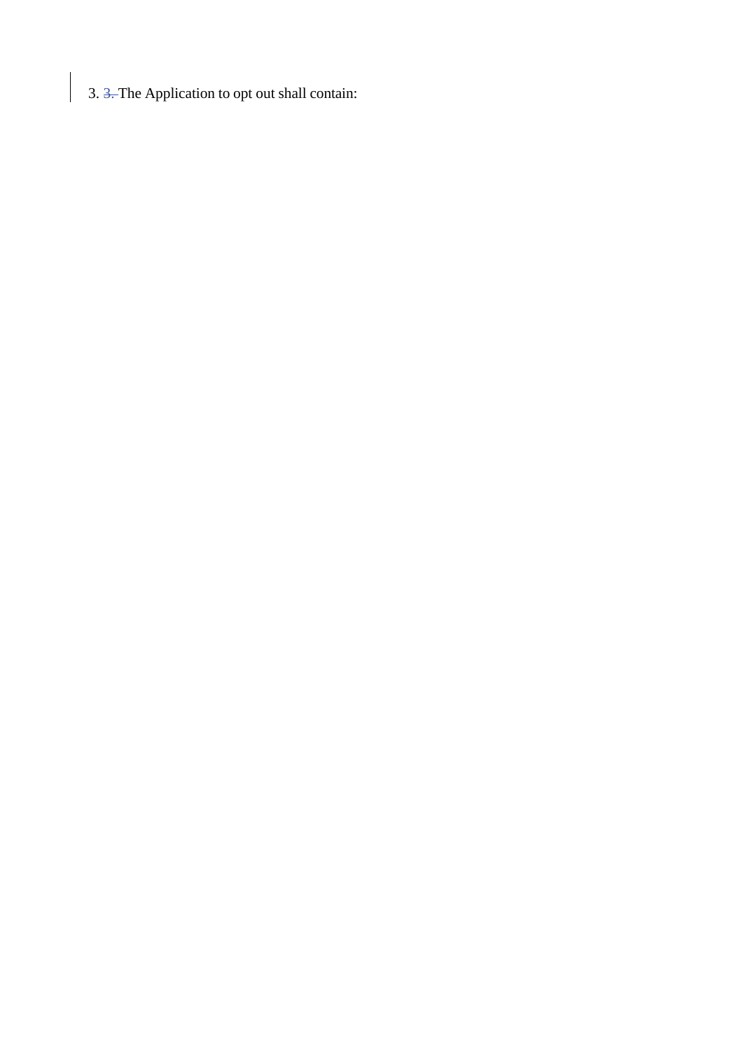3. ~~3.~~ The Application to opt out shall contain: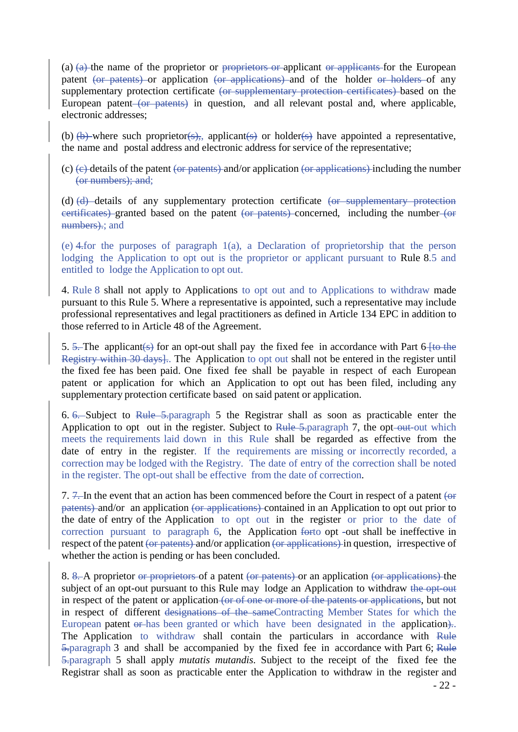(a) ~~(a)~~ the name of the proprietor or ~~proprietors or~~ applicant ~~or applicants~~ for the European patent ~~(or patents)~~ or application ~~(or applications)~~ and of the holder ~~or holders~~ of any supplementary protection certificate ~~(or supplementary protection certificates)~~ based on the European patent ~~(or patents)~~ in question, and all relevant postal and, where applicable, electronic addresses;

(b) ~~(b)~~ where such proprietor~~(s)~~,, applicant~~(s)~~ or holder~~(s)~~ have appointed a representative, the name and postal address and electronic address for service of the representative;

(c) ~~(c)~~ details of the patent ~~(or patents)~~ and/or application ~~(or applications)~~ including the number ~~(or numbers); and;~~

(d) ~~(d)~~ details of any supplementary protection certificate ~~(or supplementary protection certificates)~~ granted based on the patent ~~(or patents)~~ concerned, including the number ~~(or numbers).~~; and

(e) ~~4.~~for the purposes of paragraph 1(a), a Declaration of proprietorship that the person lodging the Application to opt out is the proprietor or applicant pursuant to Rule 8.5 and entitled to lodge the Application to opt out.

4. Rule 8 shall not apply to Applications to opt out and to Applications to withdraw made pursuant to this Rule 5. Where a representative is appointed, such a representative may include professional representatives and legal practitioners as defined in Article 134 EPC in addition to those referred to in Article 48 of the Agreement.

5. ~~5.~~ The applicant~~(s)~~ for an opt-out shall pay the fixed fee in accordance with Part 6 ~~[to the Registry within 30 days]~~. The Application to opt out shall not be entered in the register until the fixed fee has been paid. One fixed fee shall be payable in respect of each European patent or application for which an Application to opt out has been filed, including any supplementary protection certificate based on said patent or application.

6. ~~6.~~ Subject to ~~Rule 5.~~paragraph 5 the Registrar shall as soon as practicable enter the Application to opt out in the register. Subject to ~~Rule 5.~~paragraph 7, the opt-~~out~~-out which meets the requirements laid down in this Rule shall be regarded as effective from the date of entry in the register. If the requirements are missing or incorrectly recorded, a correction may be lodged with the Registry. The date of entry of the correction shall be noted in the register. The opt-out shall be effective from the date of correction.

7. ~~7.~~ In the event that an action has been commenced before the Court in respect of a patent ~~(or patents)~~ and/or an application ~~(or applications)~~ contained in an Application to opt out prior to the date of entry of the Application to opt out in the register or prior to the date of correction pursuant to paragraph 6, the Application ~~for~~to opt -out shall be ineffective in respect of the patent ~~(or patents)~~ and/or application ~~(or applications)~~ in question, irrespective of whether the action is pending or has been concluded.

8. ~~8.~~ A proprietor ~~or proprietors~~ of a patent ~~(or patents)~~ or an application ~~(or applications)~~ the subject of an opt-out pursuant to this Rule may lodge an Application to withdraw ~~the opt-out~~ in respect of the patent or application ~~(or of one or more of the patents or applications~~, but not in respect of different ~~designations of the same~~Contracting Member States for which the European patent ~~or~~ has been granted or which have been designated in the application~~)~~.. The Application to withdraw shall contain the particulars in accordance with ~~Rule 5.~~paragraph 3 and shall be accompanied by the fixed fee in accordance with Part 6; ~~Rule 5.~~paragraph 5 shall apply *mutatis mutandis*. Subject to the receipt of the fixed fee the Registrar shall as soon as practicable enter the Application to withdraw in the register and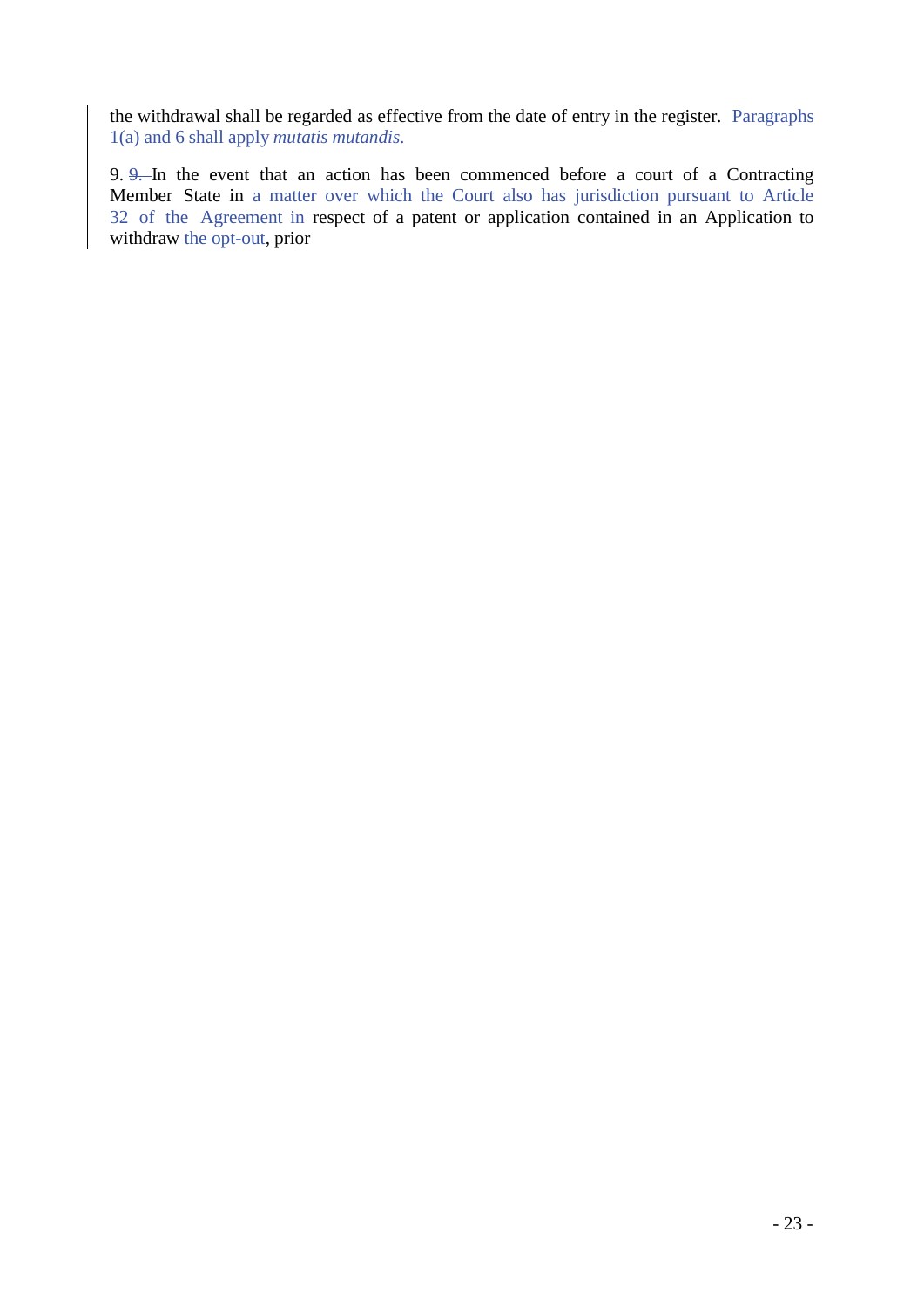the withdrawal shall be regarded as effective from the date of entry in the register. Paragraphs 1(a) and 6 shall apply *mutatis mutandis*.

9. ~~9.~~ In the event that an action has been commenced before a court of a Contracting Member State in a matter over which the Court also has jurisdiction pursuant to Article 32 of the Agreement in respect of a patent or application contained in an Application to withdraw ~~the opt-out~~, prior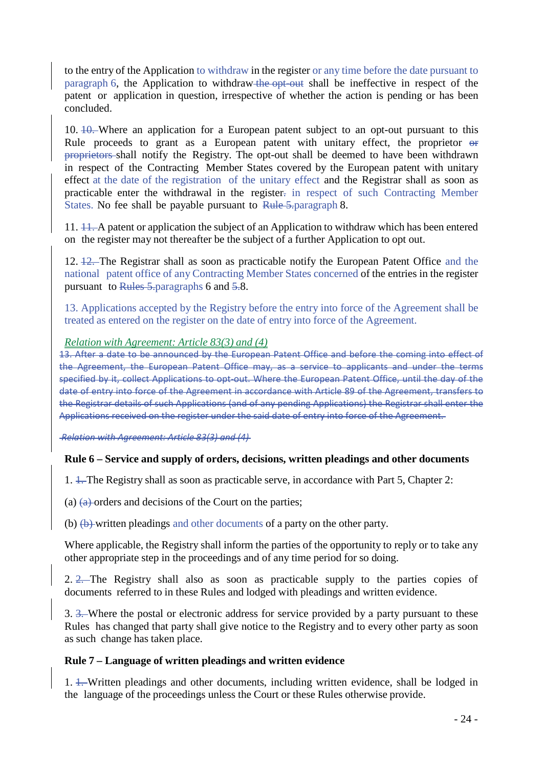to the entry of the Application to withdraw in the register or any time before the date pursuant to paragraph 6, the Application to withdraw ~~the opt-out~~ shall be ineffective in respect of the patent or application in question, irrespective of whether the action is pending or has been concluded.

10. ~~10.~~ Where an application for a European patent subject to an opt-out pursuant to this Rule proceeds to grant as a European patent with unitary effect, the proprietor ~~or proprietors~~ shall notify the Registry. The opt-out shall be deemed to have been withdrawn in respect of the Contracting Member States covered by the European patent with unitary effect at the date of the registration of the unitary effect and the Registrar shall as soon as practicable enter the withdrawal in the register~~.~~ in respect of such Contracting Member States. No fee shall be payable pursuant to ~~Rule 5.~~paragraph 8.

11. ~~11.~~ A patent or application the subject of an Application to withdraw which has been entered on the register may not thereafter be the subject of a further Application to opt out.

12. ~~12.~~ The Registrar shall as soon as practicable notify the European Patent Office and the national patent office of any Contracting Member States concerned of the entries in the register pursuant to ~~Rules 5.~~paragraphs 6 and ~~5.~~8.

13. Applications accepted by the Registry before the entry into force of the Agreement shall be treated as entered on the register on the date of entry into force of the Agreement.

*Relation with Agreement: Article 83(3) and (4)*

~~13. After a date to be announced by the European Patent Office and before the coming into effect of the Agreement, the European Patent Office may, as a service to applicants and under the terms specified by it, collect Applications to opt-out. Where the European Patent Office, until the day of the date of entry into force of the Agreement in accordance with Article 89 of the Agreement, transfers to the Registrar details of such Applications (and of any pending Applications) the Registrar shall enter the Applications received on the register under the said date of entry into force of the Agreement.~~

~~*Relation with Agreement: Article 83(3) and (4)*~~

**Rule 6 – Service and supply of orders, decisions, written pleadings and other documents**

1. ~~1.~~ The Registry shall as soon as practicable serve, in accordance with Part 5, Chapter 2:

(a) ~~(a)~~ orders and decisions of the Court on the parties;

(b) ~~(b)~~ written pleadings and other documents of a party on the other party.

Where applicable, the Registry shall inform the parties of the opportunity to reply or to take any other appropriate step in the proceedings and of any time period for so doing.

2. ~~2.~~ The Registry shall also as soon as practicable supply to the parties copies of documents referred to in these Rules and lodged with pleadings and written evidence.

3. ~~3.~~ Where the postal or electronic address for service provided by a party pursuant to these Rules has changed that party shall give notice to the Registry and to every other party as soon as such change has taken place.

**Rule 7 – Language of written pleadings and written evidence**

1. ~~1.~~ Written pleadings and other documents, including written evidence, shall be lodged in the language of the proceedings unless the Court or these Rules otherwise provide.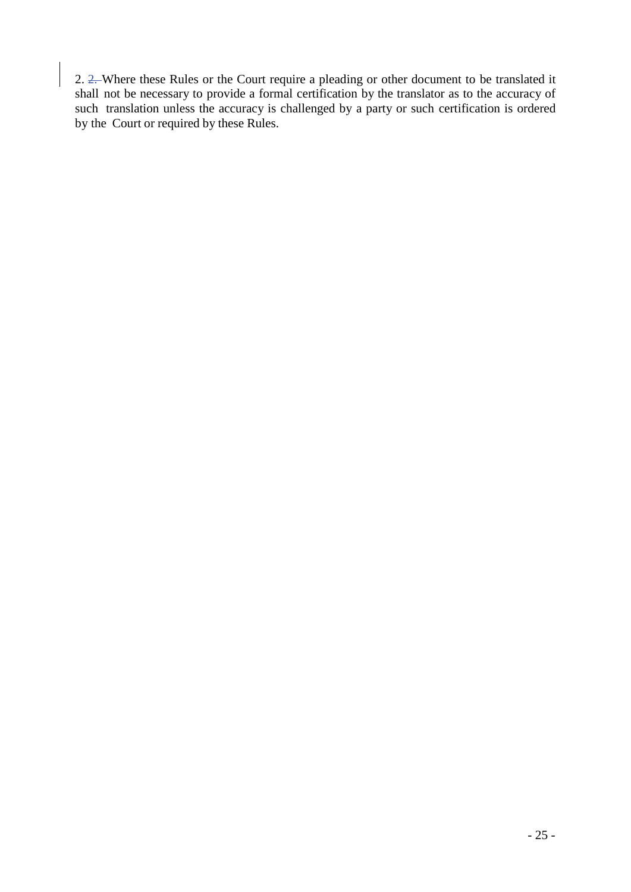2. Where these Rules or the Court require a pleading or other document to be translated it shall not be necessary to provide a formal certification by the translator as to the accuracy of such translation unless the accuracy is challenged by a party or such certification is ordered by the Court or required by these Rules.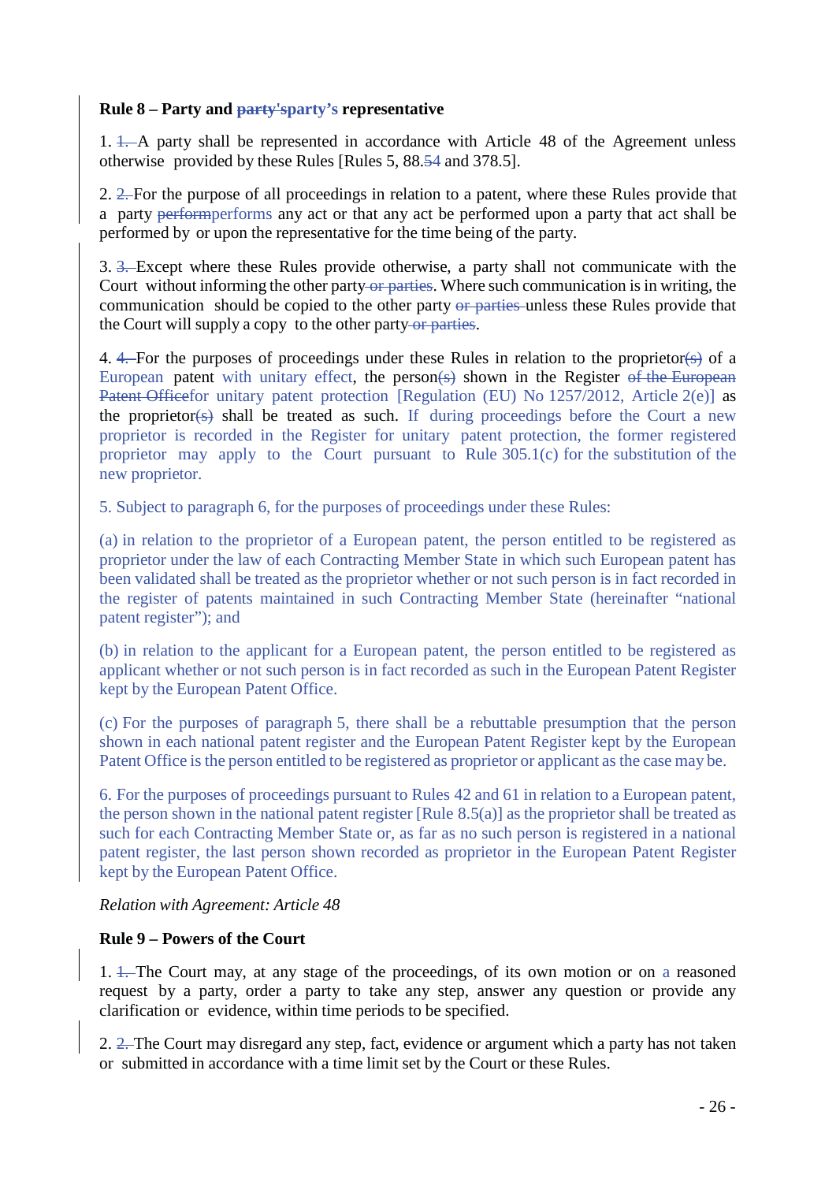**Rule 8 – Party and ~~party's~~party’s representative**

1. ~~1.~~ A party shall be represented in accordance with Article 48 of the Agreement unless otherwise provided by these Rules [Rules 5, 88.~~5~~4 and 378.5].

2. ~~2.~~ For the purpose of all proceedings in relation to a patent, where these Rules provide that a party ~~perform~~performs any act or that any act be performed upon a party that act shall be performed by or upon the representative for the time being of the party.

3. ~~3.~~ Except where these Rules provide otherwise, a party shall not communicate with the Court without informing the other party~~ or parties~~. Where such communication is in writing, the communication should be copied to the other party ~~or parties~~ unless these Rules provide that the Court will supply a copy to the other party~~ or parties~~.

4. ~~4.~~ For the purposes of proceedings under these Rules in relation to the proprietor~~(s)~~ of a European patent with unitary effect, the person~~(s)~~ shown in the Register ~~of the European Patent Office~~for unitary patent protection [Regulation (EU) No 1257/2012, Article 2(e)] as the proprietor~~(s)~~ shall be treated as such. If during proceedings before the Court a new proprietor is recorded in the Register for unitary patent protection, the former registered proprietor may apply to the Court pursuant to Rule 305.1(c) for the substitution of the new proprietor.

5. Subject to paragraph 6, for the purposes of proceedings under these Rules:

(a) in relation to the proprietor of a European patent, the person entitled to be registered as proprietor under the law of each Contracting Member State in which such European patent has been validated shall be treated as the proprietor whether or not such person is in fact recorded in the register of patents maintained in such Contracting Member State (hereinafter “national patent register”); and

(b) in relation to the applicant for a European patent, the person entitled to be registered as applicant whether or not such person is in fact recorded as such in the European Patent Register kept by the European Patent Office.

(c) For the purposes of paragraph 5, there shall be a rebuttable presumption that the person shown in each national patent register and the European Patent Register kept by the European Patent Office is the person entitled to be registered as proprietor or applicant as the case may be.

6. For the purposes of proceedings pursuant to Rules 42 and 61 in relation to a European patent, the person shown in the national patent register [Rule 8.5(a)] as the proprietor shall be treated as such for each Contracting Member State or, as far as no such person is registered in a national patent register, the last person shown recorded as proprietor in the European Patent Register kept by the European Patent Office.

*Relation with Agreement: Article 48*

**Rule 9 – Powers of the Court**

1. ~~1.~~ The Court may, at any stage of the proceedings, of its own motion or on a reasoned request by a party, order a party to take any step, answer any question or provide any clarification or evidence, within time periods to be specified.

2. ~~2.~~ The Court may disregard any step, fact, evidence or argument which a party has not taken or submitted in accordance with a time limit set by the Court or these Rules.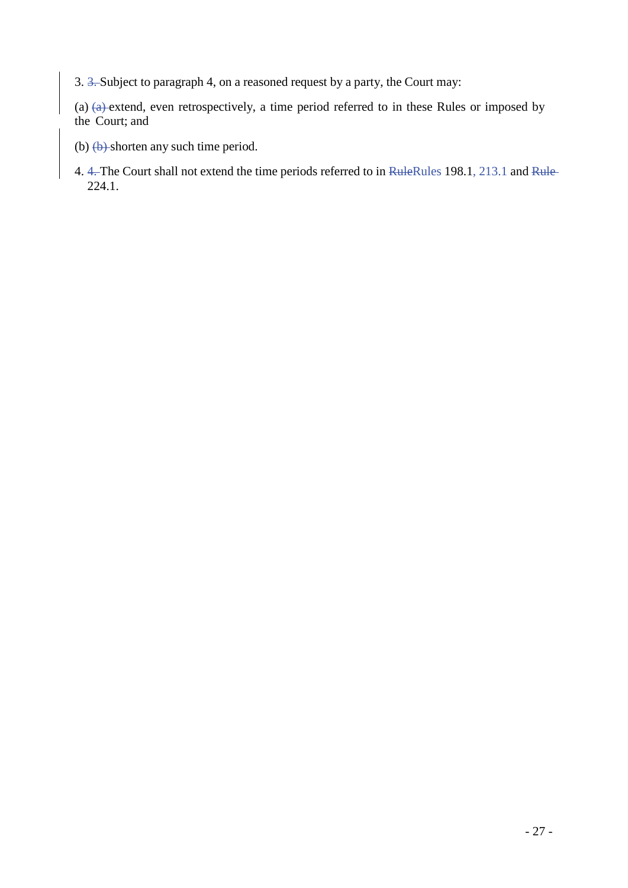3. ~~3.~~ Subject to paragraph 4, on a reasoned request by a party, the Court may:

(a) ~~(a)~~ extend, even retrospectively, a time period referred to in these Rules or imposed by the Court; and

(b) ~~(b)~~ shorten any such time period.

4. ~~4.~~ The Court shall not extend the time periods referred to in ~~Rule~~Rules 198.1, 213.1 and ~~Rule~~ 224.1.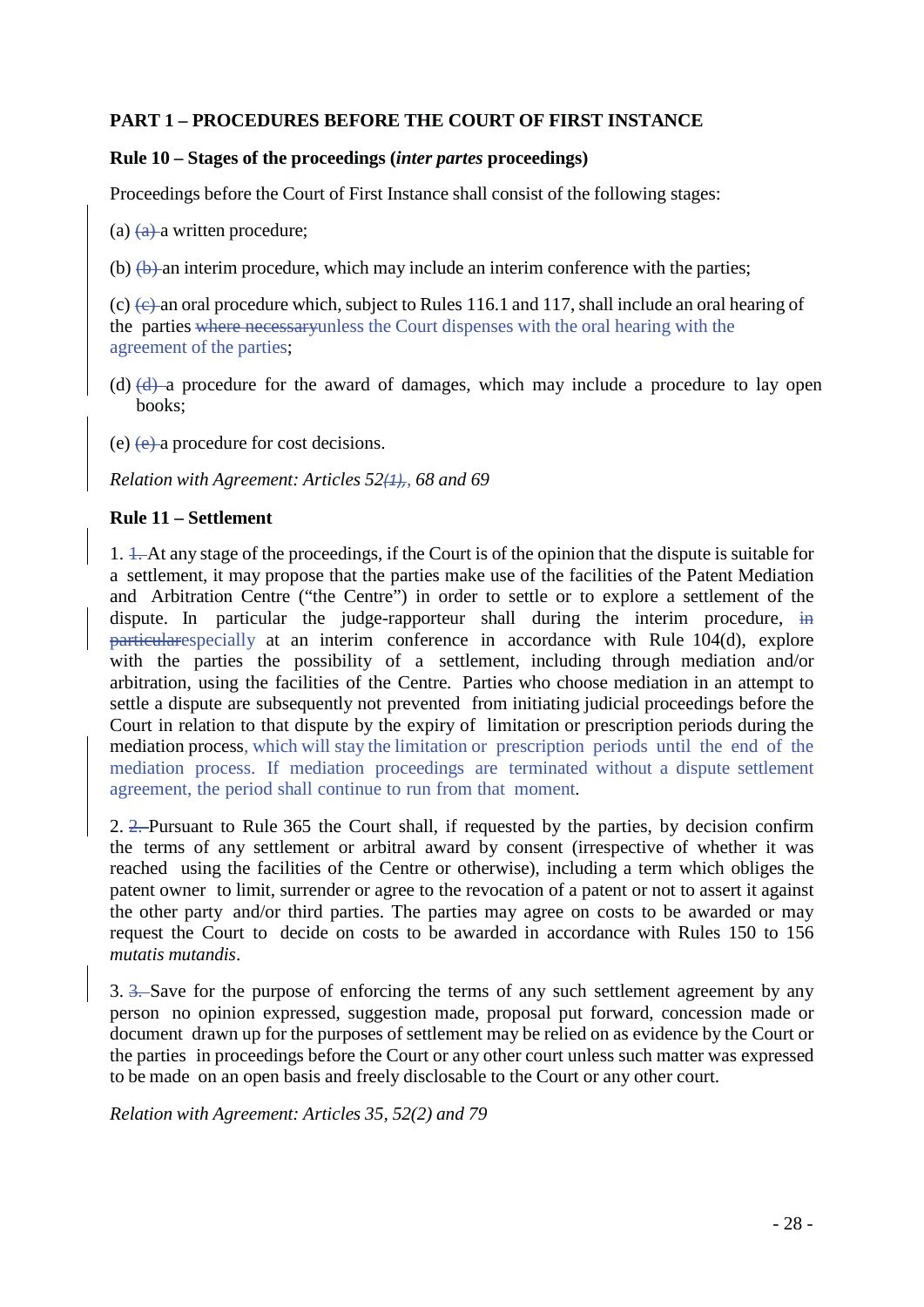**PART 1 – PROCEDURES BEFORE THE COURT OF FIRST INSTANCE**

**Rule 10 – Stages of the proceedings (*inter partes* proceedings)**

Proceedings before the Court of First Instance shall consist of the following stages:

(a) ~~(a)~~ a written procedure;

(b) ~~(b)~~ an interim procedure, which may include an interim conference with the parties;

(c) ~~(c)~~ an oral procedure which, subject to Rules 116.1 and 117, shall include an oral hearing of the parties ~~where necessary~~unless the Court dispenses with the oral hearing with the agreement of the parties;

(d) ~~(d)~~ a procedure for the award of damages, which may include a procedure to lay open books;

(e) ~~(e)~~ a procedure for cost decisions.

*Relation with Agreement: Articles 52~~(1)~~,, 68 and 69*

**Rule 11 – Settlement**

1. ~~1.~~ At any stage of the proceedings, if the Court is of the opinion that the dispute is suitable for a settlement, it may propose that the parties make use of the facilities of the Patent Mediation and Arbitration Centre ("the Centre") in order to settle or to explore a settlement of the dispute. In particular the judge-rapporteur shall during the interim procedure, ~~in particular~~especially at an interim conference in accordance with Rule 104(d), explore with the parties the possibility of a settlement, including through mediation and/or arbitration, using the facilities of the Centre. Parties who choose mediation in an attempt to settle a dispute are subsequently not prevented from initiating judicial proceedings before the Court in relation to that dispute by the expiry of limitation or prescription periods during the mediation process, which will stay the limitation or prescription periods until the end of the mediation process. If mediation proceedings are terminated without a dispute settlement agreement, the period shall continue to run from that moment.

2. ~~2.~~ Pursuant to Rule 365 the Court shall, if requested by the parties, by decision confirm the terms of any settlement or arbitral award by consent (irrespective of whether it was reached using the facilities of the Centre or otherwise), including a term which obliges the patent owner to limit, surrender or agree to the revocation of a patent or not to assert it against the other party and/or third parties. The parties may agree on costs to be awarded or may request the Court to decide on costs to be awarded in accordance with Rules 150 to 156 *mutatis mutandis*.

3. ~~3.~~ Save for the purpose of enforcing the terms of any such settlement agreement by any person no opinion expressed, suggestion made, proposal put forward, concession made or document drawn up for the purposes of settlement may be relied on as evidence by the Court or the parties in proceedings before the Court or any other court unless such matter was expressed to be made on an open basis and freely disclosable to the Court or any other court.

*Relation with Agreement: Articles 35, 52(2) and 79*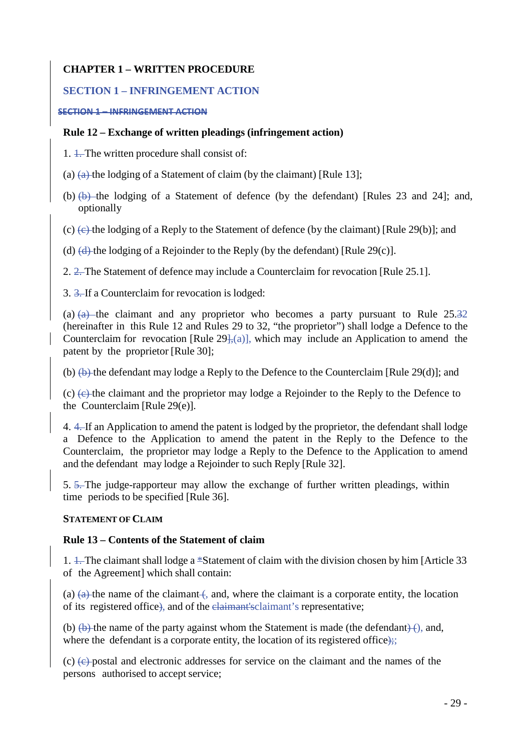**CHAPTER 1 – WRITTEN PROCEDURE**

## SECTION 1 – INFRINGEMENT ACTION

~~SECTION 1 – INFRINGEMENT ACTION~~

### Rule 12 – Exchange of written pleadings (infringement action)

1. ~~1.~~ The written procedure shall consist of:

(a) ~~(a)~~ the lodging of a Statement of claim (by the claimant) [Rule 13];

(b) ~~(b)~~ the lodging of a Statement of defence (by the defendant) [Rules 23 and 24]; and, optionally

(c) ~~(c)~~ the lodging of a Reply to the Statement of defence (by the claimant) [Rule 29(b)]; and

(d) ~~(d)~~ the lodging of a Rejoinder to the Reply (by the defendant) [Rule 29(c)].

2. ~~2.~~ The Statement of defence may include a Counterclaim for revocation [Rule 25.1].

3. ~~3.~~ If a Counterclaim for revocation is lodged:

(a) ~~(a)~~ the claimant and any proprietor who becomes a party pursuant to Rule 25.~~3~~2 (hereinafter in this Rule 12 and Rules 29 to 32, "the proprietor") shall lodge a Defence to the Counterclaim for revocation [Rule 29~~1~~,(a)], which may include an Application to amend the patent by the proprietor [Rule 30];

(b) ~~(b)~~ the defendant may lodge a Reply to the Defence to the Counterclaim [Rule 29(d)]; and

(c) ~~(c)~~ the claimant and the proprietor may lodge a Rejoinder to the Reply to the Defence to the Counterclaim [Rule 29(e)].

4. ~~4.~~ If an Application to amend the patent is lodged by the proprietor, the defendant shall lodge a Defence to the Application to amend the patent in the Reply to the Defence to the Counterclaim, the proprietor may lodge a Reply to the Defence to the Application to amend and the defendant may lodge a Rejoinder to such Reply [Rule 32].

5. ~~5.~~ The judge-rapporteur may allow the exchange of further written pleadings, within time periods to be specified [Rule 36].

**STATEMENT OF CLAIM**

### Rule 13 – Contents of the Statement of claim

1. ~~1.~~ The claimant shall lodge a ~~*~~Statement of claim with the division chosen by him [Article 33 of the Agreement] which shall contain:

(a) ~~(a)~~ the name of the claimant~~(~~, and, where the claimant is a corporate entity, the location of its registered office~~)~~, and of the ~~claimant's~~claimant's representative;

(b) ~~(b)~~ the name of the party against whom the Statement is made (the defendant)~~)~~ (), and, where the defendant is a corporate entity, the location of its registered office~~);~~;

(c) ~~(c)~~ postal and electronic addresses for service on the claimant and the names of the persons authorised to accept service;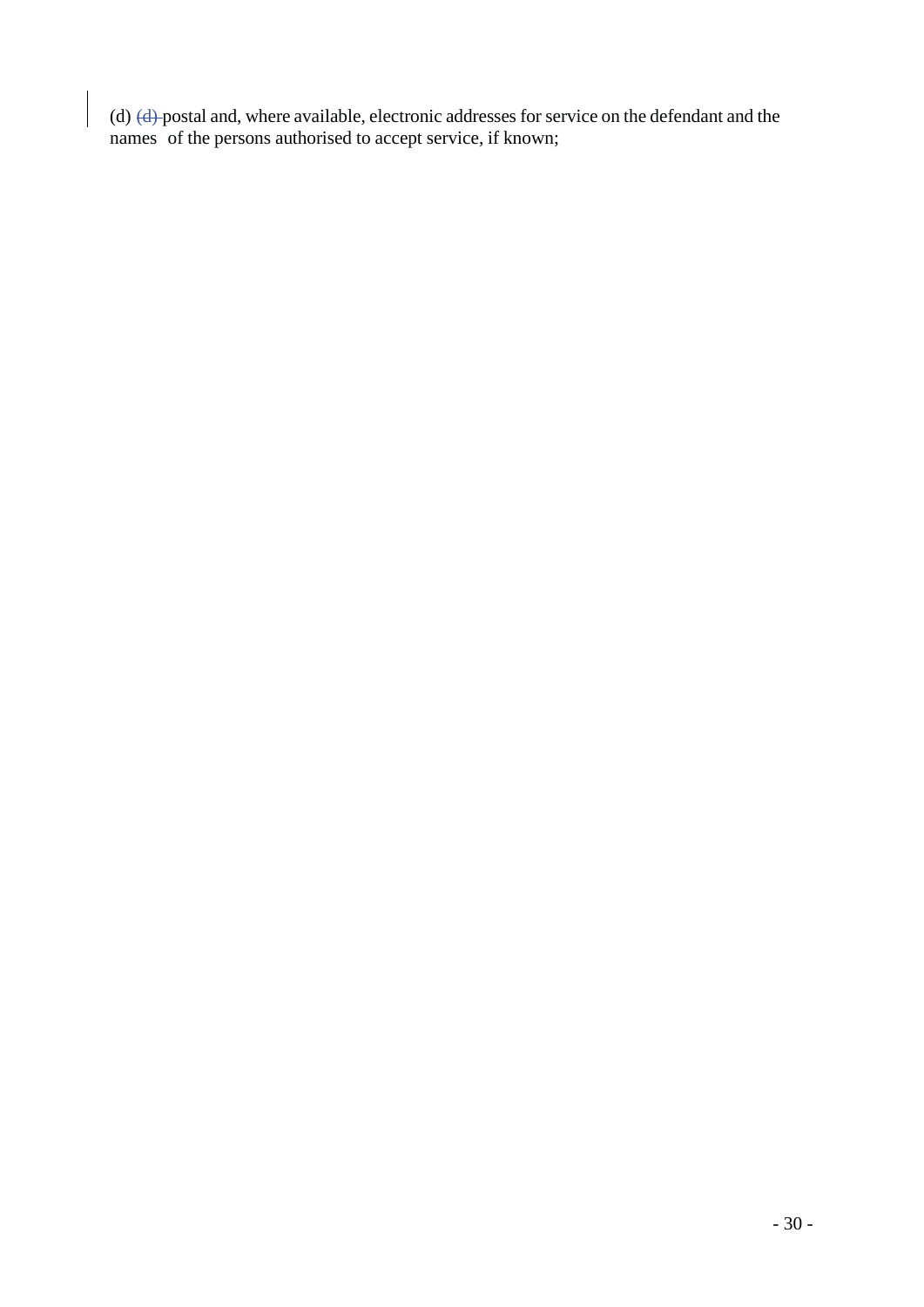(d) ~~(d)~~ postal and, where available, electronic addresses for service on the defendant and the names of the persons authorised to accept service, if known;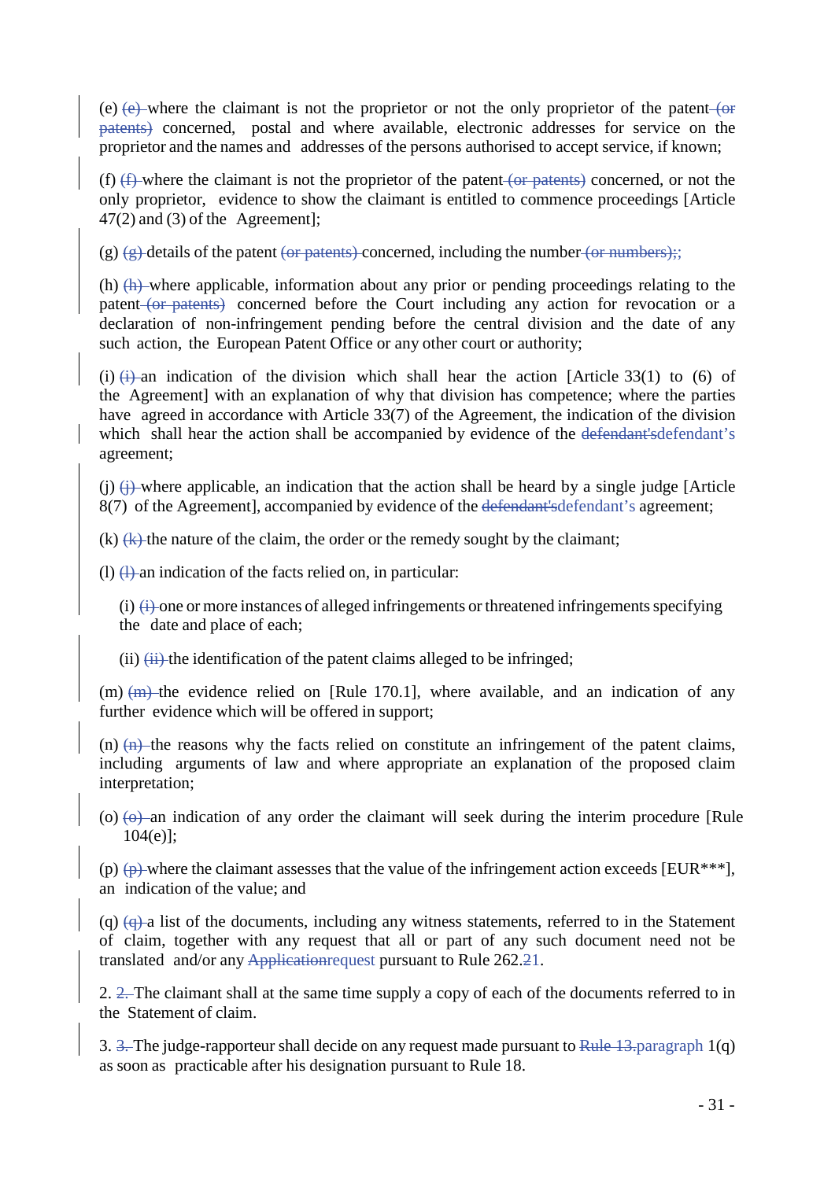(e) ~~(e)~~ where the claimant is not the proprietor or not the only proprietor of the patent ~~(or patents)~~ concerned, postal and where available, electronic addresses for service on the proprietor and the names and addresses of the persons authorised to accept service, if known;

(f) ~~(f)~~ where the claimant is not the proprietor of the patent ~~(or patents)~~ concerned, or not the only proprietor, evidence to show the claimant is entitled to commence proceedings [Article 47(2) and (3) of the Agreement];

(g) ~~(g)~~ details of the patent ~~(or patents)~~ concerned, including the number ~~(or numbers);~~;

(h) ~~(h)~~ where applicable, information about any prior or pending proceedings relating to the patent ~~(or patents)~~ concerned before the Court including any action for revocation or a declaration of non-infringement pending before the central division and the date of any such action, the European Patent Office or any other court or authority;

(i) ~~(i)~~ an indication of the division which shall hear the action [Article 33(1) to (6) of the Agreement] with an explanation of why that division has competence; where the parties have agreed in accordance with Article 33(7) of the Agreement, the indication of the division which shall hear the action shall be accompanied by evidence of the ~~defendant's~~defendant’s agreement;

(j) ~~(j)~~ where applicable, an indication that the action shall be heard by a single judge [Article 8(7) of the Agreement], accompanied by evidence of the ~~defendant's~~defendant’s agreement;

(k) ~~(k)~~ the nature of the claim, the order or the remedy sought by the claimant;

(l) ~~(l)~~ an indication of the facts relied on, in particular:

  (i) ~~(i)~~ one or more instances of alleged infringements or threatened infringements specifying the date and place of each;

  (ii) ~~(ii)~~ the identification of the patent claims alleged to be infringed;

(m) ~~(m)~~ the evidence relied on [Rule 170.1], where available, and an indication of any further evidence which will be offered in support;

(n) ~~(n)~~ the reasons why the facts relied on constitute an infringement of the patent claims, including arguments of law and where appropriate an explanation of the proposed claim interpretation;

(o) ~~(o)~~ an indication of any order the claimant will seek during the interim procedure [Rule 104(e)];

(p) ~~(p)~~ where the claimant assesses that the value of the infringement action exceeds [EUR***], an indication of the value; and

(q) ~~(q)~~ a list of the documents, including any witness statements, referred to in the Statement of claim, together with any request that all or part of any such document need not be translated and/or any ~~Application~~request pursuant to Rule 262.~~2~~1.

2. ~~2.~~ The claimant shall at the same time supply a copy of each of the documents referred to in the Statement of claim.

3. ~~3.~~ The judge-rapporteur shall decide on any request made pursuant to ~~Rule 13.~~paragraph 1(q) as soon as practicable after his designation pursuant to Rule 18.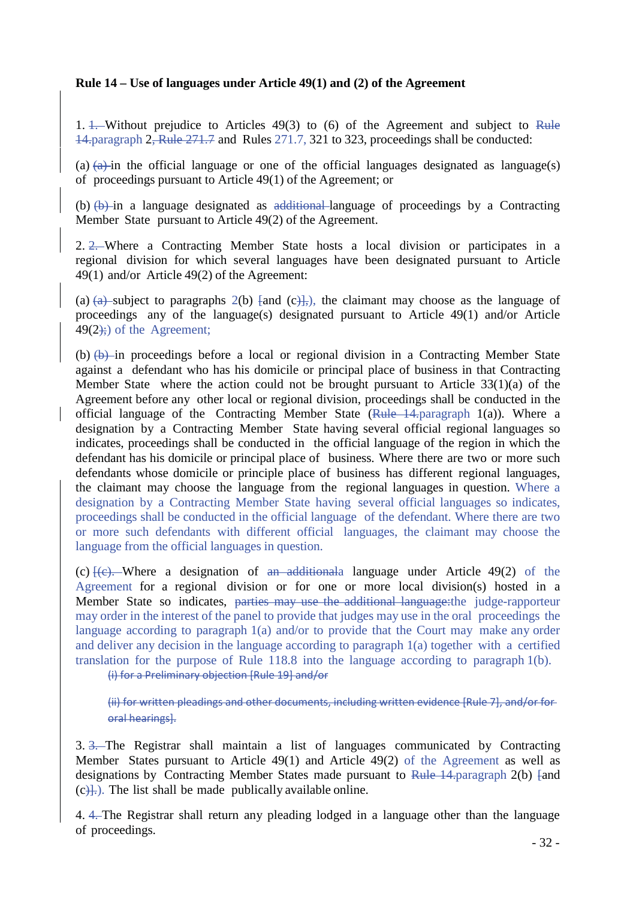**Rule 14 – Use of languages under Article 49(1) and (2) of the Agreement**

1. ~~1.~~ Without prejudice to Articles 49(3) to (6) of the Agreement and subject to ~~Rule 14.~~paragraph 2~~, Rule 271.7~~ and Rules 271.7, 321 to 323, proceedings shall be conducted:

(a) ~~(a)~~ in the official language or one of the official languages designated as language(s) of proceedings pursuant to Article 49(1) of the Agreement; or

(b) ~~(b)~~ in a language designated as ~~additional~~ language of proceedings by a Contracting Member State pursuant to Article 49(2) of the Agreement.

2. ~~2.~~ Where a Contracting Member State hosts a local division or participates in a regional division for which several languages have been designated pursuant to Article 49(1) and/or Article 49(2) of the Agreement:

(a) ~~(a)~~ subject to paragraphs 2(b) ~~[~~and (c~~)],~~), the claimant may choose as the language of proceedings any of the language(s) designated pursuant to Article 49(1) and/or Article 49(2~~);~~) of the Agreement;

(b) ~~(b)~~ in proceedings before a local or regional division in a Contracting Member State against a defendant who has his domicile or principal place of business in that Contracting Member State where the action could not be brought pursuant to Article 33(1)(a) of the Agreement before any other local or regional division, proceedings shall be conducted in the official language of the Contracting Member State (~~Rule 14.~~paragraph 1(a)). Where a designation by a Contracting Member State having several official regional languages so indicates, proceedings shall be conducted in the official language of the region in which the defendant has his domicile or principal place of business. Where there are two or more such defendants whose domicile or principle place of business has different regional languages, the claimant may choose the language from the regional languages in question. Where a designation by a Contracting Member State having several official languages so indicates, proceedings shall be conducted in the official language of the defendant. Where there are two or more such defendants with different official languages, the claimant may choose the language from the official languages in question.

(c) ~~[(c).~~ Where a designation of ~~an additional~~a language under Article 49(2) of the Agreement for a regional division or for one or more local division(s) hosted in a Member State so indicates, ~~parties may use the additional language:~~the judge-rapporteur may order in the interest of the panel to provide that judges may use in the oral proceedings the language according to paragraph 1(a) and/or to provide that the Court may make any order and deliver any decision in the language according to paragraph 1(a) together with a certified translation for the purpose of Rule 118.8 into the language according to paragraph 1(b).

~~(i) for a Preliminary objection [Rule 19] and/or~~

~~(ii) for written pleadings and other documents, including written evidence [Rule 7], and/or for oral hearings].~~

3. ~~3.~~ The Registrar shall maintain a list of languages communicated by Contracting Member States pursuant to Article 49(1) and Article 49(2) of the Agreement as well as designations by Contracting Member States made pursuant to ~~Rule 14.~~paragraph 2(b) ~~[~~and (c~~)]~~.). The list shall be made publically available online.

4. ~~4.~~ The Registrar shall return any pleading lodged in a language other than the language of proceedings.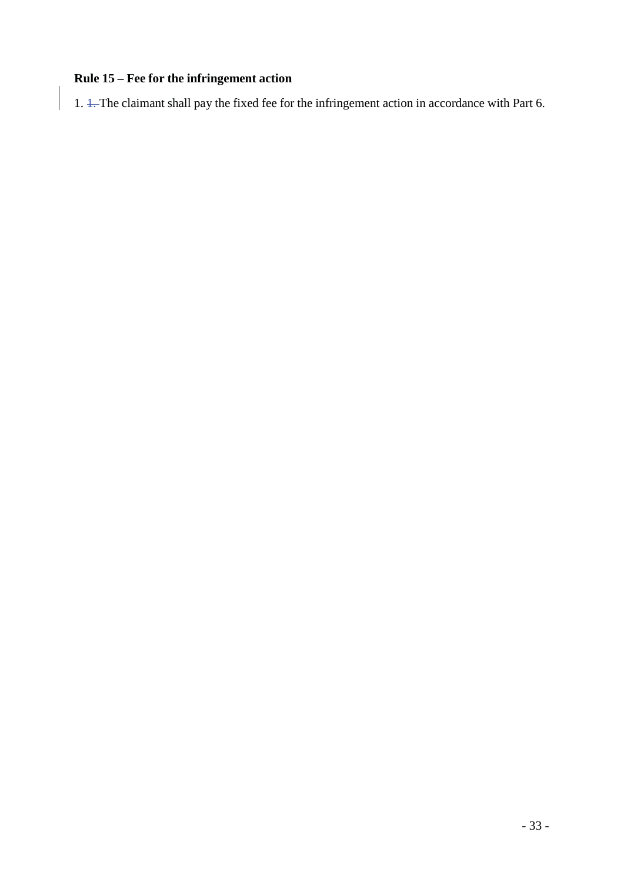**Rule 15 – Fee for the infringement action**

1. The claimant shall pay the fixed fee for the infringement action in accordance with Part 6.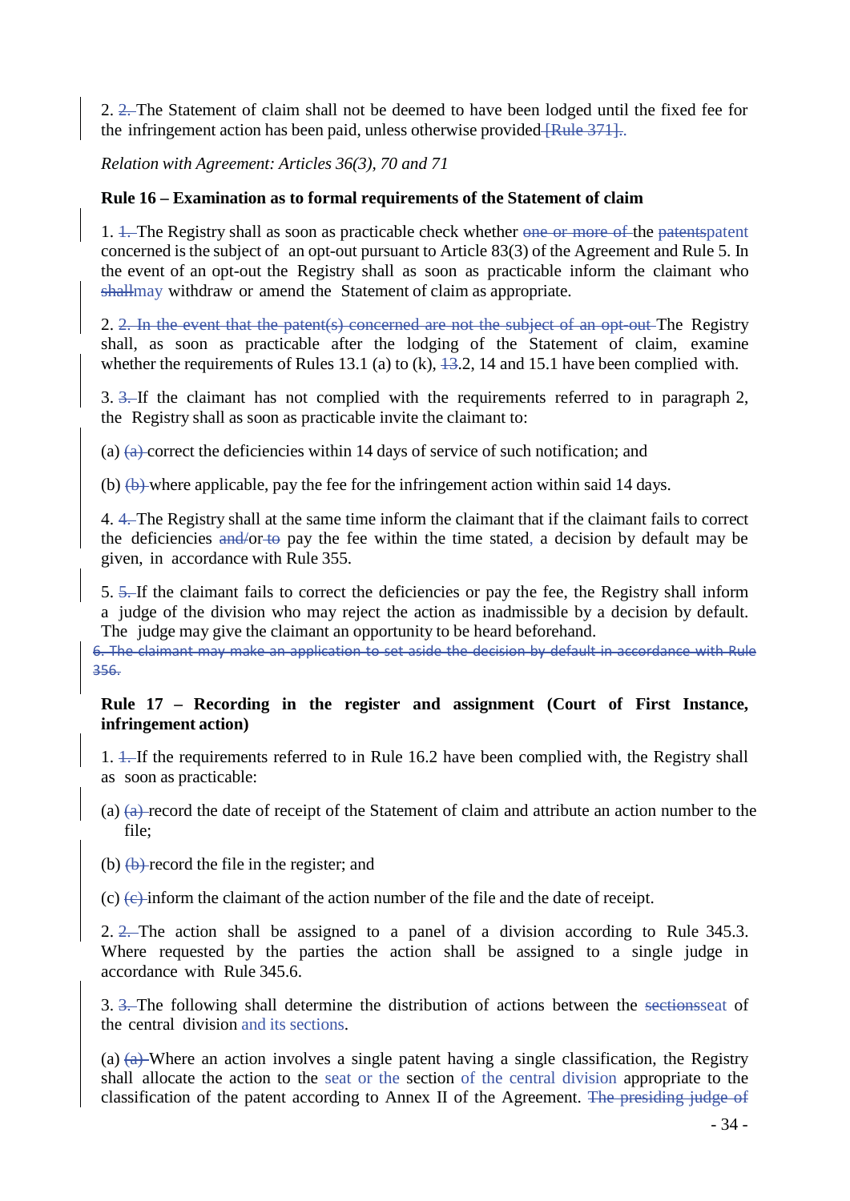2. 2. The Statement of claim shall not be deemed to have been lodged until the fixed fee for the infringement action has been paid, unless otherwise provided [Rule 371]..

*Relation with Agreement: Articles 36(3), 70 and 71*

**Rule 16 – Examination as to formal requirements of the Statement of claim**

1. 1. The Registry shall as soon as practicable check whether one or more of the patentspatent concerned is the subject of an opt-out pursuant to Article 83(3) of the Agreement and Rule 5. In the event of an opt-out the Registry shall as soon as practicable inform the claimant who shallmay withdraw or amend the Statement of claim as appropriate.

2. 2. In the event that the patent(s) concerned are not the subject of an opt-out The Registry shall, as soon as practicable after the lodging of the Statement of claim, examine whether the requirements of Rules 13.1 (a) to (k), 13.2, 14 and 15.1 have been complied with.

3. 3. If the claimant has not complied with the requirements referred to in paragraph 2, the Registry shall as soon as practicable invite the claimant to:

(a) (a) correct the deficiencies within 14 days of service of such notification; and

(b) (b) where applicable, pay the fee for the infringement action within said 14 days.

4. 4. The Registry shall at the same time inform the claimant that if the claimant fails to correct the deficiencies and/or to pay the fee within the time stated, a decision by default may be given, in accordance with Rule 355.

5. 5. If the claimant fails to correct the deficiencies or pay the fee, the Registry shall inform a judge of the division who may reject the action as inadmissible by a decision by default. The judge may give the claimant an opportunity to be heard beforehand.

6. The claimant may make an application to set aside the decision by default in accordance with Rule 356.

**Rule 17 – Recording in the register and assignment (Court of First Instance, infringement action)**

1. 1. If the requirements referred to in Rule 16.2 have been complied with, the Registry shall as soon as practicable:

(a) (a) record the date of receipt of the Statement of claim and attribute an action number to the file;

(b) (b) record the file in the register; and

(c) (c) inform the claimant of the action number of the file and the date of receipt.

2. 2. The action shall be assigned to a panel of a division according to Rule 345.3. Where requested by the parties the action shall be assigned to a single judge in accordance with Rule 345.6.

3. 3. The following shall determine the distribution of actions between the sectionsseat of the central division and its sections.

(a) (a) Where an action involves a single patent having a single classification, the Registry shall allocate the action to the seat or the section of the central division appropriate to the classification of the patent according to Annex II of the Agreement. The presiding judge of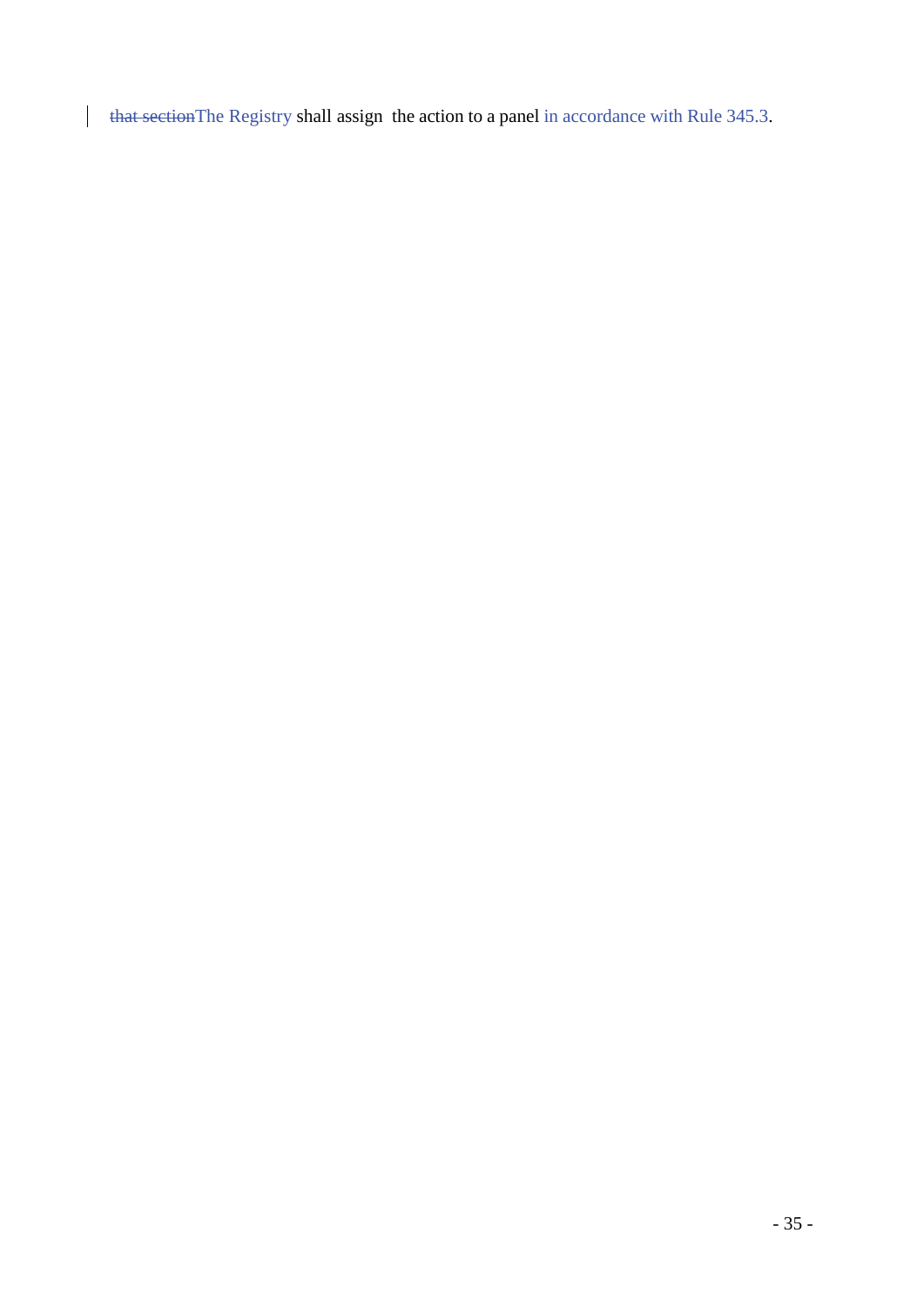~~that section~~The Registry shall assign the action to a panel in accordance with Rule 345.3.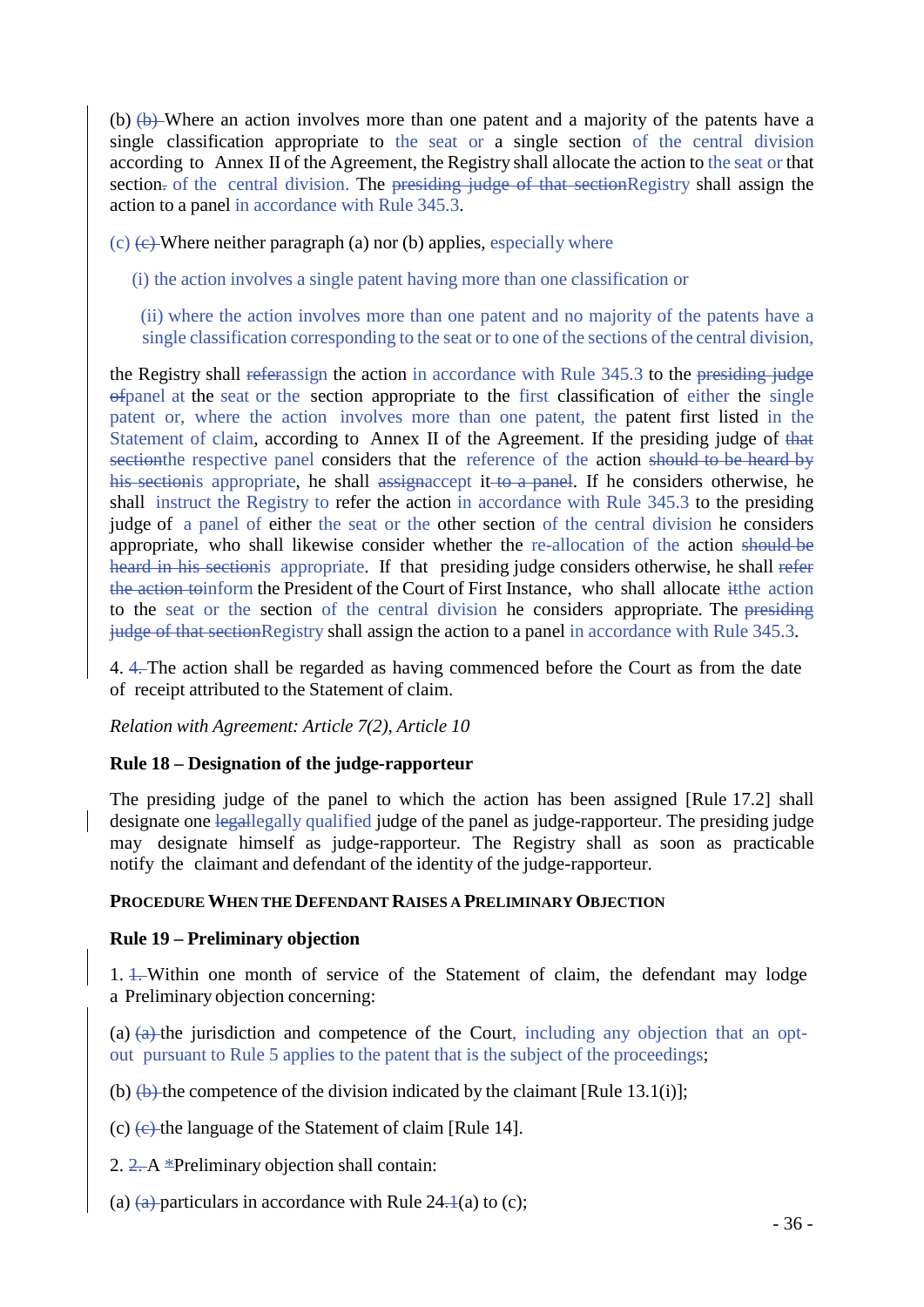(b) ~~(b)~~ Where an action involves more than one patent and a majority of the patents have a single classification appropriate to the seat or a single section of the central division according to Annex II of the Agreement, the Registry shall allocate the action to the seat or that section~~.~~ of the central division. The ~~presiding judge of that section~~Registry shall assign the action to a panel in accordance with Rule 345.3.

(c) ~~(c)~~ Where neither paragraph (a) nor (b) applies, especially where

(i) the action involves a single patent having more than one classification or

(ii) where the action involves more than one patent and no majority of the patents have a single classification corresponding to the seat or to one of the sections of the central division,

the Registry shall ~~refer~~assign the action in accordance with Rule 345.3 to the ~~presiding judge of~~panel at the seat or the section appropriate to the first classification of either the single patent or, where the action involves more than one patent, the patent first listed in the Statement of claim, according to Annex II of the Agreement. If the presiding judge of ~~that section~~the respective panel considers that the reference of the action ~~should to be heard by his section~~is appropriate, he shall ~~assign~~accept it ~~to a panel~~. If he considers otherwise, he shall instruct the Registry to refer the action in accordance with Rule 345.3 to the presiding judge of a panel of either the seat or the other section of the central division he considers appropriate, who shall likewise consider whether the re-allocation of the action ~~should be heard in his section~~is appropriate. If that presiding judge considers otherwise, he shall ~~refer the action to~~inform the President of the Court of First Instance, who shall allocate ~~it~~the action to the seat or the section of the central division he considers appropriate. The ~~presiding judge of that section~~Registry shall assign the action to a panel in accordance with Rule 345.3.

4. ~~4.~~ The action shall be regarded as having commenced before the Court as from the date of receipt attributed to the Statement of claim.

*Relation with Agreement: Article 7(2), Article 10*

**Rule 18 – Designation of the judge-rapporteur**

The presiding judge of the panel to which the action has been assigned [Rule 17.2] shall designate one ~~legal~~legally qualified judge of the panel as judge-rapporteur. The presiding judge may designate himself as judge-rapporteur. The Registry shall as soon as practicable notify the claimant and defendant of the identity of the judge-rapporteur.

**PROCEDURE WHEN THE DEFENDANT RAISES A PRELIMINARY OBJECTION**

**Rule 19 – Preliminary objection**

1. ~~1.~~ Within one month of service of the Statement of claim, the defendant may lodge a Preliminary objection concerning:

(a) ~~(a)~~ the jurisdiction and competence of the Court, including any objection that an opt-out pursuant to Rule 5 applies to the patent that is the subject of the proceedings;

(b) ~~(b)~~ the competence of the division indicated by the claimant [Rule 13.1(i)];

(c) ~~(c)~~ the language of the Statement of claim [Rule 14].

2. ~~2.~~ A ~~*~~Preliminary objection shall contain:

(a) ~~(a)~~ particulars in accordance with Rule 24.~~1~~(a) to (c);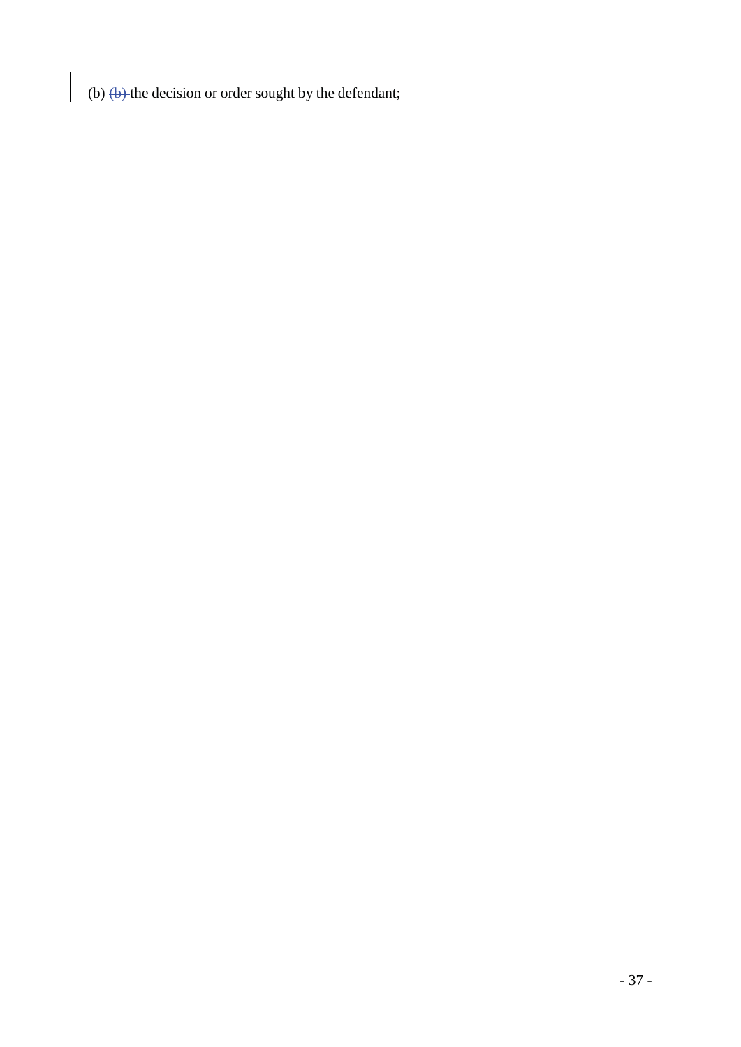(b) ~~(b)~~ the decision or order sought by the defendant;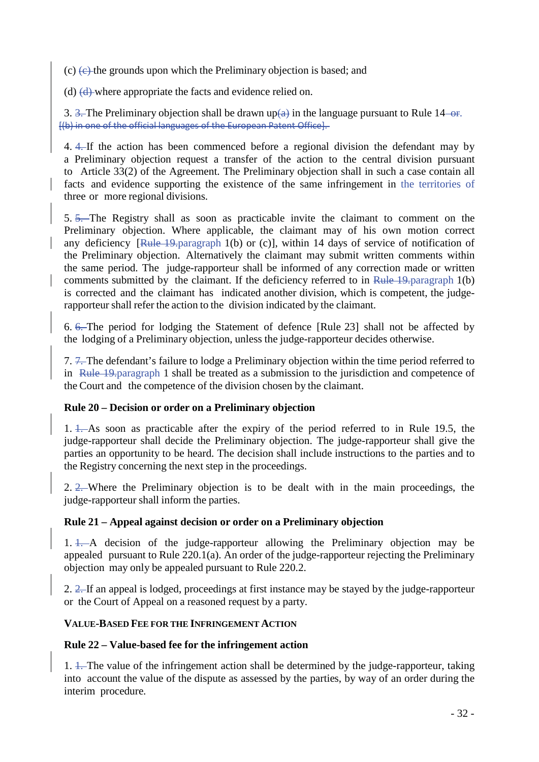(c) ~~(c)~~ the grounds upon which the Preliminary objection is based; and

(d) ~~(d)~~ where appropriate the facts and evidence relied on.

3. ~~3.~~ The Preliminary objection shall be drawn up~~(a)~~ in the language pursuant to Rule 14~~-or.~~ ~~[(b) in one of the official languages of the European Patent Office].~~

4. ~~4.~~ If the action has been commenced before a regional division the defendant may by a Preliminary objection request a transfer of the action to the central division pursuant to Article 33(2) of the Agreement. The Preliminary objection shall in such a case contain all facts and evidence supporting the existence of the same infringement in the territories of three or more regional divisions.

5. ~~5.~~ The Registry shall as soon as practicable invite the claimant to comment on the Preliminary objection. Where applicable, the claimant may of his own motion correct any deficiency [~~Rule 19.~~paragraph 1(b) or (c)], within 14 days of service of notification of the Preliminary objection. Alternatively the claimant may submit written comments within the same period. The judge-rapporteur shall be informed of any correction made or written comments submitted by the claimant. If the deficiency referred to in ~~Rule 19.~~paragraph 1(b) is corrected and the claimant has indicated another division, which is competent, the judge-rapporteur shall refer the action to the division indicated by the claimant.

6. ~~6.~~ The period for lodging the Statement of defence [Rule 23] shall not be affected by the lodging of a Preliminary objection, unless the judge-rapporteur decides otherwise.

7. ~~7.~~ The defendant's failure to lodge a Preliminary objection within the time period referred to in ~~Rule 19.~~paragraph 1 shall be treated as a submission to the jurisdiction and competence of the Court and the competence of the division chosen by the claimant.

**Rule 20 – Decision or order on a Preliminary objection**

1. ~~1.~~ As soon as practicable after the expiry of the period referred to in Rule 19.5, the judge-rapporteur shall decide the Preliminary objection. The judge-rapporteur shall give the parties an opportunity to be heard. The decision shall include instructions to the parties and to the Registry concerning the next step in the proceedings.

2. ~~2.~~ Where the Preliminary objection is to be dealt with in the main proceedings, the judge-rapporteur shall inform the parties.

**Rule 21 – Appeal against decision or order on a Preliminary objection**

1. ~~1.~~ A decision of the judge-rapporteur allowing the Preliminary objection may be appealed pursuant to Rule 220.1(a). An order of the judge-rapporteur rejecting the Preliminary objection may only be appealed pursuant to Rule 220.2.

2. ~~2.~~ If an appeal is lodged, proceedings at first instance may be stayed by the judge-rapporteur or the Court of Appeal on a reasoned request by a party.

**VALUE-BASED FEE FOR THE INFRINGEMENT ACTION**

**Rule 22 – Value-based fee for the infringement action**

1. ~~1.~~ The value of the infringement action shall be determined by the judge-rapporteur, taking into account the value of the dispute as assessed by the parties, by way of an order during the interim procedure.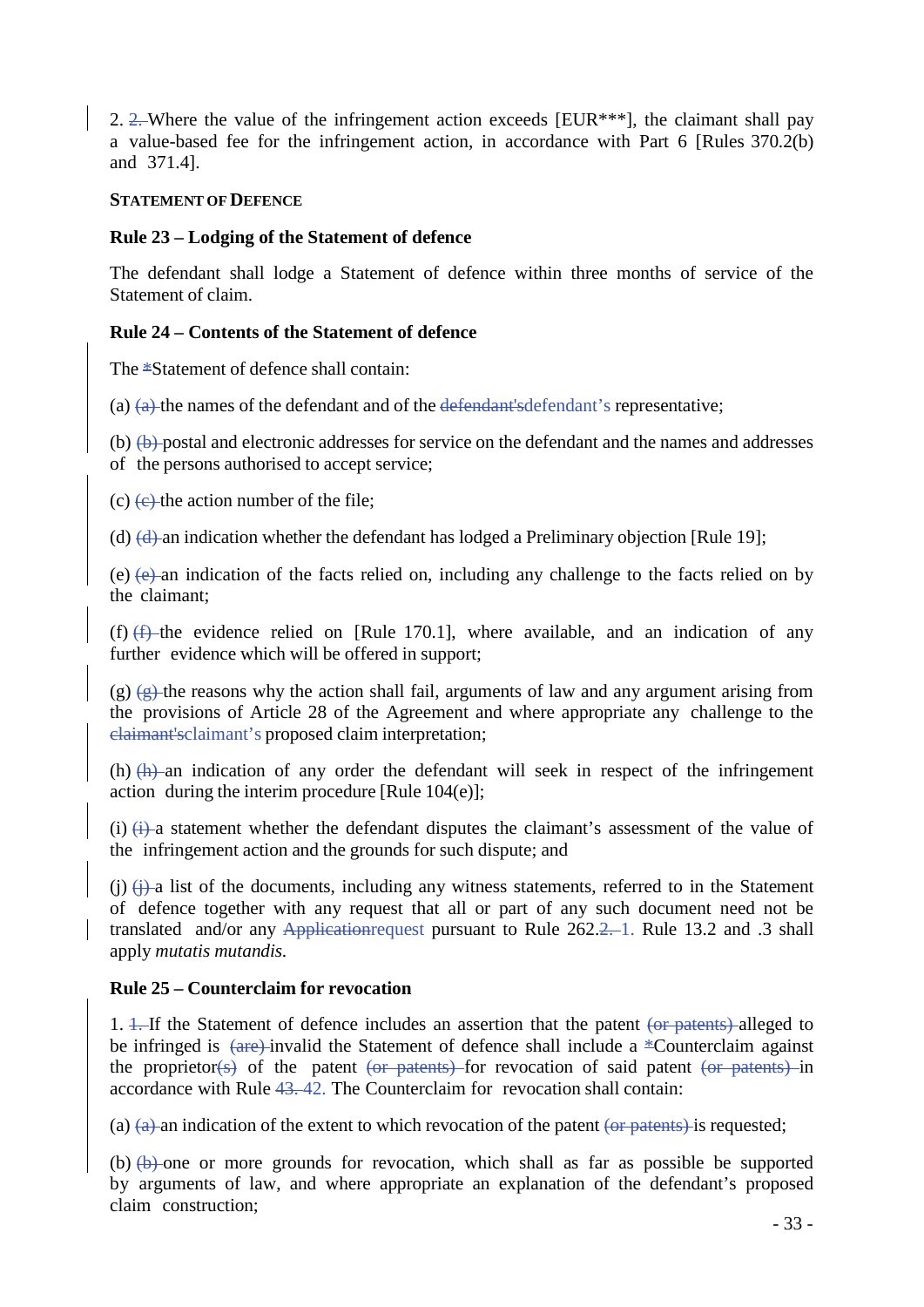2. 2. Where the value of the infringement action exceeds [EUR***], the claimant shall pay a value-based fee for the infringement action, in accordance with Part 6 [Rules 370.2(b) and 371.4].

**STATEMENT OF DEFENCE**

**Rule 23 – Lodging of the Statement of defence**

The defendant shall lodge a Statement of defence within three months of service of the Statement of claim.

**Rule 24 – Contents of the Statement of defence**

The *Statement of defence shall contain:

(a) (a) the names of the defendant and of the defendant'sdefendant's representative;

(b) (b) postal and electronic addresses for service on the defendant and the names and addresses of the persons authorised to accept service;

(c) (c) the action number of the file;

(d) (d) an indication whether the defendant has lodged a Preliminary objection [Rule 19];

(e) (e) an indication of the facts relied on, including any challenge to the facts relied on by the claimant;

(f) (f) the evidence relied on [Rule 170.1], where available, and an indication of any further evidence which will be offered in support;

(g) (g) the reasons why the action shall fail, arguments of law and any argument arising from the provisions of Article 28 of the Agreement and where appropriate any challenge to the claimant'sclaimant's proposed claim interpretation;

(h) (h) an indication of any order the defendant will seek in respect of the infringement action during the interim procedure [Rule 104(e)];

(i) (i) a statement whether the defendant disputes the claimant's assessment of the value of the infringement action and the grounds for such dispute; and

(j) (j) a list of the documents, including any witness statements, referred to in the Statement of defence together with any request that all or part of any such document need not be translated and/or any Applicationrequest pursuant to Rule 262.2. 1. Rule 13.2 and .3 shall apply *mutatis mutandis.*

**Rule 25 – Counterclaim for revocation**

1. 1. If the Statement of defence includes an assertion that the patent (or patents) alleged to be infringed is (are) invalid the Statement of defence shall include a *Counterclaim against the proprietor(s) of the patent (or patents) for revocation of said patent (or patents) in accordance with Rule 43. 42. The Counterclaim for revocation shall contain:

(a) (a) an indication of the extent to which revocation of the patent (or patents) is requested;

(b) (b) one or more grounds for revocation, which shall as far as possible be supported by arguments of law, and where appropriate an explanation of the defendant's proposed claim construction;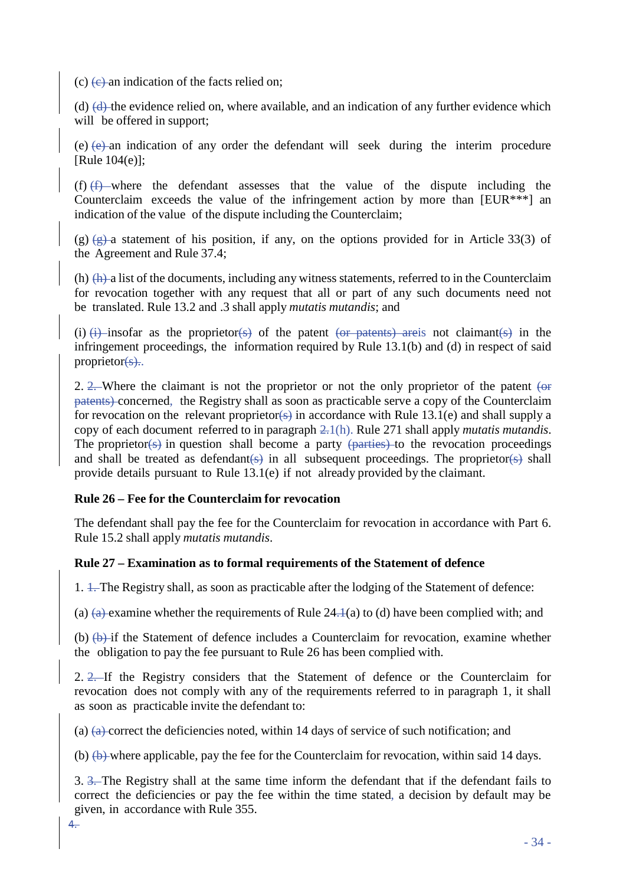(c) ~~(c)~~ an indication of the facts relied on;

(d) ~~(d)~~ the evidence relied on, where available, and an indication of any further evidence which will be offered in support;

(e) ~~(e)~~ an indication of any order the defendant will seek during the interim procedure [Rule 104(e)];

(f) ~~(f)~~ where the defendant assesses that the value of the dispute including the Counterclaim exceeds the value of the infringement action by more than [EUR***] an indication of the value of the dispute including the Counterclaim;

(g) ~~(g)~~ a statement of his position, if any, on the options provided for in Article 33(3) of the Agreement and Rule 37.4;

(h) ~~(h)~~ a list of the documents, including any witness statements, referred to in the Counterclaim for revocation together with any request that all or part of any such documents need not be translated. Rule 13.2 and .3 shall apply *mutatis mutandis*; and

(i) ~~(i)~~ insofar as the proprietor~~(s)~~ of the patent ~~(or patents) are~~is not claimant~~(s)~~ in the infringement proceedings, the information required by Rule 13.1(b) and (d) in respect of said proprietor~~(s).~~.

2. ~~2.~~ Where the claimant is not the proprietor or not the only proprietor of the patent ~~(or patents)~~ concerned, the Registry shall as soon as practicable serve a copy of the Counterclaim for revocation on the relevant proprietor~~(s)~~ in accordance with Rule 13.1(e) and shall supply a copy of each document referred to in paragraph ~~2.~~1(h). Rule 271 shall apply *mutatis mutandis*. The proprietor~~(s)~~ in question shall become a party ~~(parties)~~ to the revocation proceedings and shall be treated as defendant~~(s)~~ in all subsequent proceedings. The proprietor~~(s)~~ shall provide details pursuant to Rule 13.1(e) if not already provided by the claimant.

**Rule 26 – Fee for the Counterclaim for revocation**

The defendant shall pay the fee for the Counterclaim for revocation in accordance with Part 6. Rule 15.2 shall apply *mutatis mutandis*.

**Rule 27 – Examination as to formal requirements of the Statement of defence**

1. ~~1.~~ The Registry shall, as soon as practicable after the lodging of the Statement of defence:

(a) ~~(a)~~ examine whether the requirements of Rule 24~~.1~~(a) to (d) have been complied with; and

(b) ~~(b)~~ if the Statement of defence includes a Counterclaim for revocation, examine whether the obligation to pay the fee pursuant to Rule 26 has been complied with.

2. ~~2.~~ If the Registry considers that the Statement of defence or the Counterclaim for revocation does not comply with any of the requirements referred to in paragraph 1, it shall as soon as practicable invite the defendant to:

(a) ~~(a)~~ correct the deficiencies noted, within 14 days of service of such notification; and

(b) ~~(b)~~ where applicable, pay the fee for the Counterclaim for revocation, within said 14 days.

3. ~~3.~~ The Registry shall at the same time inform the defendant that if the defendant fails to correct the deficiencies or pay the fee within the time stated, a decision by default may be given, in accordance with Rule 355.

~~4.~~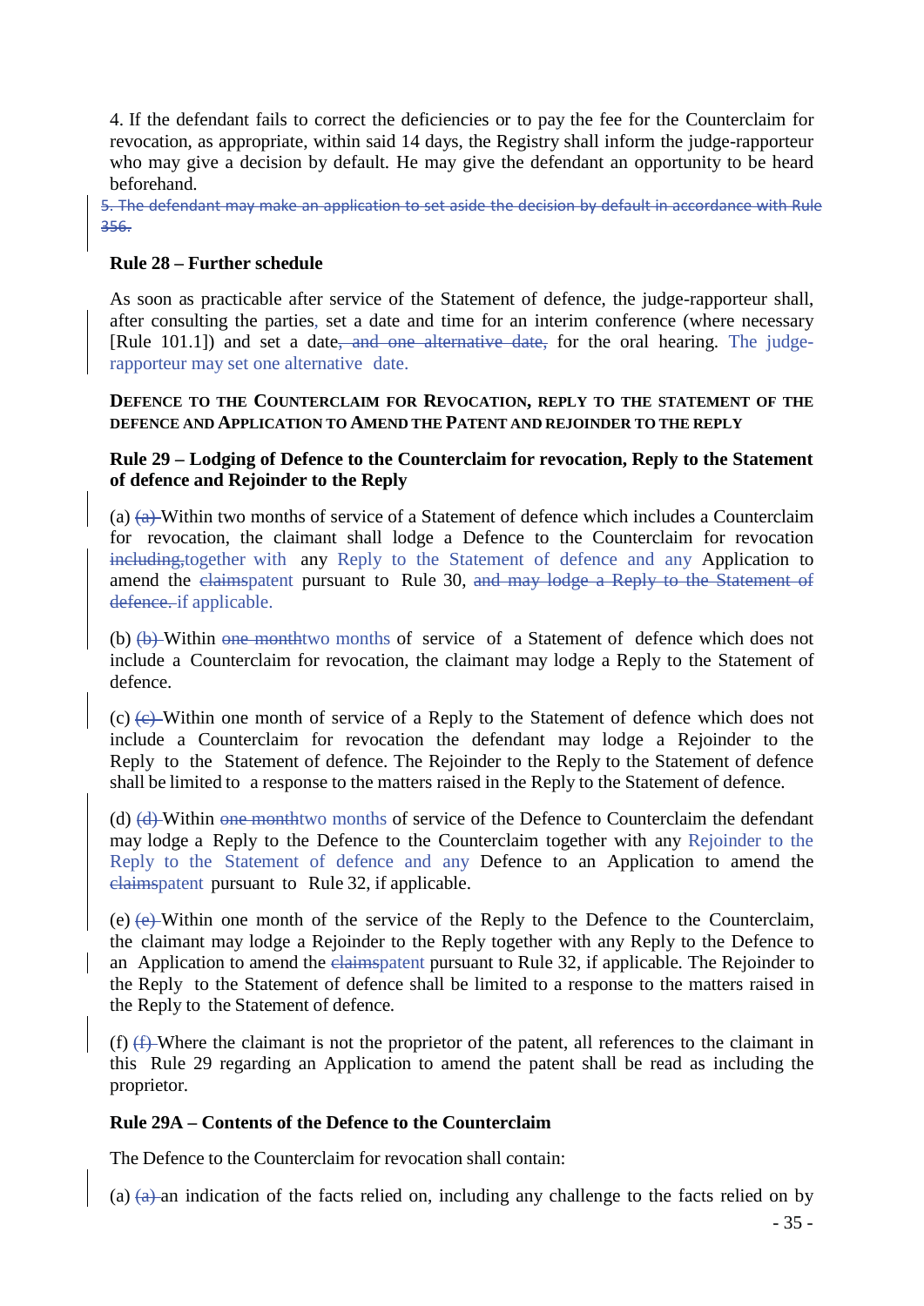4. If the defendant fails to correct the deficiencies or to pay the fee for the Counterclaim for revocation, as appropriate, within said 14 days, the Registry shall inform the judge-rapporteur who may give a decision by default. He may give the defendant an opportunity to be heard beforehand.

~~5. The defendant may make an application to set aside the decision by default in accordance with Rule 356.~~

**Rule 28 – Further schedule**

As soon as practicable after service of the Statement of defence, the judge-rapporteur shall, after consulting the parties, set a date and time for an interim conference (where necessary [Rule 101.1]) and set a date~~, and one alternative date,~~ for the oral hearing. The judge-rapporteur may set one alternative date.

**DEFENCE TO THE COUNTERCLAIM FOR REVOCATION, REPLY TO THE STATEMENT OF THE DEFENCE AND APPLICATION TO AMEND THE PATENT AND REJOINDER TO THE REPLY**

**Rule 29 – Lodging of Defence to the Counterclaim for revocation, Reply to the Statement of defence and Rejoinder to the Reply**

(a) ~~(a)~~ Within two months of service of a Statement of defence which includes a Counterclaim for revocation, the claimant shall lodge a Defence to the Counterclaim for revocation ~~including,~~together with any Reply to the Statement of defence and any Application to amend the ~~claims~~patent pursuant to Rule 30, ~~and may lodge a Reply to the Statement of defence.~~ if applicable.

(b) ~~(b)~~ Within ~~one month~~two months of service of a Statement of defence which does not include a Counterclaim for revocation, the claimant may lodge a Reply to the Statement of defence.

(c) ~~(c)~~ Within one month of service of a Reply to the Statement of defence which does not include a Counterclaim for revocation the defendant may lodge a Rejoinder to the Reply to the Statement of defence. The Rejoinder to the Reply to the Statement of defence shall be limited to a response to the matters raised in the Reply to the Statement of defence.

(d) ~~(d)~~ Within ~~one month~~two months of service of the Defence to Counterclaim the defendant may lodge a Reply to the Defence to the Counterclaim together with any Rejoinder to the Reply to the Statement of defence and any Defence to an Application to amend the ~~claims~~patent pursuant to Rule 32, if applicable.

(e) ~~(e)~~ Within one month of the service of the Reply to the Defence to the Counterclaim, the claimant may lodge a Rejoinder to the Reply together with any Reply to the Defence to an Application to amend the ~~claims~~patent pursuant to Rule 32, if applicable. The Rejoinder to the Reply to the Statement of defence shall be limited to a response to the matters raised in the Reply to the Statement of defence.

(f) ~~(f)~~ Where the claimant is not the proprietor of the patent, all references to the claimant in this Rule 29 regarding an Application to amend the patent shall be read as including the proprietor.

**Rule 29A – Contents of the Defence to the Counterclaim**

The Defence to the Counterclaim for revocation shall contain:

(a) ~~(a)~~ an indication of the facts relied on, including any challenge to the facts relied on by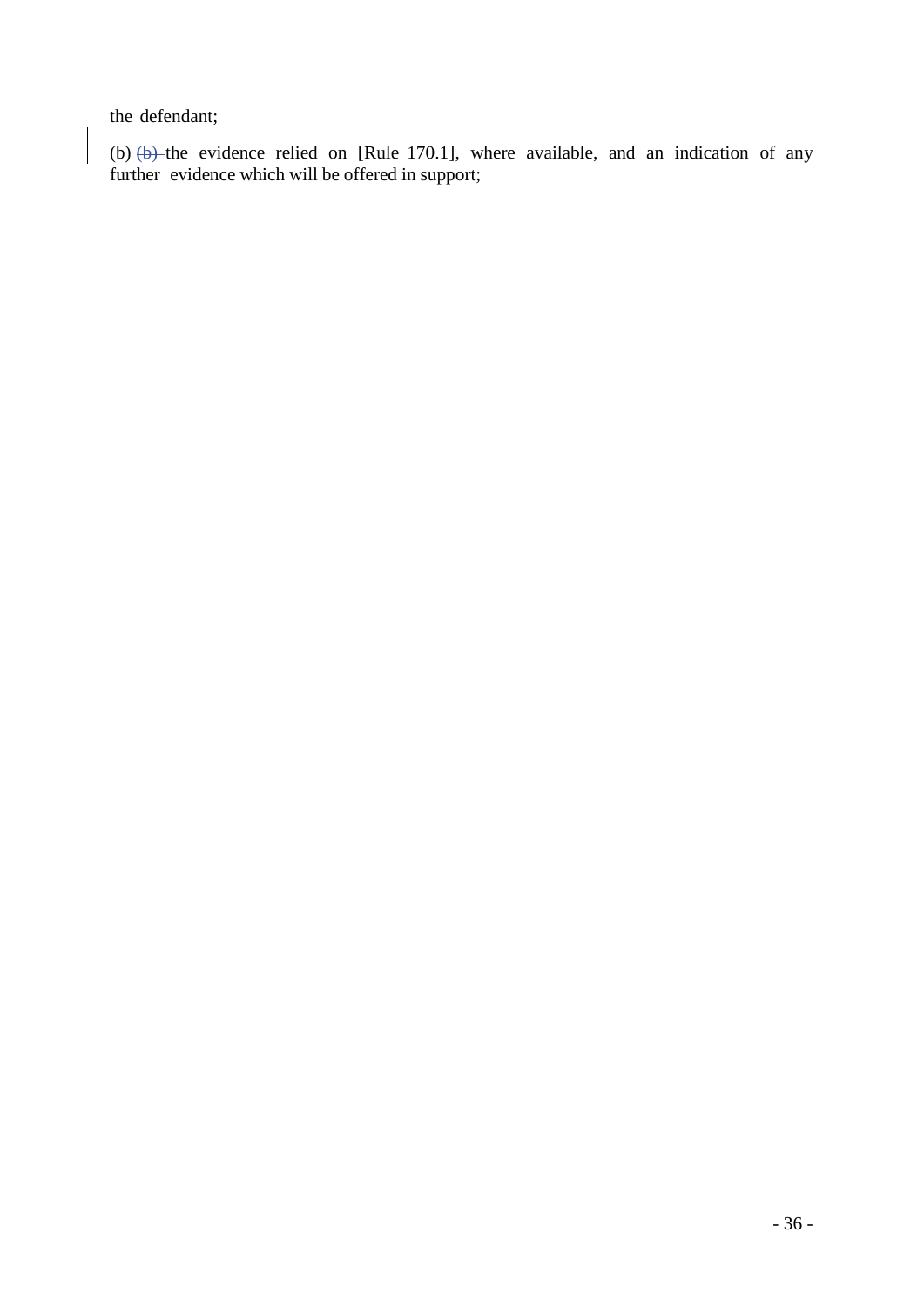the defendant;

(b) ~~(b)~~ the evidence relied on [Rule 170.1], where available, and an indication of any further evidence which will be offered in support;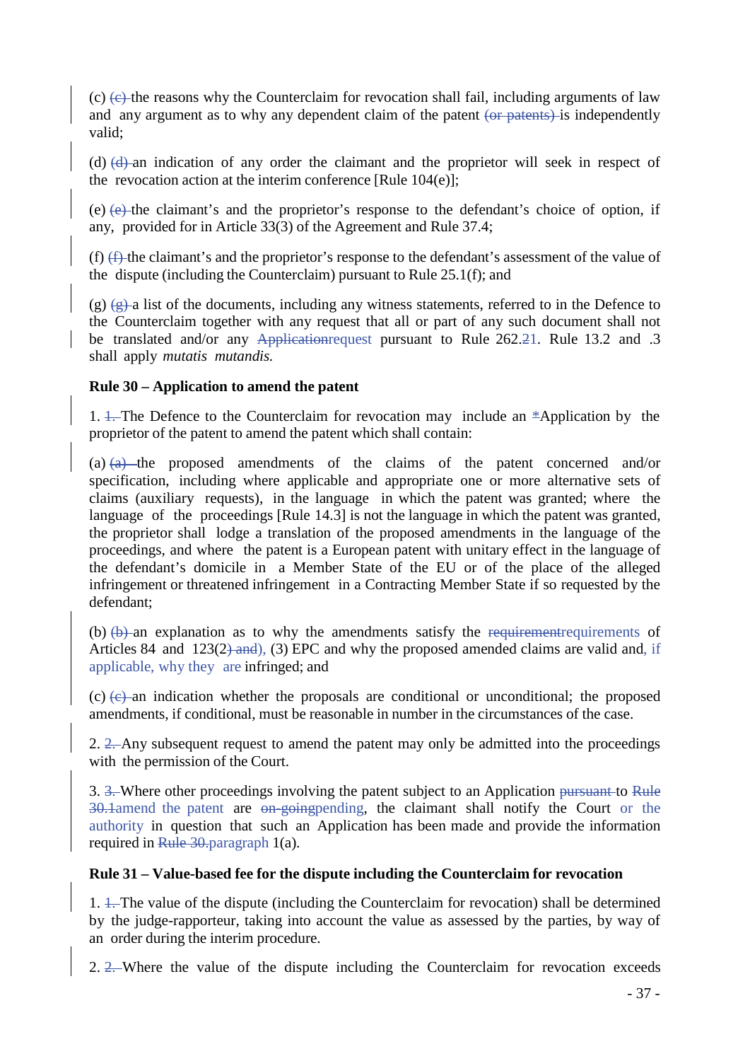(c) ~~(c)~~ the reasons why the Counterclaim for revocation shall fail, including arguments of law and any argument as to why any dependent claim of the patent ~~(or patents)~~ is independently valid;

(d) ~~(d)~~ an indication of any order the claimant and the proprietor will seek in respect of the revocation action at the interim conference [Rule 104(e)];

(e) ~~(e)~~ the claimant's and the proprietor's response to the defendant's choice of option, if any, provided for in Article 33(3) of the Agreement and Rule 37.4;

(f) ~~(f)~~ the claimant's and the proprietor's response to the defendant's assessment of the value of the dispute (including the Counterclaim) pursuant to Rule 25.1(f); and

(g) ~~(g)~~ a list of the documents, including any witness statements, referred to in the Defence to the Counterclaim together with any request that all or part of any such document shall not be translated and/or any ~~Application~~request pursuant to Rule 262.~~2~~1. Rule 13.2 and .3 shall apply *mutatis mutandis.*

**Rule 30 – Application to amend the patent**

1. ~~1.~~ The Defence to the Counterclaim for revocation may include an *Application by the proprietor of the patent to amend the patent which shall contain:

(a) ~~(a)~~ the proposed amendments of the claims of the patent concerned and/or specification, including where applicable and appropriate one or more alternative sets of claims (auxiliary requests), in the language in which the patent was granted; where the language of the proceedings [Rule 14.3] is not the language in which the patent was granted, the proprietor shall lodge a translation of the proposed amendments in the language of the proceedings, and where the patent is a European patent with unitary effect in the language of the defendant's domicile in a Member State of the EU or of the place of the alleged infringement or threatened infringement in a Contracting Member State if so requested by the defendant;

(b) ~~(b)~~ an explanation as to why the amendments satisfy the ~~requirement~~requirements of Articles 84 and 123(2~~) and~~), (3) EPC and why the proposed amended claims are valid and, if applicable, why they are infringed; and

(c) ~~(c)~~ an indication whether the proposals are conditional or unconditional; the proposed amendments, if conditional, must be reasonable in number in the circumstances of the case.

2. ~~2.~~ Any subsequent request to amend the patent may only be admitted into the proceedings with the permission of the Court.

3. ~~3.~~ Where other proceedings involving the patent subject to an Application ~~pursuant~~ to ~~Rule 30.1~~amend the patent are ~~on-going~~pending, the claimant shall notify the Court or the authority in question that such an Application has been made and provide the information required in ~~Rule 30.~~paragraph 1(a).

**Rule 31 – Value-based fee for the dispute including the Counterclaim for revocation**

1. ~~1.~~ The value of the dispute (including the Counterclaim for revocation) shall be determined by the judge-rapporteur, taking into account the value as assessed by the parties, by way of an order during the interim procedure.

2. ~~2.~~ Where the value of the dispute including the Counterclaim for revocation exceeds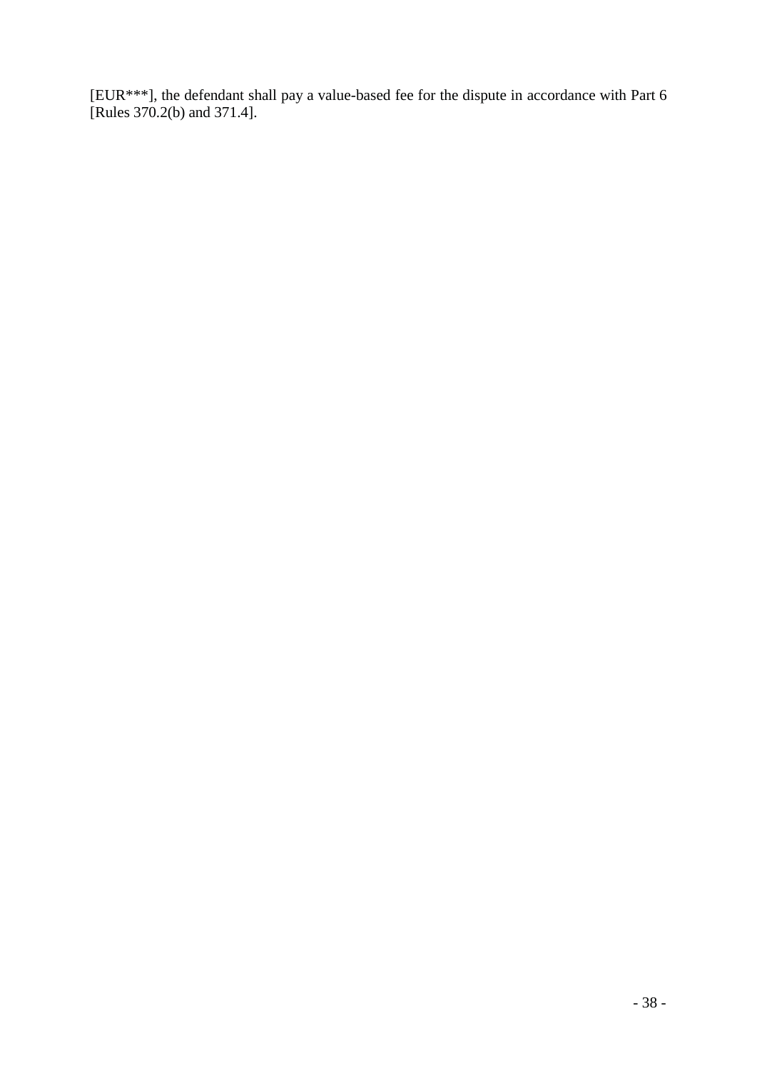[EUR***], the defendant shall pay a value-based fee for the dispute in accordance with Part 6 [Rules 370.2(b) and 371.4].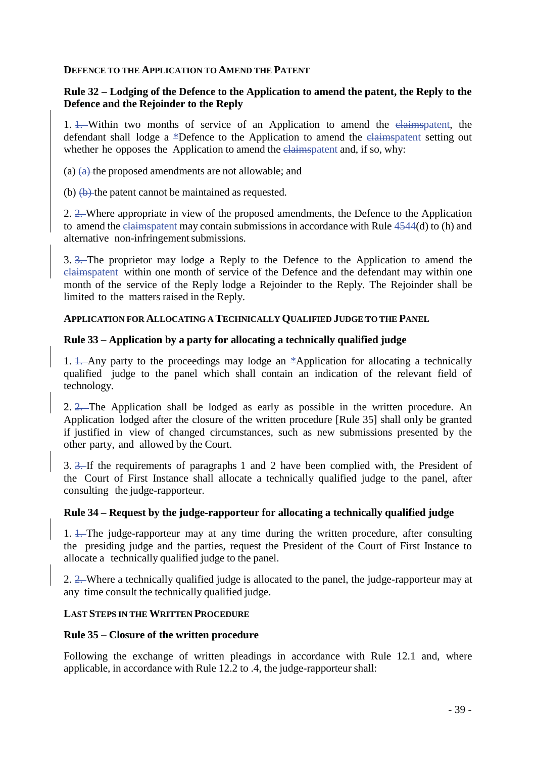**DEFENCE TO THE APPLICATION TO AMEND THE PATENT**

**Rule 32 – Lodging of the Defence to the Application to amend the patent, the Reply to the Defence and the Rejoinder to the Reply**

1. ~~1.~~ Within two months of service of an Application to amend the ~~claims~~patent, the defendant shall lodge a *Defence to the Application to amend the ~~claims~~patent setting out whether he opposes the Application to amend the ~~claims~~patent and, if so, why:

(a) ~~(a)~~ the proposed amendments are not allowable; and

(b) ~~(b)~~ the patent cannot be maintained as requested.

2. ~~2.~~ Where appropriate in view of the proposed amendments, the Defence to the Application to amend the ~~claims~~patent may contain submissions in accordance with Rule ~~45~~44(d) to (h) and alternative non-infringement submissions.

3. ~~3.~~ The proprietor may lodge a Reply to the Defence to the Application to amend the ~~claims~~patent within one month of service of the Defence and the defendant may within one month of the service of the Reply lodge a Rejoinder to the Reply. The Rejoinder shall be limited to the matters raised in the Reply.

**APPLICATION FOR ALLOCATING A TECHNICALLY QUALIFIED JUDGE TO THE PANEL**

**Rule 33 – Application by a party for allocating a technically qualified judge**

1. ~~1.~~ Any party to the proceedings may lodge an *Application for allocating a technically qualified judge to the panel which shall contain an indication of the relevant field of technology.

2. ~~2.~~ The Application shall be lodged as early as possible in the written procedure. An Application lodged after the closure of the written procedure [Rule 35] shall only be granted if justified in view of changed circumstances, such as new submissions presented by the other party, and allowed by the Court.

3. ~~3.~~ If the requirements of paragraphs 1 and 2 have been complied with, the President of the Court of First Instance shall allocate a technically qualified judge to the panel, after consulting the judge-rapporteur.

**Rule 34 – Request by the judge-rapporteur for allocating a technically qualified judge**

1. ~~1.~~ The judge-rapporteur may at any time during the written procedure, after consulting the presiding judge and the parties, request the President of the Court of First Instance to allocate a technically qualified judge to the panel.

2. ~~2.~~ Where a technically qualified judge is allocated to the panel, the judge-rapporteur may at any time consult the technically qualified judge.

**LAST STEPS IN THE WRITTEN PROCEDURE**

**Rule 35 – Closure of the written procedure**

Following the exchange of written pleadings in accordance with Rule 12.1 and, where applicable, in accordance with Rule 12.2 to .4, the judge-rapporteur shall: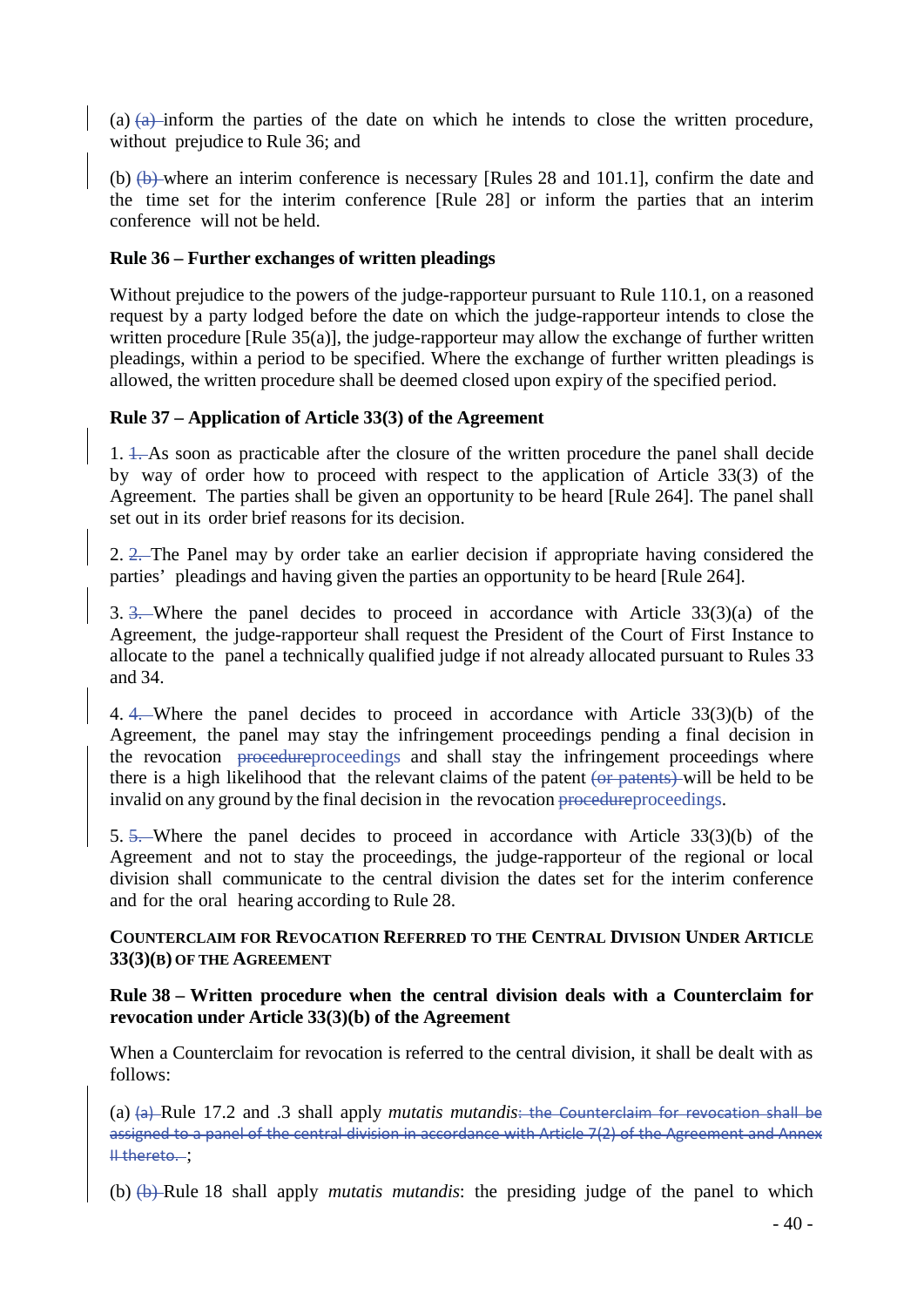(a) ~~(a)~~ inform the parties of the date on which he intends to close the written procedure, without prejudice to Rule 36; and

(b) ~~(b)~~ where an interim conference is necessary [Rules 28 and 101.1], confirm the date and the time set for the interim conference [Rule 28] or inform the parties that an interim conference will not be held.

**Rule 36 – Further exchanges of written pleadings**

Without prejudice to the powers of the judge-rapporteur pursuant to Rule 110.1, on a reasoned request by a party lodged before the date on which the judge-rapporteur intends to close the written procedure [Rule 35(a)], the judge-rapporteur may allow the exchange of further written pleadings, within a period to be specified. Where the exchange of further written pleadings is allowed, the written procedure shall be deemed closed upon expiry of the specified period.

**Rule 37 – Application of Article 33(3) of the Agreement**

1. ~~1.~~ As soon as practicable after the closure of the written procedure the panel shall decide by way of order how to proceed with respect to the application of Article 33(3) of the Agreement. The parties shall be given an opportunity to be heard [Rule 264]. The panel shall set out in its order brief reasons for its decision.

2. ~~2.~~ The Panel may by order take an earlier decision if appropriate having considered the parties' pleadings and having given the parties an opportunity to be heard [Rule 264].

3. ~~3.~~ Where the panel decides to proceed in accordance with Article 33(3)(a) of the Agreement, the judge-rapporteur shall request the President of the Court of First Instance to allocate to the panel a technically qualified judge if not already allocated pursuant to Rules 33 and 34.

4. ~~4.~~ Where the panel decides to proceed in accordance with Article 33(3)(b) of the Agreement, the panel may stay the infringement proceedings pending a final decision in the revocation ~~procedure~~proceedings and shall stay the infringement proceedings where there is a high likelihood that the relevant claims of the patent ~~(or patents)~~ will be held to be invalid on any ground by the final decision in the revocation ~~procedure~~proceedings.

5. ~~5.~~ Where the panel decides to proceed in accordance with Article 33(3)(b) of the Agreement and not to stay the proceedings, the judge-rapporteur of the regional or local division shall communicate to the central division the dates set for the interim conference and for the oral hearing according to Rule 28.

**COUNTERCLAIM FOR REVOCATION REFERRED TO THE CENTRAL DIVISION UNDER ARTICLE 33(3)(B) OF THE AGREEMENT**

**Rule 38 – Written procedure when the central division deals with a Counterclaim for revocation under Article 33(3)(b) of the Agreement**

When a Counterclaim for revocation is referred to the central division, it shall be dealt with as follows:

(a) ~~(a)~~ Rule 17.2 and .3 shall apply *mutatis mutandis*~~: the Counterclaim for revocation shall be assigned to a panel of the central division in accordance with Article 7(2) of the Agreement and Annex II thereto.~~ ;

(b) ~~(b)~~ Rule 18 shall apply *mutatis mutandis*: the presiding judge of the panel to which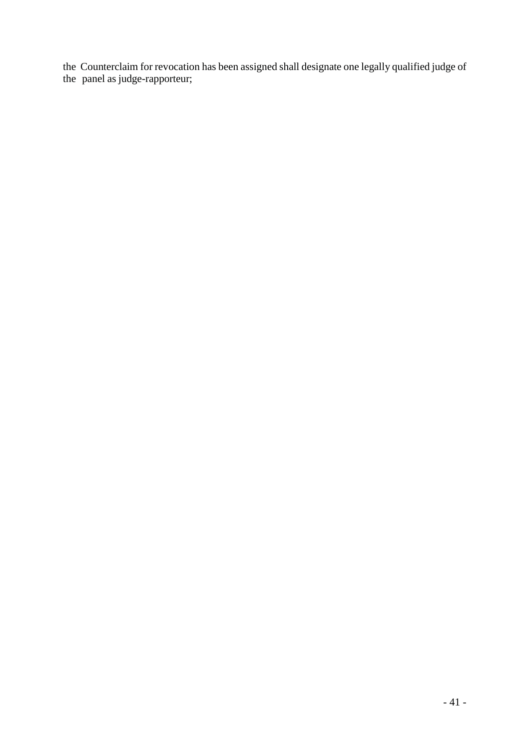the Counterclaim for revocation has been assigned shall designate one legally qualified judge of the panel as judge-rapporteur;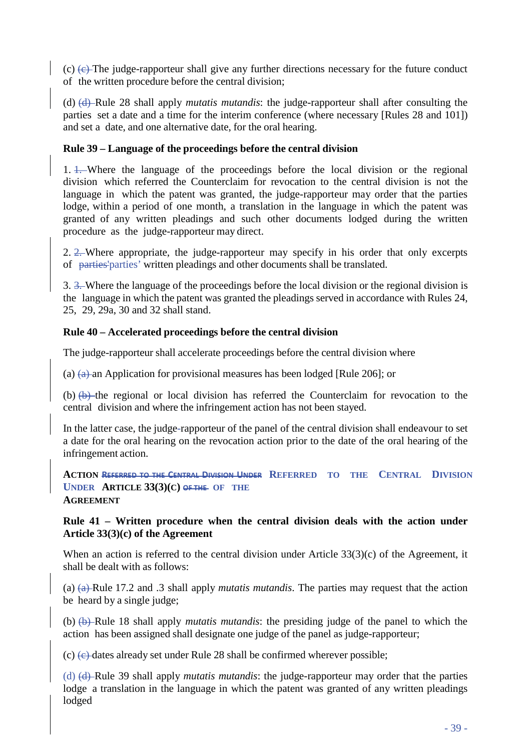(c) ~~(c)~~ The judge-rapporteur shall give any further directions necessary for the future conduct of the written procedure before the central division;

(d) ~~(d)~~ Rule 28 shall apply *mutatis mutandis*: the judge-rapporteur shall after consulting the parties set a date and a time for the interim conference (where necessary [Rules 28 and 101]) and set a date, and one alternative date, for the oral hearing.

**Rule 39 – Language of the proceedings before the central division**

1. ~~1.~~ Where the language of the proceedings before the local division or the regional division which referred the Counterclaim for revocation to the central division is not the language in which the patent was granted, the judge-rapporteur may order that the parties lodge, within a period of one month, a translation in the language in which the patent was granted of any written pleadings and such other documents lodged during the written procedure as the judge-rapporteur may direct.

2. ~~2.~~ Where appropriate, the judge-rapporteur may specify in his order that only excerpts of ~~parties'~~parties' written pleadings and other documents shall be translated.

3. ~~3.~~ Where the language of the proceedings before the local division or the regional division is the language in which the patent was granted the pleadings served in accordance with Rules 24, 25, 29, 29a, 30 and 32 shall stand.

**Rule 40 – Accelerated proceedings before the central division**

The judge-rapporteur shall accelerate proceedings before the central division where

(a) ~~(a)~~ an Application for provisional measures has been lodged [Rule 206]; or

(b) ~~(b)~~ the regional or local division has referred the Counterclaim for revocation to the central division and where the infringement action has not been stayed.

In the latter case, the judge-rapporteur of the panel of the central division shall endeavour to set a date for the oral hearing on the revocation action prior to the date of the oral hearing of the infringement action.

**ACTION ~~REFERRED TO THE CENTRAL DIVISION UNDER~~ REFERRED TO THE CENTRAL DIVISION UNDER ARTICLE 33(3)(C) ~~OF THE~~ OF THE AGREEMENT**

**Rule 41 – Written procedure when the central division deals with the action under Article 33(3)(c) of the Agreement**

When an action is referred to the central division under Article 33(3)(c) of the Agreement, it shall be dealt with as follows:

(a) ~~(a)~~ Rule 17.2 and .3 shall apply *mutatis mutandis*. The parties may request that the action be heard by a single judge;

(b) ~~(b)~~ Rule 18 shall apply *mutatis mutandis*: the presiding judge of the panel to which the action has been assigned shall designate one judge of the panel as judge-rapporteur;

(c) ~~(c)~~ dates already set under Rule 28 shall be confirmed wherever possible;

(d) ~~(d)~~ Rule 39 shall apply *mutatis mutandis*: the judge-rapporteur may order that the parties lodge a translation in the language in which the patent was granted of any written pleadings lodged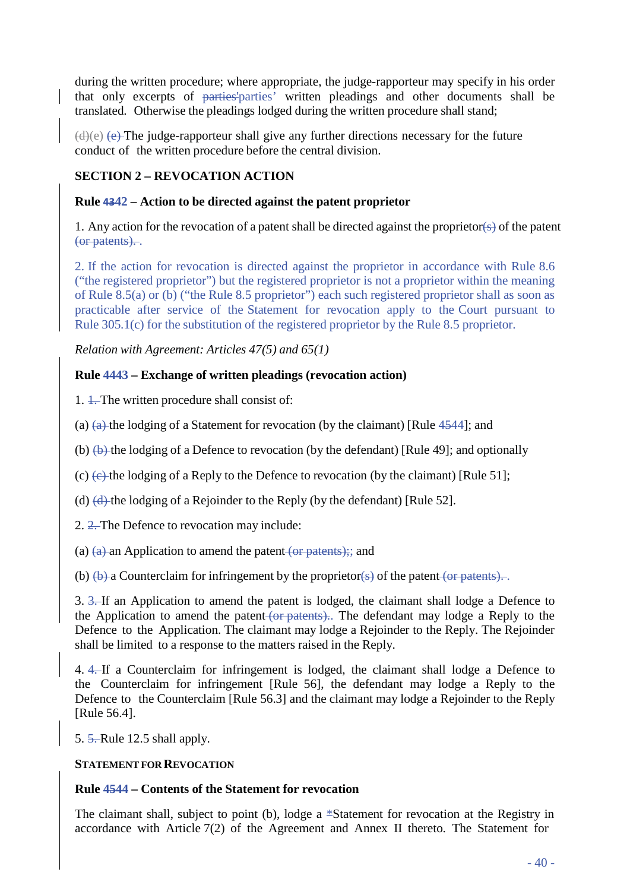during the written procedure; where appropriate, the judge-rapporteur may specify in his order that only excerpts of partiesʼparties' written pleadings and other documents shall be translated. Otherwise the pleadings lodged during the written procedure shall stand;

(d)(e) (e) The judge-rapporteur shall give any further directions necessary for the future conduct of the written procedure before the central division.

**SECTION 2 – REVOCATION ACTION**

**Rule 4342 – Action to be directed against the patent proprietor**

1. Any action for the revocation of a patent shall be directed against the proprietor(s) of the patent (or patents). .

2. If the action for revocation is directed against the proprietor in accordance with Rule 8.6 ("the registered proprietor") but the registered proprietor is not a proprietor within the meaning of Rule 8.5(a) or (b) ("the Rule 8.5 proprietor") each such registered proprietor shall as soon as practicable after service of the Statement for revocation apply to the Court pursuant to Rule 305.1(c) for the substitution of the registered proprietor by the Rule 8.5 proprietor.

*Relation with Agreement: Articles 47(5) and 65(1)*

**Rule 4443 – Exchange of written pleadings (revocation action)**

1. 1. The written procedure shall consist of:

(a) (a) the lodging of a Statement for revocation (by the claimant) [Rule 4544]; and

(b) (b) the lodging of a Defence to revocation (by the defendant) [Rule 49]; and optionally

(c) (c) the lodging of a Reply to the Defence to revocation (by the claimant) [Rule 51];

(d) (d) the lodging of a Rejoinder to the Reply (by the defendant) [Rule 52].

2. 2. The Defence to revocation may include:

(a) (a) an Application to amend the patent (or patents);; and

(b) (b) a Counterclaim for infringement by the proprietor(s) of the patent (or patents). .

3. 3. If an Application to amend the patent is lodged, the claimant shall lodge a Defence to the Application to amend the patent (or patents).. The defendant may lodge a Reply to the Defence to the Application. The claimant may lodge a Rejoinder to the Reply. The Rejoinder shall be limited to a response to the matters raised in the Reply.

4. 4. If a Counterclaim for infringement is lodged, the claimant shall lodge a Defence to the Counterclaim for infringement [Rule 56], the defendant may lodge a Reply to the Defence to the Counterclaim [Rule 56.3] and the claimant may lodge a Rejoinder to the Reply [Rule 56.4].

5. 5. Rule 12.5 shall apply.

**STATEMENT FOR REVOCATION**

**Rule 4544 – Contents of the Statement for revocation**

The claimant shall, subject to point (b), lodge a *Statement for revocation at the Registry in accordance with Article 7(2) of the Agreement and Annex II thereto. The Statement for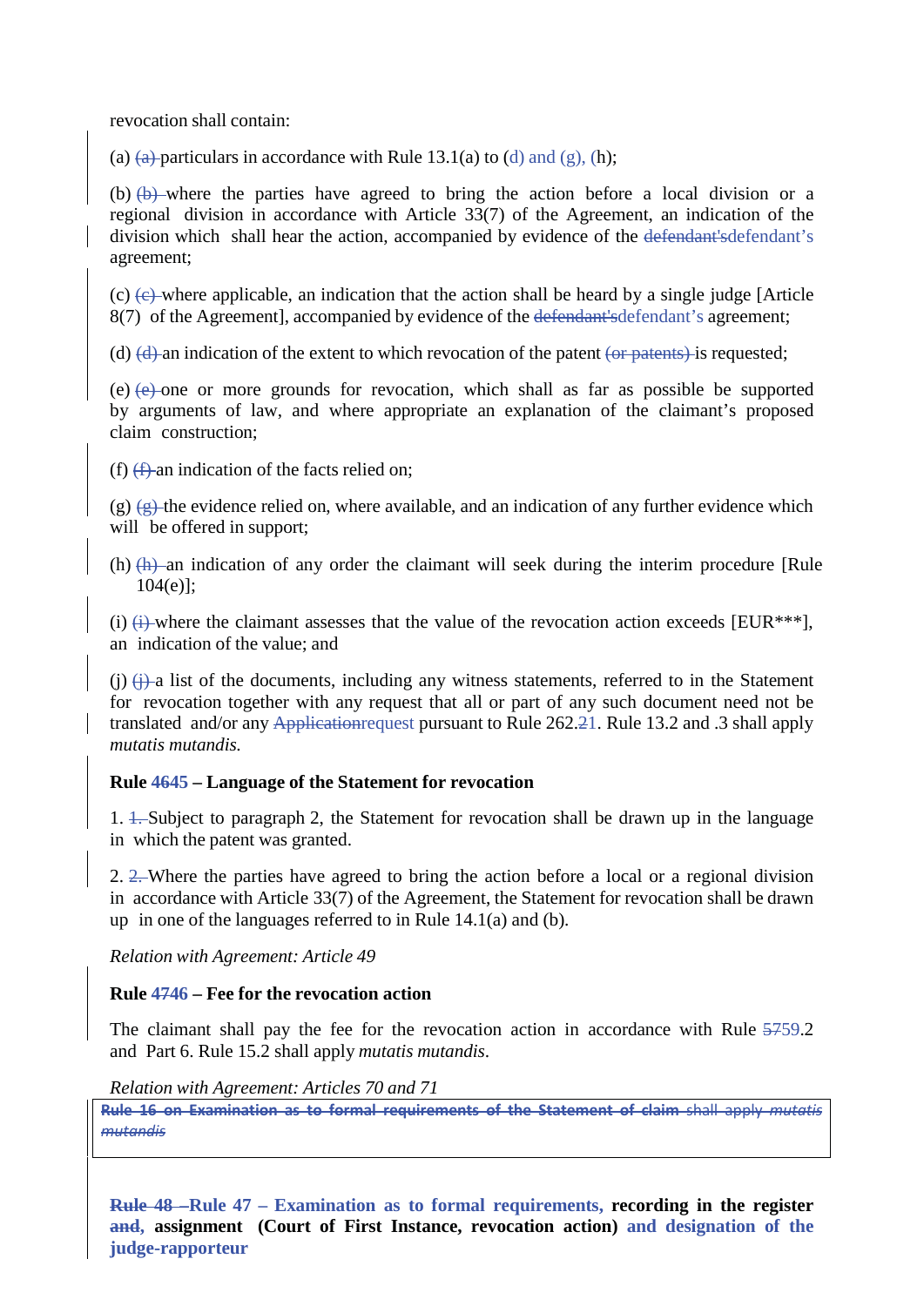revocation shall contain:

(a) ~~(a)~~ particulars in accordance with Rule 13.1(a) to (d) and (g), (h);

(b) ~~(b)~~ where the parties have agreed to bring the action before a local division or a regional division in accordance with Article 33(7) of the Agreement, an indication of the division which shall hear the action, accompanied by evidence of the ~~defendant's~~defendant's agreement;

(c) ~~(c)~~ where applicable, an indication that the action shall be heard by a single judge [Article 8(7) of the Agreement], accompanied by evidence of the ~~defendant's~~defendant's agreement;

(d) ~~(d)~~ an indication of the extent to which revocation of the patent ~~(or patents)~~ is requested;

(e) ~~(e)~~ one or more grounds for revocation, which shall as far as possible be supported by arguments of law, and where appropriate an explanation of the claimant's proposed claim construction;

(f) ~~(f)~~ an indication of the facts relied on;

(g) ~~(g)~~ the evidence relied on, where available, and an indication of any further evidence which will be offered in support;

(h) ~~(h)~~ an indication of any order the claimant will seek during the interim procedure [Rule 104(e)];

(i) ~~(i)~~ where the claimant assesses that the value of the revocation action exceeds [EUR***], an indication of the value; and

(j) ~~(j)~~ a list of the documents, including any witness statements, referred to in the Statement for revocation together with any request that all or part of any such document need not be translated and/or any ~~Application~~request pursuant to Rule 262.~~2~~1. Rule 13.2 and .3 shall apply *mutatis mutandis.*

**Rule ~~46~~45 – Language of the Statement for revocation**

1. ~~1.~~ Subject to paragraph 2, the Statement for revocation shall be drawn up in the language in which the patent was granted.

2. ~~2.~~ Where the parties have agreed to bring the action before a local or a regional division in accordance with Article 33(7) of the Agreement, the Statement for revocation shall be drawn up in one of the languages referred to in Rule 14.1(a) and (b).

*Relation with Agreement: Article 49*

**Rule ~~47~~46 – Fee for the revocation action**

The claimant shall pay the fee for the revocation action in accordance with Rule ~~57~~59.2 and Part 6. Rule 15.2 shall apply *mutatis mutandis*.

*Relation with Agreement: Articles 70 and 71*

~~**Rule 16 on Examination as to formal requirements of the Statement of claim** shall apply *mutatis mutandis*~~

**~~Rule 48 –~~Rule 47 – Examination as to formal requirements, recording in the register ~~and~~, assignment (Court of First Instance, revocation action) and designation of the judge-rapporteur**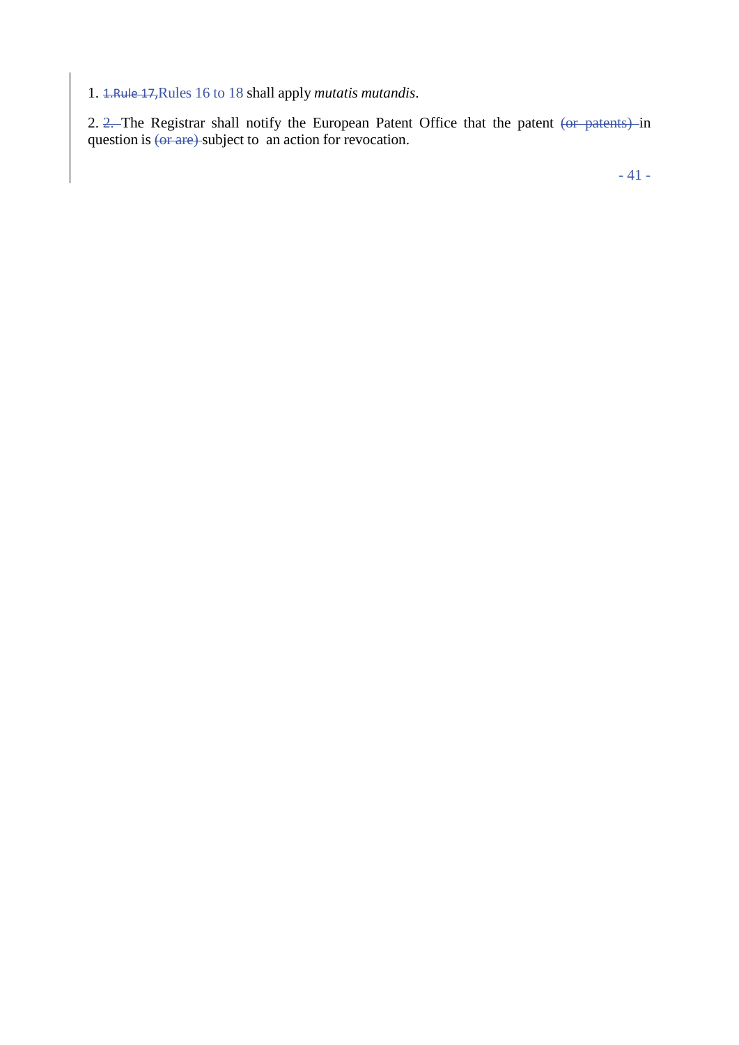1. ~~1.Rule 17,~~Rules 16 to 18 shall apply *mutatis mutandis*.

2. ~~2.~~ The Registrar shall notify the European Patent Office that the patent ~~(or patents)~~ in question is ~~(or are)~~ subject to an action for revocation.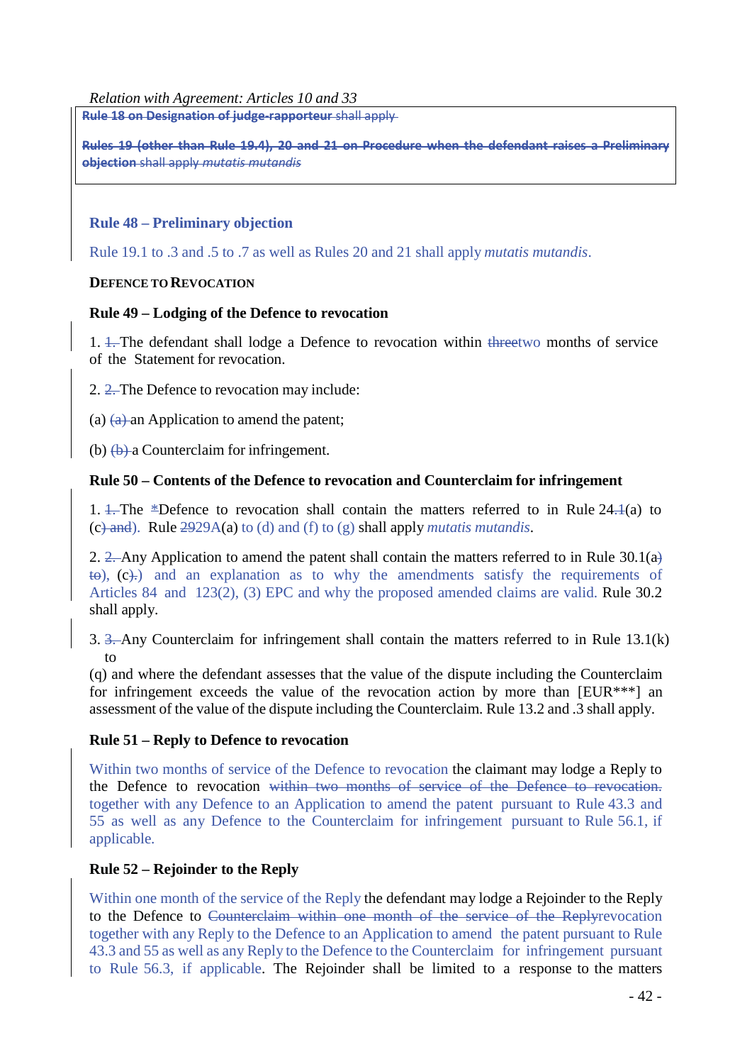*Relation with Agreement: Articles 10 and 33*

> ~~**Rule 18 on Designation of judge-rapporteur** shall apply~~
>
> ~~**Rules 19 (other than Rule 19.4), 20 and 21 on Procedure when the defendant raises a Preliminary objection** shall apply *mutatis mutandis*~~

### Rule 48 – Preliminary objection

Rule 19.1 to .3 and .5 to .7 as well as Rules 20 and 21 shall apply *mutatis mutandis*.

**DEFENCE TO REVOCATION**

### Rule 49 – Lodging of the Defence to revocation

1. ~~1.~~ The defendant shall lodge a Defence to revocation within ~~three~~two months of service of the Statement for revocation.

2. ~~2.~~ The Defence to revocation may include:

(a) ~~(a)~~ an Application to amend the patent;

(b) ~~(b)~~ a Counterclaim for infringement.

### Rule 50 – Contents of the Defence to revocation and Counterclaim for infringement

1. ~~1.~~ The ~~*~~Defence to revocation shall contain the matters referred to in Rule 24.~~1~~(a) to (c~~) and~~). Rule ~~29~~29A(a) to (d) and (f) to (g) shall apply *mutatis mutandis*.

2. ~~2.~~ Any Application to amend the patent shall contain the matters referred to in Rule 30.1(a~~)~~ ~~to~~), (c~~).~~) and an explanation as to why the amendments satisfy the requirements of Articles 84 and 123(2), (3) EPC and why the proposed amended claims are valid. Rule 30.2 shall apply.

3. ~~3.~~ Any Counterclaim for infringement shall contain the matters referred to in Rule 13.1(k) to (q) and where the defendant assesses that the value of the dispute including the Counterclaim for infringement exceeds the value of the revocation action by more than [EUR***] an assessment of the value of the dispute including the Counterclaim. Rule 13.2 and .3 shall apply.

### Rule 51 – Reply to Defence to revocation

Within two months of service of the Defence to revocation the claimant may lodge a Reply to the Defence to revocation ~~within two months of service of the Defence to revocation.~~ together with any Defence to an Application to amend the patent pursuant to Rule 43.3 and 55 as well as any Defence to the Counterclaim for infringement pursuant to Rule 56.1, if applicable.

### Rule 52 – Rejoinder to the Reply

Within one month of the service of the Reply the defendant may lodge a Rejoinder to the Reply to the Defence to ~~Counterclaim within one month of the service of the Reply~~revocation together with any Reply to the Defence to an Application to amend the patent pursuant to Rule 43.3 and 55 as well as any Reply to the Defence to the Counterclaim for infringement pursuant to Rule 56.3, if applicable. The Rejoinder shall be limited to a response to the matters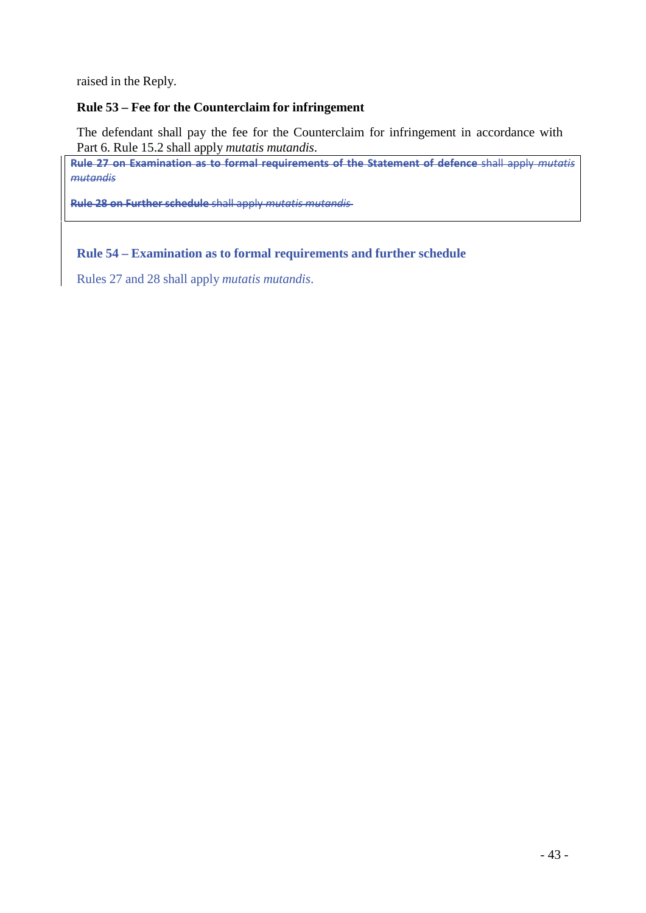raised in the Reply.

**Rule 53 – Fee for the Counterclaim for infringement**

The defendant shall pay the fee for the Counterclaim for infringement in accordance with Part 6. Rule 15.2 shall apply *mutatis mutandis*.

~~**Rule 27 on Examination as to formal requirements of the Statement of defence** shall apply *mutatis mutandis*~~

~~**Rule 28 on Further schedule** shall apply *mutatis mutandis*~~

**Rule 54 – Examination as to formal requirements and further schedule**

Rules 27 and 28 shall apply *mutatis mutandis*.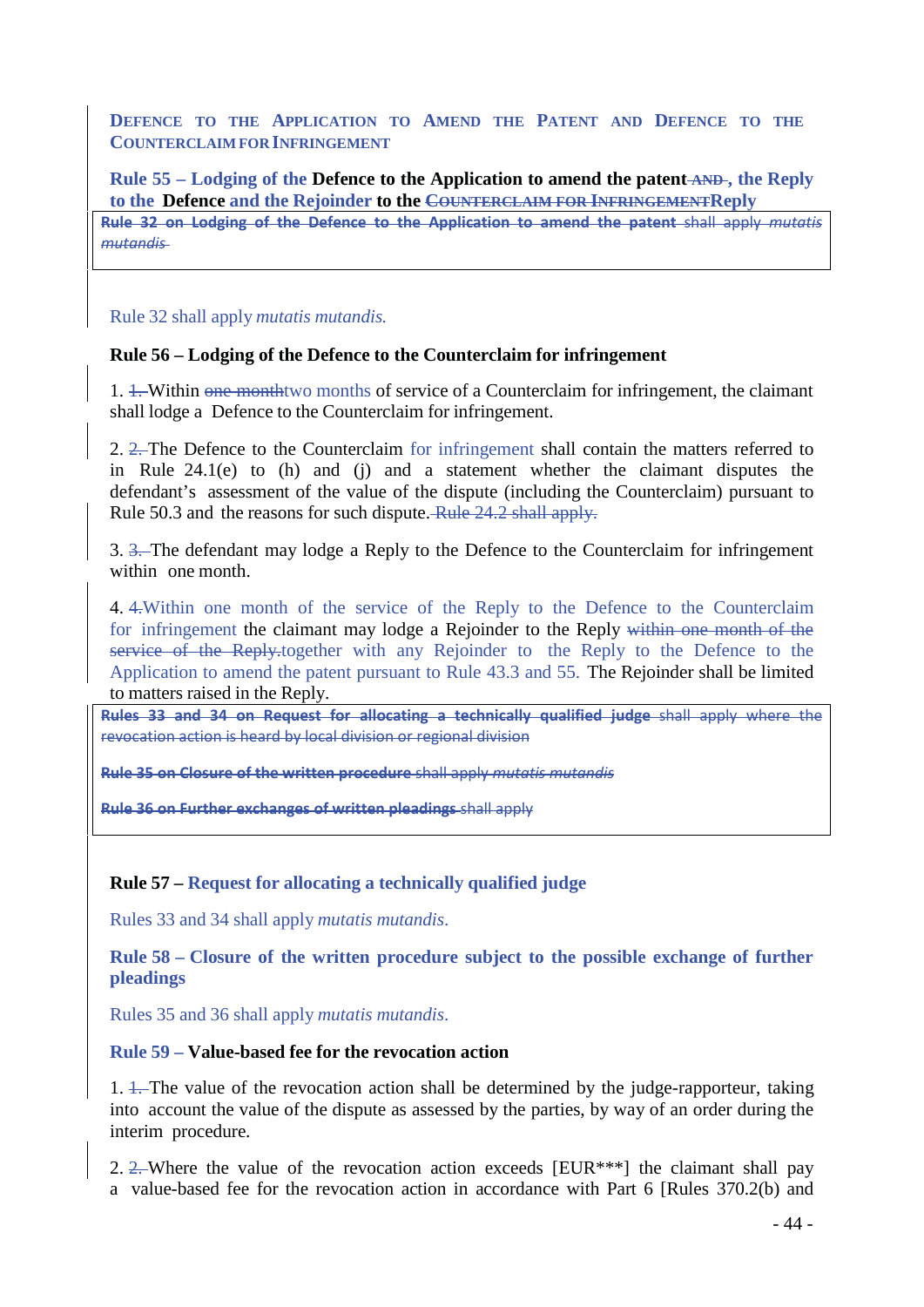## DEFENCE TO THE APPLICATION TO AMEND THE PATENT AND DEFENCE TO THE COUNTERCLAIM FOR INFRINGEMENT

### Rule 55 – Lodging of the Defence to the Application to amend the patent ~~AND~~ , the Reply to the Defence and the Rejoinder to the ~~COUNTERCLAIM FOR INFRINGEMENT~~Reply

~~**Rule 32 on Lodging of the Defence to the Application to amend the patent** shall apply *mutatis mutandis*~~

Rule 32 shall apply *mutatis mutandis.*

### Rule 56 – Lodging of the Defence to the Counterclaim for infringement

1. ~~1.~~ Within ~~one month~~two months of service of a Counterclaim for infringement, the claimant shall lodge a Defence to the Counterclaim for infringement.

2. ~~2.~~ The Defence to the Counterclaim for infringement shall contain the matters referred to in Rule 24.1(e) to (h) and (j) and a statement whether the claimant disputes the defendant's assessment of the value of the dispute (including the Counterclaim) pursuant to Rule 50.3 and the reasons for such dispute. ~~Rule 24.2 shall apply.~~

3. ~~3.~~ The defendant may lodge a Reply to the Defence to the Counterclaim for infringement within one month.

4. ~~4.~~Within one month of the service of the Reply to the Defence to the Counterclaim for infringement the claimant may lodge a Rejoinder to the Reply ~~within one month of the service of the Reply.~~together with any Rejoinder to the Reply to the Defence to the Application to amend the patent pursuant to Rule 43.3 and 55. The Rejoinder shall be limited to matters raised in the Reply.

~~**Rules 33 and 34 on Request for allocating a technically qualified judge** shall apply where the revocation action is heard by local division or regional division~~

~~**Rule 35 on Closure of the written procedure** shall apply *mutatis mutandis*~~

~~**Rule 36 on Further exchanges of written pleadings** shall apply~~

### Rule 57 – Request for allocating a technically qualified judge

Rules 33 and 34 shall apply *mutatis mutandis*.

### Rule 58 – Closure of the written procedure subject to the possible exchange of further pleadings

Rules 35 and 36 shall apply *mutatis mutandis*.

### Rule 59 – Value-based fee for the revocation action

1. ~~1.~~ The value of the revocation action shall be determined by the judge-rapporteur, taking into account the value of the dispute as assessed by the parties, by way of an order during the interim procedure.

2. ~~2.~~ Where the value of the revocation action exceeds [EUR***] the claimant shall pay a value-based fee for the revocation action in accordance with Part 6 [Rules 370.2(b) and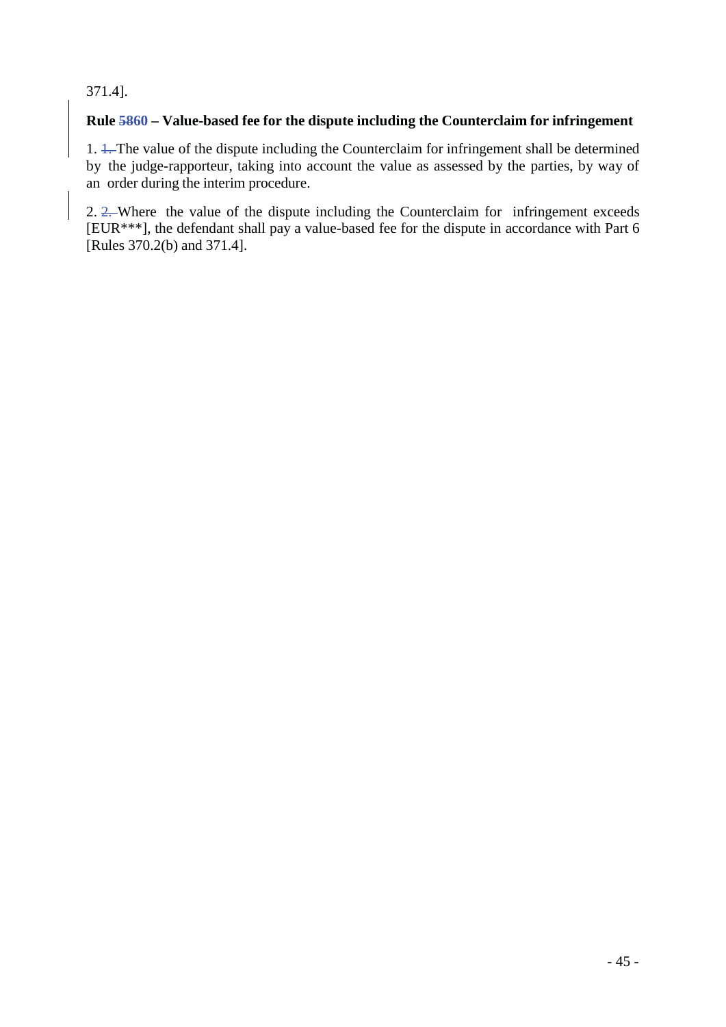371.4].

**Rule ~~58~~60 – Value-based fee for the dispute including the Counterclaim for infringement**

1. ~~1.~~ The value of the dispute including the Counterclaim for infringement shall be determined by the judge-rapporteur, taking into account the value as assessed by the parties, by way of an order during the interim procedure.

2. ~~2.~~ Where the value of the dispute including the Counterclaim for infringement exceeds [EUR***], the defendant shall pay a value-based fee for the dispute in accordance with Part 6 [Rules 370.2(b) and 371.4].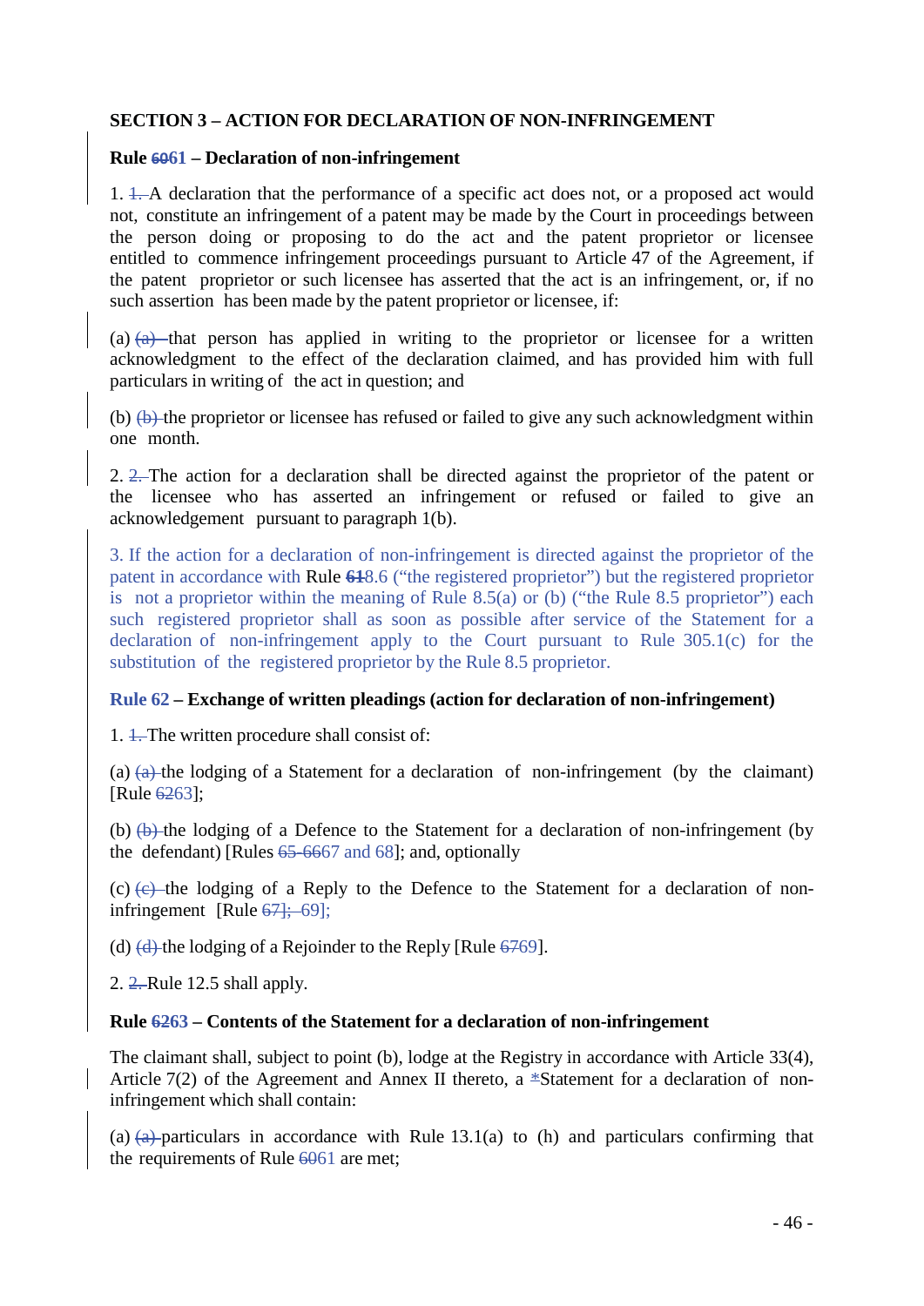**SECTION 3 – ACTION FOR DECLARATION OF NON-INFRINGEMENT**

**Rule ~~60~~61 – Declaration of non-infringement**

1. ~~1.~~ A declaration that the performance of a specific act does not, or a proposed act would not, constitute an infringement of a patent may be made by the Court in proceedings between the person doing or proposing to do the act and the patent proprietor or licensee entitled to commence infringement proceedings pursuant to Article 47 of the Agreement, if the patent proprietor or such licensee has asserted that the act is an infringement, or, if no such assertion has been made by the patent proprietor or licensee, if:

(a) ~~(a)~~ that person has applied in writing to the proprietor or licensee for a written acknowledgment to the effect of the declaration claimed, and has provided him with full particulars in writing of the act in question; and

(b) ~~(b)~~ the proprietor or licensee has refused or failed to give any such acknowledgment within one month.

2. ~~2.~~ The action for a declaration shall be directed against the proprietor of the patent or the licensee who has asserted an infringement or refused or failed to give an acknowledgement pursuant to paragraph 1(b).

3. If the action for a declaration of non-infringement is directed against the proprietor of the patent in accordance with Rule ~~61~~8.6 ("the registered proprietor") but the registered proprietor is not a proprietor within the meaning of Rule 8.5(a) or (b) ("the Rule 8.5 proprietor") each such registered proprietor shall as soon as possible after service of the Statement for a declaration of non-infringement apply to the Court pursuant to Rule 305.1(c) for the substitution of the registered proprietor by the Rule 8.5 proprietor.

**Rule 62 – Exchange of written pleadings (action for declaration of non-infringement)**

1. ~~1.~~ The written procedure shall consist of:

(a) ~~(a)~~ the lodging of a Statement for a declaration of non-infringement (by the claimant) [Rule ~~62~~63];

(b) ~~(b)~~ the lodging of a Defence to the Statement for a declaration of non-infringement (by the defendant) [Rules ~~65-66~~67 and 68]; and, optionally

(c) ~~(c)~~ the lodging of a Reply to the Defence to the Statement for a declaration of non-infringement [Rule ~~67];~~ 69];

(d) ~~(d)~~ the lodging of a Rejoinder to the Reply [Rule ~~67~~69].

2. ~~2.~~ Rule 12.5 shall apply.

**Rule ~~62~~63 – Contents of the Statement for a declaration of non-infringement**

The claimant shall, subject to point (b), lodge at the Registry in accordance with Article 33(4), Article 7(2) of the Agreement and Annex II thereto, a ~~*~~Statement for a declaration of non-infringement which shall contain:

(a) ~~(a)~~ particulars in accordance with Rule 13.1(a) to (h) and particulars confirming that the requirements of Rule ~~60~~61 are met;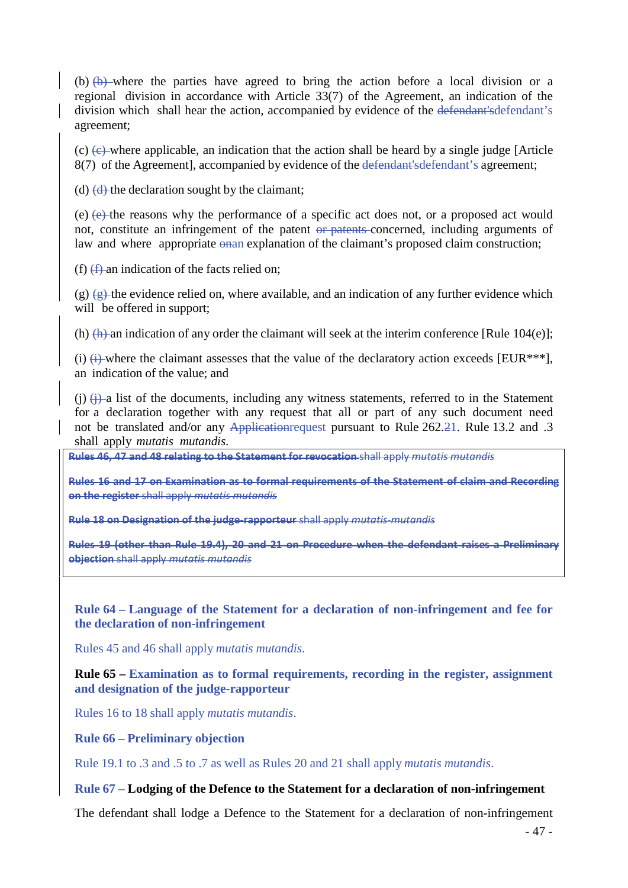(b) ~~(b)~~ where the parties have agreed to bring the action before a local division or a regional division in accordance with Article 33(7) of the Agreement, an indication of the division which shall hear the action, accompanied by evidence of the ~~defendant's~~defendant's agreement;

(c) ~~(c)~~ where applicable, an indication that the action shall be heard by a single judge [Article 8(7) of the Agreement], accompanied by evidence of the ~~defendant's~~defendant's agreement;

(d) ~~(d)~~ the declaration sought by the claimant;

(e) ~~(e)~~ the reasons why the performance of a specific act does not, or a proposed act would not, constitute an infringement of the patent ~~or patents~~ concerned, including arguments of law and where appropriate ~~on~~an explanation of the claimant's proposed claim construction;

(f) ~~(f)~~ an indication of the facts relied on;

(g) ~~(g)~~ the evidence relied on, where available, and an indication of any further evidence which will be offered in support;

(h) ~~(h)~~ an indication of any order the claimant will seek at the interim conference [Rule 104(e)];

(i) ~~(i)~~ where the claimant assesses that the value of the declaratory action exceeds [EUR***], an indication of the value; and

(j) ~~(j)~~ a list of the documents, including any witness statements, referred to in the Statement for a declaration together with any request that all or part of any such document need not be translated and/or any ~~Application~~request pursuant to Rule 262.~~2~~1. Rule 13.2 and .3 shall apply *mutatis mutandis*.

~~**Rules 46, 47 and 48 relating to the Statement for revocation** shall apply *mutatis mutandis*~~

~~**Rules 16 and 17 on Examination as to formal requirements of the Statement of claim and Recording on the register** shall apply *mutatis mutandis*~~

~~**Rule 18 on Designation of the judge-rapporteur** shall apply *mutatis mutandis*~~

~~**Rules 19 (other than Rule 19.4), 20 and 21 on Procedure when the defendant raises a Preliminary objection** shall apply *mutatis mutandis*~~

**Rule 64 – Language of the Statement for a declaration of non-infringement and fee for the declaration of non-infringement**

Rules 45 and 46 shall apply *mutatis mutandis*.

**Rule 65 – Examination as to formal requirements, recording in the register, assignment and designation of the judge-rapporteur**

Rules 16 to 18 shall apply *mutatis mutandis*.

**Rule 66 – Preliminary objection**

Rule 19.1 to .3 and .5 to .7 as well as Rules 20 and 21 shall apply *mutatis mutandis*.

**Rule 67 – Lodging of the Defence to the Statement for a declaration of non-infringement**

The defendant shall lodge a Defence to the Statement for a declaration of non-infringement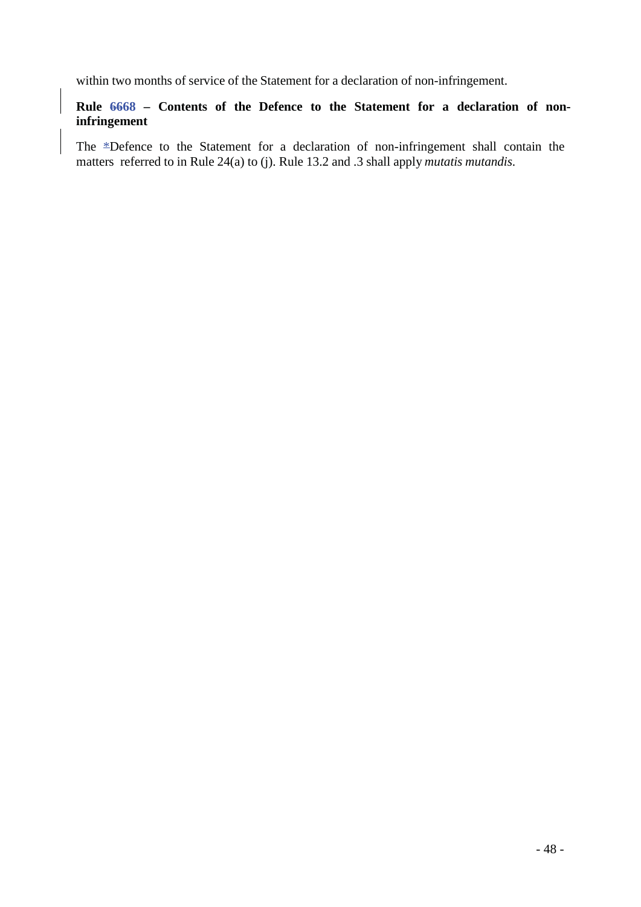within two months of service of the Statement for a declaration of non-infringement.

**Rule ~~66~~68 – Contents of the Defence to the Statement for a declaration of non-infringement**

The *Defence to the Statement for a declaration of non-infringement shall contain the matters referred to in Rule 24(a) to (j). Rule 13.2 and .3 shall apply *mutatis mutandis*.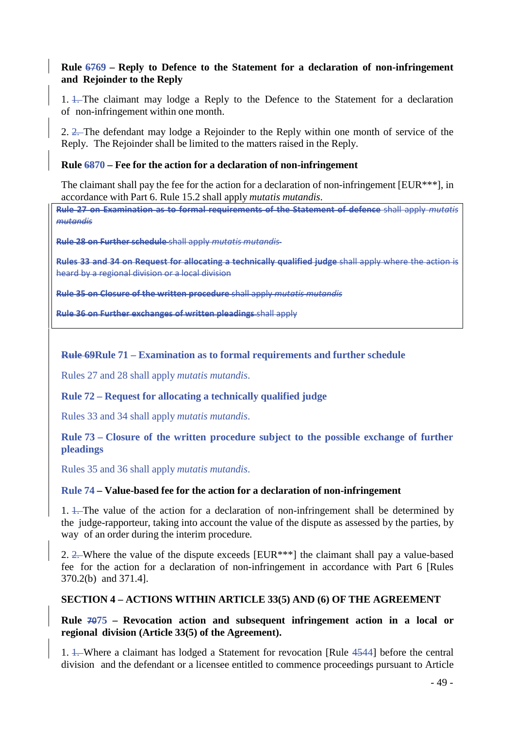**Rule ~~67~~69 – Reply to Defence to the Statement for a declaration of non-infringement and Rejoinder to the Reply**

1. ~~1.~~ The claimant may lodge a Reply to the Defence to the Statement for a declaration of non-infringement within one month.

2. ~~2.~~ The defendant may lodge a Rejoinder to the Reply within one month of service of the Reply. The Rejoinder shall be limited to the matters raised in the Reply.

**Rule ~~68~~70 – Fee for the action for a declaration of non-infringement**

The claimant shall pay the fee for the action for a declaration of non-infringement [EUR***], in accordance with Part 6. Rule 15.2 shall apply *mutatis mutandis*.

~~**Rule 27 on Examination as to formal requirements of the Statement of defence** shall apply *mutatis mutandis*~~

~~**Rule 28 on Further schedule** shall apply *mutatis mutandis*~~

~~**Rules 33 and 34 on Request for allocating a technically qualified judge** shall apply where the action is heard by a regional division or a local division~~

~~**Rule 35 on Closure of the written procedure** shall apply *mutatis mutandis*~~

~~**Rule 36 on Further exchanges of written pleadings** shall apply~~

**~~Rule 69~~Rule 71 – Examination as to formal requirements and further schedule**

Rules 27 and 28 shall apply *mutatis mutandis*.

**Rule 72 – Request for allocating a technically qualified judge**

Rules 33 and 34 shall apply *mutatis mutandis*.

**Rule 73 – Closure of the written procedure subject to the possible exchange of further pleadings**

Rules 35 and 36 shall apply *mutatis mutandis*.

**Rule 74 – Value-based fee for the action for a declaration of non-infringement**

1. ~~1.~~ The value of the action for a declaration of non-infringement shall be determined by the judge-rapporteur, taking into account the value of the dispute as assessed by the parties, by way of an order during the interim procedure.

2. ~~2.~~ Where the value of the dispute exceeds [EUR***] the claimant shall pay a value-based fee for the action for a declaration of non-infringement in accordance with Part 6 [Rules 370.2(b) and 371.4].

**SECTION 4 – ACTIONS WITHIN ARTICLE 33(5) AND (6) OF THE AGREEMENT**

**Rule ~~70~~75 – Revocation action and subsequent infringement action in a local or regional division (Article 33(5) of the Agreement).**

1. ~~1.~~ Where a claimant has lodged a Statement for revocation [Rule ~~45~~44] before the central division and the defendant or a licensee entitled to commence proceedings pursuant to Article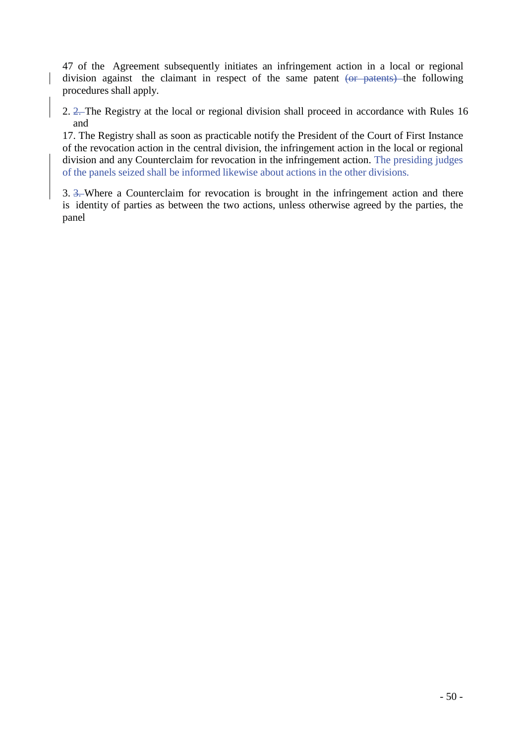47 of the Agreement subsequently initiates an infringement action in a local or regional division against the claimant in respect of the same patent ~~(or patents)~~ the following procedures shall apply.

2. ~~2.~~ The Registry at the local or regional division shall proceed in accordance with Rules 16 and 17. The Registry shall as soon as practicable notify the President of the Court of First Instance of the revocation action in the central division, the infringement action in the local or regional division and any Counterclaim for revocation in the infringement action. The presiding judges of the panels seized shall be informed likewise about actions in the other divisions.

3. ~~3.~~ Where a Counterclaim for revocation is brought in the infringement action and there is identity of parties as between the two actions, unless otherwise agreed by the parties, the panel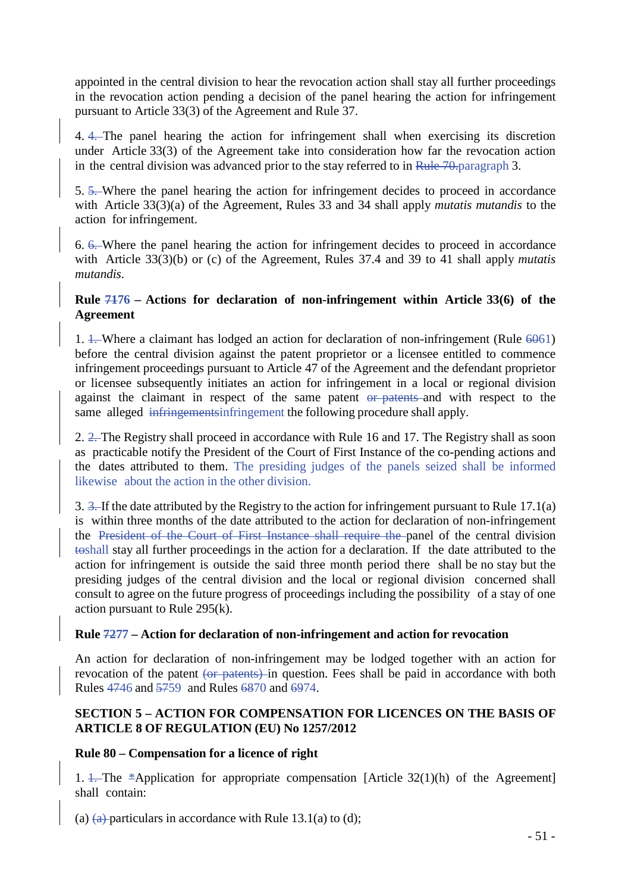appointed in the central division to hear the revocation action shall stay all further proceedings in the revocation action pending a decision of the panel hearing the action for infringement pursuant to Article 33(3) of the Agreement and Rule 37.

4. ~~4.~~ The panel hearing the action for infringement shall when exercising its discretion under Article 33(3) of the Agreement take into consideration how far the revocation action in the central division was advanced prior to the stay referred to in ~~Rule 70.~~paragraph 3.

5. ~~5.~~ Where the panel hearing the action for infringement decides to proceed in accordance with Article 33(3)(a) of the Agreement, Rules 33 and 34 shall apply *mutatis mutandis* to the action for infringement.

6. ~~6.~~ Where the panel hearing the action for infringement decides to proceed in accordance with Article 33(3)(b) or (c) of the Agreement, Rules 37.4 and 39 to 41 shall apply *mutatis mutandis*.

**Rule ~~71~~76 – Actions for declaration of non-infringement within Article 33(6) of the Agreement**

1. ~~1.~~ Where a claimant has lodged an action for declaration of non-infringement (Rule ~~60~~61) before the central division against the patent proprietor or a licensee entitled to commence infringement proceedings pursuant to Article 47 of the Agreement and the defendant proprietor or licensee subsequently initiates an action for infringement in a local or regional division against the claimant in respect of the same patent ~~or patents~~ and with respect to the same alleged ~~infringements~~infringement the following procedure shall apply.

2. ~~2.~~ The Registry shall proceed in accordance with Rule 16 and 17. The Registry shall as soon as practicable notify the President of the Court of First Instance of the co-pending actions and the dates attributed to them. The presiding judges of the panels seized shall be informed likewise about the action in the other division.

3. ~~3.~~ If the date attributed by the Registry to the action for infringement pursuant to Rule 17.1(a) is within three months of the date attributed to the action for declaration of non-infringement the ~~President of the Court of First Instance shall require the~~ panel of the central division ~~to~~shall stay all further proceedings in the action for a declaration. If the date attributed to the action for infringement is outside the said three month period there shall be no stay but the presiding judges of the central division and the local or regional division concerned shall consult to agree on the future progress of proceedings including the possibility of a stay of one action pursuant to Rule 295(k).

**Rule ~~72~~77 – Action for declaration of non-infringement and action for revocation**

An action for declaration of non-infringement may be lodged together with an action for revocation of the patent ~~(or patents)~~ in question. Fees shall be paid in accordance with both Rules ~~47~~46 and ~~57~~59 and Rules ~~68~~70 and ~~69~~74.

**SECTION 5 – ACTION FOR COMPENSATION FOR LICENCES ON THE BASIS OF ARTICLE 8 OF REGULATION (EU) No 1257/2012**

**Rule 80 – Compensation for a licence of right**

1. ~~1.~~ The ~~*~~Application for appropriate compensation [Article 32(1)(h) of the Agreement] shall contain:

(a) ~~(a)~~ particulars in accordance with Rule 13.1(a) to (d);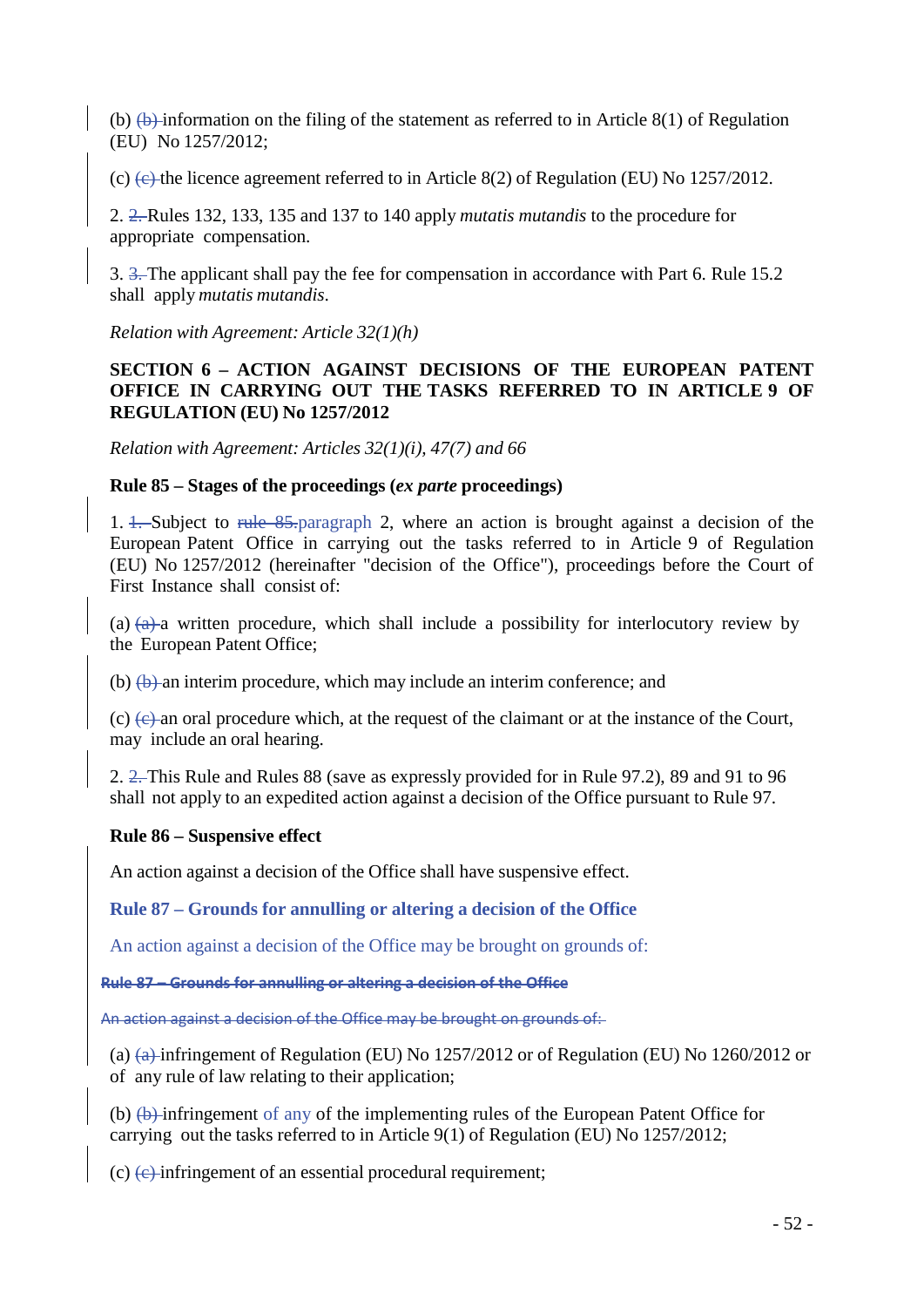(b) (b) information on the filing of the statement as referred to in Article 8(1) of Regulation (EU) No 1257/2012;

(c) (c) the licence agreement referred to in Article 8(2) of Regulation (EU) No 1257/2012.

2. 2. Rules 132, 133, 135 and 137 to 140 apply *mutatis mutandis* to the procedure for appropriate compensation.

3. 3. The applicant shall pay the fee for compensation in accordance with Part 6. Rule 15.2 shall apply *mutatis mutandis*.

*Relation with Agreement: Article 32(1)(h)*

**SECTION 6 – ACTION AGAINST DECISIONS OF THE EUROPEAN PATENT OFFICE IN CARRYING OUT THE TASKS REFERRED TO IN ARTICLE 9 OF REGULATION (EU) No 1257/2012**

*Relation with Agreement: Articles 32(1)(i), 47(7) and 66*

**Rule 85 – Stages of the proceedings (*ex parte* proceedings)**

1. 1. Subject to ~~rule 85.~~paragraph 2, where an action is brought against a decision of the European Patent Office in carrying out the tasks referred to in Article 9 of Regulation (EU) No 1257/2012 (hereinafter "decision of the Office"), proceedings before the Court of First Instance shall consist of:

(a) (a) a written procedure, which shall include a possibility for interlocutory review by the European Patent Office;

(b) (b) an interim procedure, which may include an interim conference; and

(c) (c) an oral procedure which, at the request of the claimant or at the instance of the Court, may include an oral hearing.

2. 2. This Rule and Rules 88 (save as expressly provided for in Rule 97.2), 89 and 91 to 96 shall not apply to an expedited action against a decision of the Office pursuant to Rule 97.

**Rule 86 – Suspensive effect**

An action against a decision of the Office shall have suspensive effect.

**Rule 87 – Grounds for annulling or altering a decision of the Office**

An action against a decision of the Office may be brought on grounds of:

~~**Rule 87 – Grounds for annulling or altering a decision of the Office**~~

~~An action against a decision of the Office may be brought on grounds of:~~

(a) (a) infringement of Regulation (EU) No 1257/2012 or of Regulation (EU) No 1260/2012 or of any rule of law relating to their application;

(b) (b) infringement of any of the implementing rules of the European Patent Office for carrying out the tasks referred to in Article 9(1) of Regulation (EU) No 1257/2012;

(c) (c) infringement of an essential procedural requirement;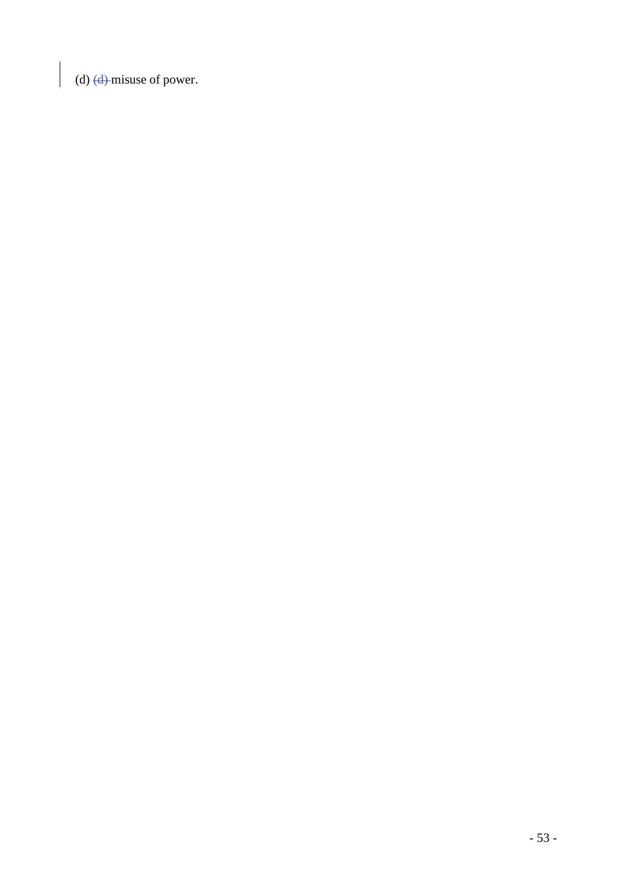(d) ~~(d)~~ misuse of power.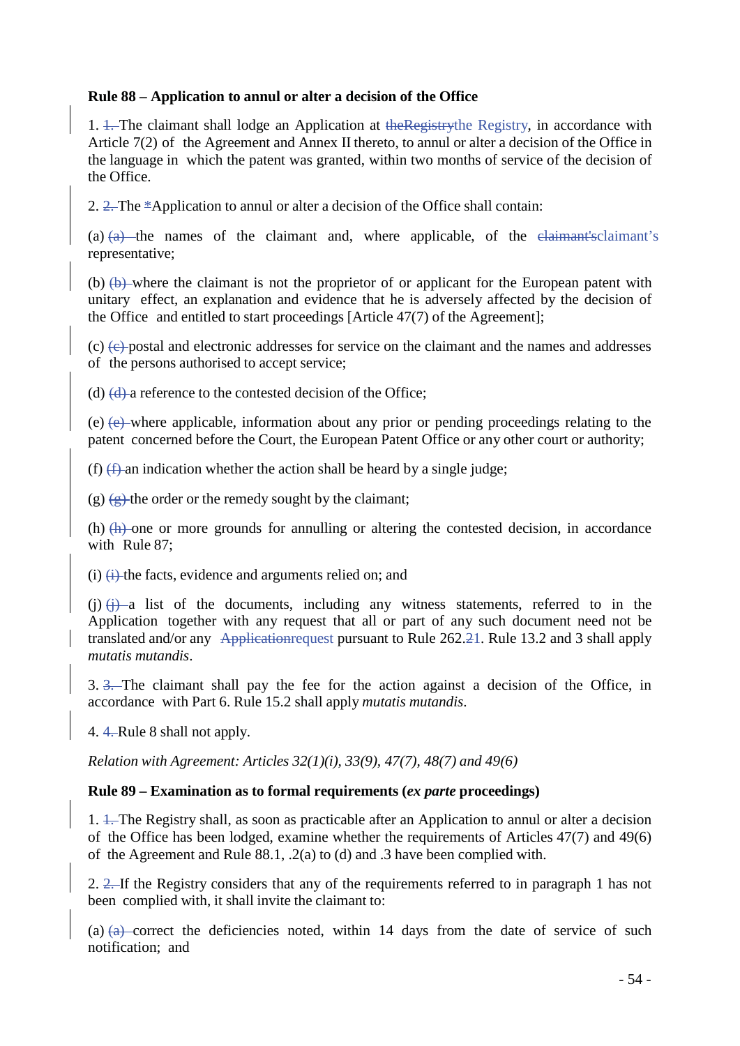**Rule 88 – Application to annul or alter a decision of the Office**

1. ~~1.~~ The claimant shall lodge an Application at ~~theRegistry~~the Registry, in accordance with Article 7(2) of the Agreement and Annex II thereto, to annul or alter a decision of the Office in the language in which the patent was granted, within two months of service of the decision of the Office.

2. ~~2.~~ The ~~*~~Application to annul or alter a decision of the Office shall contain:

(a) ~~(a)~~ the names of the claimant and, where applicable, of the ~~claimant's~~claimant’s representative;

(b) ~~(b)~~ where the claimant is not the proprietor of or applicant for the European patent with unitary effect, an explanation and evidence that he is adversely affected by the decision of the Office and entitled to start proceedings [Article 47(7) of the Agreement];

(c) ~~(c)~~ postal and electronic addresses for service on the claimant and the names and addresses of the persons authorised to accept service;

(d) ~~(d)~~ a reference to the contested decision of the Office;

(e) ~~(e)~~ where applicable, information about any prior or pending proceedings relating to the patent concerned before the Court, the European Patent Office or any other court or authority;

(f) ~~(f)~~ an indication whether the action shall be heard by a single judge;

(g) ~~(g)~~ the order or the remedy sought by the claimant;

(h) ~~(h)~~ one or more grounds for annulling or altering the contested decision, in accordance with Rule 87;

(i) ~~(i)~~ the facts, evidence and arguments relied on; and

(j) ~~(j)~~ a list of the documents, including any witness statements, referred to in the Application together with any request that all or part of any such document need not be translated and/or any ~~Application~~request pursuant to Rule 262.~~2~~1. Rule 13.2 and 3 shall apply *mutatis mutandis*.

3. ~~3.~~ The claimant shall pay the fee for the action against a decision of the Office, in accordance with Part 6. Rule 15.2 shall apply *mutatis mutandis*.

4. ~~4.~~ Rule 8 shall not apply.

*Relation with Agreement: Articles 32(1)(i), 33(9), 47(7), 48(7) and 49(6)*

**Rule 89 – Examination as to formal requirements (*ex parte* proceedings)**

1. ~~1.~~ The Registry shall, as soon as practicable after an Application to annul or alter a decision of the Office has been lodged, examine whether the requirements of Articles 47(7) and 49(6) of the Agreement and Rule 88.1, .2(a) to (d) and .3 have been complied with.

2. ~~2.~~ If the Registry considers that any of the requirements referred to in paragraph 1 has not been complied with, it shall invite the claimant to:

(a) ~~(a)~~ correct the deficiencies noted, within 14 days from the date of service of such notification; and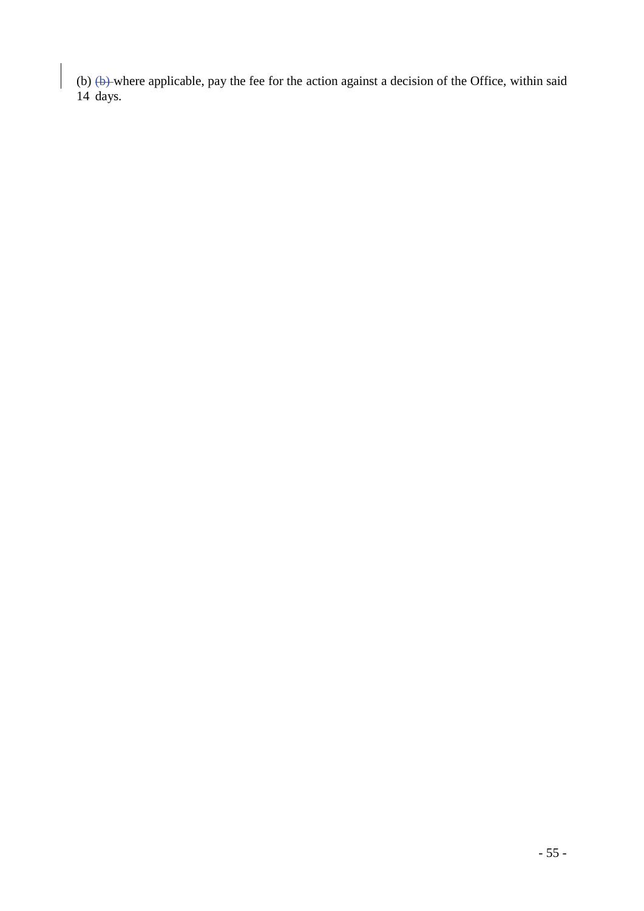(b) ~~(b)~~ where applicable, pay the fee for the action against a decision of the Office, within said 14 days.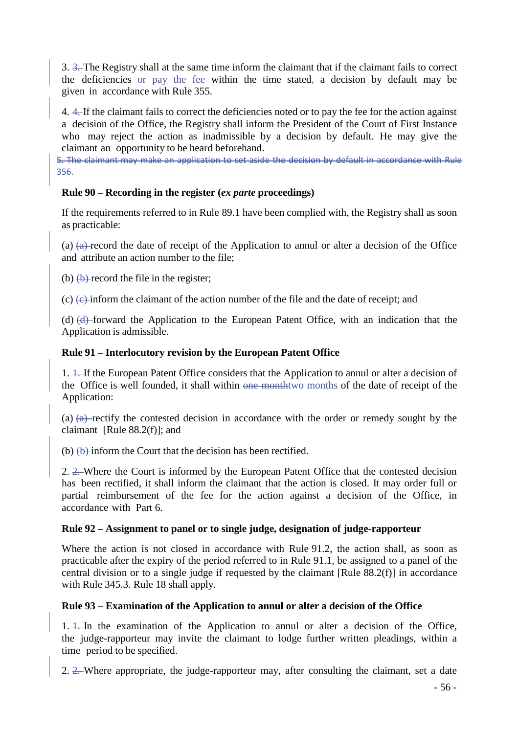3. ~~3.~~ The Registry shall at the same time inform the claimant that if the claimant fails to correct the deficiencies or pay the fee within the time stated, a decision by default may be given in accordance with Rule 355.

4. ~~4.~~ If the claimant fails to correct the deficiencies noted or to pay the fee for the action against a decision of the Office, the Registry shall inform the President of the Court of First Instance who may reject the action as inadmissible by a decision by default. He may give the claimant an opportunity to be heard beforehand.

~~5. The claimant may make an application to set aside the decision by default in accordance with Rule 356.~~

**Rule 90 – Recording in the register (*ex parte* proceedings)**

If the requirements referred to in Rule 89.1 have been complied with, the Registry shall as soon as practicable:

(a) ~~(a)~~ record the date of receipt of the Application to annul or alter a decision of the Office and attribute an action number to the file;

(b) ~~(b)~~ record the file in the register;

(c) ~~(c)~~ inform the claimant of the action number of the file and the date of receipt; and

(d) ~~(d)~~ forward the Application to the European Patent Office, with an indication that the Application is admissible.

**Rule 91 – Interlocutory revision by the European Patent Office**

1. ~~1.~~ If the European Patent Office considers that the Application to annul or alter a decision of the Office is well founded, it shall within ~~one month~~two months of the date of receipt of the Application:

(a) ~~(a)~~ rectify the contested decision in accordance with the order or remedy sought by the claimant [Rule 88.2(f)]; and

(b) ~~(b)~~ inform the Court that the decision has been rectified.

2. ~~2.~~ Where the Court is informed by the European Patent Office that the contested decision has been rectified, it shall inform the claimant that the action is closed. It may order full or partial reimbursement of the fee for the action against a decision of the Office, in accordance with Part 6.

**Rule 92 – Assignment to panel or to single judge, designation of judge-rapporteur**

Where the action is not closed in accordance with Rule 91.2, the action shall, as soon as practicable after the expiry of the period referred to in Rule 91.1, be assigned to a panel of the central division or to a single judge if requested by the claimant [Rule 88.2(f)] in accordance with Rule 345.3. Rule 18 shall apply.

**Rule 93 – Examination of the Application to annul or alter a decision of the Office**

1. ~~1.~~ In the examination of the Application to annul or alter a decision of the Office, the judge-rapporteur may invite the claimant to lodge further written pleadings, within a time period to be specified.

2. ~~2.~~ Where appropriate, the judge-rapporteur may, after consulting the claimant, set a date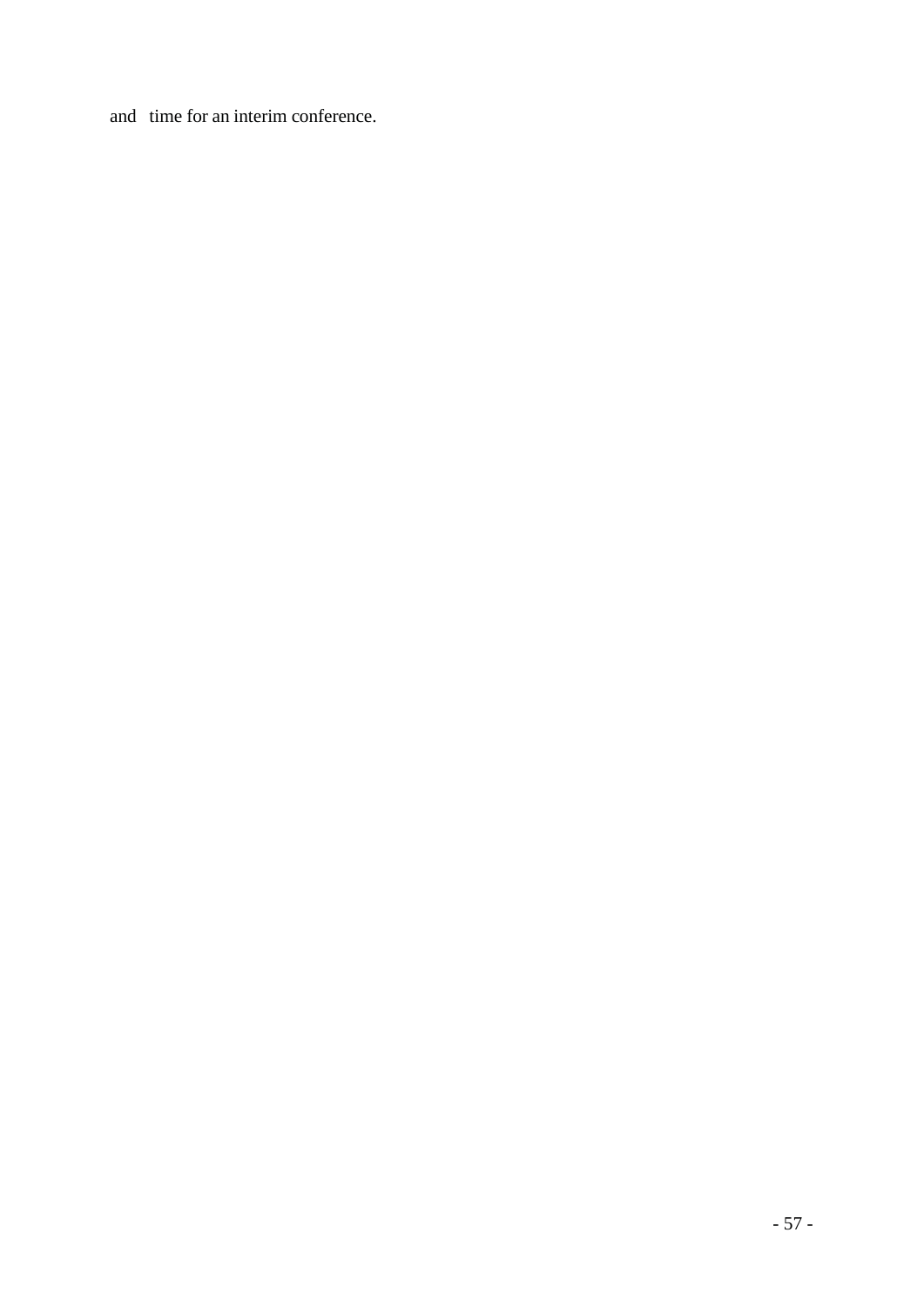and time for an interim conference.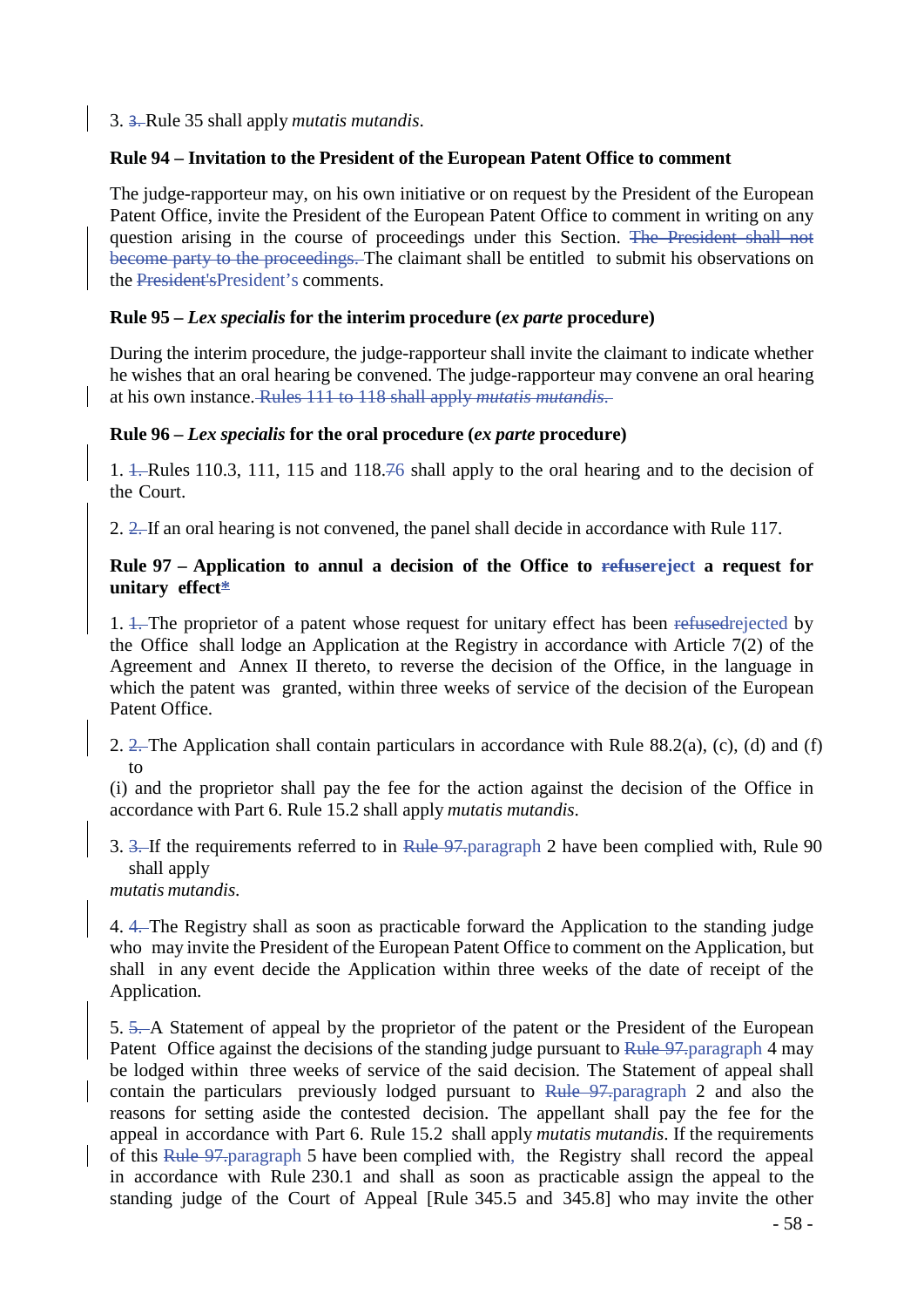3. ~~3.~~ Rule 35 shall apply *mutatis mutandis*.

**Rule 94 – Invitation to the President of the European Patent Office to comment**

The judge-rapporteur may, on his own initiative or on request by the President of the European Patent Office, invite the President of the European Patent Office to comment in writing on any question arising in the course of proceedings under this Section. ~~The President shall not become party to the proceedings.~~ The claimant shall be entitled to submit his observations on the ~~President's~~President's comments.

**Rule 95 – *Lex specialis* for the interim procedure (*ex parte* procedure)**

During the interim procedure, the judge-rapporteur shall invite the claimant to indicate whether he wishes that an oral hearing be convened. The judge-rapporteur may convene an oral hearing at his own instance. ~~Rules 111 to 118 shall apply *mutatis mutandis*.~~

**Rule 96 – *Lex specialis* for the oral procedure (*ex parte* procedure)**

1. ~~1.~~ Rules 110.3, 111, 115 and 118.~~7~~6 shall apply to the oral hearing and to the decision of the Court.

2. ~~2.~~ If an oral hearing is not convened, the panel shall decide in accordance with Rule 117.

**Rule 97 – Application to annul a decision of the Office to ~~refuse~~reject a request for unitary effect*\***

1. ~~1.~~ The proprietor of a patent whose request for unitary effect has been ~~refused~~rejected by the Office shall lodge an Application at the Registry in accordance with Article 7(2) of the Agreement and Annex II thereto, to reverse the decision of the Office, in the language in which the patent was granted, within three weeks of service of the decision of the European Patent Office.

2. ~~2.~~ The Application shall contain particulars in accordance with Rule 88.2(a), (c), (d) and (f) to (i) and the proprietor shall pay the fee for the action against the decision of the Office in accordance with Part 6. Rule 15.2 shall apply *mutatis mutandis*.

3. ~~3.~~ If the requirements referred to in ~~Rule 97.~~paragraph 2 have been complied with, Rule 90 shall apply *mutatis mutandis*.

4. ~~4.~~ The Registry shall as soon as practicable forward the Application to the standing judge who may invite the President of the European Patent Office to comment on the Application, but shall in any event decide the Application within three weeks of the date of receipt of the Application.

5. ~~5.~~ A Statement of appeal by the proprietor of the patent or the President of the European Patent Office against the decisions of the standing judge pursuant to ~~Rule 97.~~paragraph 4 may be lodged within three weeks of service of the said decision. The Statement of appeal shall contain the particulars previously lodged pursuant to ~~Rule 97.~~paragraph 2 and also the reasons for setting aside the contested decision. The appellant shall pay the fee for the appeal in accordance with Part 6. Rule 15.2 shall apply *mutatis mutandis*. If the requirements of this ~~Rule 97.~~paragraph 5 have been complied with, the Registry shall record the appeal in accordance with Rule 230.1 and shall as soon as practicable assign the appeal to the standing judge of the Court of Appeal [Rule 345.5 and 345.8] who may invite the other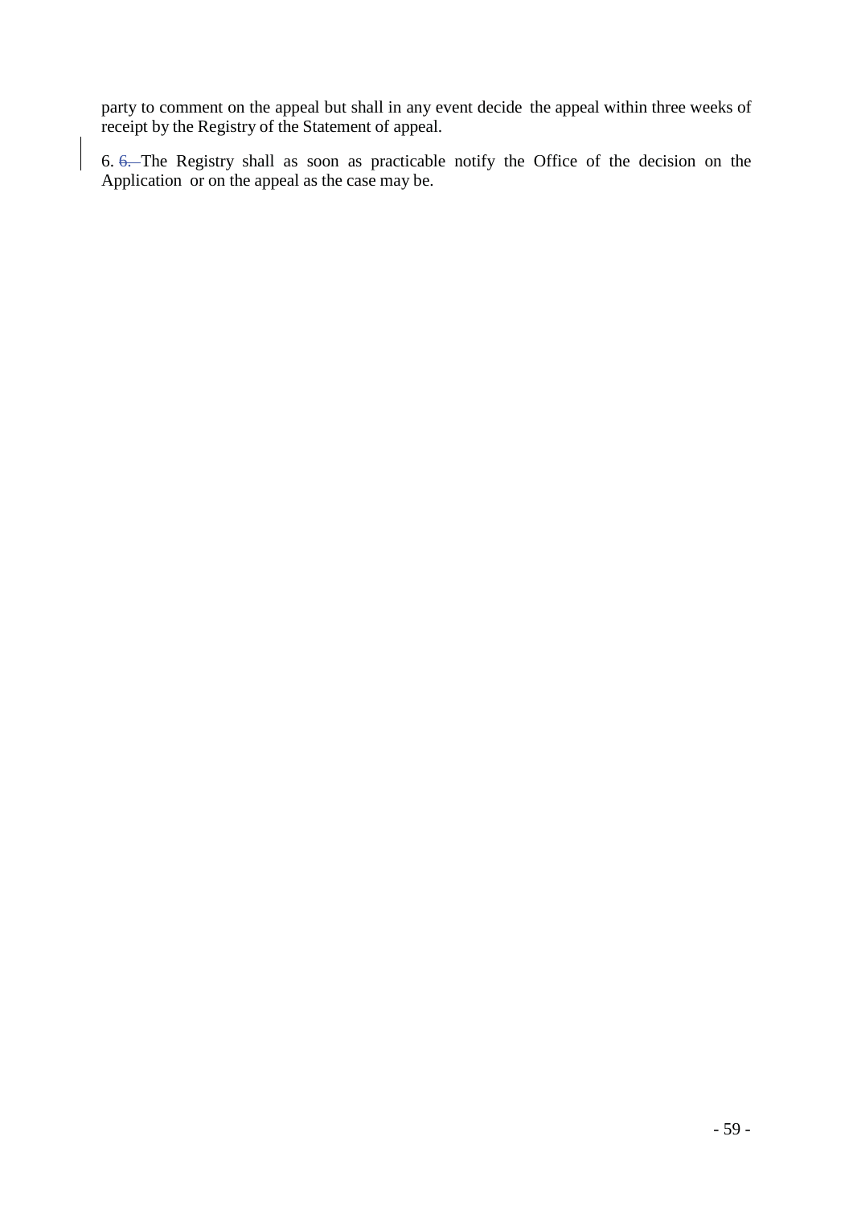party to comment on the appeal but shall in any event decide the appeal within three weeks of receipt by the Registry of the Statement of appeal.

6. ~~6.~~ The Registry shall as soon as practicable notify the Office of the decision on the Application or on the appeal as the case may be.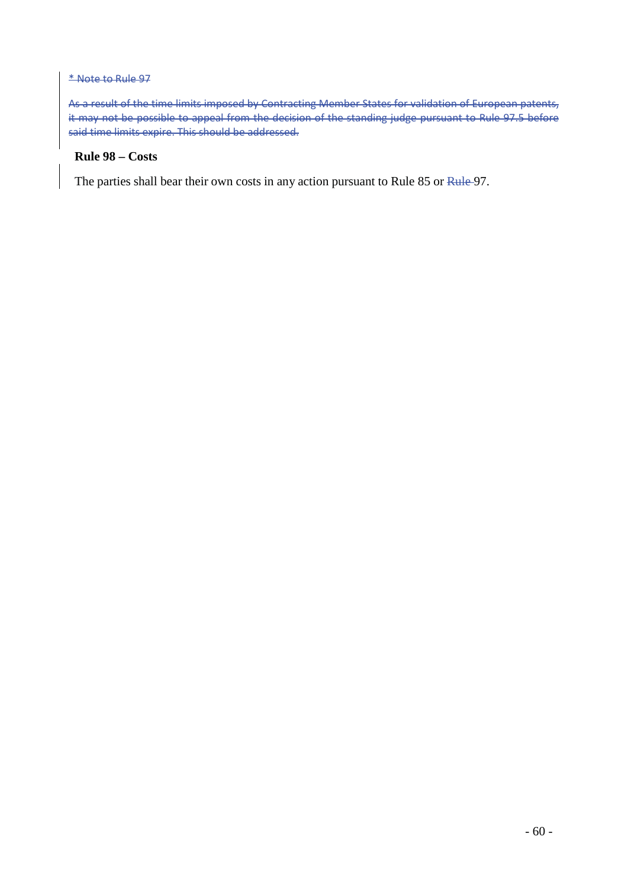~~* Note to Rule 97~~

~~As a result of the time limits imposed by Contracting Member States for validation of European patents, it may not be possible to appeal from the decision of the standing judge pursuant to Rule 97.5 before said time limits expire. This should be addressed.~~

**Rule 98 – Costs**

The parties shall bear their own costs in any action pursuant to Rule 85 or ~~Rule~~ 97.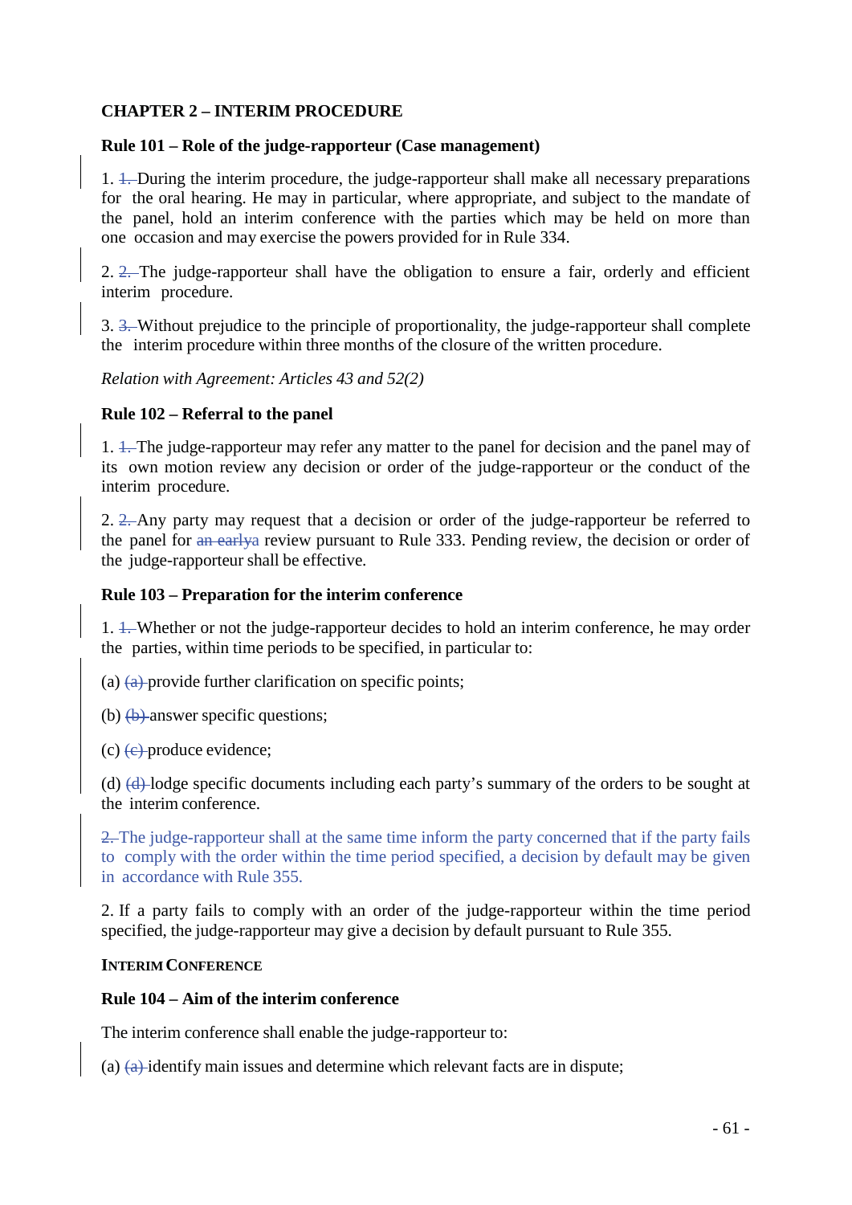## CHAPTER 2 – INTERIM PROCEDURE

### Rule 101 – Role of the judge-rapporteur (Case management)

1. ~~1.~~ During the interim procedure, the judge-rapporteur shall make all necessary preparations for the oral hearing. He may in particular, where appropriate, and subject to the mandate of the panel, hold an interim conference with the parties which may be held on more than one occasion and may exercise the powers provided for in Rule 334.

2. ~~2.~~ The judge-rapporteur shall have the obligation to ensure a fair, orderly and efficient interim procedure.

3. ~~3.~~ Without prejudice to the principle of proportionality, the judge-rapporteur shall complete the interim procedure within three months of the closure of the written procedure.

*Relation with Agreement: Articles 43 and 52(2)*

### Rule 102 – Referral to the panel

1. ~~1.~~ The judge-rapporteur may refer any matter to the panel for decision and the panel may of its own motion review any decision or order of the judge-rapporteur or the conduct of the interim procedure.

2. ~~2.~~ Any party may request that a decision or order of the judge-rapporteur be referred to the panel for ~~an early~~a review pursuant to Rule 333. Pending review, the decision or order of the judge-rapporteur shall be effective.

### Rule 103 – Preparation for the interim conference

1. ~~1.~~ Whether or not the judge-rapporteur decides to hold an interim conference, he may order the parties, within time periods to be specified, in particular to:

(a) ~~(a)~~ provide further clarification on specific points;

(b) ~~(b)~~ answer specific questions;

(c) ~~(c)~~ produce evidence;

(d) ~~(d)~~ lodge specific documents including each party's summary of the orders to be sought at the interim conference.

~~2.~~ The judge-rapporteur shall at the same time inform the party concerned that if the party fails to comply with the order within the time period specified, a decision by default may be given in accordance with Rule 355.

2. If a party fails to comply with an order of the judge-rapporteur within the time period specified, the judge-rapporteur may give a decision by default pursuant to Rule 355.

**INTERIM CONFERENCE**

### Rule 104 – Aim of the interim conference

The interim conference shall enable the judge-rapporteur to:

(a) ~~(a)~~ identify main issues and determine which relevant facts are in dispute;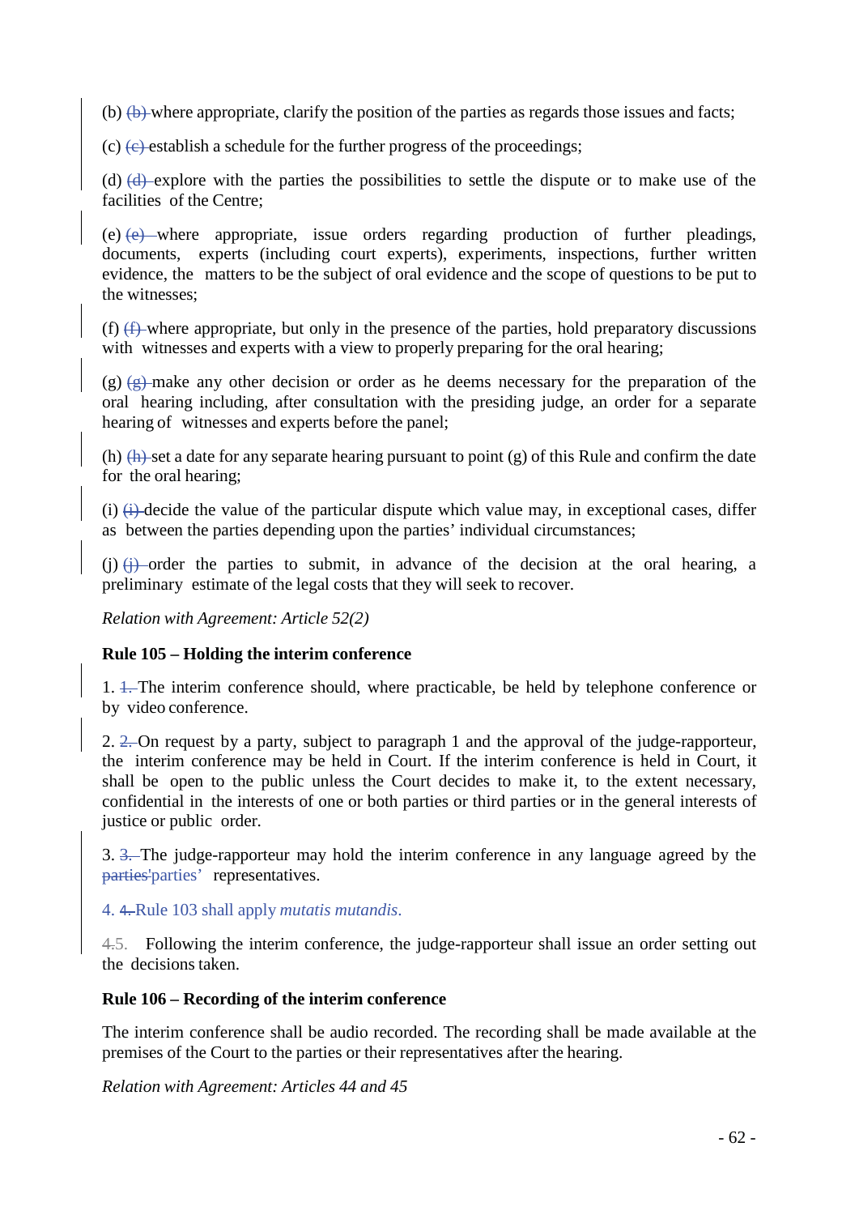(b) ~~(b)~~ where appropriate, clarify the position of the parties as regards those issues and facts;

(c) ~~(c)~~ establish a schedule for the further progress of the proceedings;

(d) ~~(d)~~ explore with the parties the possibilities to settle the dispute or to make use of the facilities of the Centre;

(e) ~~(e)~~ where appropriate, issue orders regarding production of further pleadings, documents, experts (including court experts), experiments, inspections, further written evidence, the matters to be the subject of oral evidence and the scope of questions to be put to the witnesses;

(f) ~~(f)~~ where appropriate, but only in the presence of the parties, hold preparatory discussions with witnesses and experts with a view to properly preparing for the oral hearing;

(g) ~~(g)~~ make any other decision or order as he deems necessary for the preparation of the oral hearing including, after consultation with the presiding judge, an order for a separate hearing of witnesses and experts before the panel;

(h) ~~(h)~~ set a date for any separate hearing pursuant to point (g) of this Rule and confirm the date for the oral hearing;

(i) ~~(i)~~ decide the value of the particular dispute which value may, in exceptional cases, differ as between the parties depending upon the parties' individual circumstances;

(j) ~~(j)~~ order the parties to submit, in advance of the decision at the oral hearing, a preliminary estimate of the legal costs that they will seek to recover.

*Relation with Agreement: Article 52(2)*

**Rule 105 – Holding the interim conference**

1. ~~1.~~ The interim conference should, where practicable, be held by telephone conference or by video conference.

2. ~~2.~~ On request by a party, subject to paragraph 1 and the approval of the judge-rapporteur, the interim conference may be held in Court. If the interim conference is held in Court, it shall be open to the public unless the Court decides to make it, to the extent necessary, confidential in the interests of one or both parties or third parties or in the general interests of justice or public order.

3. ~~3.~~ The judge-rapporteur may hold the interim conference in any language agreed by the ~~parties'~~parties' representatives.

4. ~~4.~~ Rule 103 shall apply *mutatis mutandis*.

~~4.~~5. Following the interim conference, the judge-rapporteur shall issue an order setting out the decisions taken.

**Rule 106 – Recording of the interim conference**

The interim conference shall be audio recorded. The recording shall be made available at the premises of the Court to the parties or their representatives after the hearing.

*Relation with Agreement: Articles 44 and 45*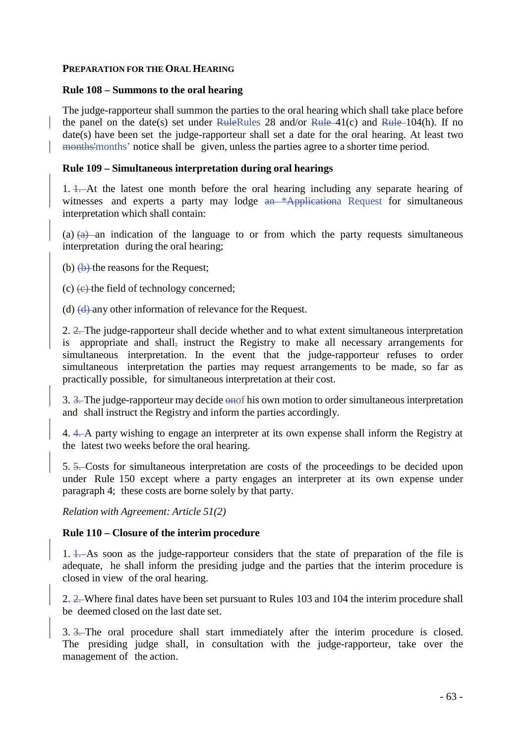**PREPARATION FOR THE ORAL HEARING**

**Rule 108 – Summons to the oral hearing**

The judge-rapporteur shall summon the parties to the oral hearing which shall take place before the panel on the date(s) set under ~~Rule~~Rules 28 and/or ~~Rule~~ 41(c) and ~~Rule~~ 104(h). If no date(s) have been set the judge-rapporteur shall set a date for the oral hearing. At least two ~~months~~'months' notice shall be given, unless the parties agree to a shorter time period.

**Rule 109 – Simultaneous interpretation during oral hearings**

1. ~~1.~~ At the latest one month before the oral hearing including any separate hearing of witnesses and experts a party may lodge ~~an \*Application~~a Request for simultaneous interpretation which shall contain:

(a) ~~(a)~~ an indication of the language to or from which the party requests simultaneous interpretation during the oral hearing;

(b) ~~(b)~~ the reasons for the Request;

(c) ~~(c)~~ the field of technology concerned;

(d) ~~(d)~~ any other information of relevance for the Request.

2. ~~2.~~ The judge-rapporteur shall decide whether and to what extent simultaneous interpretation is appropriate and shall~~,~~ instruct the Registry to make all necessary arrangements for simultaneous interpretation. In the event that the judge-rapporteur refuses to order simultaneous interpretation the parties may request arrangements to be made, so far as practically possible, for simultaneous interpretation at their cost.

3. ~~3.~~ The judge-rapporteur may decide ~~on~~of his own motion to order simultaneous interpretation and shall instruct the Registry and inform the parties accordingly.

4. ~~4.~~ A party wishing to engage an interpreter at its own expense shall inform the Registry at the latest two weeks before the oral hearing.

5. ~~5.~~ Costs for simultaneous interpretation are costs of the proceedings to be decided upon under Rule 150 except where a party engages an interpreter at its own expense under paragraph 4; these costs are borne solely by that party.

*Relation with Agreement: Article 51(2)*

**Rule 110 – Closure of the interim procedure**

1. ~~1.~~ As soon as the judge-rapporteur considers that the state of preparation of the file is adequate, he shall inform the presiding judge and the parties that the interim procedure is closed in view of the oral hearing.

2. ~~2.~~ Where final dates have been set pursuant to Rules 103 and 104 the interim procedure shall be deemed closed on the last date set.

3. ~~3.~~ The oral procedure shall start immediately after the interim procedure is closed. The presiding judge shall, in consultation with the judge-rapporteur, take over the management of the action.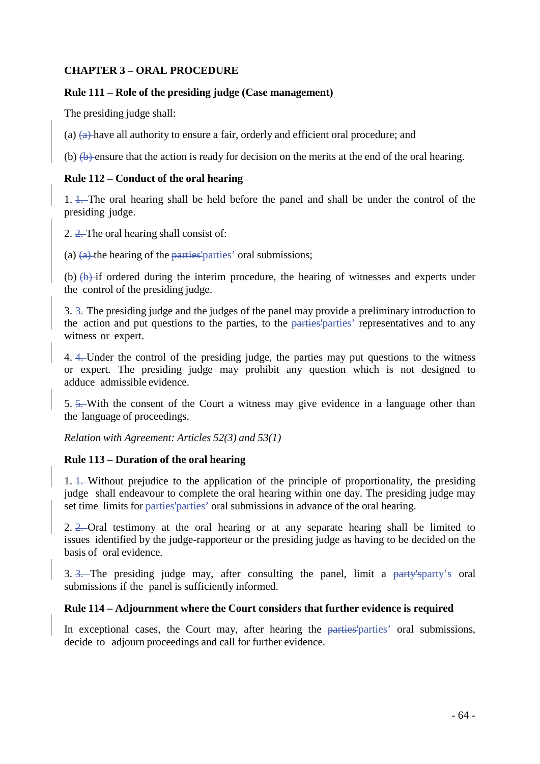## CHAPTER 3 – ORAL PROCEDURE

### Rule 111 – Role of the presiding judge (Case management)

The presiding judge shall:

(a) have all authority to ensure a fair, orderly and efficient oral procedure; and

(b) ensure that the action is ready for decision on the merits at the end of the oral hearing.

### Rule 112 – Conduct of the oral hearing

1. The oral hearing shall be held before the panel and shall be under the control of the presiding judge.

2. The oral hearing shall consist of:

(a) the hearing of the parties' oral submissions;

(b) if ordered during the interim procedure, the hearing of witnesses and experts under the control of the presiding judge.

3. The presiding judge and the judges of the panel may provide a preliminary introduction to the action and put questions to the parties, to the parties' representatives and to any witness or expert.

4. Under the control of the presiding judge, the parties may put questions to the witness or expert. The presiding judge may prohibit any question which is not designed to adduce admissible evidence.

5. With the consent of the Court a witness may give evidence in a language other than the language of proceedings.

*Relation with Agreement: Articles 52(3) and 53(1)*

### Rule 113 – Duration of the oral hearing

1. Without prejudice to the application of the principle of proportionality, the presiding judge shall endeavour to complete the oral hearing within one day. The presiding judge may set time limits for parties' oral submissions in advance of the oral hearing.

2. Oral testimony at the oral hearing or at any separate hearing shall be limited to issues identified by the judge-rapporteur or the presiding judge as having to be decided on the basis of oral evidence.

3. The presiding judge may, after consulting the panel, limit a party's oral submissions if the panel is sufficiently informed.

### Rule 114 – Adjournment where the Court considers that further evidence is required

In exceptional cases, the Court may, after hearing the parties' oral submissions, decide to adjourn proceedings and call for further evidence.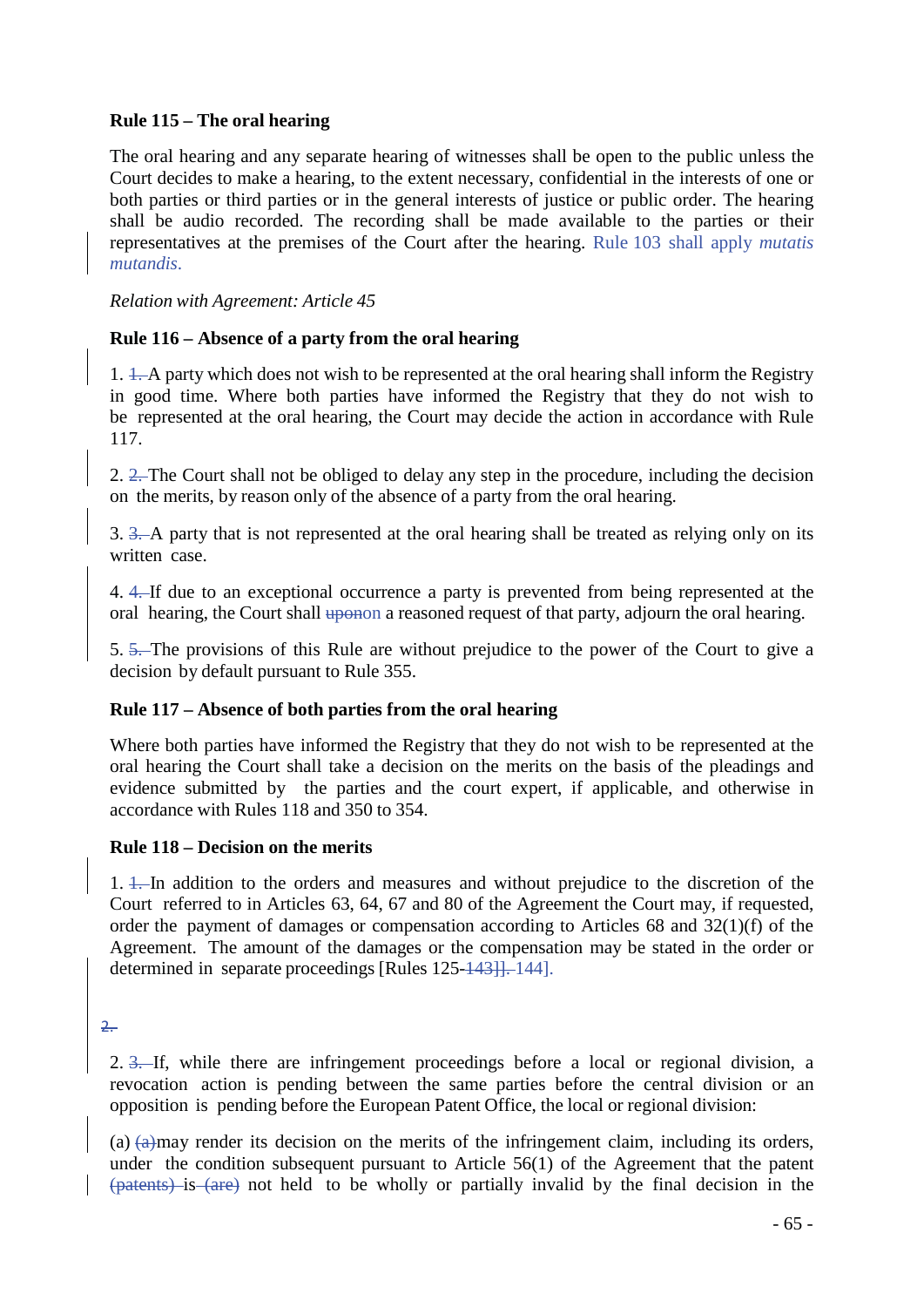**Rule 115 – The oral hearing**

The oral hearing and any separate hearing of witnesses shall be open to the public unless the Court decides to make a hearing, to the extent necessary, confidential in the interests of one or both parties or third parties or in the general interests of justice or public order. The hearing shall be audio recorded. The recording shall be made available to the parties or their representatives at the premises of the Court after the hearing. Rule 103 shall apply *mutatis mutandis*.

*Relation with Agreement: Article 45*

**Rule 116 – Absence of a party from the oral hearing**

1. ~~1.~~ A party which does not wish to be represented at the oral hearing shall inform the Registry in good time. Where both parties have informed the Registry that they do not wish to be represented at the oral hearing, the Court may decide the action in accordance with Rule 117.

2. ~~2.~~ The Court shall not be obliged to delay any step in the procedure, including the decision on the merits, by reason only of the absence of a party from the oral hearing.

3. ~~3.~~ A party that is not represented at the oral hearing shall be treated as relying only on its written case.

4. ~~4.~~ If due to an exceptional occurrence a party is prevented from being represented at the oral hearing, the Court shall ~~upon~~on a reasoned request of that party, adjourn the oral hearing.

5. ~~5.~~ The provisions of this Rule are without prejudice to the power of the Court to give a decision by default pursuant to Rule 355.

**Rule 117 – Absence of both parties from the oral hearing**

Where both parties have informed the Registry that they do not wish to be represented at the oral hearing the Court shall take a decision on the merits on the basis of the pleadings and evidence submitted by the parties and the court expert, if applicable, and otherwise in accordance with Rules 118 and 350 to 354.

**Rule 118 – Decision on the merits**

1. ~~1.~~ In addition to the orders and measures and without prejudice to the discretion of the Court referred to in Articles 63, 64, 67 and 80 of the Agreement the Court may, if requested, order the payment of damages or compensation according to Articles 68 and 32(1)(f) of the Agreement. The amount of the damages or the compensation may be stated in the order or determined in separate proceedings [Rules 125-~~143]].~~ 144].

~~2.~~

2. ~~3.~~ If, while there are infringement proceedings before a local or regional division, a revocation action is pending between the same parties before the central division or an opposition is pending before the European Patent Office, the local or regional division:

(a) ~~(a)~~ may render its decision on the merits of the infringement claim, including its orders, under the condition subsequent pursuant to Article 56(1) of the Agreement that the patent ~~(patents)~~ is ~~(are)~~ not held to be wholly or partially invalid by the final decision in the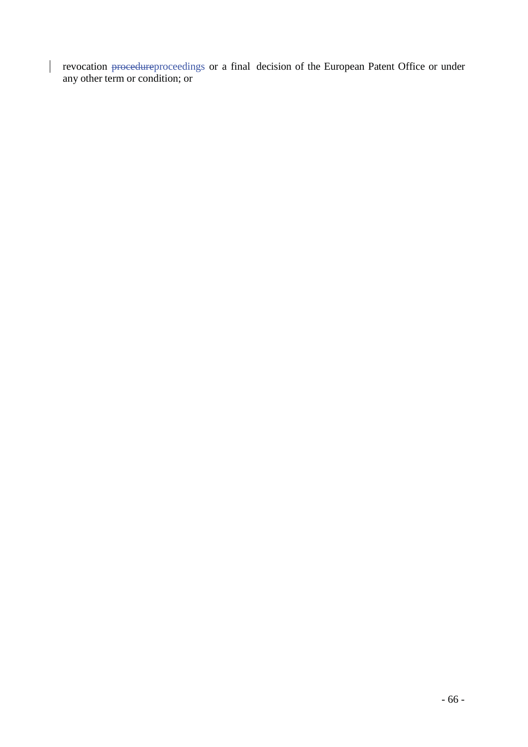revocation ~~procedure~~proceedings or a final decision of the European Patent Office or under any other term or condition; or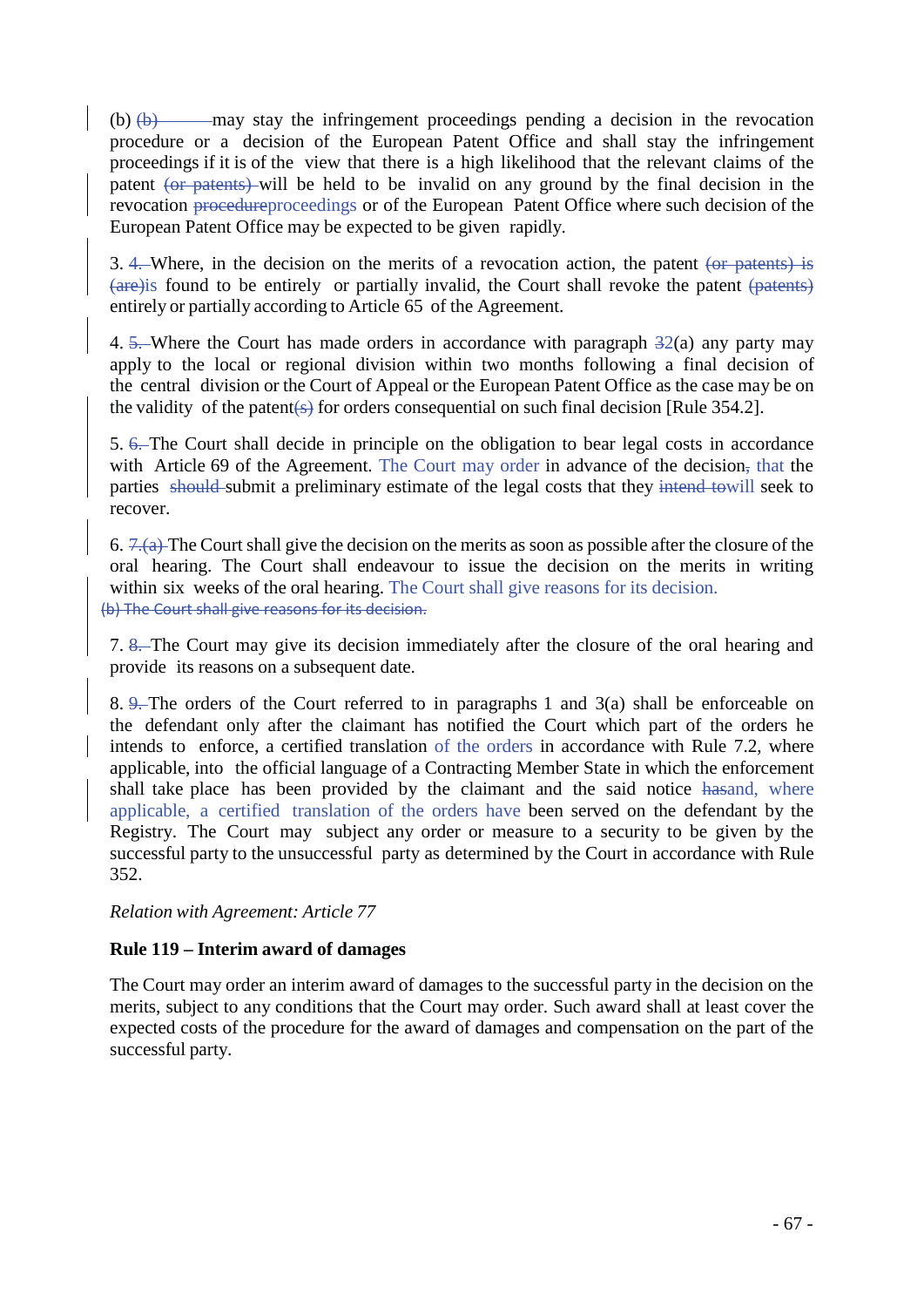(b) (b) may stay the infringement proceedings pending a decision in the revocation procedure or a decision of the European Patent Office and shall stay the infringement proceedings if it is of the view that there is a high likelihood that the relevant claims of the patent (or patents) will be held to be invalid on any ground by the final decision in the revocation procedureproceedings or of the European Patent Office where such decision of the European Patent Office may be expected to be given rapidly.

3. 4. Where, in the decision on the merits of a revocation action, the patent (or patents) is (are)is found to be entirely or partially invalid, the Court shall revoke the patent (patents) entirely or partially according to Article 65 of the Agreement.

4. 5. Where the Court has made orders in accordance with paragraph 32(a) any party may apply to the local or regional division within two months following a final decision of the central division or the Court of Appeal or the European Patent Office as the case may be on the validity of the patent(s) for orders consequential on such final decision [Rule 354.2].

5. 6. The Court shall decide in principle on the obligation to bear legal costs in accordance with Article 69 of the Agreement. The Court may order in advance of the decision, that the parties should submit a preliminary estimate of the legal costs that they intend towill seek to recover.

6. 7.(a) The Court shall give the decision on the merits as soon as possible after the closure of the oral hearing. The Court shall endeavour to issue the decision on the merits in writing within six weeks of the oral hearing. The Court shall give reasons for its decision.
(b) The Court shall give reasons for its decision.

7. 8. The Court may give its decision immediately after the closure of the oral hearing and provide its reasons on a subsequent date.

8. 9. The orders of the Court referred to in paragraphs 1 and 3(a) shall be enforceable on the defendant only after the claimant has notified the Court which part of the orders he intends to enforce, a certified translation of the orders in accordance with Rule 7.2, where applicable, into the official language of a Contracting Member State in which the enforcement shall take place has been provided by the claimant and the said notice hasand, where applicable, a certified translation of the orders have been served on the defendant by the Registry. The Court may subject any order or measure to a security to be given by the successful party to the unsuccessful party as determined by the Court in accordance with Rule 352.

*Relation with Agreement: Article 77*

**Rule 119 – Interim award of damages**

The Court may order an interim award of damages to the successful party in the decision on the merits, subject to any conditions that the Court may order. Such award shall at least cover the expected costs of the procedure for the award of damages and compensation on the part of the successful party.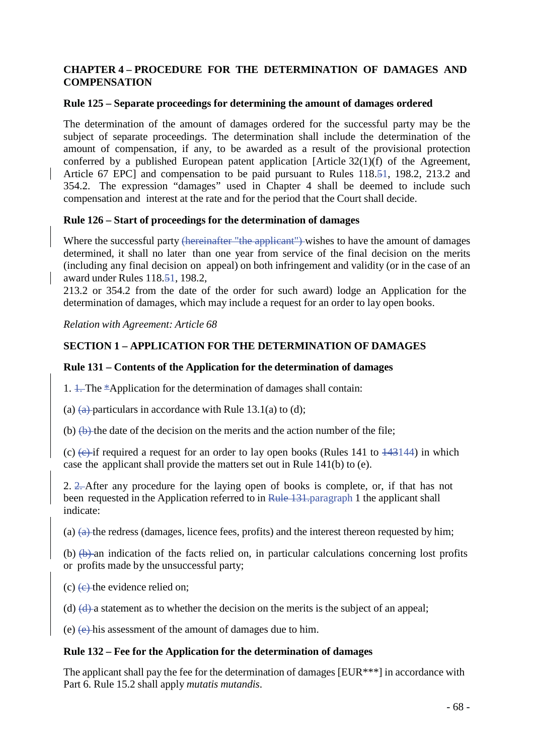**CHAPTER 4 – PROCEDURE FOR THE DETERMINATION OF DAMAGES AND COMPENSATION**

**Rule 125 – Separate proceedings for determining the amount of damages ordered**

The determination of the amount of damages ordered for the successful party may be the subject of separate proceedings. The determination shall include the determination of the amount of compensation, if any, to be awarded as a result of the provisional protection conferred by a published European patent application [Article 32(1)(f) of the Agreement, Article 67 EPC] and compensation to be paid pursuant to Rules 118.~~5~~1, 198.2, 213.2 and 354.2. The expression "damages" used in Chapter 4 shall be deemed to include such compensation and interest at the rate and for the period that the Court shall decide.

**Rule 126 – Start of proceedings for the determination of damages**

Where the successful party ~~(hereinafter "the applicant")~~ wishes to have the amount of damages determined, it shall no later than one year from service of the final decision on the merits (including any final decision on appeal) on both infringement and validity (or in the case of an award under Rules 118.~~5~~1, 198.2, 213.2 or 354.2 from the date of the order for such award) lodge an Application for the determination of damages, which may include a request for an order to lay open books.

*Relation with Agreement: Article 68*

**SECTION 1 – APPLICATION FOR THE DETERMINATION OF DAMAGES**

**Rule 131 – Contents of the Application for the determination of damages**

1. ~~1.~~ The ~~*~~Application for the determination of damages shall contain:

(a) ~~(a)~~ particulars in accordance with Rule 13.1(a) to (d);

(b) ~~(b)~~ the date of the decision on the merits and the action number of the file;

(c) ~~(c)~~ if required a request for an order to lay open books (Rules 141 to ~~143~~144) in which case the applicant shall provide the matters set out in Rule 141(b) to (e).

2. ~~2.~~ After any procedure for the laying open of books is complete, or, if that has not been requested in the Application referred to in ~~Rule 131.~~paragraph 1 the applicant shall indicate:

(a) ~~(a)~~ the redress (damages, licence fees, profits) and the interest thereon requested by him;

(b) ~~(b)~~ an indication of the facts relied on, in particular calculations concerning lost profits or profits made by the unsuccessful party;

(c) ~~(c)~~ the evidence relied on;

(d) ~~(d)~~ a statement as to whether the decision on the merits is the subject of an appeal;

(e) ~~(e)~~ his assessment of the amount of damages due to him.

**Rule 132 – Fee for the Application for the determination of damages**

The applicant shall pay the fee for the determination of damages [EUR***] in accordance with Part 6. Rule 15.2 shall apply *mutatis mutandis*.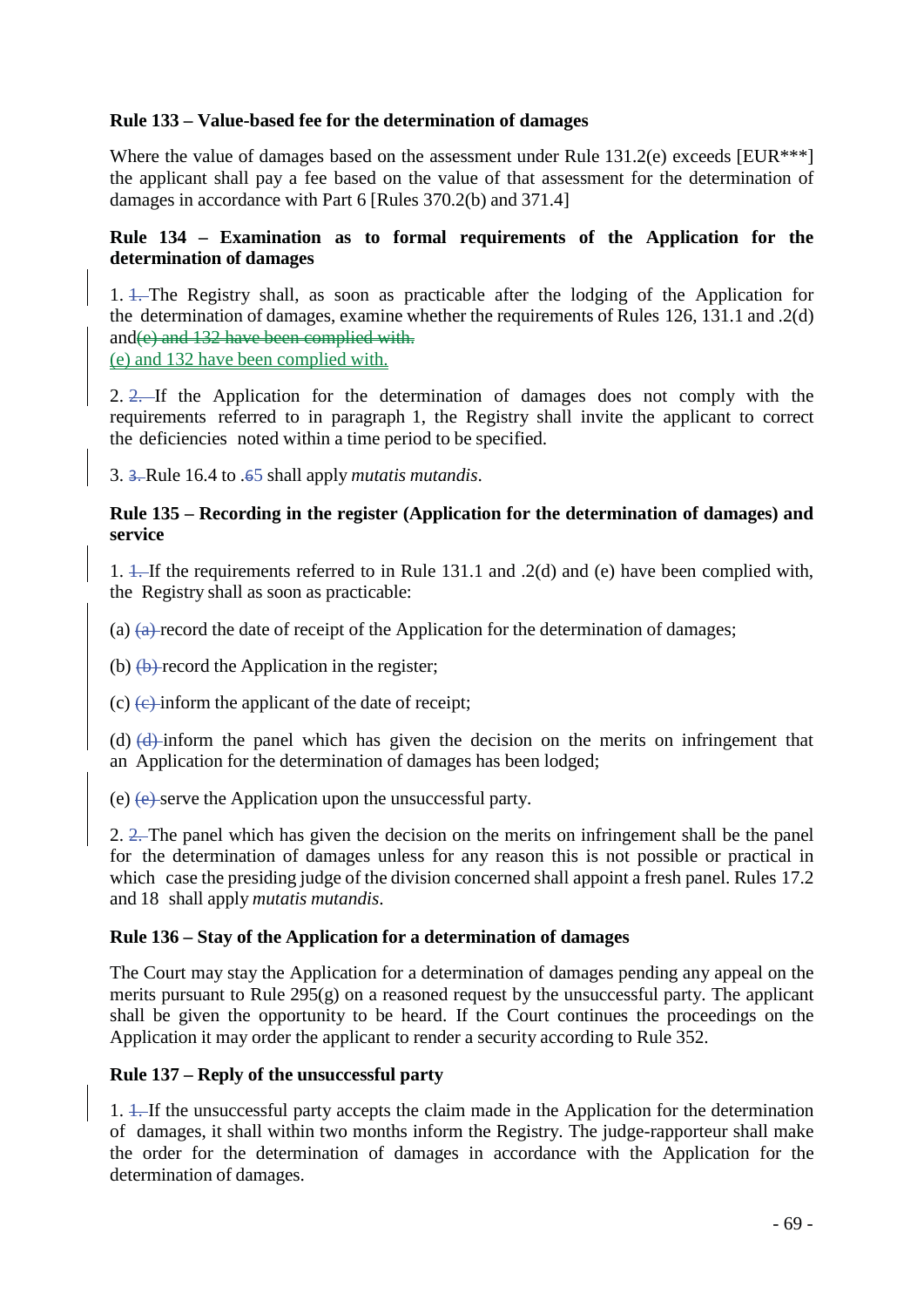**Rule 133 – Value-based fee for the determination of damages**

Where the value of damages based on the assessment under Rule 131.2(e) exceeds [EUR***] the applicant shall pay a fee based on the value of that assessment for the determination of damages in accordance with Part 6 [Rules 370.2(b) and 371.4]

**Rule 134 – Examination as to formal requirements of the Application for the determination of damages**

1. ~~1.~~ The Registry shall, as soon as practicable after the lodging of the Application for the determination of damages, examine whether the requirements of Rules 126, 131.1 and .2(d) and~~(e) and 132 have been complied with.~~
(e) and 132 have been complied with.

2. ~~2.~~ If the Application for the determination of damages does not comply with the requirements referred to in paragraph 1, the Registry shall invite the applicant to correct the deficiencies noted within a time period to be specified.

3. ~~3.~~ Rule 16.4 to .~~6~~5 shall apply *mutatis mutandis*.

**Rule 135 – Recording in the register (Application for the determination of damages) and service**

1. ~~1.~~ If the requirements referred to in Rule 131.1 and .2(d) and (e) have been complied with, the Registry shall as soon as practicable:

(a) ~~(a)~~ record the date of receipt of the Application for the determination of damages;

(b) ~~(b)~~ record the Application in the register;

(c) ~~(c)~~ inform the applicant of the date of receipt;

(d) ~~(d)~~ inform the panel which has given the decision on the merits on infringement that an Application for the determination of damages has been lodged;

(e) ~~(e)~~ serve the Application upon the unsuccessful party.

2. ~~2.~~ The panel which has given the decision on the merits on infringement shall be the panel for the determination of damages unless for any reason this is not possible or practical in which case the presiding judge of the division concerned shall appoint a fresh panel. Rules 17.2 and 18 shall apply *mutatis mutandis*.

**Rule 136 – Stay of the Application for a determination of damages**

The Court may stay the Application for a determination of damages pending any appeal on the merits pursuant to Rule 295(g) on a reasoned request by the unsuccessful party. The applicant shall be given the opportunity to be heard. If the Court continues the proceedings on the Application it may order the applicant to render a security according to Rule 352.

**Rule 137 – Reply of the unsuccessful party**

1. ~~1.~~ If the unsuccessful party accepts the claim made in the Application for the determination of damages, it shall within two months inform the Registry. The judge-rapporteur shall make the order for the determination of damages in accordance with the Application for the determination of damages.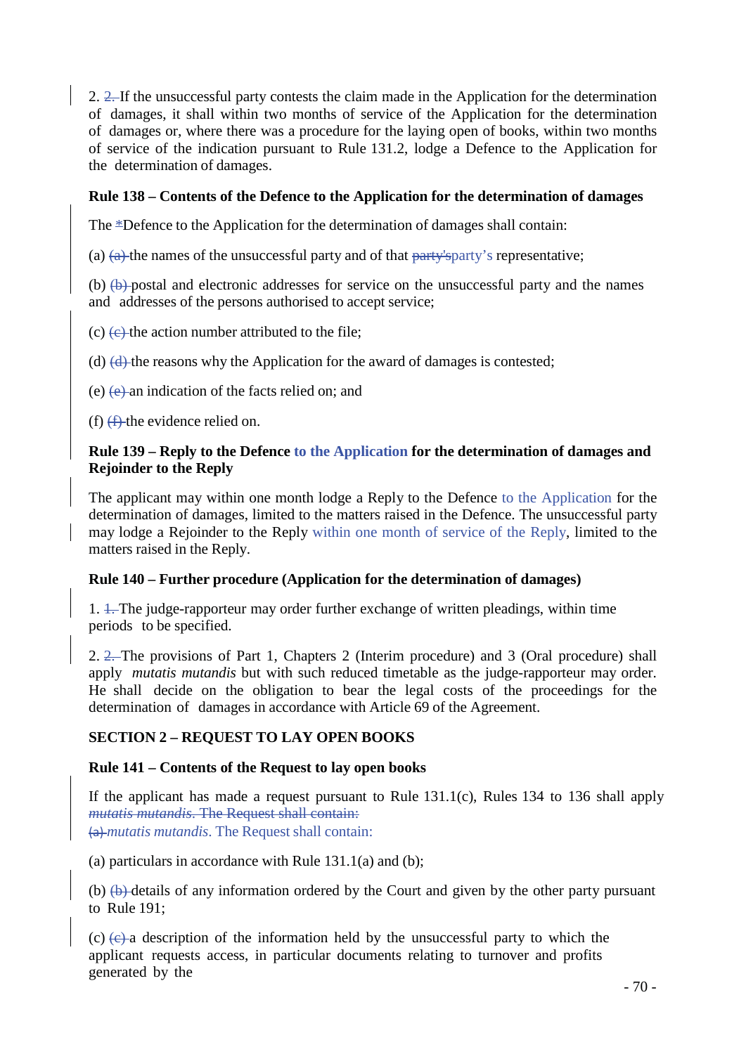2. ~~2.~~ If the unsuccessful party contests the claim made in the Application for the determination of damages, it shall within two months of service of the Application for the determination of damages or, where there was a procedure for the laying open of books, within two months of service of the indication pursuant to Rule 131.2, lodge a Defence to the Application for the determination of damages.

**Rule 138 – Contents of the Defence to the Application for the determination of damages**

The ~~*~~Defence to the Application for the determination of damages shall contain:

(a) ~~(a)~~ the names of the unsuccessful party and of that ~~party's~~party's representative;

(b) ~~(b)~~ postal and electronic addresses for service on the unsuccessful party and the names and addresses of the persons authorised to accept service;

(c) ~~(c)~~ the action number attributed to the file;

(d) ~~(d)~~ the reasons why the Application for the award of damages is contested;

(e) ~~(e)~~ an indication of the facts relied on; and

(f) ~~(f)~~ the evidence relied on.

**Rule 139 – Reply to the Defence to the Application for the determination of damages and Rejoinder to the Reply**

The applicant may within one month lodge a Reply to the Defence to the Application for the determination of damages, limited to the matters raised in the Defence. The unsuccessful party may lodge a Rejoinder to the Reply within one month of service of the Reply, limited to the matters raised in the Reply.

**Rule 140 – Further procedure (Application for the determination of damages)**

1. ~~1.~~ The judge-rapporteur may order further exchange of written pleadings, within time periods to be specified.

2. ~~2.~~ The provisions of Part 1, Chapters 2 (Interim procedure) and 3 (Oral procedure) shall apply *mutatis mutandis* but with such reduced timetable as the judge-rapporteur may order. He shall decide the obligation to bear the legal costs of the proceedings for the determination of damages in accordance with Article 69 of the Agreement.

**SECTION 2 – REQUEST TO LAY OPEN BOOKS**

**Rule 141 – Contents of the Request to lay open books**

If the applicant has made a request pursuant to Rule 131.1(c), Rules 134 to 136 shall apply ~~*mutatis mutandis*. The Request shall contain:~~
~~(a)~~ *mutatis mutandis*. The Request shall contain:

(a) particulars in accordance with Rule 131.1(a) and (b);

(b) ~~(b)~~ details of any information ordered by the Court and given by the other party pursuant to Rule 191;

(c) ~~(c)~~ a description of the information held by the unsuccessful party to which the applicant requests access, in particular documents relating to turnover and profits generated by the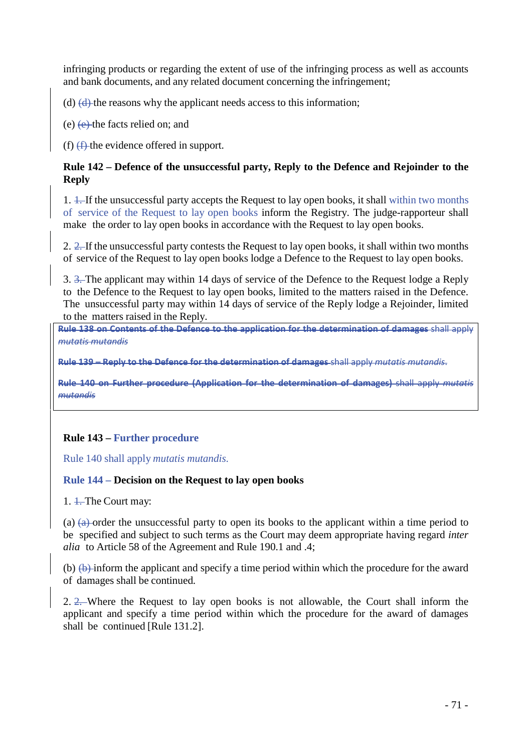infringing products or regarding the extent of use of the infringing process as well as accounts and bank documents, and any related document concerning the infringement;

(d) ~~(d)~~ the reasons why the applicant needs access to this information;

(e) ~~(e)~~ the facts relied on; and

(f) ~~(f)~~ the evidence offered in support.

**Rule 142 – Defence of the unsuccessful party, Reply to the Defence and Rejoinder to the Reply**

1. ~~1.~~ If the unsuccessful party accepts the Request to lay open books, it shall within two months of service of the Request to lay open books inform the Registry. The judge-rapporteur shall make the order to lay open books in accordance with the Request to lay open books.

2. ~~2.~~ If the unsuccessful party contests the Request to lay open books, it shall within two months of service of the Request to lay open books lodge a Defence to the Request to lay open books.

3. ~~3.~~ The applicant may within 14 days of service of the Defence to the Request lodge a Reply to the Defence to the Request to lay open books, limited to the matters raised in the Defence. The unsuccessful party may within 14 days of service of the Reply lodge a Rejoinder, limited to the matters raised in the Reply.

~~**Rule 138 on Contents of the Defence to the application for the determination of damages** shall apply *mutatis mutandis*~~

~~**Rule 139 – Reply to the Defence for the determination of damages** shall apply *mutatis mutandis*.~~

~~**Rule 140 on Further procedure (Application for the determination of damages)** shall apply *mutatis mutandis*~~

**Rule 143 – Further procedure**

Rule 140 shall apply *mutatis mutandis.*

**Rule 144 – Decision on the Request to lay open books**

1. ~~1.~~ The Court may:

(a) ~~(a)~~ order the unsuccessful party to open its books to the applicant within a time period to be specified and subject to such terms as the Court may deem appropriate having regard *inter alia* to Article 58 of the Agreement and Rule 190.1 and .4;

(b) ~~(b)~~ inform the applicant and specify a time period within which the procedure for the award of damages shall be continued.

2. ~~2.~~ Where the Request to lay open books is not allowable, the Court shall inform the applicant and specify a time period within which the procedure for the award of damages shall be continued [Rule 131.2].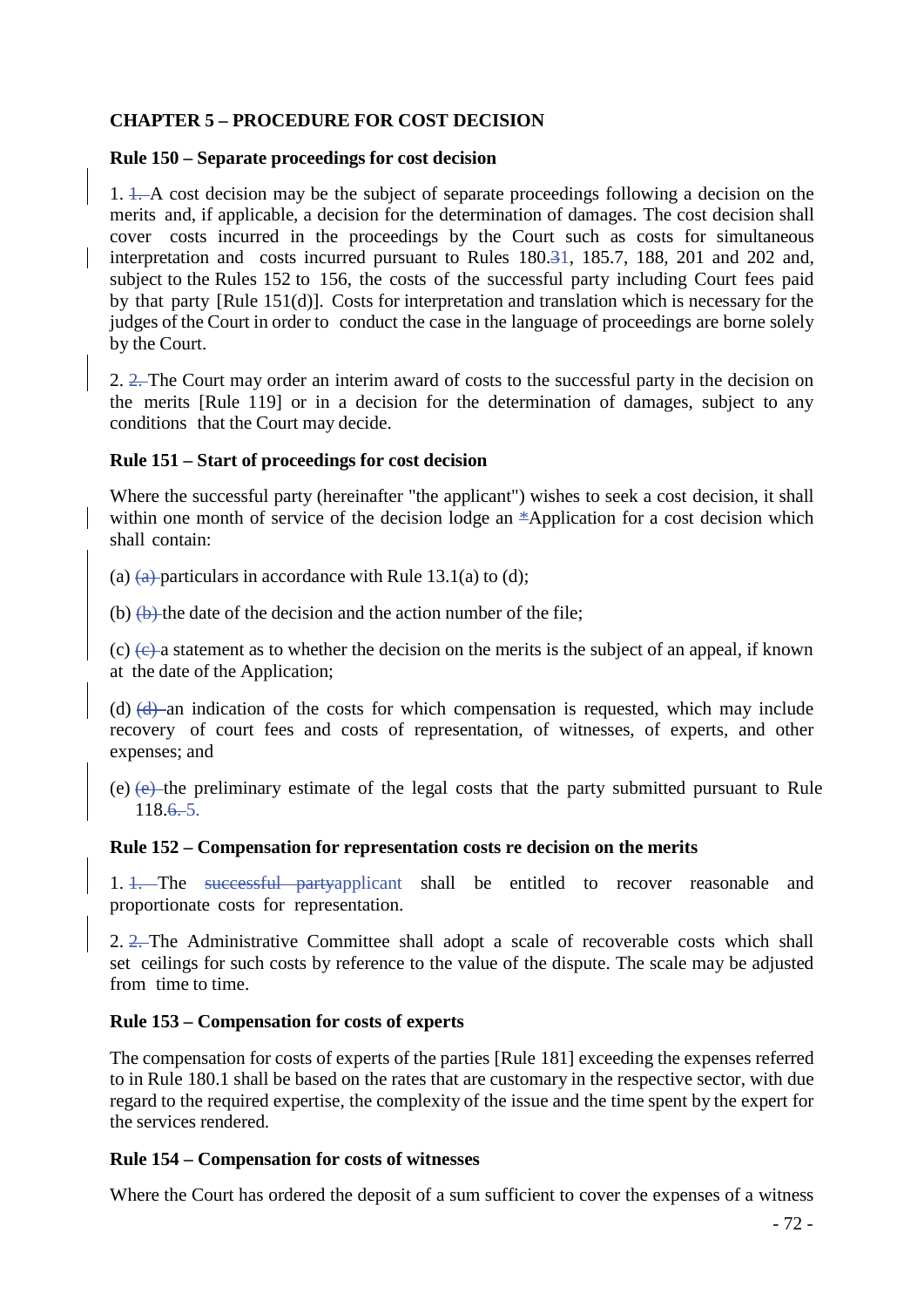**CHAPTER 5 – PROCEDURE FOR COST DECISION**

**Rule 150 – Separate proceedings for cost decision**

1. A cost decision may be the subject of separate proceedings following a decision on the merits and, if applicable, a decision for the determination of damages. The cost decision shall cover costs incurred in the proceedings by the Court such as costs for simultaneous interpretation and costs incurred pursuant to Rules 180.1, 185.7, 188, 201 and 202 and, subject to the Rules 152 to 156, the costs of the successful party including Court fees paid by that party [Rule 151(d)]. Costs for interpretation and translation which is necessary for the judges of the Court in order to conduct the case in the language of proceedings are borne solely by the Court.

2. The Court may order an interim award of costs to the successful party in the decision on the merits [Rule 119] or in a decision for the determination of damages, subject to any conditions that the Court may decide.

**Rule 151 – Start of proceedings for cost decision**

Where the successful party (hereinafter "the applicant") wishes to seek a cost decision, it shall within one month of service of the decision lodge an Application for a cost decision which shall contain:

(a) particulars in accordance with Rule 13.1(a) to (d);

(b) the date of the decision and the action number of the file;

(c) a statement as to whether the decision on the merits is the subject of an appeal, if known at the date of the Application;

(d) an indication of the costs for which compensation is requested, which may include recovery of court fees and costs of representation, of witnesses, of experts, and other expenses; and

(e) the preliminary estimate of the legal costs that the party submitted pursuant to Rule 118.5.

**Rule 152 – Compensation for representation costs re decision on the merits**

1. The applicant shall be entitled to recover reasonable and proportionate costs for representation.

2. The Administrative Committee shall adopt a scale of recoverable costs which shall set ceilings for such costs by reference to the value of the dispute. The scale may be adjusted from time to time.

**Rule 153 – Compensation for costs of experts**

The compensation for costs of experts of the parties [Rule 181] exceeding the expenses referred to in Rule 180.1 shall be based on the rates that are customary in the respective sector, with due regard to the required expertise, the complexity of the issue and the time spent by the expert for the services rendered.

**Rule 154 – Compensation for costs of witnesses**

Where the Court has ordered the deposit of a sum sufficient to cover the expenses of a witness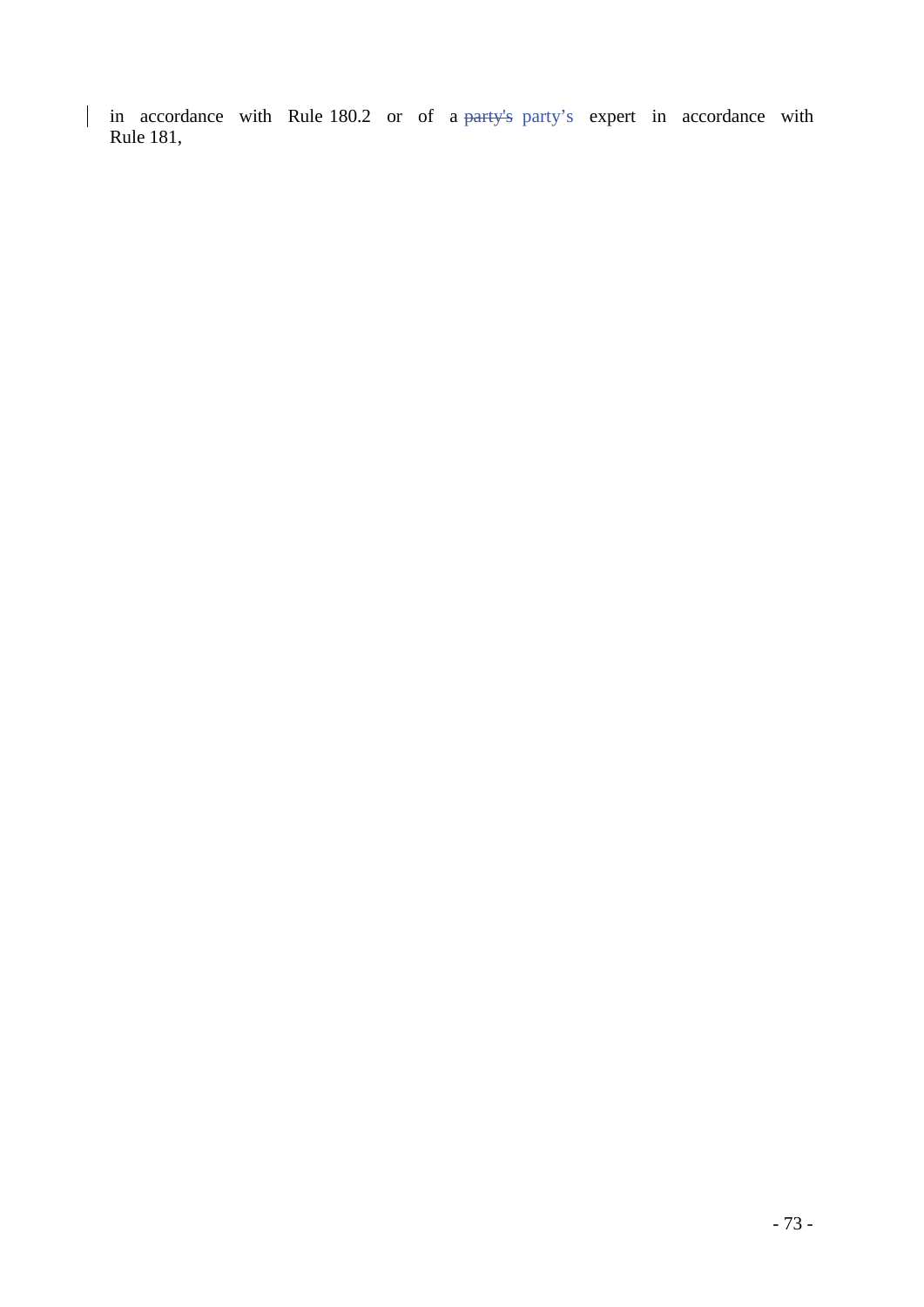in accordance with Rule 180.2 or of a ~~party's~~ party's expert in accordance with Rule 181,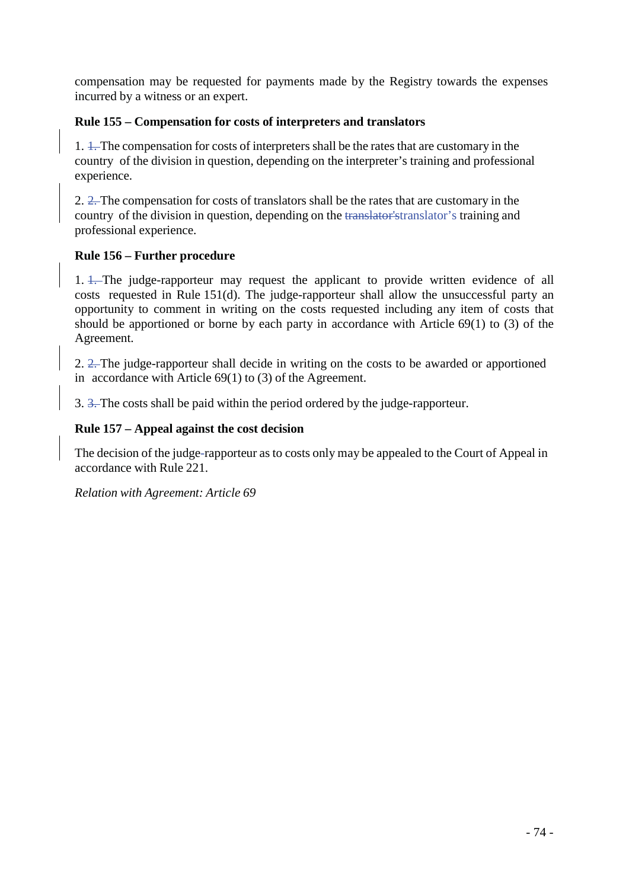compensation may be requested for payments made by the Registry towards the expenses incurred by a witness or an expert.

**Rule 155 – Compensation for costs of interpreters and translators**

1. ~~1.~~ The compensation for costs of interpreters shall be the rates that are customary in the country of the division in question, depending on the interpreter's training and professional experience.

2. ~~2.~~ The compensation for costs of translators shall be the rates that are customary in the country of the division in question, depending on the ~~translator's~~translator's training and professional experience.

**Rule 156 – Further procedure**

1. ~~1.~~ The judge-rapporteur may request the applicant to provide written evidence of all costs requested in Rule 151(d). The judge-rapporteur shall allow the unsuccessful party an opportunity to comment in writing on the costs requested including any item of costs that should be apportioned or borne by each party in accordance with Article 69(1) to (3) of the Agreement.

2. ~~2.~~ The judge-rapporteur shall decide in writing on the costs to be awarded or apportioned in accordance with Article 69(1) to (3) of the Agreement.

3. ~~3.~~ The costs shall be paid within the period ordered by the judge-rapporteur.

**Rule 157 – Appeal against the cost decision**

The decision of the judge-rapporteur as to costs only may be appealed to the Court of Appeal in accordance with Rule 221.

*Relation with Agreement: Article 69*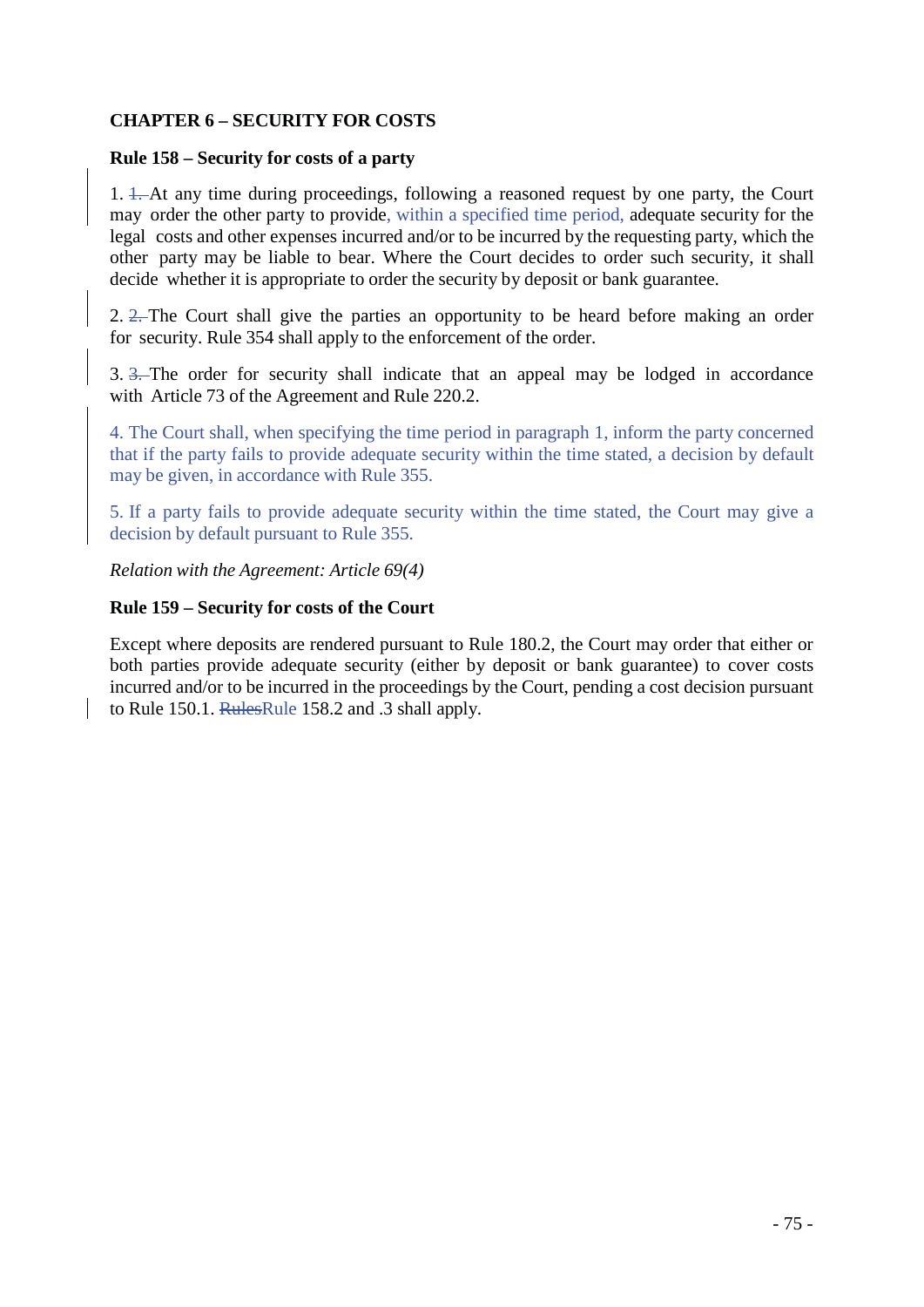## CHAPTER 6 – SECURITY FOR COSTS

### Rule 158 – Security for costs of a party

1. ~~1.~~ At any time during proceedings, following a reasoned request by one party, the Court may order the other party to provide, within a specified time period, adequate security for the legal costs and other expenses incurred and/or to be incurred by the requesting party, which the other party may be liable to bear. Where the Court decides to order such security, it shall decide whether it is appropriate to order the security by deposit or bank guarantee.

2. ~~2.~~ The Court shall give the parties an opportunity to be heard before making an order for security. Rule 354 shall apply to the enforcement of the order.

3. ~~3.~~ The order for security shall indicate that an appeal may be lodged in accordance with Article 73 of the Agreement and Rule 220.2.

4. The Court shall, when specifying the time period in paragraph 1, inform the party concerned that if the party fails to provide adequate security within the time stated, a decision by default may be given, in accordance with Rule 355.

5. If a party fails to provide adequate security within the time stated, the Court may give a decision by default pursuant to Rule 355.

*Relation with the Agreement: Article 69(4)*

### Rule 159 – Security for costs of the Court

Except where deposits are rendered pursuant to Rule 180.2, the Court may order that either or both parties provide adequate security (either by deposit or bank guarantee) to cover costs incurred and/or to be incurred in the proceedings by the Court, pending a cost decision pursuant to Rule 150.1. ~~Rules~~Rule 158.2 and .3 shall apply.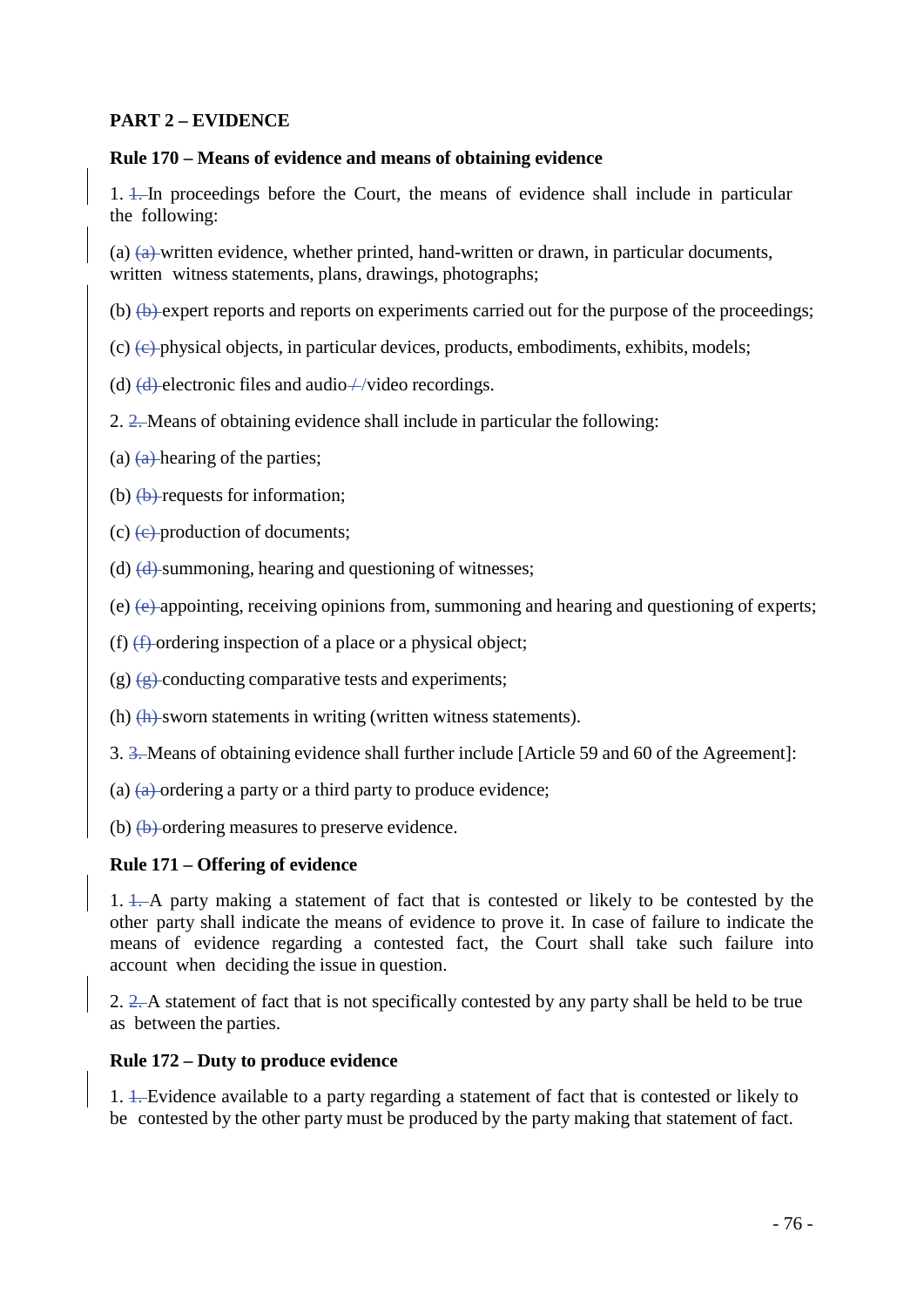**PART 2 – EVIDENCE**

**Rule 170 – Means of evidence and means of obtaining evidence**

1. ~~1.~~ In proceedings before the Court, the means of evidence shall include in particular the following:

(a) ~~(a)~~ written evidence, whether printed, hand-written or drawn, in particular documents, written witness statements, plans, drawings, photographs;

(b) ~~(b)~~ expert reports and reports on experiments carried out for the purpose of the proceedings;

(c) ~~(c)~~ physical objects, in particular devices, products, embodiments, exhibits, models;

(d) ~~(d)~~ electronic files and audio~~ /~~/video recordings.

2. ~~2.~~ Means of obtaining evidence shall include in particular the following:

(a) ~~(a)~~ hearing of the parties;

(b) ~~(b)~~ requests for information;

(c) ~~(c)~~ production of documents;

(d) ~~(d)~~ summoning, hearing and questioning of witnesses;

(e) ~~(e)~~ appointing, receiving opinions from, summoning and hearing and questioning of experts;

(f) ~~(f)~~ ordering inspection of a place or a physical object;

(g) ~~(g)~~ conducting comparative tests and experiments;

(h) ~~(h)~~ sworn statements in writing (written witness statements).

3. ~~3.~~ Means of obtaining evidence shall further include [Article 59 and 60 of the Agreement]:

(a) ~~(a)~~ ordering a party or a third party to produce evidence;

(b) ~~(b)~~ ordering measures to preserve evidence.

**Rule 171 – Offering of evidence**

1. ~~1.~~ A party making a statement of fact that is contested or likely to be contested by the other party shall indicate the means of evidence to prove it. In case of failure to indicate the means of evidence regarding a contested fact, the Court shall take such failure into account when deciding the issue in question.

2. ~~2.~~ A statement of fact that is not specifically contested by any party shall be held to be true as between the parties.

**Rule 172 – Duty to produce evidence**

1. ~~1.~~ Evidence available to a party regarding a statement of fact that is contested or likely to be contested by the other party must be produced by the party making that statement of fact.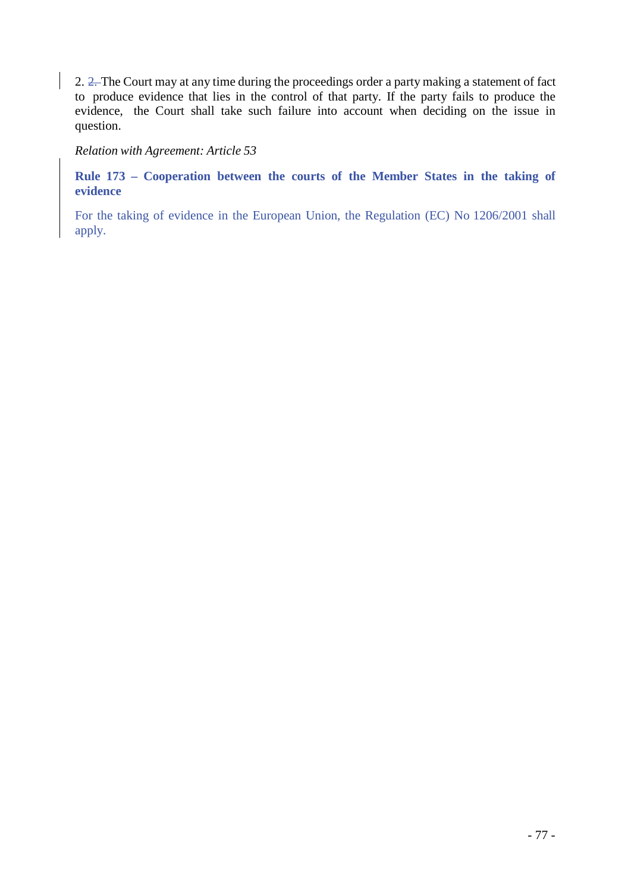2. ~~2.~~ The Court may at any time during the proceedings order a party making a statement of fact to produce evidence that lies in the control of that party. If the party fails to produce the evidence, the Court shall take such failure into account when deciding on the issue in question.

*Relation with Agreement: Article 53*

**Rule 173 – Cooperation between the courts of the Member States in the taking of evidence**

For the taking of evidence in the European Union, the Regulation (EC) No 1206/2001 shall apply.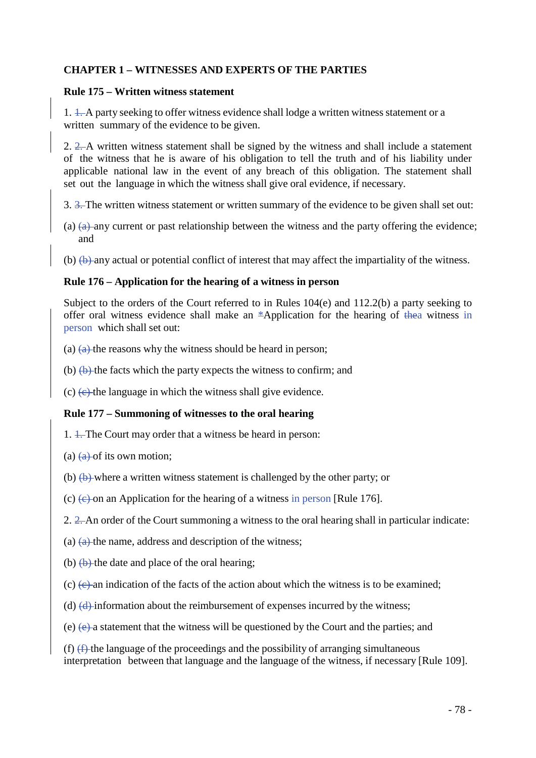## CHAPTER 1 – WITNESSES AND EXPERTS OF THE PARTIES

### Rule 175 – Written witness statement

1. ~~1.~~ A party seeking to offer witness evidence shall lodge a written witness statement or a written summary of the evidence to be given.

2. ~~2.~~ A written witness statement shall be signed by the witness and shall include a statement of the witness that he is aware of his obligation to tell the truth and of his liability under applicable national law in the event of any breach of this obligation. The statement shall set out the language in which the witness shall give oral evidence, if necessary.

3. ~~3.~~ The written witness statement or written summary of the evidence to be given shall set out:

(a) ~~(a)~~ any current or past relationship between the witness and the party offering the evidence; and

(b) ~~(b)~~ any actual or potential conflict of interest that may affect the impartiality of the witness.

### Rule 176 – Application for the hearing of a witness in person

Subject to the orders of the Court referred to in Rules 104(e) and 112.2(b) a party seeking to offer oral witness evidence shall make an *Application for the hearing of ~~the~~a witness in person which shall set out:

(a) ~~(a)~~ the reasons why the witness should be heard in person;

(b) ~~(b)~~ the facts which the party expects the witness to confirm; and

(c) ~~(c)~~ the language in which the witness shall give evidence.

### Rule 177 – Summoning of witnesses to the oral hearing

1. ~~1.~~ The Court may order that a witness be heard in person:

(a) ~~(a)~~ of its own motion;

(b) ~~(b)~~ where a written witness statement is challenged by the other party; or

(c) ~~(c)~~ on an Application for the hearing of a witness in person [Rule 176].

2. ~~2.~~ An order of the Court summoning a witness to the oral hearing shall in particular indicate:

(a) ~~(a)~~ the name, address and description of the witness;

(b) ~~(b)~~ the date and place of the oral hearing;

(c) ~~(c)~~ an indication of the facts of the action about which the witness is to be examined;

(d) ~~(d)~~ information about the reimbursement of expenses incurred by the witness;

(e) ~~(e)~~ a statement that the witness will be questioned by the Court and the parties; and

(f) ~~(f)~~ the language of the proceedings and the possibility of arranging simultaneous interpretation between that language and the language of the witness, if necessary [Rule 109].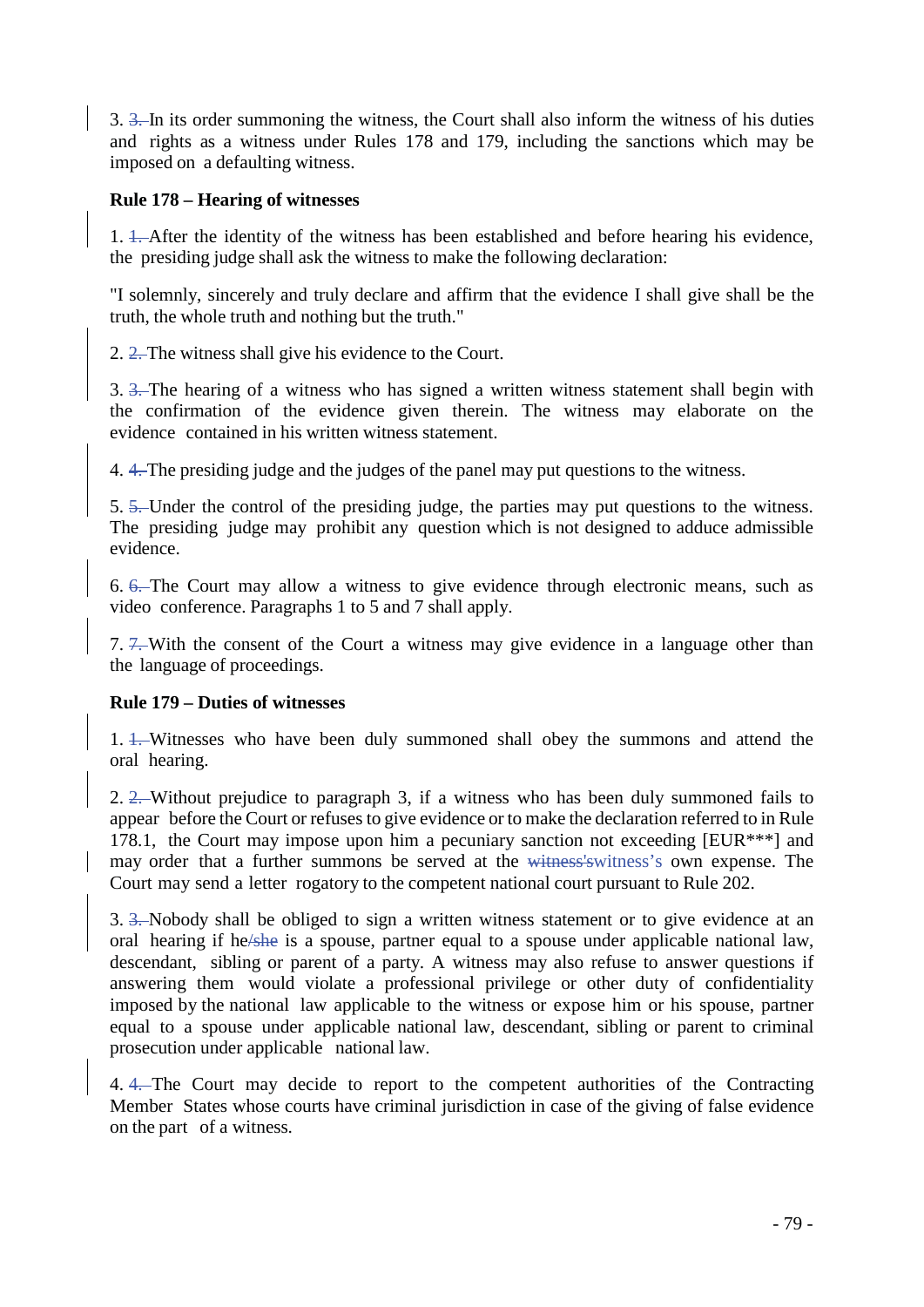3. ~~3.~~ In its order summoning the witness, the Court shall also inform the witness of his duties and rights as a witness under Rules 178 and 179, including the sanctions which may be imposed on a defaulting witness.

**Rule 178 – Hearing of witnesses**

1. ~~1.~~ After the identity of the witness has been established and before hearing his evidence, the presiding judge shall ask the witness to make the following declaration:

"I solemnly, sincerely and truly declare and affirm that the evidence I shall give shall be the truth, the whole truth and nothing but the truth."

2. ~~2.~~ The witness shall give his evidence to the Court.

3. ~~3.~~ The hearing of a witness who has signed a written witness statement shall begin with the confirmation of the evidence given therein. The witness may elaborate on the evidence contained in his written witness statement.

4. ~~4.~~ The presiding judge and the judges of the panel may put questions to the witness.

5. ~~5.~~ Under the control of the presiding judge, the parties may put questions to the witness. The presiding judge may prohibit any question which is not designed to adduce admissible evidence.

6. ~~6.~~ The Court may allow a witness to give evidence through electronic means, such as video conference. Paragraphs 1 to 5 and 7 shall apply.

7. ~~7.~~ With the consent of the Court a witness may give evidence in a language other than the language of proceedings.

**Rule 179 – Duties of witnesses**

1. ~~1.~~ Witnesses who have been duly summoned shall obey the summons and attend the oral hearing.

2. ~~2.~~ Without prejudice to paragraph 3, if a witness who has been duly summoned fails to appear before the Court or refuses to give evidence or to make the declaration referred to in Rule 178.1, the Court may impose upon him a pecuniary sanction not exceeding [EUR***] and may order that a further summons be served at the ~~witness's~~witness's own expense. The Court may send a letter rogatory to the competent national court pursuant to Rule 202.

3. ~~3.~~ Nobody shall be obliged to sign a written witness statement or to give evidence at an oral hearing if he~~/she~~ is a spouse, partner equal to a spouse under applicable national law, descendant, sibling or parent of a party. A witness may also refuse to answer questions if answering them would violate a professional privilege or other duty of confidentiality imposed by the national law applicable to the witness or expose him or his spouse, partner equal to a spouse under applicable national law, descendant, sibling or parent to criminal prosecution under applicable national law.

4. ~~4.~~ The Court may decide to report to the competent authorities of the Contracting Member States whose courts have criminal jurisdiction in case of the giving of false evidence on the part of a witness.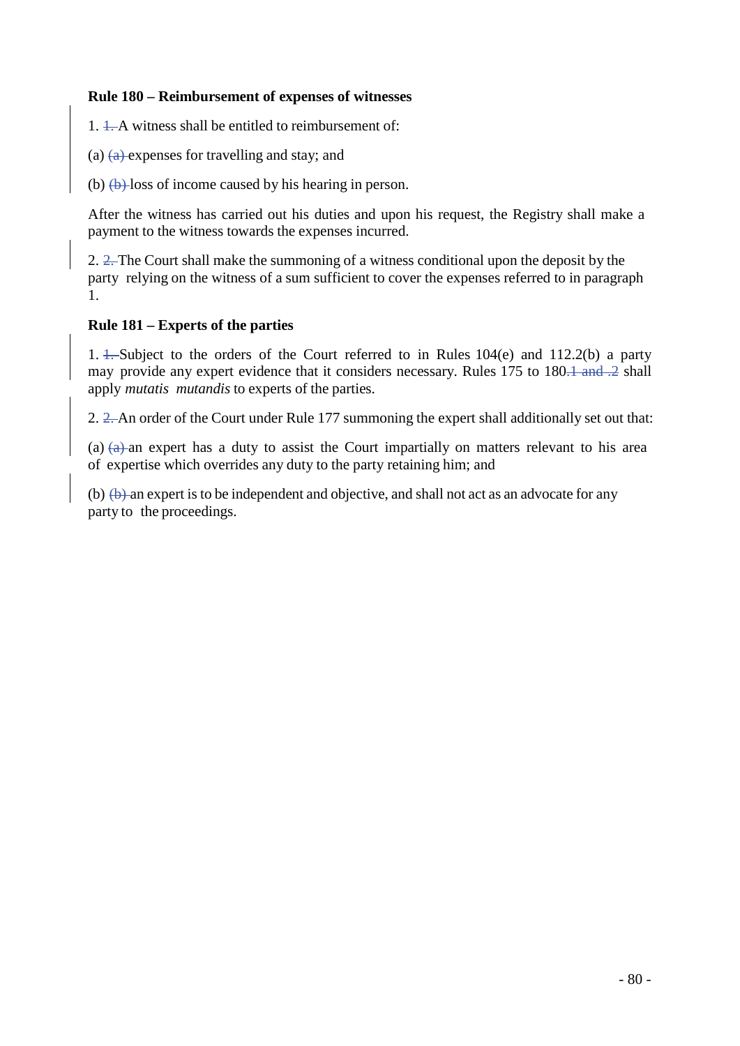**Rule 180 – Reimbursement of expenses of witnesses**

1. ~~1.~~ A witness shall be entitled to reimbursement of:

(a) ~~(a)~~ expenses for travelling and stay; and

(b) ~~(b)~~ loss of income caused by his hearing in person.

After the witness has carried out his duties and upon his request, the Registry shall make a payment to the witness towards the expenses incurred.

2. ~~2.~~ The Court shall make the summoning of a witness conditional upon the deposit by the party relying on the witness of a sum sufficient to cover the expenses referred to in paragraph 1.

**Rule 181 – Experts of the parties**

1. ~~1.~~ Subject to the orders of the Court referred to in Rules 104(e) and 112.2(b) a party may provide any expert evidence that it considers necessary. Rules 175 to 180~~.1 and .2~~ shall apply *mutatis mutandis* to experts of the parties.

2. ~~2.~~ An order of the Court under Rule 177 summoning the expert shall additionally set out that:

(a) ~~(a)~~ an expert has a duty to assist the Court impartially on matters relevant to his area of expertise which overrides any duty to the party retaining him; and

(b) ~~(b)~~ an expert is to be independent and objective, and shall not act as an advocate for any party to the proceedings.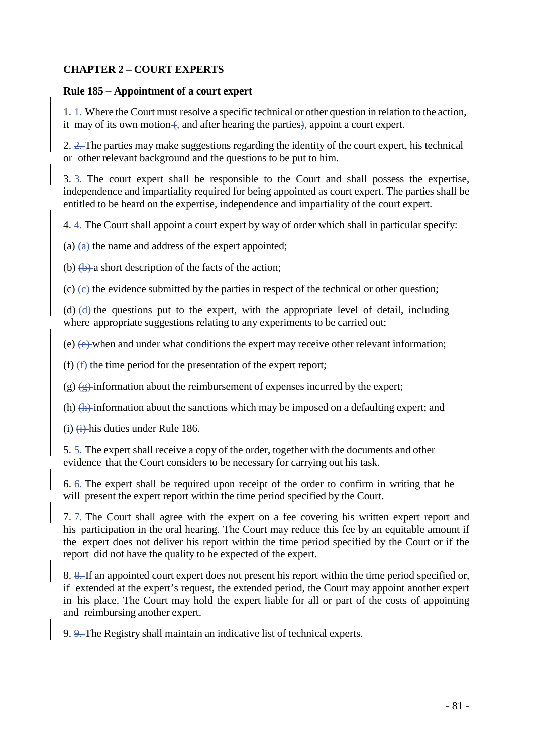## CHAPTER 2 – COURT EXPERTS

### Rule 185 – Appointment of a court expert

1. ~~1.~~ Where the Court must resolve a specific technical or other question in relation to the action, it may of its own motion~~(~~, and after hearing the parties~~)~~, appoint a court expert.

2. ~~2.~~ The parties may make suggestions regarding the identity of the court expert, his technical or other relevant background and the questions to be put to him.

3. ~~3.~~ The court expert shall be responsible to the Court and shall possess the expertise, independence and impartiality required for being appointed as court expert. The parties shall be entitled to be heard on the expertise, independence and impartiality of the court expert.

4. ~~4.~~ The Court shall appoint a court expert by way of order which shall in particular specify:

(a) ~~(a)~~ the name and address of the expert appointed;

(b) ~~(b)~~ a short description of the facts of the action;

(c) ~~(c)~~ the evidence submitted by the parties in respect of the technical or other question;

(d) ~~(d)~~ the questions put to the expert, with the appropriate level of detail, including where appropriate suggestions relating to any experiments to be carried out;

(e) ~~(e)~~ when and under what conditions the expert may receive other relevant information;

(f) ~~(f)~~ the time period for the presentation of the expert report;

(g) ~~(g)~~ information about the reimbursement of expenses incurred by the expert;

(h) ~~(h)~~ information about the sanctions which may be imposed on a defaulting expert; and

(i) ~~(i)~~ his duties under Rule 186.

5. ~~5.~~ The expert shall receive a copy of the order, together with the documents and other evidence that the Court considers to be necessary for carrying out his task.

6. ~~6.~~ The expert shall be required upon receipt of the order to confirm in writing that he will present the expert report within the time period specified by the Court.

7. ~~7.~~ The Court shall agree with the expert on a fee covering his written expert report and his participation in the oral hearing. The Court may reduce this fee by an equitable amount if the expert does not deliver his report within the time period specified by the Court or if the report did not have the quality to be expected of the expert.

8. ~~8.~~ If an appointed court expert does not present his report within the time period specified or, if extended at the expert's request, the extended period, the Court may appoint another expert in his place. The Court may hold the expert liable for all or part of the costs of appointing and reimbursing another expert.

9. ~~9.~~ The Registry shall maintain an indicative list of technical experts.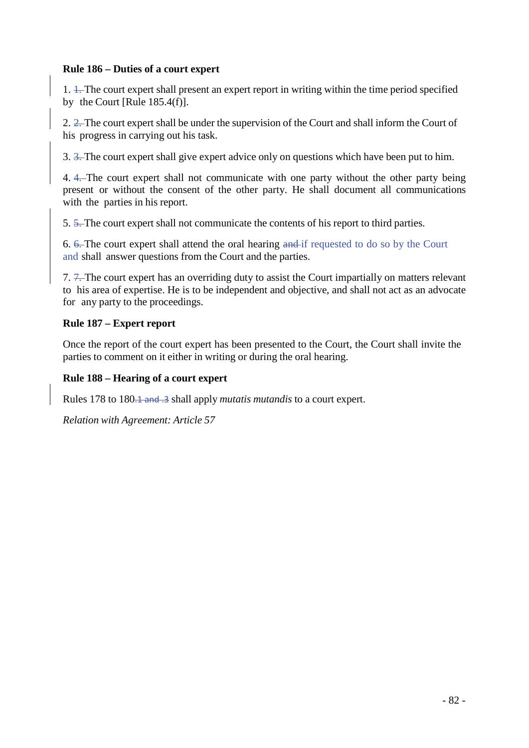### Rule 186 – Duties of a court expert

1. ~~1.~~ The court expert shall present an expert report in writing within the time period specified by the Court [Rule 185.4(f)].

2. ~~2.~~ The court expert shall be under the supervision of the Court and shall inform the Court of his progress in carrying out his task.

3. ~~3.~~ The court expert shall give expert advice only on questions which have been put to him.

4. ~~4.~~ The court expert shall not communicate with one party without the other party being present or without the consent of the other party. He shall document all communications with the parties in his report.

5. ~~5.~~ The court expert shall not communicate the contents of his report to third parties.

6. ~~6.~~ The court expert shall attend the oral hearing ~~and~~ if requested to do so by the Court and shall answer questions from the Court and the parties.

7. ~~7.~~ The court expert has an overriding duty to assist the Court impartially on matters relevant to his area of expertise. He is to be independent and objective, and shall not act as an advocate for any party to the proceedings.

### Rule 187 – Expert report

Once the report of the court expert has been presented to the Court, the Court shall invite the parties to comment on it either in writing or during the oral hearing.

### Rule 188 – Hearing of a court expert

Rules 178 to 180~~.1 and .3~~ shall apply *mutatis mutandis* to a court expert.

*Relation with Agreement: Article 57*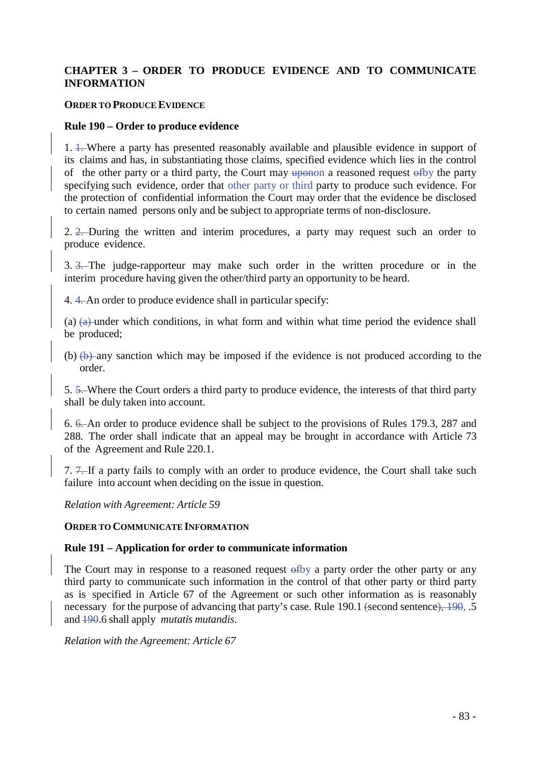## CHAPTER 3 – ORDER TO PRODUCE EVIDENCE AND TO COMMUNICATE INFORMATION

### ORDER TO PRODUCE EVIDENCE

### Rule 190 – Order to produce evidence

1. 1. Where a party has presented reasonably available and plausible evidence in support of its claims and has, in substantiating those claims, specified evidence which lies in the control of the other party or a third party, the Court may uponon a reasoned request ofby the party specifying such evidence, order that other party or third party to produce such evidence. For the protection of confidential information the Court may order that the evidence be disclosed to certain named persons only and be subject to appropriate terms of non-disclosure.

2. 2. During the written and interim procedures, a party may request such an order to produce evidence.

3. 3. The judge-rapporteur may make such order in the written procedure or in the interim procedure having given the other/third party an opportunity to be heard.

4. 4. An order to produce evidence shall in particular specify:

(a) (a) under which conditions, in what form and within what time period the evidence shall be produced;

(b) (b) any sanction which may be imposed if the evidence is not produced according to the order.

5. 5. Where the Court orders a third party to produce evidence, the interests of that third party shall be duly taken into account.

6. 6. An order to produce evidence shall be subject to the provisions of Rules 179.3, 287 and 288. The order shall indicate that an appeal may be brought in accordance with Article 73 of the Agreement and Rule 220.1.

7. 7. If a party fails to comply with an order to produce evidence, the Court shall take such failure into account when deciding on the issue in question.

*Relation with Agreement: Article 59*

### ORDER TO COMMUNICATE INFORMATION

### Rule 191 – Application for order to communicate information

The Court may in response to a reasoned request ofby a party order the other party or any third party to communicate such information in the control of that other party or third party as is specified in Article 67 of the Agreement or such other information as is reasonably necessary for the purpose of advancing that party's case. Rule 190.1 (second sentence), 190, .5 and 190.6 shall apply *mutatis mutandis*.

*Relation with the Agreement: Article 67*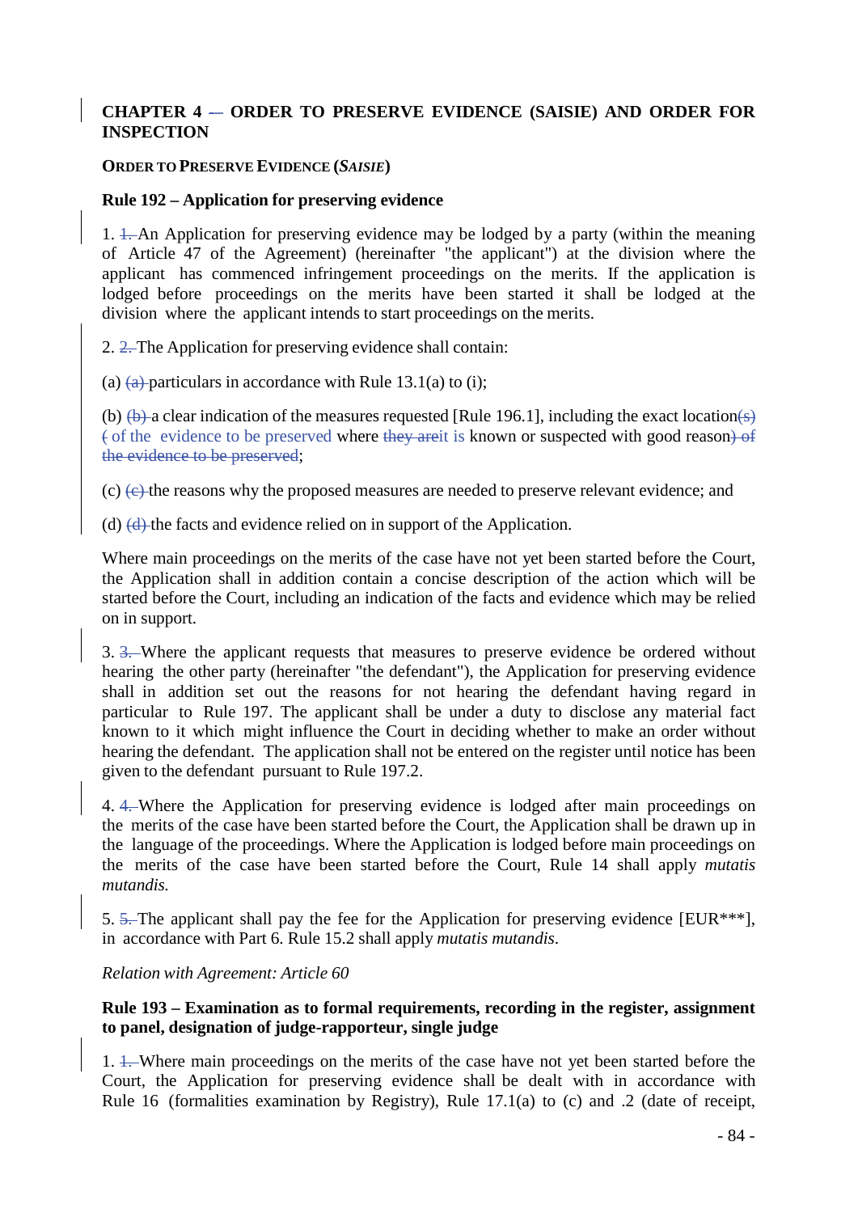**CHAPTER 4 – ORDER TO PRESERVE EVIDENCE (SAISIE) AND ORDER FOR INSPECTION**

**ORDER TO PRESERVE EVIDENCE (*SAISIE*)**

**Rule 192 – Application for preserving evidence**

1. ~~1.~~ An Application for preserving evidence may be lodged by a party (within the meaning of Article 47 of the Agreement) (hereinafter "the applicant") at the division where the applicant has commenced infringement proceedings on the merits. If the application is lodged before proceedings on the merits have been started it shall be lodged at the division where the applicant intends to start proceedings on the merits.

2. ~~2.~~ The Application for preserving evidence shall contain:

(a) ~~(a)~~ particulars in accordance with Rule 13.1(a) to (i);

(b) ~~(b)~~ a clear indication of the measures requested [Rule 196.1], including the exact location~~(s)~~ ~~(~~ of the evidence to be preserved where ~~they are~~it is known or suspected with good reason~~) of the evidence to be preserved~~;

(c) ~~(c)~~ the reasons why the proposed measures are needed to preserve relevant evidence; and

(d) ~~(d)~~ the facts and evidence relied on in support of the Application.

Where main proceedings on the merits of the case have not yet been started before the Court, the Application shall in addition contain a concise description of the action which will be started before the Court, including an indication of the facts and evidence which may be relied on in support.

3. ~~3.~~ Where the applicant requests that measures to preserve evidence be ordered without hearing the other party (hereinafter "the defendant"), the Application for preserving evidence shall in addition set out the reasons for not hearing the defendant having regard in particular to Rule 197. The applicant shall be under a duty to disclose any material fact known to it which might influence the Court in deciding whether to make an order without hearing the defendant. The application shall not be entered on the register until notice has been given to the defendant pursuant to Rule 197.2.

4. ~~4.~~ Where the Application for preserving evidence is lodged after main proceedings on the merits of the case have been started before the Court, the Application shall be drawn up in the language of the proceedings. Where the Application is lodged before main proceedings on the merits of the case have been started before the Court, Rule 14 shall apply *mutatis mutandis.*

5. ~~5.~~ The applicant shall pay the fee for the Application for preserving evidence [EUR***], in accordance with Part 6. Rule 15.2 shall apply *mutatis mutandis*.

*Relation with Agreement: Article 60*

**Rule 193 – Examination as to formal requirements, recording in the register, assignment to panel, designation of judge-rapporteur, single judge**

1. ~~1.~~ Where main proceedings on the merits of the case have not yet been started before the Court, the Application for preserving evidence shall be dealt with in accordance with Rule 16 (formalities examination by Registry), Rule 17.1(a) to (c) and .2 (date of receipt,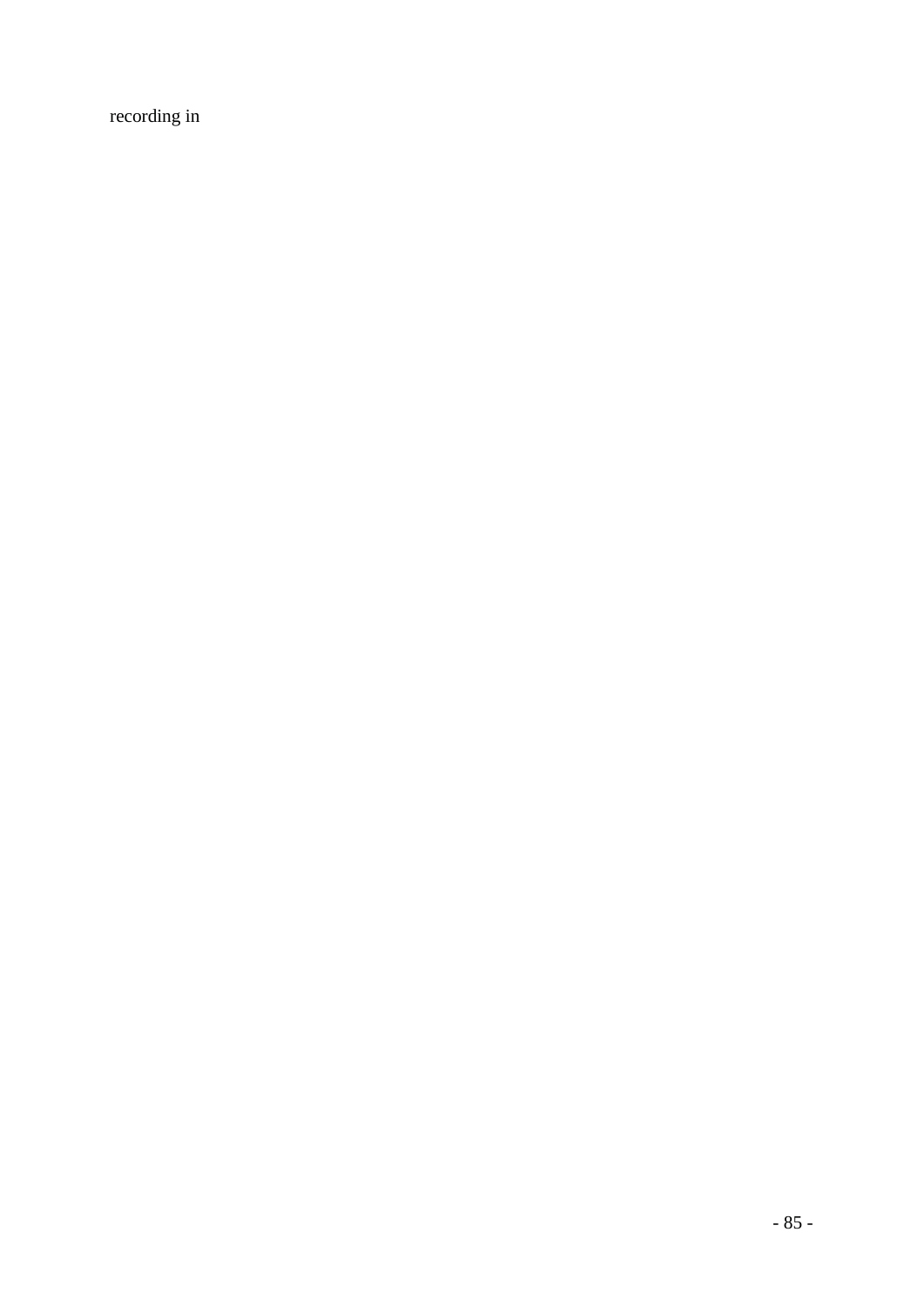recording in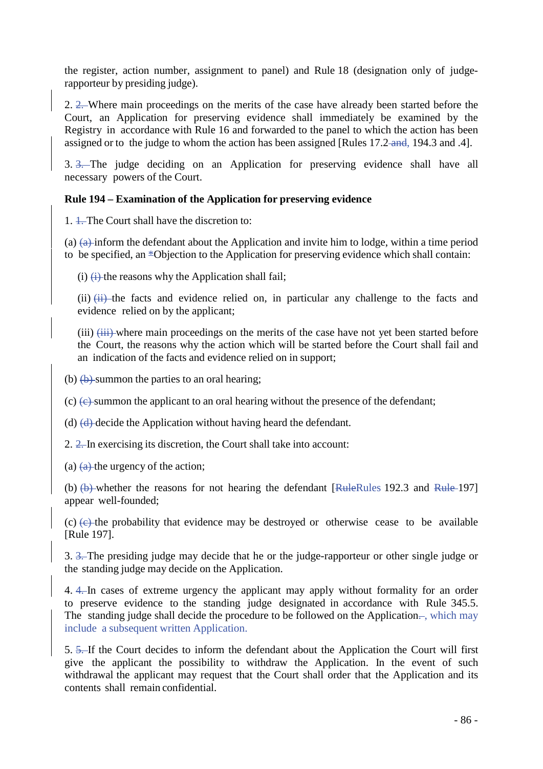the register, action number, assignment to panel) and Rule 18 (designation only of judge-rapporteur by presiding judge).

2. 2. Where main proceedings on the merits of the case have already been started before the Court, an Application for preserving evidence shall immediately be examined by the Registry in accordance with Rule 16 and forwarded to the panel to which the action has been assigned or to the judge to whom the action has been assigned [Rules 17.2 and, 194.3 and .4].

3. 3. The judge deciding on an Application for preserving evidence shall have all necessary powers of the Court.

**Rule 194 – Examination of the Application for preserving evidence**

1. 1. The Court shall have the discretion to:

(a) (a) inform the defendant about the Application and invite him to lodge, within a time period to be specified, an *Objection to the Application for preserving evidence which shall contain:

(i) (i) the reasons why the Application shall fail;

(ii) (ii) the facts and evidence relied on, in particular any challenge to the facts and evidence relied on by the applicant;

(iii) (iii) where main proceedings on the merits of the case have not yet been started before the Court, the reasons why the action which will be started before the Court shall fail and an indication of the facts and evidence relied on in support;

(b) (b) summon the parties to an oral hearing;

(c) (c) summon the applicant to an oral hearing without the presence of the defendant;

(d) (d) decide the Application without having heard the defendant.

2. 2. In exercising its discretion, the Court shall take into account:

(a) (a) the urgency of the action;

(b) (b) whether the reasons for not hearing the defendant [RuleRules 192.3 and Rule 197] appear well-founded;

(c) (c) the probability that evidence may be destroyed or otherwise cease to be available [Rule 197].

3. 3. The presiding judge may decide that he or the judge-rapporteur or other single judge or the standing judge may decide on the Application.

4. 4. In cases of extreme urgency the applicant may apply without formality for an order to preserve evidence to the standing judge designated in accordance with Rule 345.5. The standing judge shall decide the procedure to be followed on the Application., which may include a subsequent written Application.

5. 5. If the Court decides to inform the defendant about the Application the Court will first give the applicant the possibility to withdraw the Application. In the event of such withdrawal the applicant may request that the Court shall order that the Application and its contents shall remain confidential.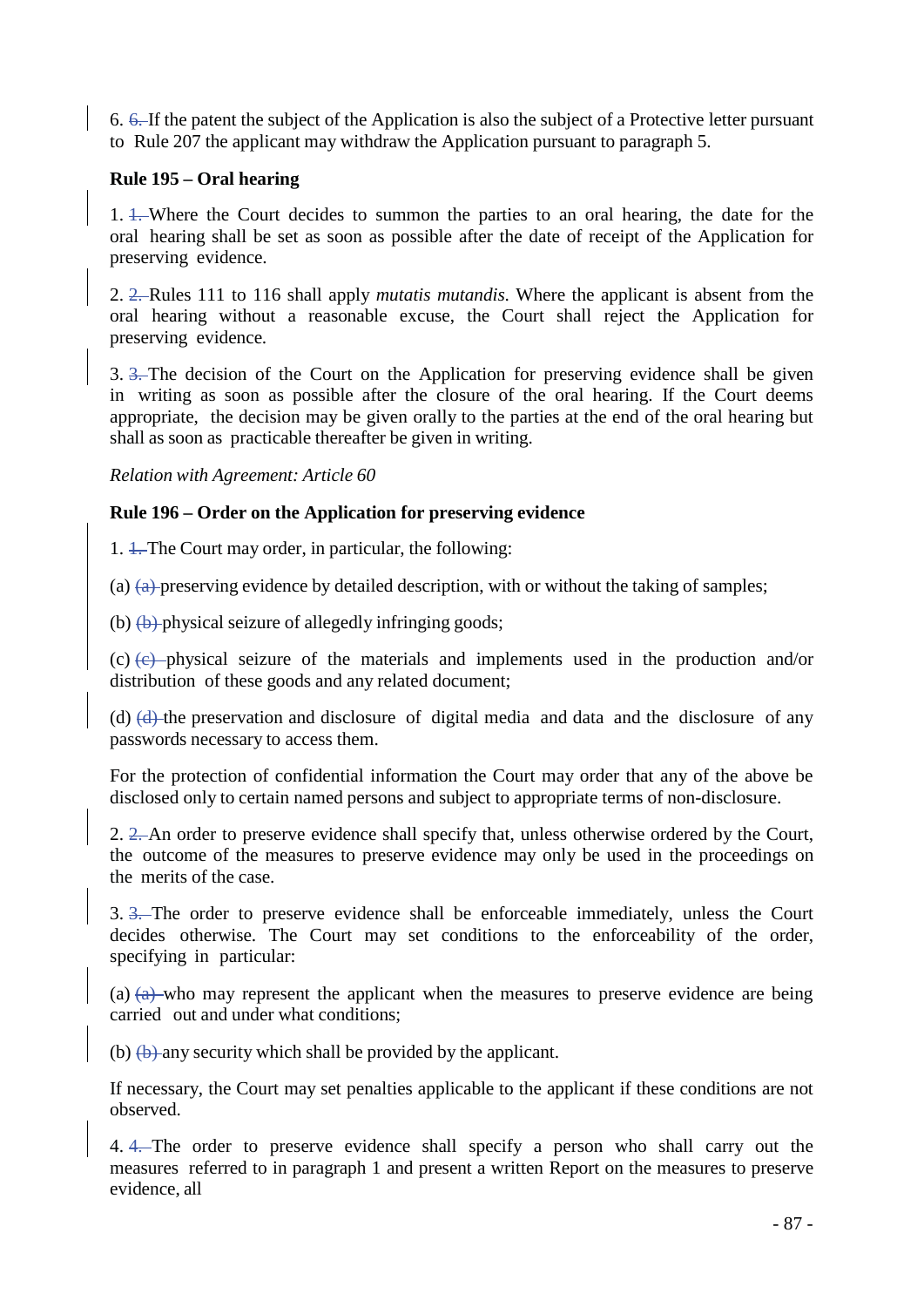6. ~~6.~~ If the patent the subject of the Application is also the subject of a Protective letter pursuant to Rule 207 the applicant may withdraw the Application pursuant to paragraph 5.

**Rule 195 – Oral hearing**

1. ~~1.~~ Where the Court decides to summon the parties to an oral hearing, the date for the oral hearing shall be set as soon as possible after the date of receipt of the Application for preserving evidence.

2. ~~2.~~ Rules 111 to 116 shall apply *mutatis mutandis.* Where the applicant is absent from the oral hearing without a reasonable excuse, the Court shall reject the Application for preserving evidence.

3. ~~3.~~ The decision of the Court on the Application for preserving evidence shall be given in writing as soon as possible after the closure of the oral hearing. If the Court deems appropriate, the decision may be given orally to the parties at the end of the oral hearing but shall as soon as practicable thereafter be given in writing.

*Relation with Agreement: Article 60*

**Rule 196 – Order on the Application for preserving evidence**

1. ~~1.~~ The Court may order, in particular, the following:

(a) ~~(a)~~ preserving evidence by detailed description, with or without the taking of samples;

(b) ~~(b)~~ physical seizure of allegedly infringing goods;

(c) ~~(c)~~ physical seizure of the materials and implements used in the production and/or distribution of these goods and any related document;

(d) ~~(d)~~ the preservation and disclosure of digital media and data and the disclosure of any passwords necessary to access them.

For the protection of confidential information the Court may order that any of the above be disclosed only to certain named persons and subject to appropriate terms of non-disclosure.

2. ~~2.~~ An order to preserve evidence shall specify that, unless otherwise ordered by the Court, the outcome of the measures to preserve evidence may only be used in the proceedings on the merits of the case.

3. ~~3.~~ The order to preserve evidence shall be enforceable immediately, unless the Court decides otherwise. The Court may set conditions to the enforceability of the order, specifying in particular:

(a) ~~(a)~~ who may represent the applicant when the measures to preserve evidence are being carried out and under what conditions;

(b) ~~(b)~~ any security which shall be provided by the applicant.

If necessary, the Court may set penalties applicable to the applicant if these conditions are not observed.

4. ~~4.~~ The order to preserve evidence shall specify a person who shall carry out the measures referred to in paragraph 1 and present a written Report on the measures to preserve evidence, all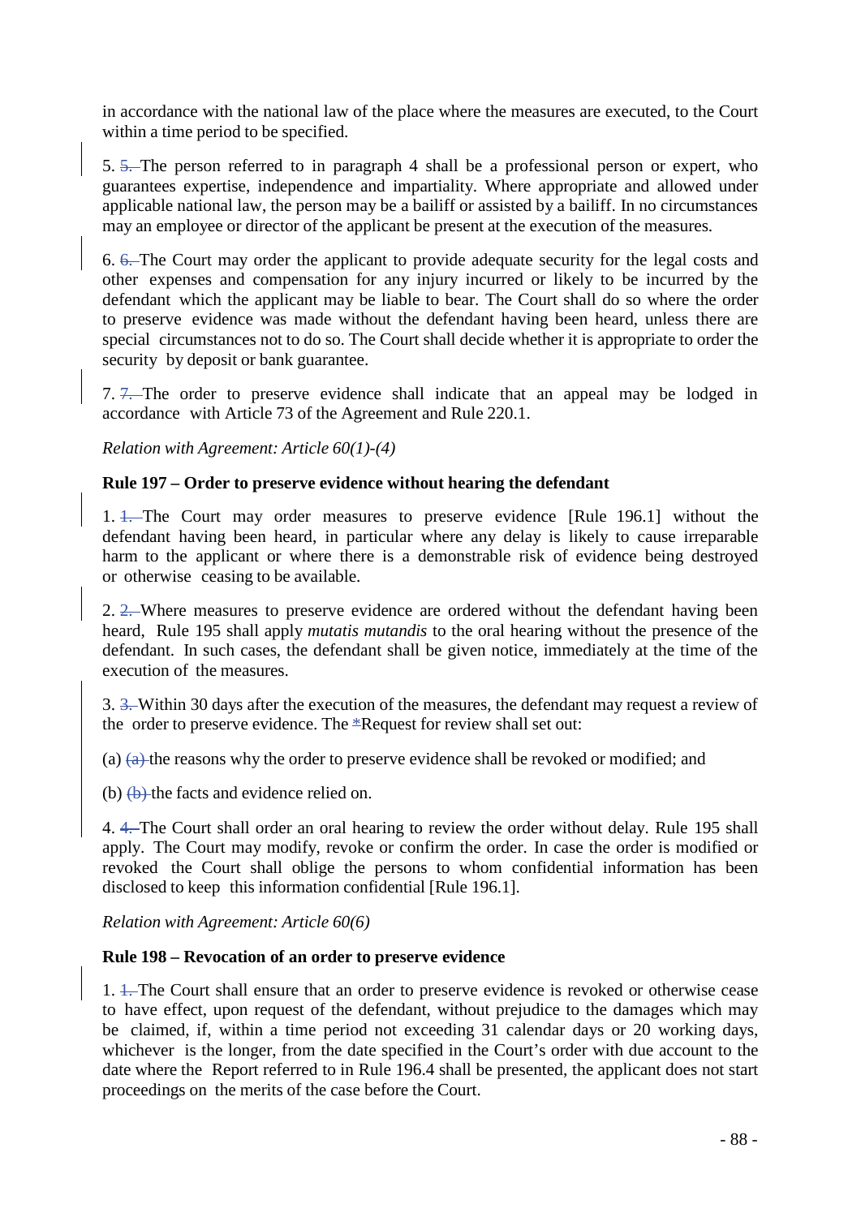in accordance with the national law of the place where the measures are executed, to the Court within a time period to be specified.

5. ~~5.~~ The person referred to in paragraph 4 shall be a professional person or expert, who guarantees expertise, independence and impartiality. Where appropriate and allowed under applicable national law, the person may be a bailiff or assisted by a bailiff. In no circumstances may an employee or director of the applicant be present at the execution of the measures.

6. ~~6.~~ The Court may order the applicant to provide adequate security for the legal costs and other expenses and compensation for any injury incurred or likely to be incurred by the defendant which the applicant may be liable to bear. The Court shall do so where the order to preserve evidence was made without the defendant having been heard, unless there are special circumstances not to do so. The Court shall decide whether it is appropriate to order the security by deposit or bank guarantee.

7. ~~7.~~ The order to preserve evidence shall indicate that an appeal may be lodged in accordance with Article 73 of the Agreement and Rule 220.1.

*Relation with Agreement: Article 60(1)-(4)*

**Rule 197 – Order to preserve evidence without hearing the defendant**

1. ~~1.~~ The Court may order measures to preserve evidence [Rule 196.1] without the defendant having been heard, in particular where any delay is likely to cause irreparable harm to the applicant or where there is a demonstrable risk of evidence being destroyed or otherwise ceasing to be available.

2. ~~2.~~ Where measures to preserve evidence are ordered without the defendant having been heard, Rule 195 shall apply *mutatis mutandis* to the oral hearing without the presence of the defendant. In such cases, the defendant shall be given notice, immediately at the time of the execution of the measures.

3. ~~3.~~ Within 30 days after the execution of the measures, the defendant may request a review of the order to preserve evidence. The ~~*~~Request for review shall set out:

(a) ~~(a)~~ the reasons why the order to preserve evidence shall be revoked or modified; and

(b) ~~(b)~~ the facts and evidence relied on.

4. ~~4.~~ The Court shall order an oral hearing to review the order without delay. Rule 195 shall apply. The Court may modify, revoke or confirm the order. In case the order is modified or revoked the Court shall oblige the persons to whom confidential information has been disclosed to keep this information confidential [Rule 196.1].

*Relation with Agreement: Article 60(6)*

**Rule 198 – Revocation of an order to preserve evidence**

1. ~~1.~~ The Court shall ensure that an order to preserve evidence is revoked or otherwise cease to have effect, upon request of the defendant, without prejudice to the damages which may be claimed, if, within a time period not exceeding 31 calendar days or 20 working days, whichever is the longer, from the date specified in the Court's order with due account to the date where the Report referred to in Rule 196.4 shall be presented, the applicant does not start proceedings on the merits of the case before the Court.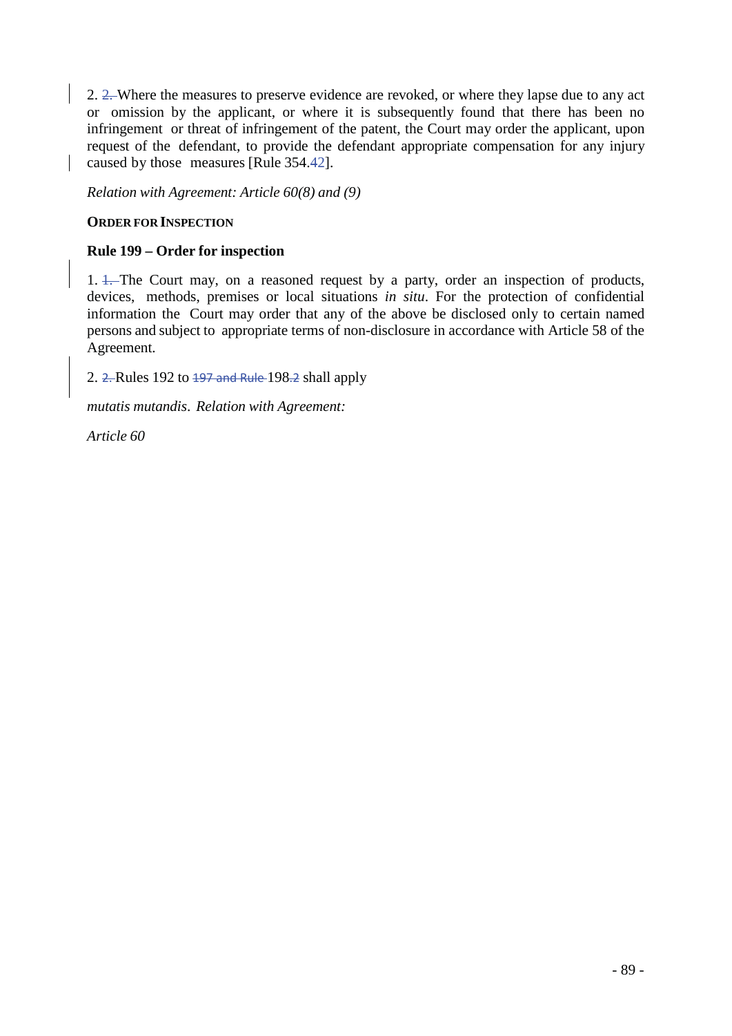2. ~~2.~~ Where the measures to preserve evidence are revoked, or where they lapse due to any act or omission by the applicant, or where it is subsequently found that there has been no infringement or threat of infringement of the patent, the Court may order the applicant, upon request of the defendant, to provide the defendant appropriate compensation for any injury caused by those measures [Rule 354.42].

*Relation with Agreement: Article 60(8) and (9)*

**ORDER FOR INSPECTION**

### Rule 199 – Order for inspection

1. ~~1.~~ The Court may, on a reasoned request by a party, order an inspection of products, devices, methods, premises or local situations *in situ*. For the protection of confidential information the Court may order that any of the above be disclosed only to certain named persons and subject to appropriate terms of non-disclosure in accordance with Article 58 of the Agreement.

2. ~~2.~~ Rules 192 to ~~197 and Rule~~ 198~~.2~~ shall apply

*mutatis mutandis*. *Relation with Agreement:*

*Article 60*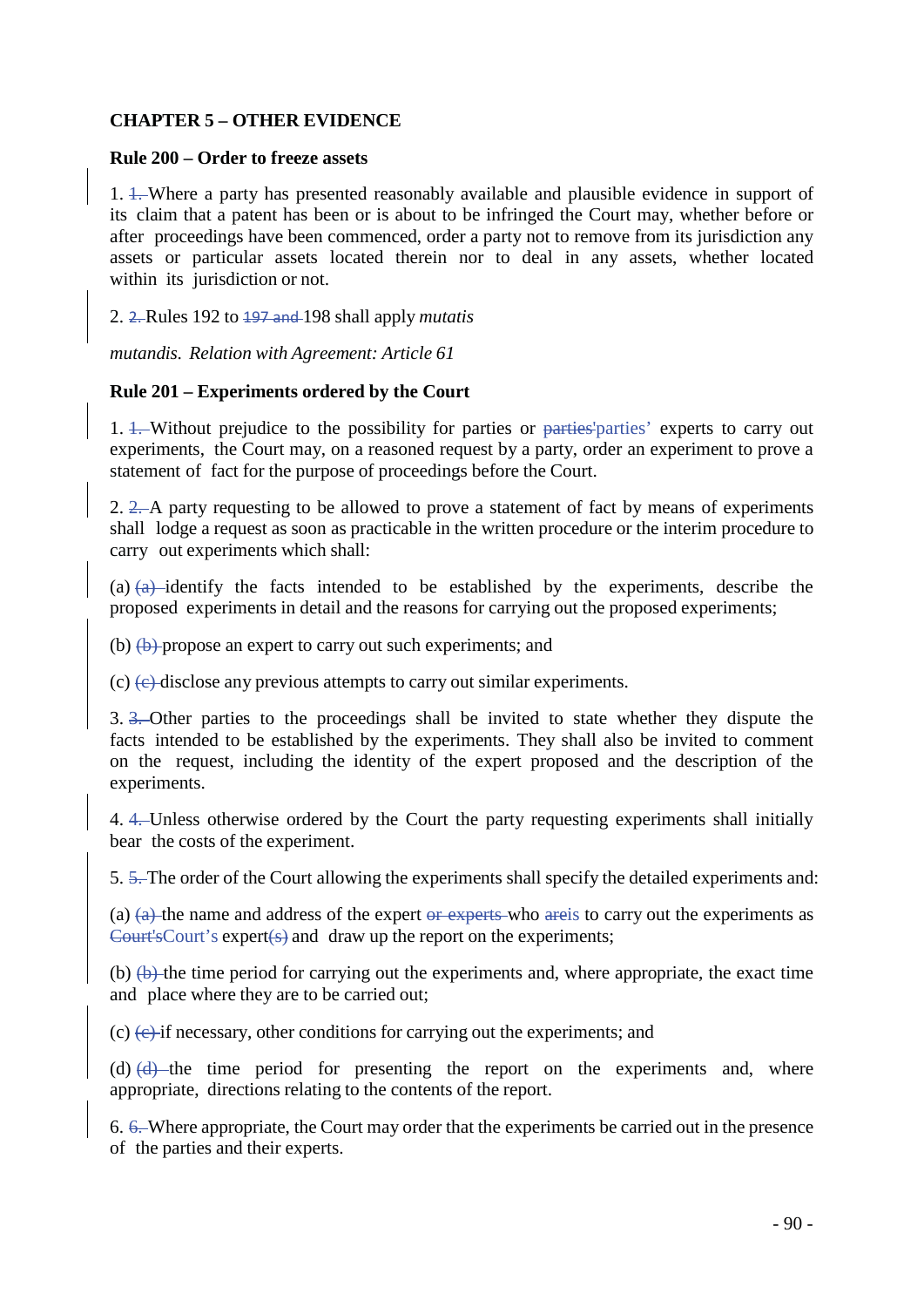## CHAPTER 5 – OTHER EVIDENCE

### Rule 200 – Order to freeze assets

1. ~~1.~~ Where a party has presented reasonably available and plausible evidence in support of its claim that a patent has been or is about to be infringed the Court may, whether before or after proceedings have been commenced, order a party not to remove from its jurisdiction any assets or particular assets located therein nor to deal in any assets, whether located within its jurisdiction or not.

2. ~~2.~~ Rules 192 to ~~197 and~~ 198 shall apply *mutatis*

*mutandis. Relation with Agreement: Article 61*

### Rule 201 – Experiments ordered by the Court

1. ~~1.~~ Without prejudice to the possibility for parties or ~~parties'~~parties' experts to carry out experiments, the Court may, on a reasoned request by a party, order an experiment to prove a statement of fact for the purpose of proceedings before the Court.

2. ~~2.~~ A party requesting to be allowed to prove a statement of fact by means of experiments shall lodge a request as soon as practicable in the written procedure or the interim procedure to carry out experiments which shall:

(a) ~~(a)~~ identify the facts intended to be established by the experiments, describe the proposed experiments in detail and the reasons for carrying out the proposed experiments;

(b) ~~(b)~~ propose an expert to carry out such experiments; and

(c) ~~(c)~~ disclose any previous attempts to carry out similar experiments.

3. ~~3.~~ Other parties to the proceedings shall be invited to state whether they dispute the facts intended to be established by the experiments. They shall also be invited to comment on the request, including the identity of the expert proposed and the description of the experiments.

4. ~~4.~~ Unless otherwise ordered by the Court the party requesting experiments shall initially bear the costs of the experiment.

5. ~~5.~~ The order of the Court allowing the experiments shall specify the detailed experiments and:

(a) ~~(a)~~ the name and address of the expert ~~or experts~~ who ~~are~~is to carry out the experiments as ~~Court's~~Court's expert~~(s)~~ and draw up the report on the experiments;

(b) ~~(b)~~ the time period for carrying out the experiments and, where appropriate, the exact time and place where they are to be carried out;

(c) ~~(c)~~ if necessary, other conditions for carrying out the experiments; and

(d) ~~(d)~~ the time period for presenting the report on the experiments and, where appropriate, directions relating to the contents of the report.

6. ~~6.~~ Where appropriate, the Court may order that the experiments be carried out in the presence of the parties and their experts.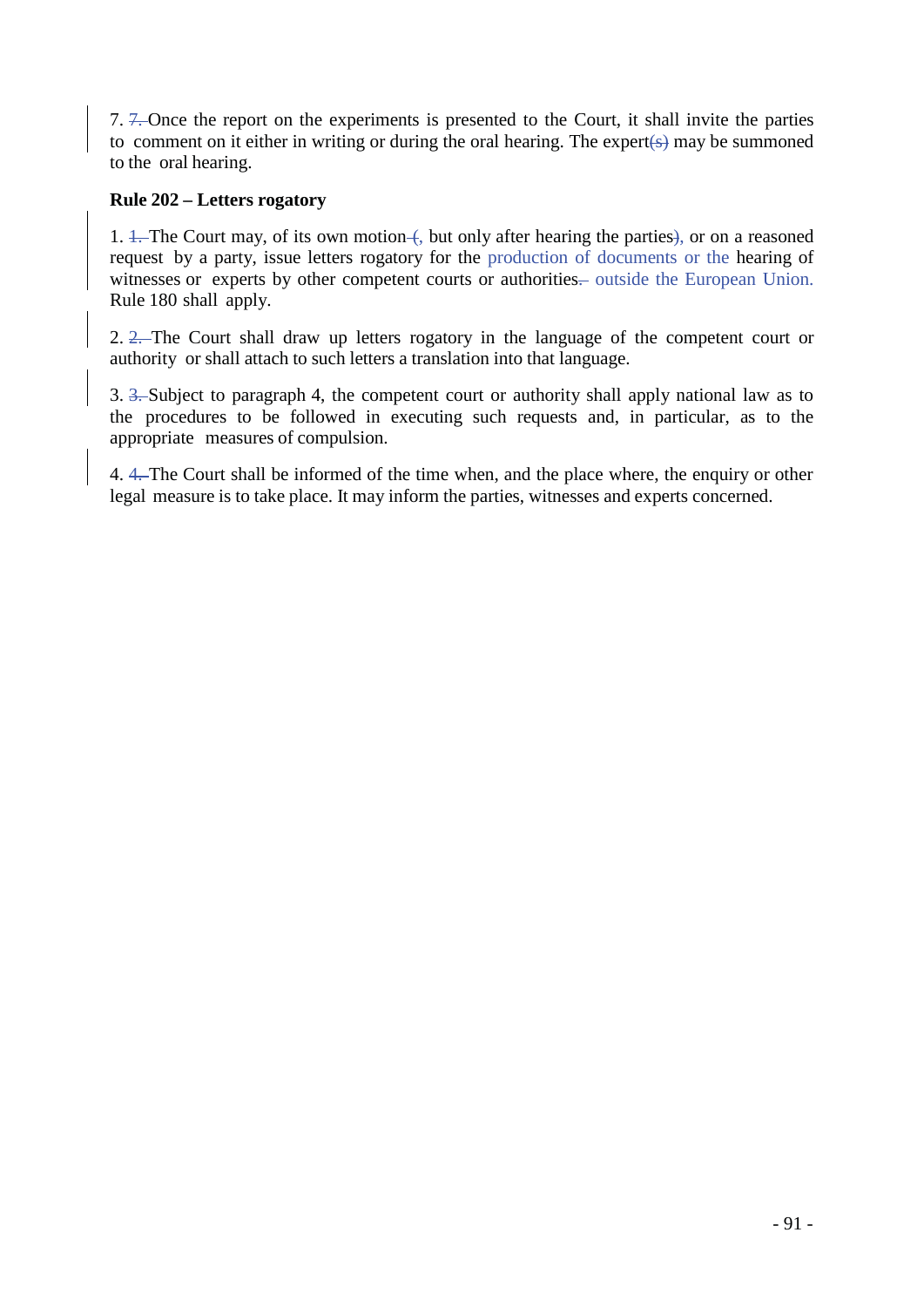7. ~~7.~~ Once the report on the experiments is presented to the Court, it shall invite the parties to comment on it either in writing or during the oral hearing. The expert~~(s)~~ may be summoned to the oral hearing.

**Rule 202 – Letters rogatory**

1. ~~1.~~ The Court may, of its own motion ~~(~~, but only after hearing the parties~~)~~, or on a reasoned request by a party, issue letters rogatory for the production of documents or the hearing of witnesses or experts by other competent courts or authorities~~.~~ outside the European Union. Rule 180 shall apply.

2. ~~2.~~ The Court shall draw up letters rogatory in the language of the competent court or authority or shall attach to such letters a translation into that language.

3. ~~3.~~ Subject to paragraph 4, the competent court or authority shall apply national law as to the procedures to be followed in executing such requests and, in particular, as to the appropriate measures of compulsion.

4. ~~4.~~ The Court shall be informed of the time when, and the place where, the enquiry or other legal measure is to take place. It may inform the parties, witnesses and experts concerned.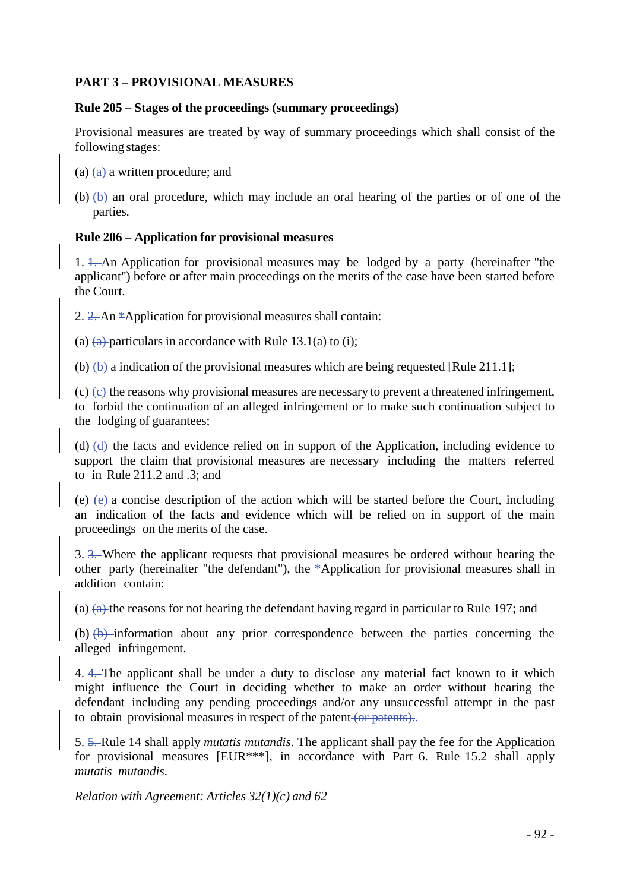**PART 3 – PROVISIONAL MEASURES**

**Rule 205 – Stages of the proceedings (summary proceedings)**

Provisional measures are treated by way of summary proceedings which shall consist of the following stages:

(a) ~~(a)~~ a written procedure; and

(b) ~~(b)~~ an oral procedure, which may include an oral hearing of the parties or of one of the parties.

**Rule 206 – Application for provisional measures**

1. ~~1.~~ An Application for provisional measures may be lodged by a party (hereinafter "the applicant") before or after main proceedings on the merits of the case have been started before the Court.

2. ~~2.~~ An *Application for provisional measures shall contain:

(a) ~~(a)~~ particulars in accordance with Rule 13.1(a) to (i);

(b) ~~(b)~~ a indication of the provisional measures which are being requested [Rule 211.1];

(c) ~~(c)~~ the reasons why provisional measures are necessary to prevent a threatened infringement, to forbid the continuation of an alleged infringement or to make such continuation subject to the lodging of guarantees;

(d) ~~(d)~~ the facts and evidence relied on in support of the Application, including evidence to support the claim that provisional measures are necessary including the matters referred to in Rule 211.2 and .3; and

(e) ~~(e)~~ a concise description of the action which will be started before the Court, including an indication of the facts and evidence which will be relied on in support of the main proceedings on the merits of the case.

3. ~~3.~~ Where the applicant requests that provisional measures be ordered without hearing the other party (hereinafter "the defendant"), the *Application for provisional measures shall in addition contain:

(a) ~~(a)~~ the reasons for not hearing the defendant having regard in particular to Rule 197; and

(b) ~~(b)~~ information about any prior correspondence between the parties concerning the alleged infringement.

4. ~~4.~~ The applicant shall be under a duty to disclose any material fact known to it which might influence the Court in deciding whether to make an order without hearing the defendant including any pending proceedings and/or any unsuccessful attempt in the past to obtain provisional measures in respect of the patent ~~(or patents).~~.

5. ~~5.~~ Rule 14 shall apply *mutatis mutandis*. The applicant shall pay the fee for the Application for provisional measures [EUR***], in accordance with Part 6. Rule 15.2 shall apply *mutatis mutandis*.

*Relation with Agreement: Articles 32(1)(c) and 62*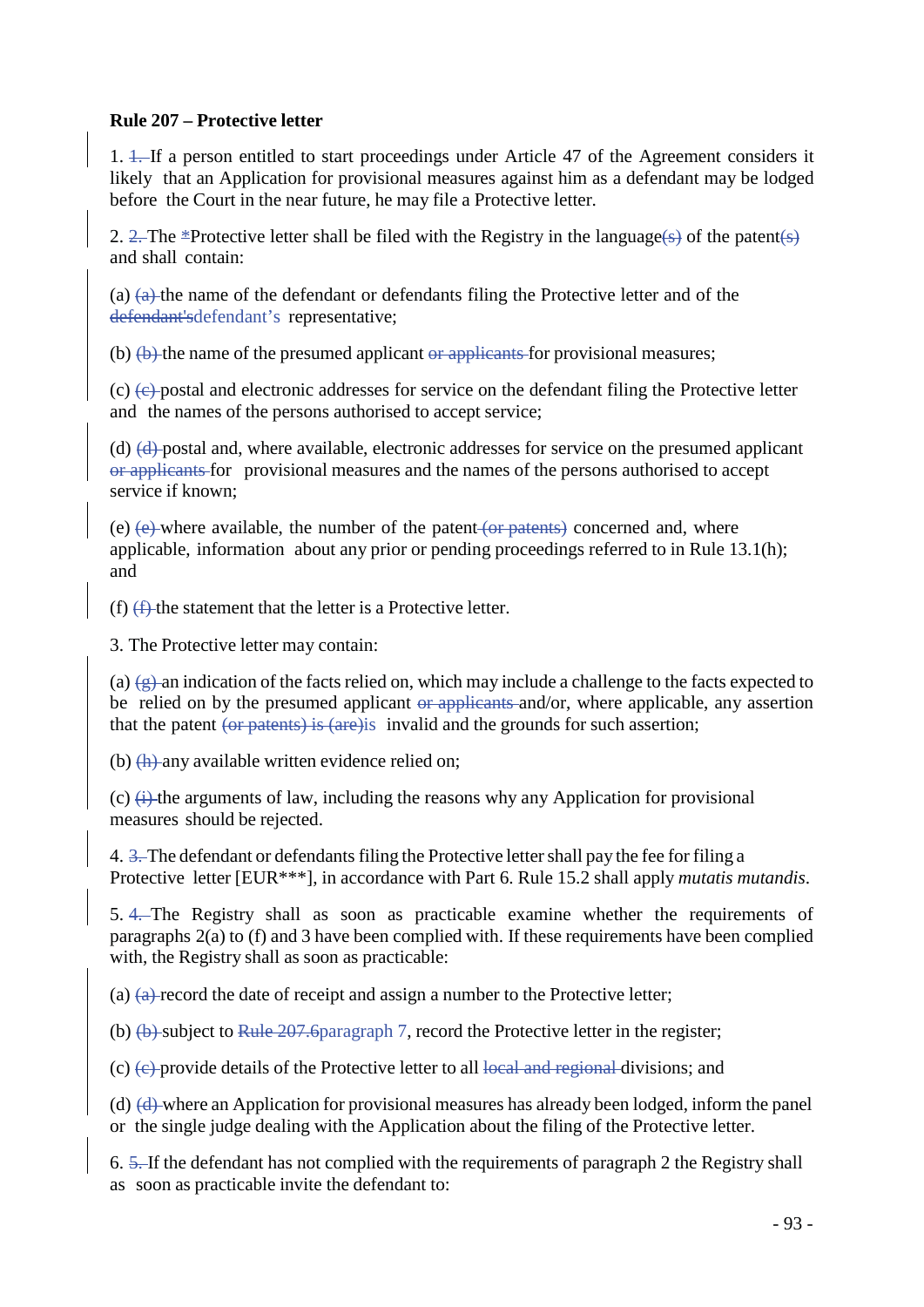**Rule 207 – Protective letter**

1. ~~1.~~ If a person entitled to start proceedings under Article 47 of the Agreement considers it likely that an Application for provisional measures against him as a defendant may be lodged before the Court in the near future, he may file a Protective letter.

2. ~~2.~~ The ~~*~~Protective letter shall be filed with the Registry in the language~~(s)~~ of the patent~~(s)~~ and shall contain:

(a) ~~(a)~~ the name of the defendant or defendants filing the Protective letter and of the ~~defendant's~~defendant's representative;

(b) ~~(b)~~ the name of the presumed applicant ~~or applicants~~ for provisional measures;

(c) ~~(c)~~ postal and electronic addresses for service on the defendant filing the Protective letter and the names of the persons authorised to accept service;

(d) ~~(d)~~ postal and, where available, electronic addresses for service on the presumed applicant ~~or applicants~~ for provisional measures and the names of the persons authorised to accept service if known;

(e) ~~(e)~~ where available, the number of the patent ~~(or patents)~~ concerned and, where applicable, information about any prior or pending proceedings referred to in Rule 13.1(h); and

(f) ~~(f)~~ the statement that the letter is a Protective letter.

3. The Protective letter may contain:

(a) ~~(g)~~ an indication of the facts relied on, which may include a challenge to the facts expected to be relied on by the presumed applicant ~~or applicants~~ and/or, where applicable, any assertion that the patent ~~(or patents) is (are)~~is invalid and the grounds for such assertion;

(b) ~~(h)~~ any available written evidence relied on;

(c) ~~(i)~~ the arguments of law, including the reasons why any Application for provisional measures should be rejected.

4. ~~3.~~ The defendant or defendants filing the Protective letter shall pay the fee for filing a Protective letter [EUR***], in accordance with Part 6. Rule 15.2 shall apply *mutatis mutandis*.

5. ~~4.~~ The Registry shall as soon as practicable examine whether the requirements of paragraphs 2(a) to (f) and 3 have been complied with. If these requirements have been complied with, the Registry shall as soon as practicable:

(a) ~~(a)~~ record the date of receipt and assign a number to the Protective letter;

(b) ~~(b)~~ subject to ~~Rule 207.6~~paragraph 7, record the Protective letter in the register;

(c) ~~(c)~~ provide details of the Protective letter to all ~~local and regional~~ divisions; and

(d) ~~(d)~~ where an Application for provisional measures has already been lodged, inform the panel or the single judge dealing with the Application about the filing of the Protective letter.

6. ~~5.~~ If the defendant has not complied with the requirements of paragraph 2 the Registry shall as soon as practicable invite the defendant to: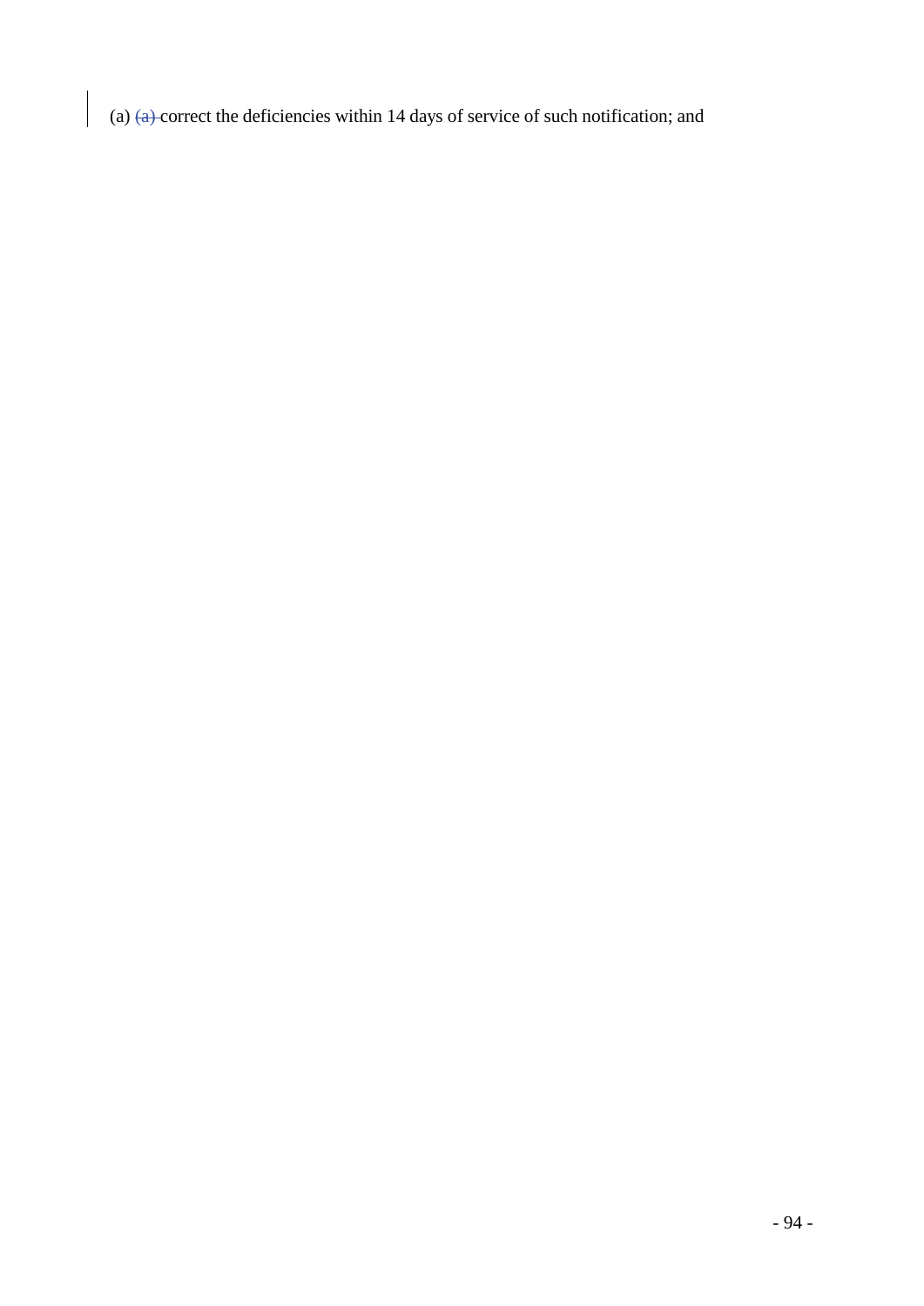(a) ~~(a)~~ correct the deficiencies within 14 days of service of such notification; and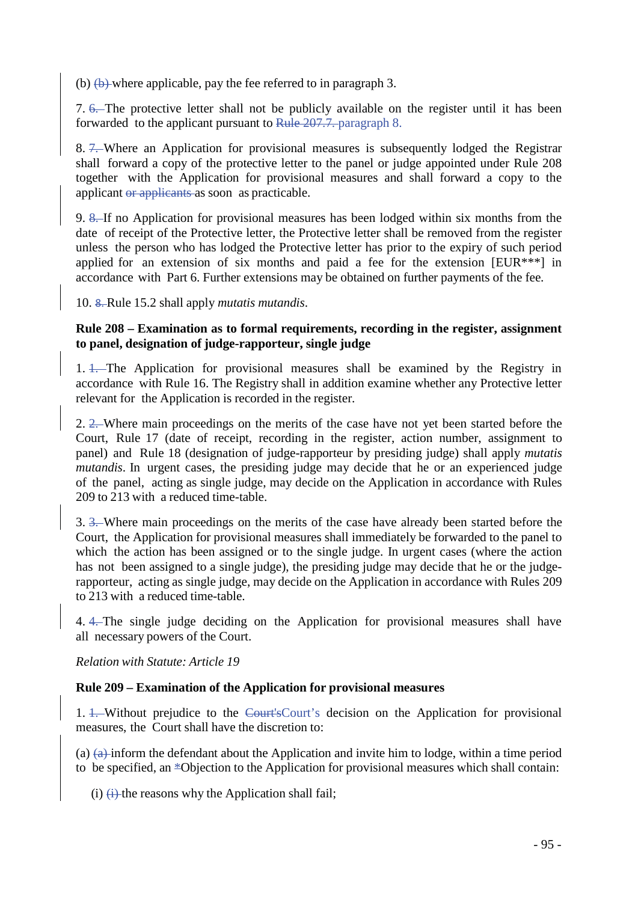(b) ~~(b)~~ where applicable, pay the fee referred to in paragraph 3.

7. ~~6.~~ The protective letter shall not be publicly available on the register until it has been forwarded to the applicant pursuant to ~~Rule 207.7.~~ paragraph 8.

8. ~~7.~~ Where an Application for provisional measures is subsequently lodged the Registrar shall forward a copy of the protective letter to the panel or judge appointed under Rule 208 together with the Application for provisional measures and shall forward a copy to the applicant ~~or applicants~~ as soon as practicable.

9. ~~8.~~ If no Application for provisional measures has been lodged within six months from the date of receipt of the Protective letter, the Protective letter shall be removed from the register unless the person who has lodged the Protective letter has prior to the expiry of such period applied for an extension of six months and paid a fee for the extension [EUR***] in accordance with Part 6. Further extensions may be obtained on further payments of the fee.

10. ~~8.~~ Rule 15.2 shall apply *mutatis mutandis*.

**Rule 208 – Examination as to formal requirements, recording in the register, assignment to panel, designation of judge-rapporteur, single judge**

1. ~~1.~~ The Application for provisional measures shall be examined by the Registry in accordance with Rule 16. The Registry shall in addition examine whether any Protective letter relevant for the Application is recorded in the register.

2. ~~2.~~ Where main proceedings on the merits of the case have not yet been started before the Court, Rule 17 (date of receipt, recording in the register, action number, assignment to panel) and Rule 18 (designation of judge-rapporteur by presiding judge) shall apply *mutatis mutandis*. In urgent cases, the presiding judge may decide that he or an experienced judge of the panel, acting as single judge, may decide on the Application in accordance with Rules 209 to 213 with a reduced time-table.

3. ~~3.~~ Where main proceedings on the merits of the case have already been started before the Court, the Application for provisional measures shall immediately be forwarded to the panel to which the action has been assigned or to the single judge. In urgent cases (where the action has not been assigned to a single judge), the presiding judge may decide that he or the judge-rapporteur, acting as single judge, may decide on the Application in accordance with Rules 209 to 213 with a reduced time-table.

4. ~~4.~~ The single judge deciding on the Application for provisional measures shall have all necessary powers of the Court.

*Relation with Statute: Article 19*

**Rule 209 – Examination of the Application for provisional measures**

1. ~~1.~~ Without prejudice to the ~~Court'sCourt's~~ Court's decision on the Application for provisional measures, the Court shall have the discretion to:

(a) ~~(a)~~ inform the defendant about the Application and invite him to lodge, within a time period to be specified, an ~~*~~Objection to the Application for provisional measures which shall contain:

(i) ~~(i)~~ the reasons why the Application shall fail;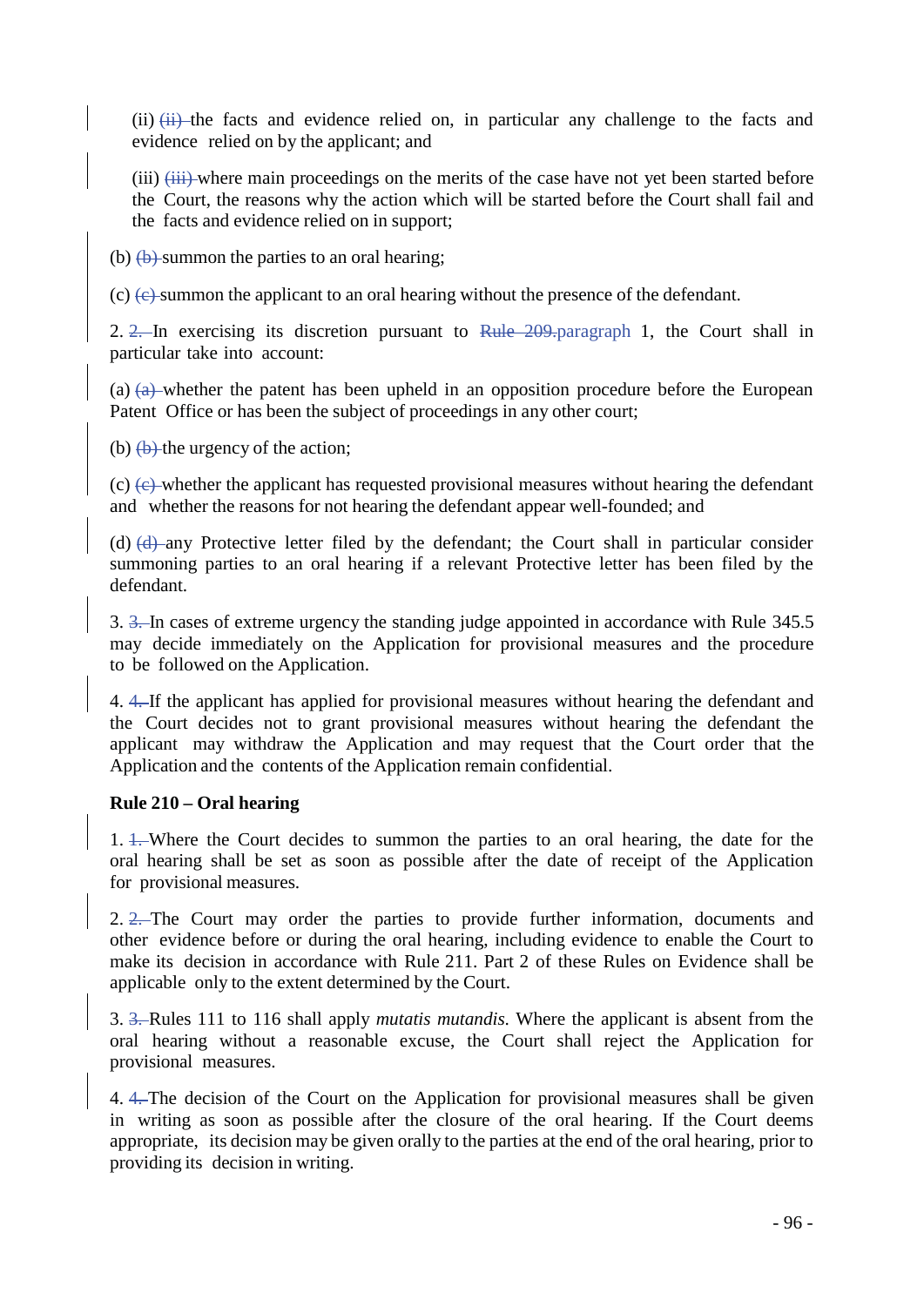(ii) ~~(ii)~~ the facts and evidence relied on, in particular any challenge to the facts and evidence relied on by the applicant; and

(iii) ~~(iii)~~ where main proceedings on the merits of the case have not yet been started before the Court, the reasons why the action which will be started before the Court shall fail and the facts and evidence relied on in support;

(b) ~~(b)~~ summon the parties to an oral hearing;

(c) ~~(c)~~ summon the applicant to an oral hearing without the presence of the defendant.

2. ~~2.~~ In exercising its discretion pursuant to ~~Rule 209.~~paragraph 1, the Court shall in particular take into account:

(a) ~~(a)~~ whether the patent has been upheld in an opposition procedure before the European Patent Office or has been the subject of proceedings in any other court;

(b) ~~(b)~~ the urgency of the action;

(c) ~~(c)~~ whether the applicant has requested provisional measures without hearing the defendant and whether the reasons for not hearing the defendant appear well-founded; and

(d) ~~(d)~~ any Protective letter filed by the defendant; the Court shall in particular consider summoning parties to an oral hearing if a relevant Protective letter has been filed by the defendant.

3. ~~3.~~ In cases of extreme urgency the standing judge appointed in accordance with Rule 345.5 may decide immediately on the Application for provisional measures and the procedure to be followed on the Application.

4. ~~4.~~ If the applicant has applied for provisional measures without hearing the defendant and the Court decides not to grant provisional measures without hearing the defendant the applicant may withdraw the Application and may request that the Court order that the Application and the contents of the Application remain confidential.

**Rule 210 – Oral hearing**

1. ~~1.~~ Where the Court decides to summon the parties to an oral hearing, the date for the oral hearing shall be set as soon as possible after the date of receipt of the Application for provisional measures.

2. ~~2.~~ The Court may order the parties to provide further information, documents and other evidence before or during the oral hearing, including evidence to enable the Court to make its decision in accordance with Rule 211. Part 2 of these Rules on Evidence shall be applicable only to the extent determined by the Court.

3. ~~3.~~ Rules 111 to 116 shall apply *mutatis mutandis*. Where the applicant is absent from the oral hearing without a reasonable excuse, the Court shall reject the Application for provisional measures.

4. ~~4.~~ The decision of the Court on the Application for provisional measures shall be given in writing as soon as possible after the closure of the oral hearing. If the Court deems appropriate, its decision may be given orally to the parties at the end of the oral hearing, prior to providing its decision in writing.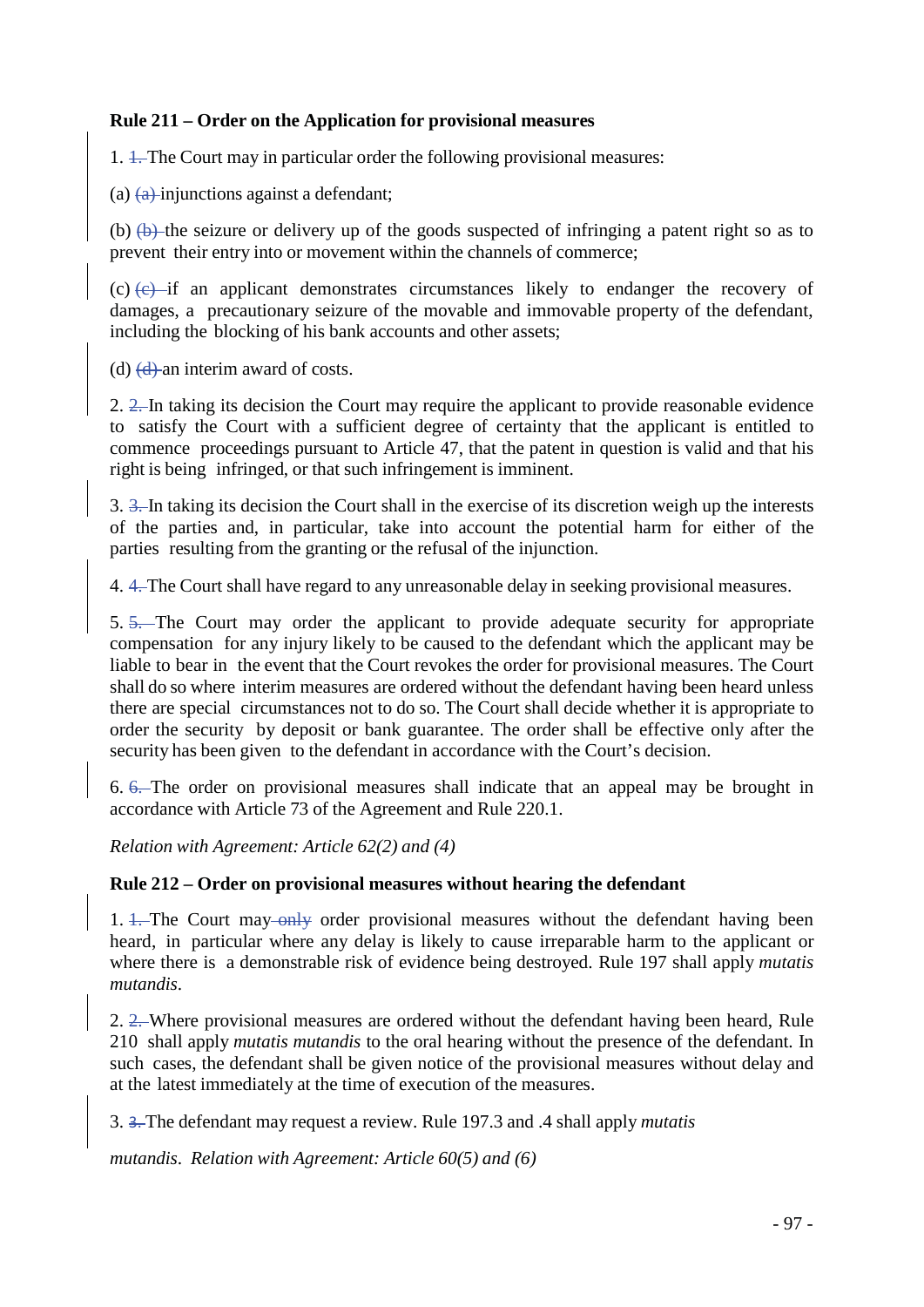**Rule 211 – Order on the Application for provisional measures**

1. ~~1.~~ The Court may in particular order the following provisional measures:

(a) ~~(a)~~ injunctions against a defendant;

(b) ~~(b)~~ the seizure or delivery up of the goods suspected of infringing a patent right so as to prevent their entry into or movement within the channels of commerce;

(c) ~~(c)~~ if an applicant demonstrates circumstances likely to endanger the recovery of damages, a precautionary seizure of the movable and immovable property of the defendant, including the blocking of his bank accounts and other assets;

(d) ~~(d)~~ an interim award of costs.

2. ~~2.~~ In taking its decision the Court may require the applicant to provide reasonable evidence to satisfy the Court with a sufficient degree of certainty that the applicant is entitled to commence proceedings pursuant to Article 47, that the patent in question is valid and that his right is being infringed, or that such infringement is imminent.

3. ~~3.~~ In taking its decision the Court shall in the exercise of its discretion weigh up the interests of the parties and, in particular, take into account the potential harm for either of the parties resulting from the granting or the refusal of the injunction.

4. ~~4.~~ The Court shall have regard to any unreasonable delay in seeking provisional measures.

5. ~~5.~~ The Court may order the applicant to provide adequate security for appropriate compensation for any injury likely to be caused to the defendant which the applicant may be liable to bear in the event that the Court revokes the order for provisional measures. The Court shall do so where interim measures are ordered without the defendant having been heard unless there are special circumstances not to do so. The Court shall decide whether it is appropriate to order the security by deposit or bank guarantee. The order shall be effective only after the security has been given to the defendant in accordance with the Court's decision.

6. ~~6.~~ The order on provisional measures shall indicate that an appeal may be brought in accordance with Article 73 of the Agreement and Rule 220.1.

*Relation with Agreement: Article 62(2) and (4)*

**Rule 212 – Order on provisional measures without hearing the defendant**

1. ~~1.~~ The Court may ~~only~~ order provisional measures without the defendant having been heard, in particular where any delay is likely to cause irreparable harm to the applicant or where there is a demonstrable risk of evidence being destroyed. Rule 197 shall apply *mutatis mutandis*.

2. ~~2.~~ Where provisional measures are ordered without the defendant having been heard, Rule 210 shall apply *mutatis mutandis* to the oral hearing without the presence of the defendant. In such cases, the defendant shall be given notice of the provisional measures without delay and at the latest immediately at the time of execution of the measures.

3. ~~3.~~ The defendant may request a review. Rule 197.3 and .4 shall apply *mutatis mutandis*.

*Relation with Agreement: Article 60(5) and (6)*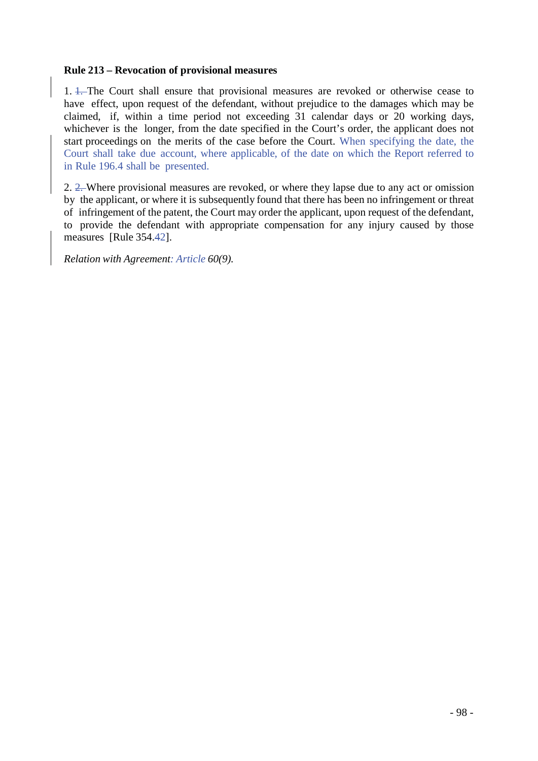**Rule 213 – Revocation of provisional measures**

1. 1. The Court shall ensure that provisional measures are revoked or otherwise cease to have effect, upon request of the defendant, without prejudice to the damages which may be claimed, if, within a time period not exceeding 31 calendar days or 20 working days, whichever is the longer, from the date specified in the Court's order, the applicant does not start proceedings on the merits of the case before the Court. When specifying the date, the Court shall take due account, where applicable, of the date on which the Report referred to in Rule 196.4 shall be presented.

2. 2. Where provisional measures are revoked, or where they lapse due to any act or omission by the applicant, or where it is subsequently found that there has been no infringement or threat of infringement of the patent, the Court may order the applicant, upon request of the defendant, to provide the defendant with appropriate compensation for any injury caused by those measures [Rule 354.42].

*Relation with Agreement: Article 60(9).*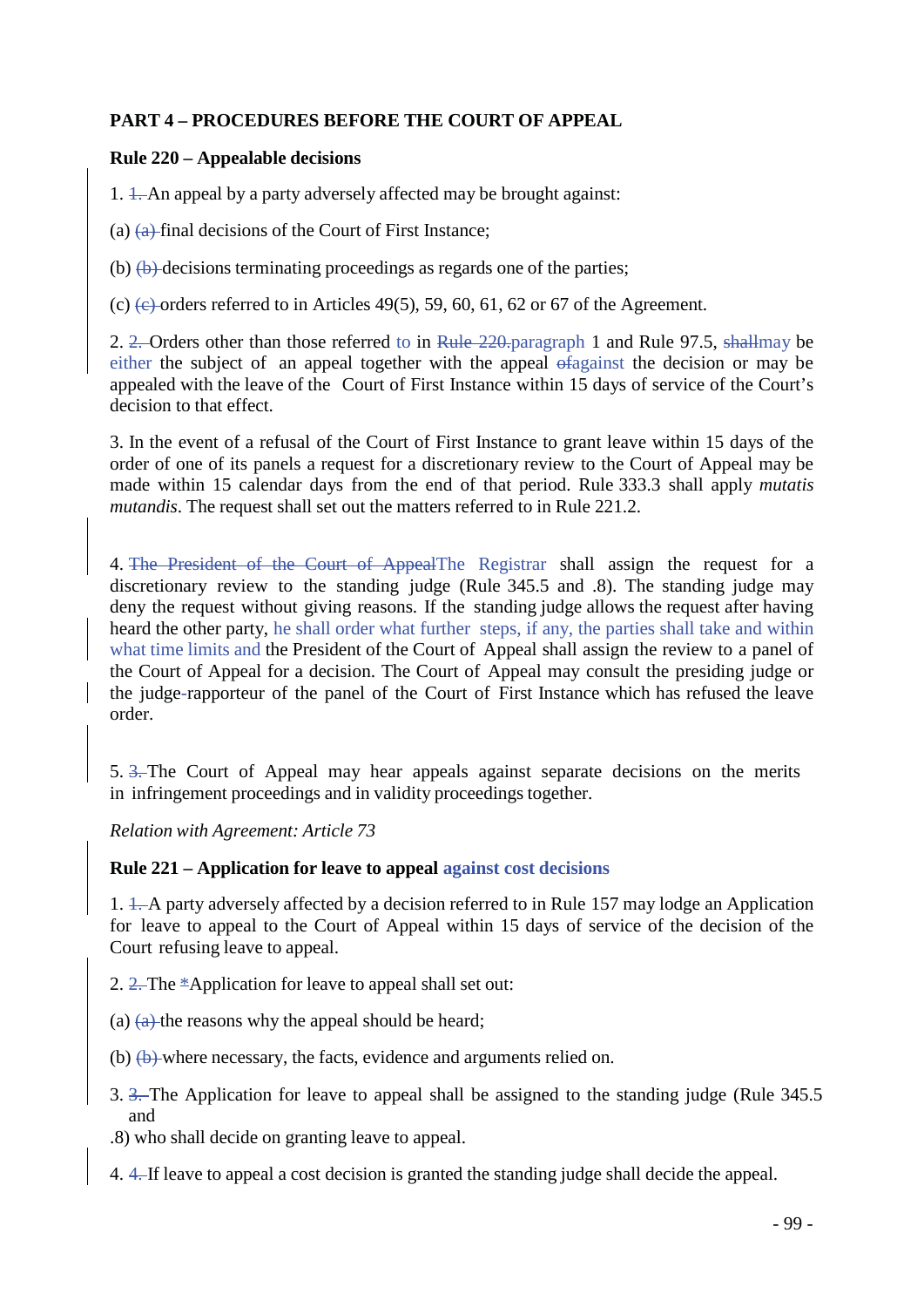**PART 4 – PROCEDURES BEFORE THE COURT OF APPEAL**

**Rule 220 – Appealable decisions**

1. ~~1.~~ An appeal by a party adversely affected may be brought against:

(a) ~~(a)~~ final decisions of the Court of First Instance;

(b) ~~(b)~~ decisions terminating proceedings as regards one of the parties;

(c) ~~(c)~~ orders referred to in Articles 49(5), 59, 60, 61, 62 or 67 of the Agreement.

2. ~~2.~~ Orders other than those referred to in ~~Rule 220.~~paragraph 1 and Rule 97.5, ~~shall~~may be either the subject of an appeal together with the appeal ~~of~~against the decision or may be appealed with the leave of the Court of First Instance within 15 days of service of the Court's decision to that effect.

3. In the event of a refusal of the Court of First Instance to grant leave within 15 days of the order of one of its panels a request for a discretionary review to the Court of Appeal may be made within 15 calendar days from the end of that period. Rule 333.3 shall apply *mutatis mutandis*. The request shall set out the matters referred to in Rule 221.2.

4. ~~The President of the Court of Appeal~~The Registrar shall assign the request for a discretionary review to the standing judge (Rule 345.5 and .8). The standing judge may deny the request without giving reasons. If the standing judge allows the request after having heard the other party, he shall order what further steps, if any, the parties shall take and within what time limits and the President of the Court of Appeal shall assign the review to a panel of the Court of Appeal for a decision. The Court of Appeal may consult the presiding judge or the judge-rapporteur of the panel of the Court of First Instance which has refused the leave order.

5. ~~3.~~ The Court of Appeal may hear appeals against separate decisions on the merits in infringement proceedings and in validity proceedings together.

*Relation with Agreement: Article 73*

**Rule 221 – Application for leave to appeal against cost decisions**

1. ~~1.~~ A party adversely affected by a decision referred to in Rule 157 may lodge an Application for leave to appeal to the Court of Appeal within 15 days of service of the decision of the Court refusing leave to appeal.

2. ~~2.~~ The ~~*~~Application for leave to appeal shall set out:

(a) ~~(a)~~ the reasons why the appeal should be heard;

(b) ~~(b)~~ where necessary, the facts, evidence and arguments relied on.

3. ~~3.~~ The Application for leave to appeal shall be assigned to the standing judge (Rule 345.5 and .8) who shall decide on granting leave to appeal.

4. ~~4.~~ If leave to appeal a cost decision is granted the standing judge shall decide the appeal.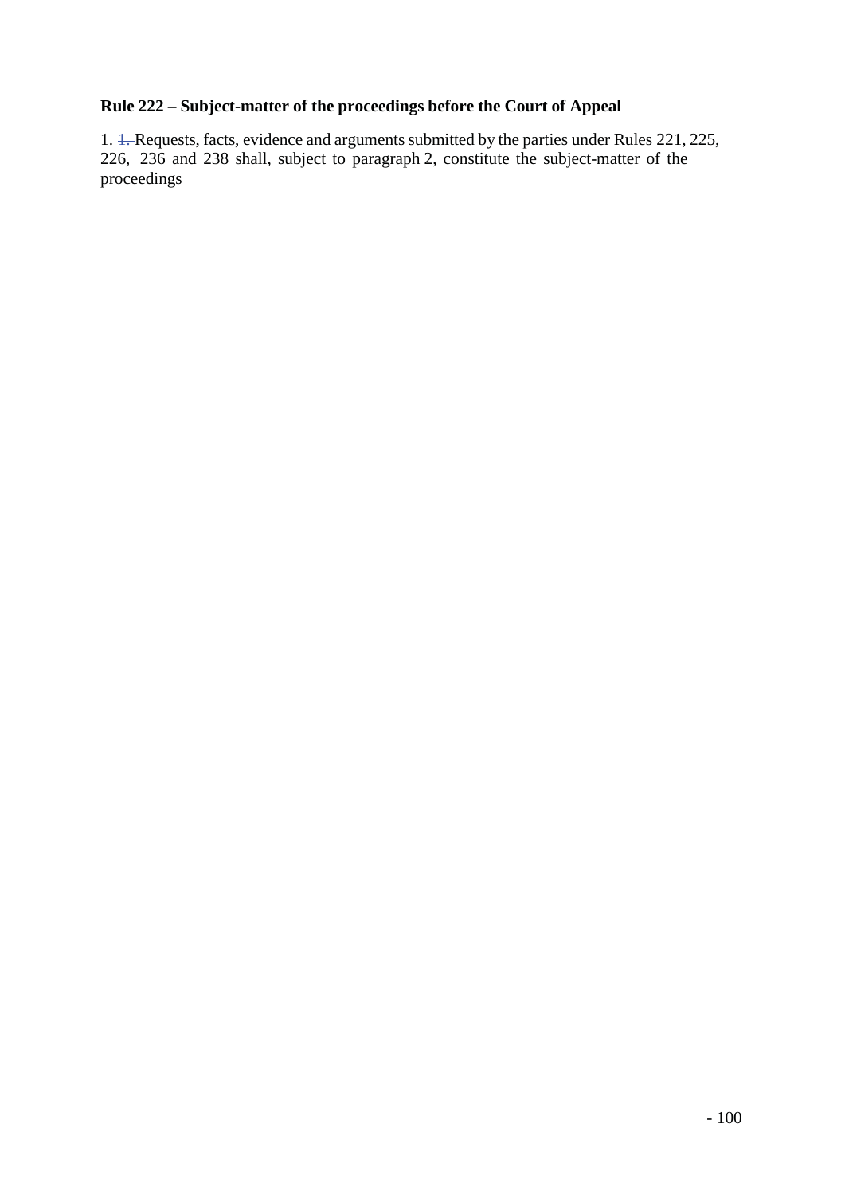### Rule 222 – Subject-matter of the proceedings before the Court of Appeal

1. Requests, facts, evidence and arguments submitted by the parties under Rules 221, 225, 226, 236 and 238 shall, subject to paragraph 2, constitute the subject-matter of the proceedings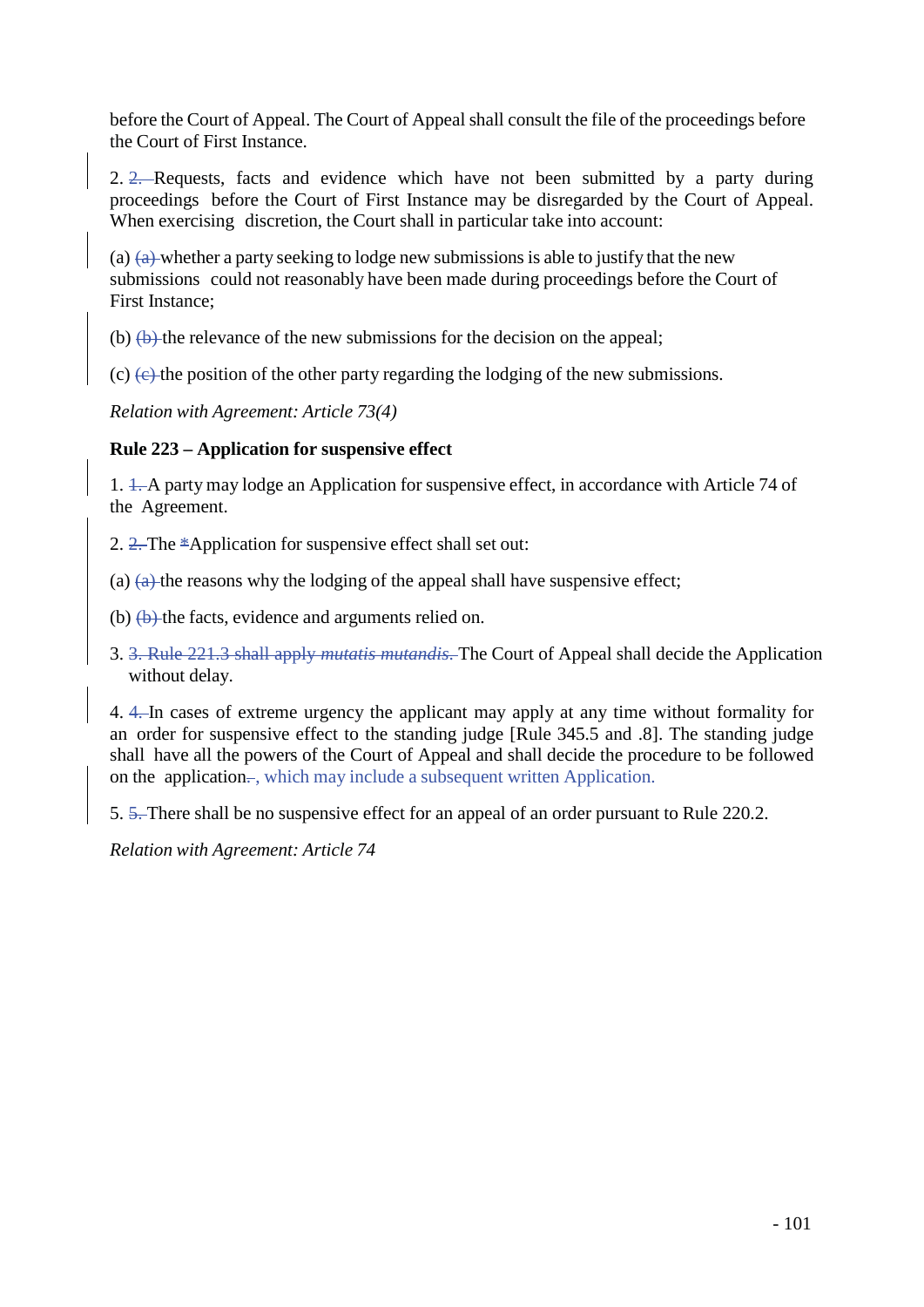before the Court of Appeal. The Court of Appeal shall consult the file of the proceedings before the Court of First Instance.

2. ~~2.~~ Requests, facts and evidence which have not been submitted by a party during proceedings before the Court of First Instance may be disregarded by the Court of Appeal. When exercising discretion, the Court shall in particular take into account:

(a) ~~(a)~~ whether a party seeking to lodge new submissions is able to justify that the new submissions could not reasonably have been made during proceedings before the Court of First Instance;

(b) ~~(b)~~ the relevance of the new submissions for the decision on the appeal;

(c) ~~(c)~~ the position of the other party regarding the lodging of the new submissions.

*Relation with Agreement: Article 73(4)*

**Rule 223 – Application for suspensive effect**

1. ~~1.~~ A party may lodge an Application for suspensive effect, in accordance with Article 74 of the Agreement.

2. ~~2.~~ The ~~a~~Application for suspensive effect shall set out:

(a) ~~(a)~~ the reasons why the lodging of the appeal shall have suspensive effect;

(b) ~~(b)~~ the facts, evidence and arguments relied on.

3. ~~3. Rule 221.3 shall apply *mutatis mutandis*.~~ The Court of Appeal shall decide the Application without delay.

4. ~~4.~~ In cases of extreme urgency the applicant may apply at any time without formality for an order for suspensive effect to the standing judge [Rule 345.5 and .8]. The standing judge shall have all the powers of the Court of Appeal and shall decide the procedure to be followed on the application~~.~~, which may include a subsequent written Application.

5. ~~5.~~ There shall be no suspensive effect for an appeal of an order pursuant to Rule 220.2.

*Relation with Agreement: Article 74*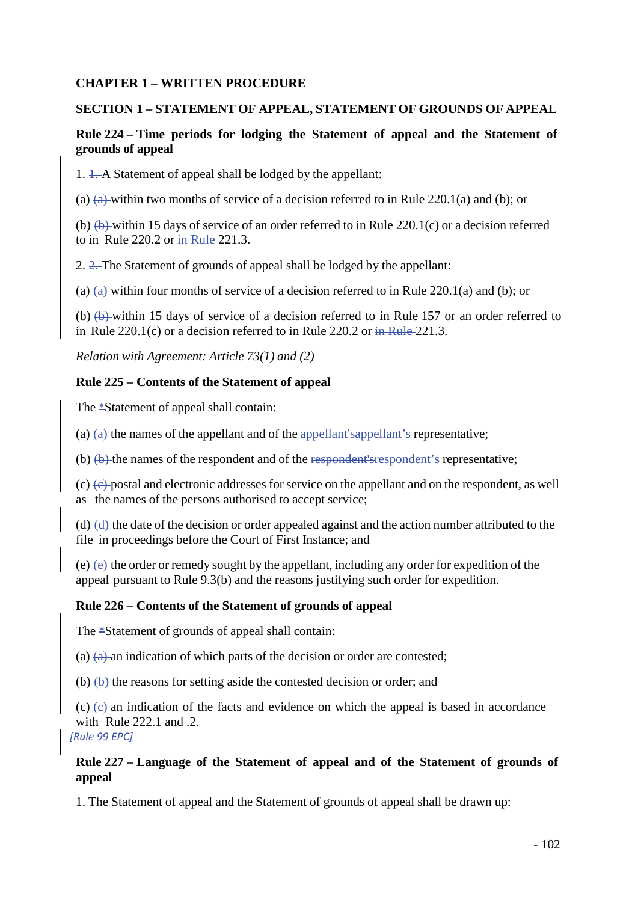**CHAPTER 1 – WRITTEN PROCEDURE**

**SECTION 1 – STATEMENT OF APPEAL, STATEMENT OF GROUNDS OF APPEAL**

**Rule 224 – Time periods for lodging the Statement of appeal and the Statement of grounds of appeal**

1. 1. A Statement of appeal shall be lodged by the appellant:

(a) (a) within two months of service of a decision referred to in Rule 220.1(a) and (b); or

(b) (b) within 15 days of service of an order referred to in Rule 220.1(c) or a decision referred to in Rule 220.2 or in Rule 221.3.

2. 2. The Statement of grounds of appeal shall be lodged by the appellant:

(a) (a) within four months of service of a decision referred to in Rule 220.1(a) and (b); or

(b) (b) within 15 days of service of a decision referred to in Rule 157 or an order referred to in Rule 220.1(c) or a decision referred to in Rule 220.2 or in Rule 221.3.

*Relation with Agreement: Article 73(1) and (2)*

**Rule 225 – Contents of the Statement of appeal**

The *Statement of appeal shall contain:

(a) (a) the names of the appellant and of the appellant'sappellant's representative;

(b) (b) the names of the respondent and of the respondent'srespondent's representative;

(c) (c) postal and electronic addresses for service on the appellant and on the respondent, as well as the names of the persons authorised to accept service;

(d) (d) the date of the decision or order appealed against and the action number attributed to the file in proceedings before the Court of First Instance; and

(e) (e) the order or remedy sought by the appellant, including any order for expedition of the appeal pursuant to Rule 9.3(b) and the reasons justifying such order for expedition.

**Rule 226 – Contents of the Statement of grounds of appeal**

The *Statement of grounds of appeal shall contain:

(a) (a) an indication of which parts of the decision or order are contested;

(b) (b) the reasons for setting aside the contested decision or order; and

(c) (c) an indication of the facts and evidence on which the appeal is based in accordance with Rule 222.1 and .2.

*[Rule 99 EPC]*

**Rule 227 – Language of the Statement of appeal and of the Statement of grounds of appeal**

1. The Statement of appeal and the Statement of grounds of appeal shall be drawn up: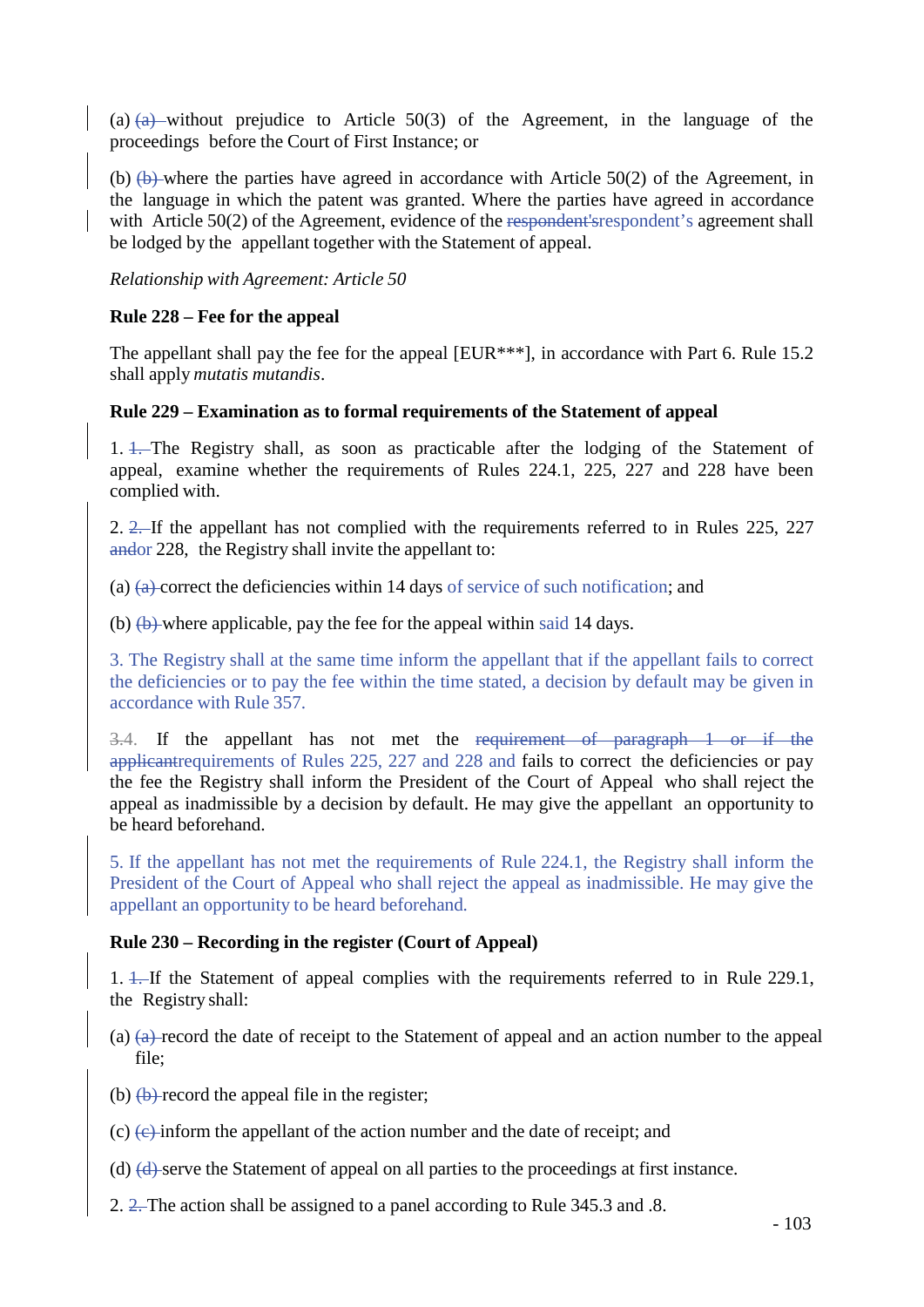(a) ~~(a)~~ without prejudice to Article 50(3) of the Agreement, in the language of the proceedings before the Court of First Instance; or

(b) ~~(b)~~ where the parties have agreed in accordance with Article 50(2) of the Agreement, in the language in which the patent was granted. Where the parties have agreed in accordance with Article 50(2) of the Agreement, evidence of the ~~respondent's~~respondent’s agreement shall be lodged by the appellant together with the Statement of appeal.

*Relationship with Agreement: Article 50*

**Rule 228 – Fee for the appeal**

The appellant shall pay the fee for the appeal [EUR***], in accordance with Part 6. Rule 15.2 shall apply *mutatis mutandis*.

**Rule 229 – Examination as to formal requirements of the Statement of appeal**

1. ~~1.~~ The Registry shall, as soon as practicable after the lodging of the Statement of appeal, examine whether the requirements of Rules 224.1, 225, 227 and 228 have been complied with.

2. ~~2.~~ If the appellant has not complied with the requirements referred to in Rules 225, 227 ~~and~~or 228, the Registry shall invite the appellant to:

(a) ~~(a)~~ correct the deficiencies within 14 days of service of such notification; and

(b) ~~(b)~~ where applicable, pay the fee for the appeal within said 14 days.

3. The Registry shall at the same time inform the appellant that if the appellant fails to correct the deficiencies or to pay the fee within the time stated, a decision by default may be given in accordance with Rule 357.

~~3.~~4. If the appellant has not met the ~~requirement of paragraph 1 or if the applicant~~requirements of Rules 225, 227 and 228 and fails to correct the deficiencies or pay the fee the Registry shall inform the President of the Court of Appeal who shall reject the appeal as inadmissible by a decision by default. He may give the appellant an opportunity to be heard beforehand.

5. If the appellant has not met the requirements of Rule 224.1, the Registry shall inform the President of the Court of Appeal who shall reject the appeal as inadmissible. He may give the appellant an opportunity to be heard beforehand.

**Rule 230 – Recording in the register (Court of Appeal)**

1. ~~1.~~ If the Statement of appeal complies with the requirements referred to in Rule 229.1, the Registry shall:

(a) ~~(a)~~ record the date of receipt to the Statement of appeal and an action number to the appeal file;

(b) ~~(b)~~ record the appeal file in the register;

(c) ~~(c)~~ inform the appellant of the action number and the date of receipt; and

(d) ~~(d)~~ serve the Statement of appeal on all parties to the proceedings at first instance.

2. ~~2.~~ The action shall be assigned to a panel according to Rule 345.3 and .8.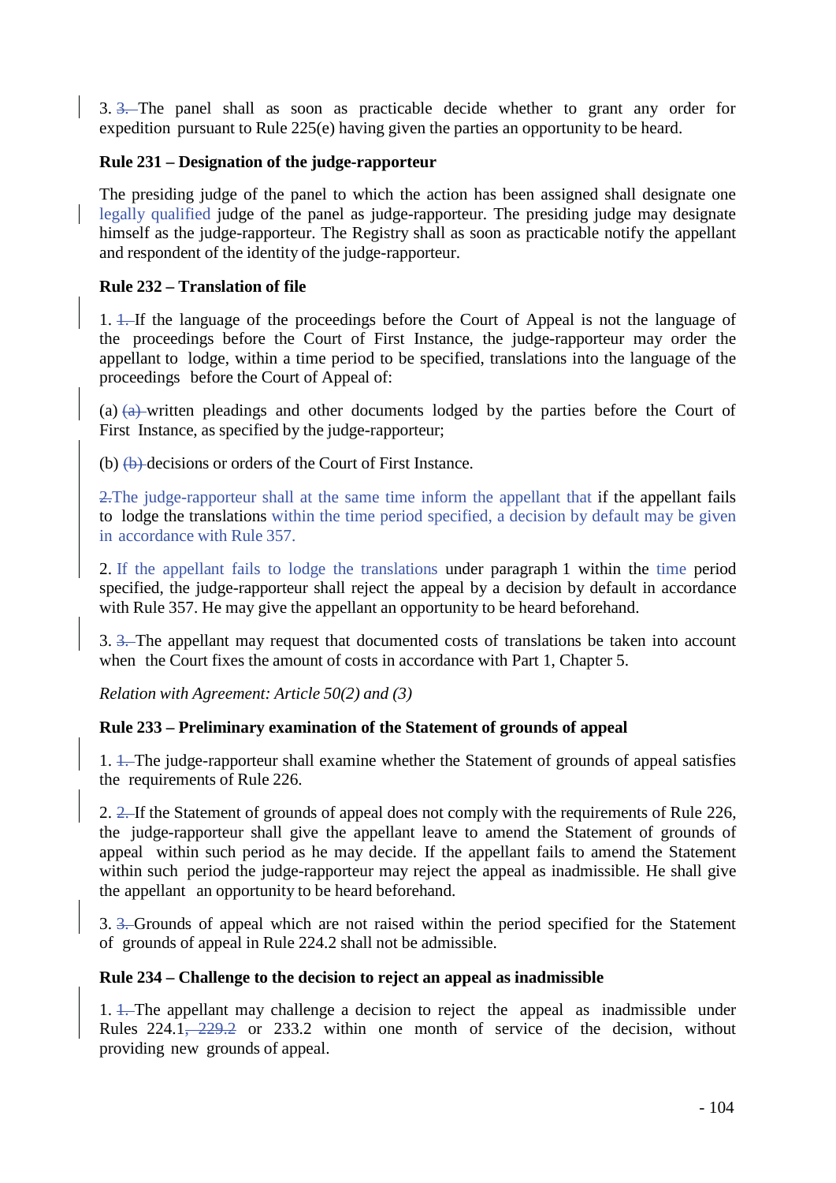3. ~~3.~~ The panel shall as soon as practicable decide whether to grant any order for expedition pursuant to Rule 225(e) having given the parties an opportunity to be heard.

**Rule 231 – Designation of the judge-rapporteur**

The presiding judge of the panel to which the action has been assigned shall designate one legally qualified judge of the panel as judge-rapporteur. The presiding judge may designate himself as the judge-rapporteur. The Registry shall as soon as practicable notify the appellant and respondent of the identity of the judge-rapporteur.

**Rule 232 – Translation of file**

1. ~~1.~~ If the language of the proceedings before the Court of Appeal is not the language of the proceedings before the Court of First Instance, the judge-rapporteur may order the appellant to lodge, within a time period to be specified, translations into the language of the proceedings before the Court of Appeal of:

(a) ~~(a)~~ written pleadings and other documents lodged by the parties before the Court of First Instance, as specified by the judge-rapporteur;

(b) ~~(b)~~ decisions or orders of the Court of First Instance.

~~2.The judge-rapporteur shall at the same time inform the appellant that if the appellant fails to lodge the translations within the time period specified, a decision by default may be given in accordance with Rule 357.~~

2. If the appellant fails to lodge the translations under paragraph 1 within the time period specified, the judge-rapporteur shall reject the appeal by a decision by default in accordance with Rule 357. He may give the appellant an opportunity to be heard beforehand.

3. ~~3.~~ The appellant may request that documented costs of translations be taken into account when the Court fixes the amount of costs in accordance with Part 1, Chapter 5.

*Relation with Agreement: Article 50(2) and (3)*

**Rule 233 – Preliminary examination of the Statement of grounds of appeal**

1. ~~1.~~ The judge-rapporteur shall examine whether the Statement of grounds of appeal satisfies the requirements of Rule 226.

2. ~~2.~~ If the Statement of grounds of appeal does not comply with the requirements of Rule 226, the judge-rapporteur shall give the appellant leave to amend the Statement of grounds of appeal within such period as he may decide. If the appellant fails to amend the Statement within such period the judge-rapporteur may reject the appeal as inadmissible. He shall give the appellant an opportunity to be heard beforehand.

3. ~~3.~~ Grounds of appeal which are not raised within the period specified for the Statement of grounds of appeal in Rule 224.2 shall not be admissible.

**Rule 234 – Challenge to the decision to reject an appeal as inadmissible**

1. ~~1.~~ The appellant may challenge a decision to reject the appeal as inadmissible under Rules 224.1~~, 229.2~~ or 233.2 within one month of service of the decision, without providing new grounds of appeal.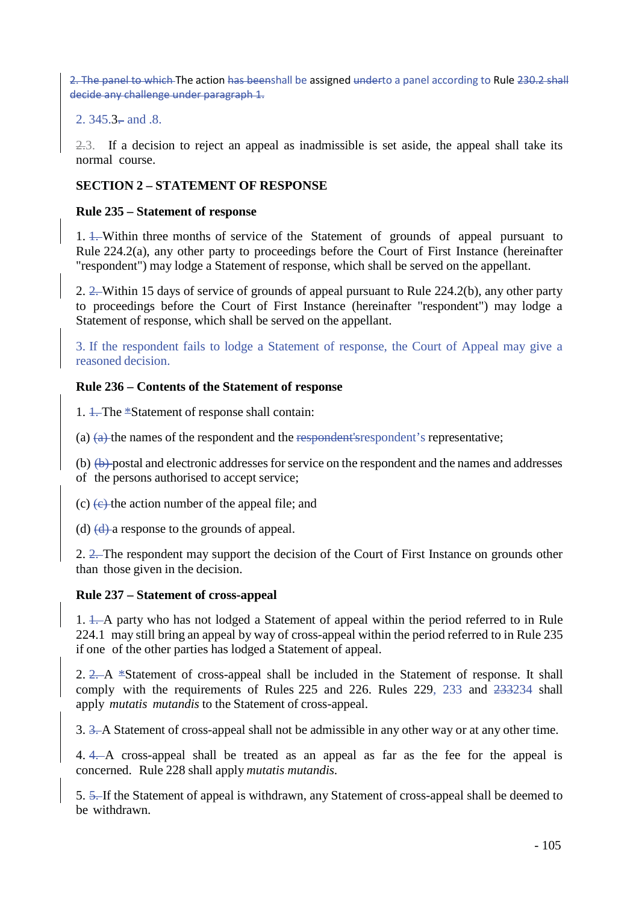2. The panel to which The action has beenshall be assigned underto a panel according to Rule 230.2 shall decide any challenge under paragraph 1.

2. 345.3.- and .8.

2.3. If a decision to reject an appeal as inadmissible is set aside, the appeal shall take its normal course.

**SECTION 2 – STATEMENT OF RESPONSE**

**Rule 235 – Statement of response**

1. 1. Within three months of service of the Statement of grounds of appeal pursuant to Rule 224.2(a), any other party to proceedings before the Court of First Instance (hereinafter "respondent") may lodge a Statement of response, which shall be served on the appellant.

2. 2. Within 15 days of service of grounds of appeal pursuant to Rule 224.2(b), any other party to proceedings before the Court of First Instance (hereinafter "respondent") may lodge a Statement of response, which shall be served on the appellant.

3. If the respondent fails to lodge a Statement of response, the Court of Appeal may give a reasoned decision.

**Rule 236 – Contents of the Statement of response**

1. 1. The *Statement of response shall contain:

(a) (a) the names of the respondent and the respondent'srespondent's representative;

(b) (b) postal and electronic addresses for service on the respondent and the names and addresses of the persons authorised to accept service;

(c) (c) the action number of the appeal file; and

(d) (d) a response to the grounds of appeal.

2. 2. The respondent may support the decision of the Court of First Instance on grounds other than those given in the decision.

**Rule 237 – Statement of cross-appeal**

1. 1. A party who has not lodged a Statement of appeal within the period referred to in Rule 224.1 may still bring an appeal by way of cross-appeal within the period referred to in Rule 235 if one of the other parties has lodged a Statement of appeal.

2. 2. A *Statement of cross-appeal shall be included in the Statement of response. It shall comply with the requirements of Rules 225 and 226. Rules 229, 233 and 233234 shall apply *mutatis mutandis* to the Statement of cross-appeal.

3. 3. A Statement of cross-appeal shall not be admissible in any other way or at any other time.

4. 4. A cross-appeal shall be treated as an appeal as far as the fee for the appeal is concerned. Rule 228 shall apply *mutatis mutandis*.

5. 5. If the Statement of appeal is withdrawn, any Statement of cross-appeal shall be deemed to be withdrawn.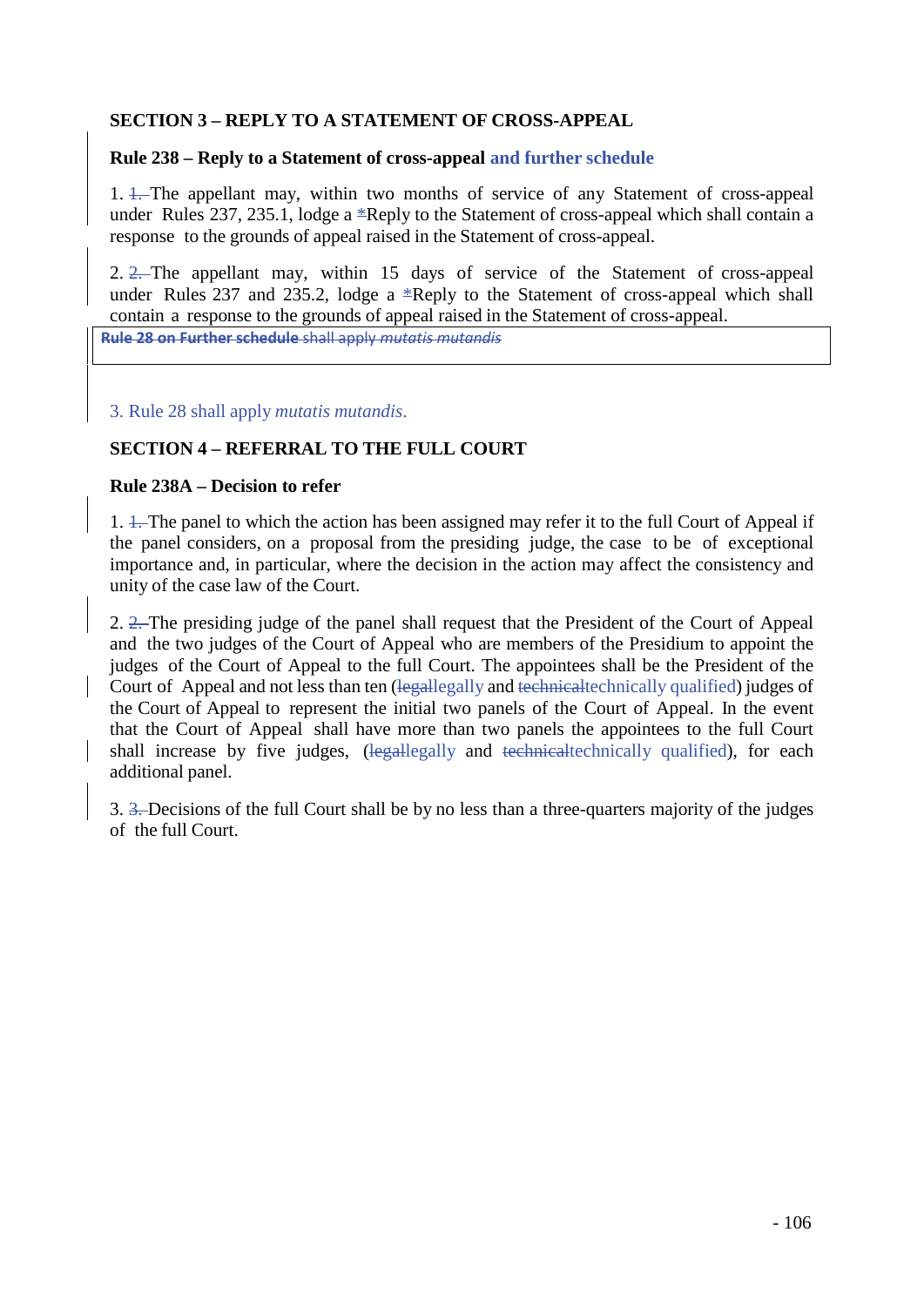### SECTION 3 – REPLY TO A STATEMENT OF CROSS-APPEAL

**Rule 238 – Reply to a Statement of cross-appeal and further schedule**

1. ~~1.~~ The appellant may, within two months of service of any Statement of cross-appeal under Rules 237, 235.1, lodge a *Reply to the Statement of cross-appeal which shall contain a response to the grounds of appeal raised in the Statement of cross-appeal.

2. ~~2.~~ The appellant may, within 15 days of service of the Statement of cross-appeal under Rules 237 and 235.2, lodge a *Reply to the Statement of cross-appeal which shall contain a response to the grounds of appeal raised in the Statement of cross-appeal.

~~**Rule 28 on Further schedule** shall apply *mutatis mutandis*~~

3. Rule 28 shall apply *mutatis mutandis*.

### SECTION 4 – REFERRAL TO THE FULL COURT

**Rule 238A – Decision to refer**

1. ~~1.~~ The panel to which the action has been assigned may refer it to the full Court of Appeal if the panel considers, on a proposal from the presiding judge, the case to be of exceptional importance and, in particular, where the decision in the action may affect the consistency and unity of the case law of the Court.

2. ~~2.~~ The presiding judge of the panel shall request that the President of the Court of Appeal and the two judges of the Court of Appeal who are members of the Presidium to appoint the judges of the Court of Appeal to the full Court. The appointees shall be the President of the Court of Appeal and not less than ten (~~legal~~legally and ~~technical~~technically qualified) judges of the Court of Appeal to represent the initial two panels of the Court of Appeal. In the event that the Court of Appeal shall have more than two panels the appointees to the full Court shall increase by five judges, (~~legal~~legally and ~~technical~~technically qualified), for each additional panel.

3. ~~3.~~ Decisions of the full Court shall be by no less than a three-quarters majority of the judges of the full Court.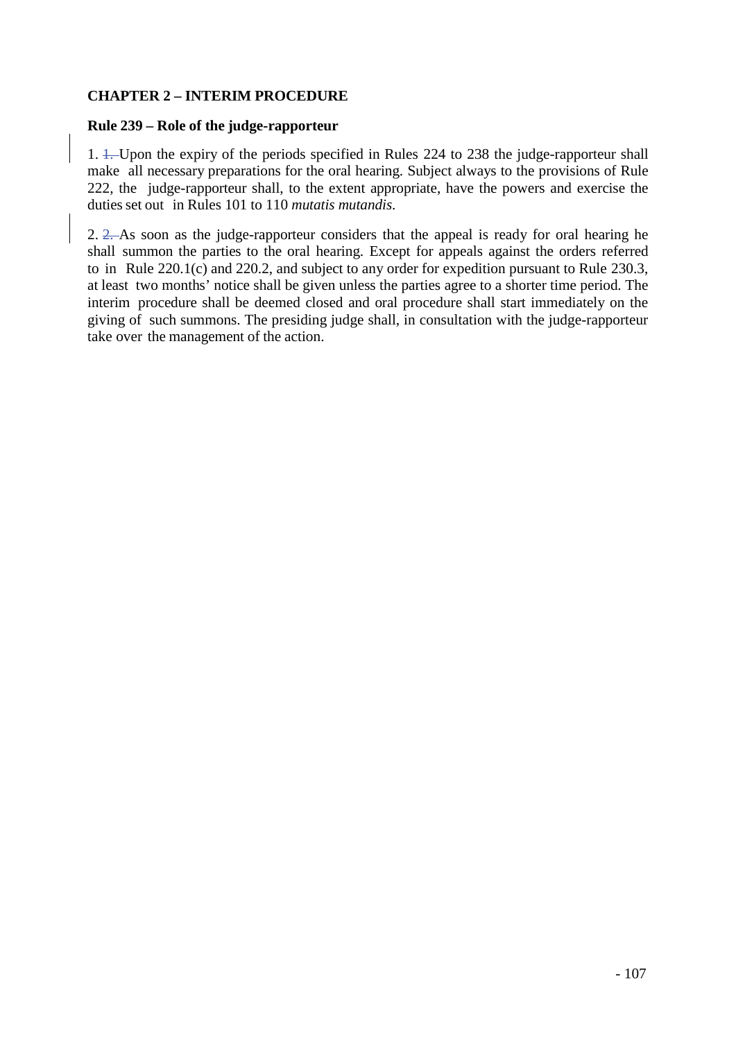## CHAPTER 2 – INTERIM PROCEDURE

### Rule 239 – Role of the judge-rapporteur

1. Upon the expiry of the periods specified in Rules 224 to 238 the judge-rapporteur shall make all necessary preparations for the oral hearing. Subject always to the provisions of Rule 222, the judge-rapporteur shall, to the extent appropriate, have the powers and exercise the duties set out in Rules 101 to 110 *mutatis mutandis*.

2. As soon as the judge-rapporteur considers that the appeal is ready for oral hearing he shall summon the parties to the oral hearing. Except for appeals against the orders referred to in Rule 220.1(c) and 220.2, and subject to any order for expedition pursuant to Rule 230.3, at least two months' notice shall be given unless the parties agree to a shorter time period. The interim procedure shall be deemed closed and oral procedure shall start immediately on the giving of such summons. The presiding judge shall, in consultation with the judge-rapporteur take over the management of the action.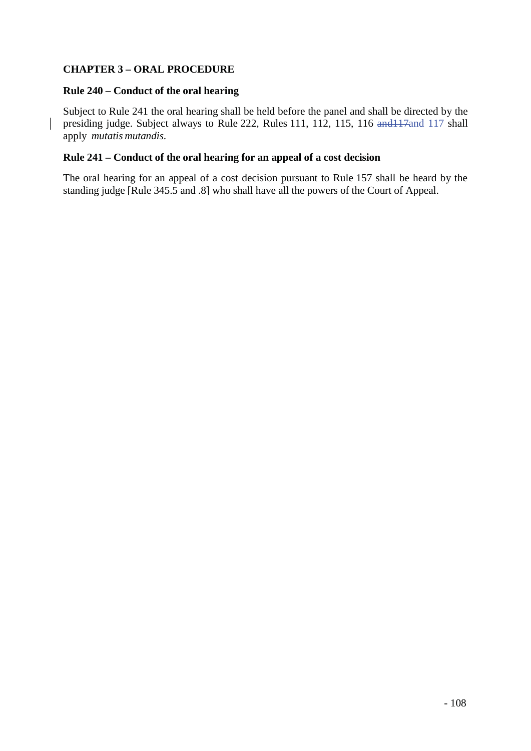**CHAPTER 3 – ORAL PROCEDURE**

**Rule 240 – Conduct of the oral hearing**

Subject to Rule 241 the oral hearing shall be held before the panel and shall be directed by the presiding judge. Subject always to Rule 222, Rules 111, 112, 115, 116 ~~and117~~and 117 shall apply *mutatis mutandis*.

**Rule 241 – Conduct of the oral hearing for an appeal of a cost decision**

The oral hearing for an appeal of a cost decision pursuant to Rule 157 shall be heard by the standing judge [Rule 345.5 and .8] who shall have all the powers of the Court of Appeal.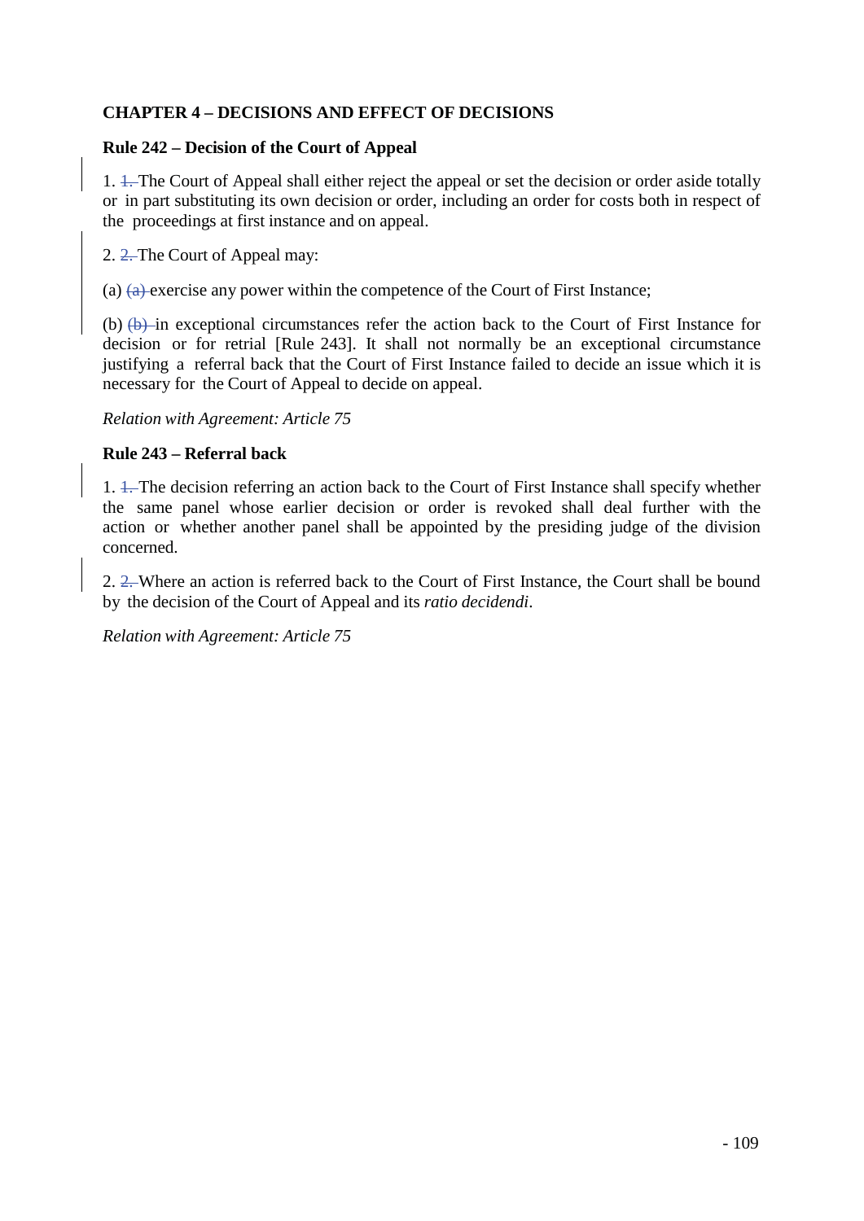## CHAPTER 4 – DECISIONS AND EFFECT OF DECISIONS

### Rule 242 – Decision of the Court of Appeal

1. ~~1.~~ The Court of Appeal shall either reject the appeal or set the decision or order aside totally or in part substituting its own decision or order, including an order for costs both in respect of the proceedings at first instance and on appeal.

2. ~~2.~~ The Court of Appeal may:

(a) ~~(a)~~ exercise any power within the competence of the Court of First Instance;

(b) ~~(b)~~ in exceptional circumstances refer the action back to the Court of First Instance for decision or for retrial [Rule 243]. It shall not normally be an exceptional circumstance justifying a referral back that the Court of First Instance failed to decide an issue which it is necessary for the Court of Appeal to decide on appeal.

*Relation with Agreement: Article 75*

### Rule 243 – Referral back

1. ~~1.~~ The decision referring an action back to the Court of First Instance shall specify whether the same panel whose earlier decision or order is revoked shall deal further with the action or whether another panel shall be appointed by the presiding judge of the division concerned.

2. ~~2.~~ Where an action is referred back to the Court of First Instance, the Court shall be bound by the decision of the Court of Appeal and its *ratio decidendi*.

*Relation with Agreement: Article 75*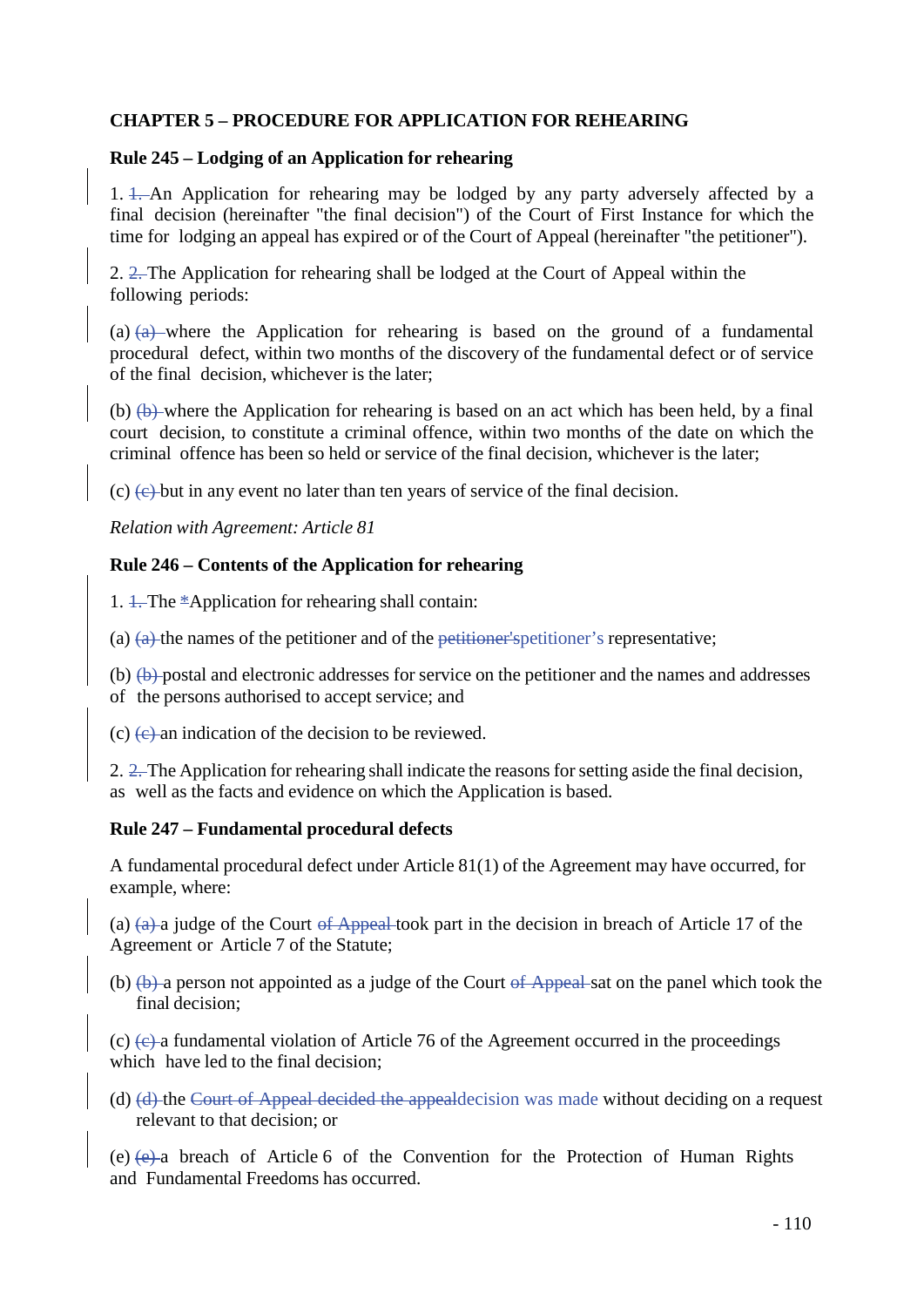## CHAPTER 5 – PROCEDURE FOR APPLICATION FOR REHEARING

### Rule 245 – Lodging of an Application for rehearing

1. ~~1.~~ An Application for rehearing may be lodged by any party adversely affected by a final decision (hereinafter "the final decision") of the Court of First Instance for which the time for lodging an appeal has expired or of the Court of Appeal (hereinafter "the petitioner").

2. ~~2.~~ The Application for rehearing shall be lodged at the Court of Appeal within the following periods:

(a) ~~(a)~~ where the Application for rehearing is based on the ground of a fundamental procedural defect, within two months of the discovery of the fundamental defect or of service of the final decision, whichever is the later;

(b) ~~(b)~~ where the Application for rehearing is based on an act which has been held, by a final court decision, to constitute a criminal offence, within two months of the date on which the criminal offence has been so held or service of the final decision, whichever is the later;

(c) ~~(c)~~ but in any event no later than ten years of service of the final decision.

*Relation with Agreement: Article 81*

### Rule 246 – Contents of the Application for rehearing

1. ~~1.~~ The ~~*~~Application for rehearing shall contain:

(a) ~~(a)~~ the names of the petitioner and of the ~~petitioner's~~petitioner's representative;

(b) ~~(b)~~ postal and electronic addresses for service on the petitioner and the names and addresses of the persons authorised to accept service; and

(c) ~~(c)~~ an indication of the decision to be reviewed.

2. ~~2.~~ The Application for rehearing shall indicate the reasons for setting aside the final decision, as well as the facts and evidence on which the Application is based.

### Rule 247 – Fundamental procedural defects

A fundamental procedural defect under Article 81(1) of the Agreement may have occurred, for example, where:

(a) ~~(a)~~ a judge of the Court ~~of Appeal~~ took part in the decision in breach of Article 17 of the Agreement or Article 7 of the Statute;

(b) ~~(b)~~ a person not appointed as a judge of the Court ~~of Appeal~~ sat on the panel which took the final decision;

(c) ~~(c)~~ a fundamental violation of Article 76 of the Agreement occurred in the proceedings which have led to the final decision;

(d) ~~(d)~~ the ~~Court of Appeal decided the appeal~~decision was made without deciding on a request relevant to that decision; or

(e) ~~(e)~~ a breach of Article 6 of the Convention for the Protection of Human Rights and Fundamental Freedoms has occurred.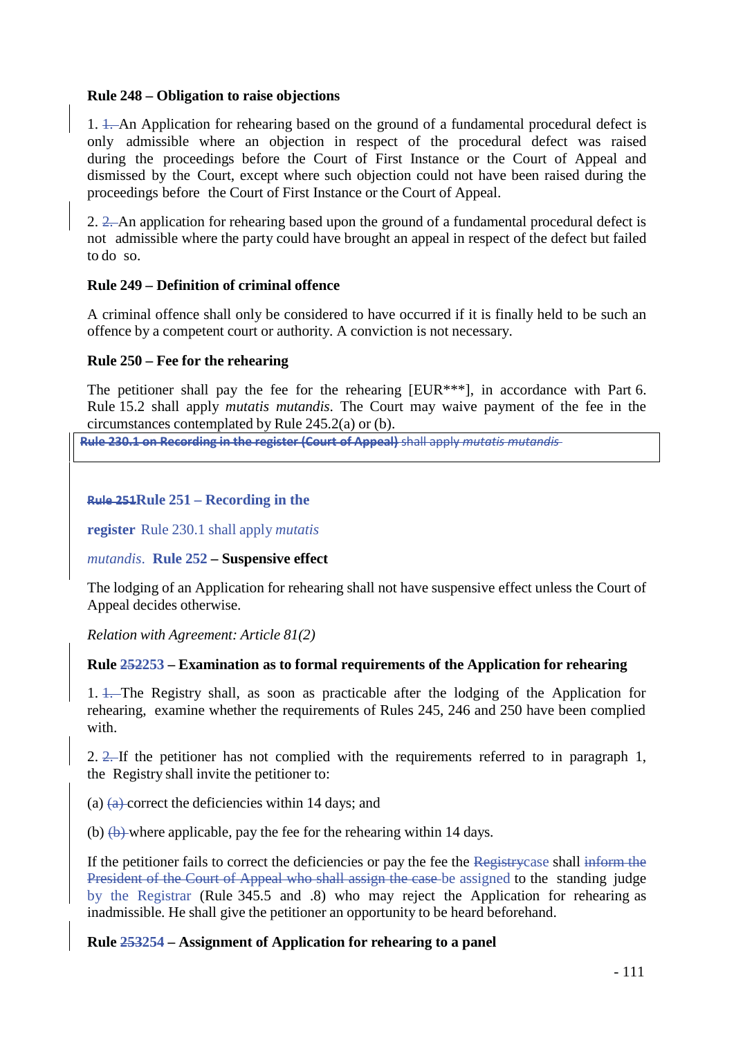**Rule 248 – Obligation to raise objections**

1. 1. An Application for rehearing based on the ground of a fundamental procedural defect is only admissible where an objection in respect of the procedural defect was raised during the proceedings before the Court of First Instance or the Court of Appeal and dismissed by the Court, except where such objection could not have been raised during the proceedings before the Court of First Instance or the Court of Appeal.

2. 2. An application for rehearing based upon the ground of a fundamental procedural defect is not admissible where the party could have brought an appeal in respect of the defect but failed to do so.

**Rule 249 – Definition of criminal offence**

A criminal offence shall only be considered to have occurred if it is finally held to be such an offence by a competent court or authority. A conviction is not necessary.

**Rule 250 – Fee for the rehearing**

The petitioner shall pay the fee for the rehearing [EUR***], in accordance with Part 6. Rule 15.2 shall apply *mutatis mutandis*. The Court may waive payment of the fee in the circumstances contemplated by Rule 245.2(a) or (b).

~~**Rule 230.1 on Recording in the register (Court of Appeal)** shall apply *mutatis mutandis*~~

~~**Rule 251**~~**Rule 251 – Recording in the register** Rule 230.1 shall apply *mutatis mutandis*.

**Rule 252 – Suspensive effect**

The lodging of an Application for rehearing shall not have suspensive effect unless the Court of Appeal decides otherwise.

*Relation with Agreement: Article 81(2)*

**Rule ~~252~~253 – Examination as to formal requirements of the Application for rehearing**

1. ~~1.~~ The Registry shall, as soon as practicable after the lodging of the Application for rehearing, examine whether the requirements of Rules 245, 246 and 250 have been complied with.

2. ~~2.~~ If the petitioner has not complied with the requirements referred to in paragraph 1, the Registry shall invite the petitioner to:

(a) ~~(a)~~ correct the deficiencies within 14 days; and

(b) ~~(b)~~ where applicable, pay the fee for the rehearing within 14 days.

If the petitioner fails to correct the deficiencies or pay the fee the ~~Registry~~case shall ~~inform the President of the Court of Appeal who shall assign the case~~ be assigned to the standing judge by the Registrar (Rule 345.5 and .8) who may reject the Application for rehearing as inadmissible. He shall give the petitioner an opportunity to be heard beforehand.

**Rule ~~253~~254 – Assignment of Application for rehearing to a panel**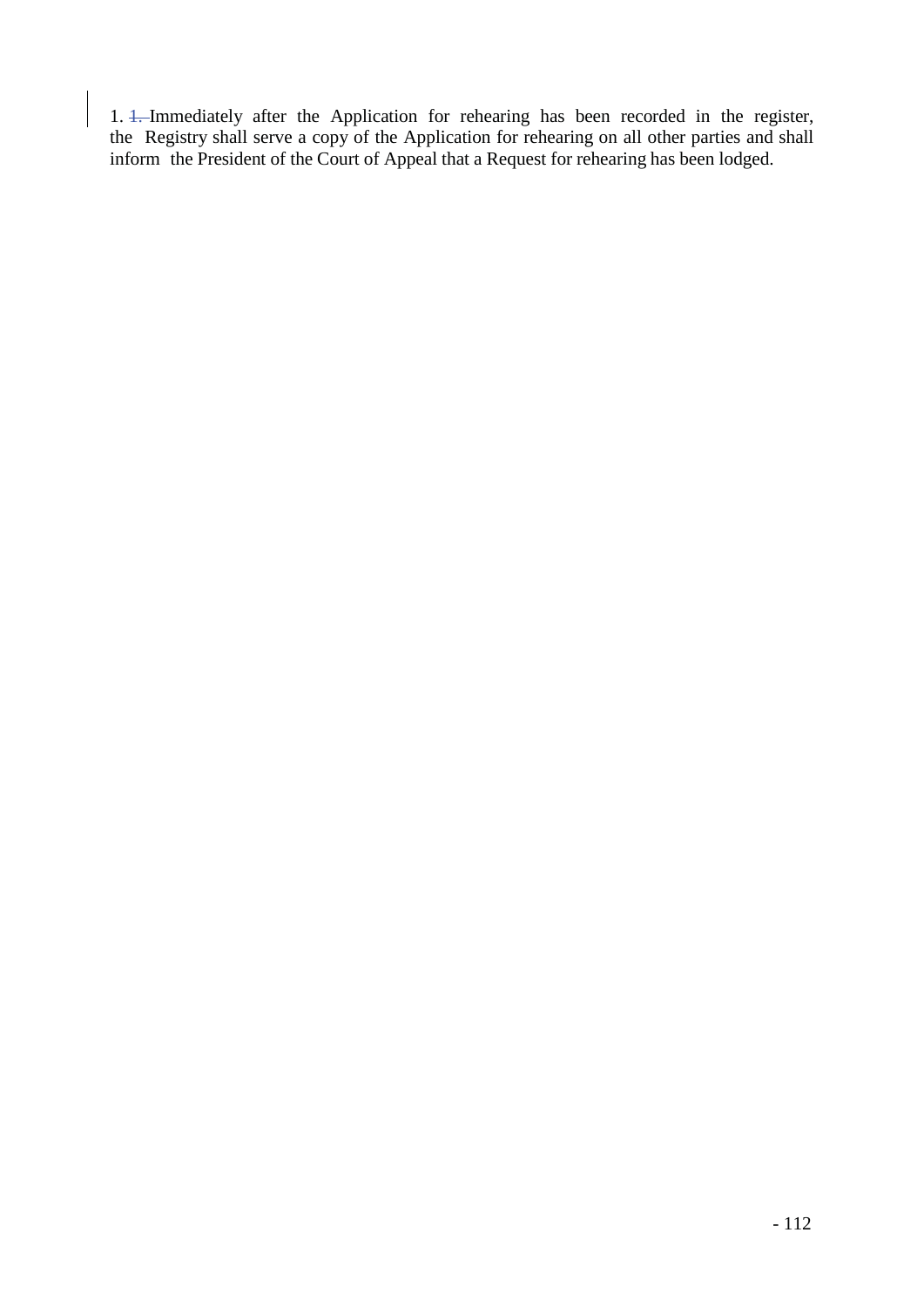1. Immediately after the Application for rehearing has been recorded in the register, the Registry shall serve a copy of the Application for rehearing on all other parties and shall inform the President of the Court of Appeal that a Request for rehearing has been lodged.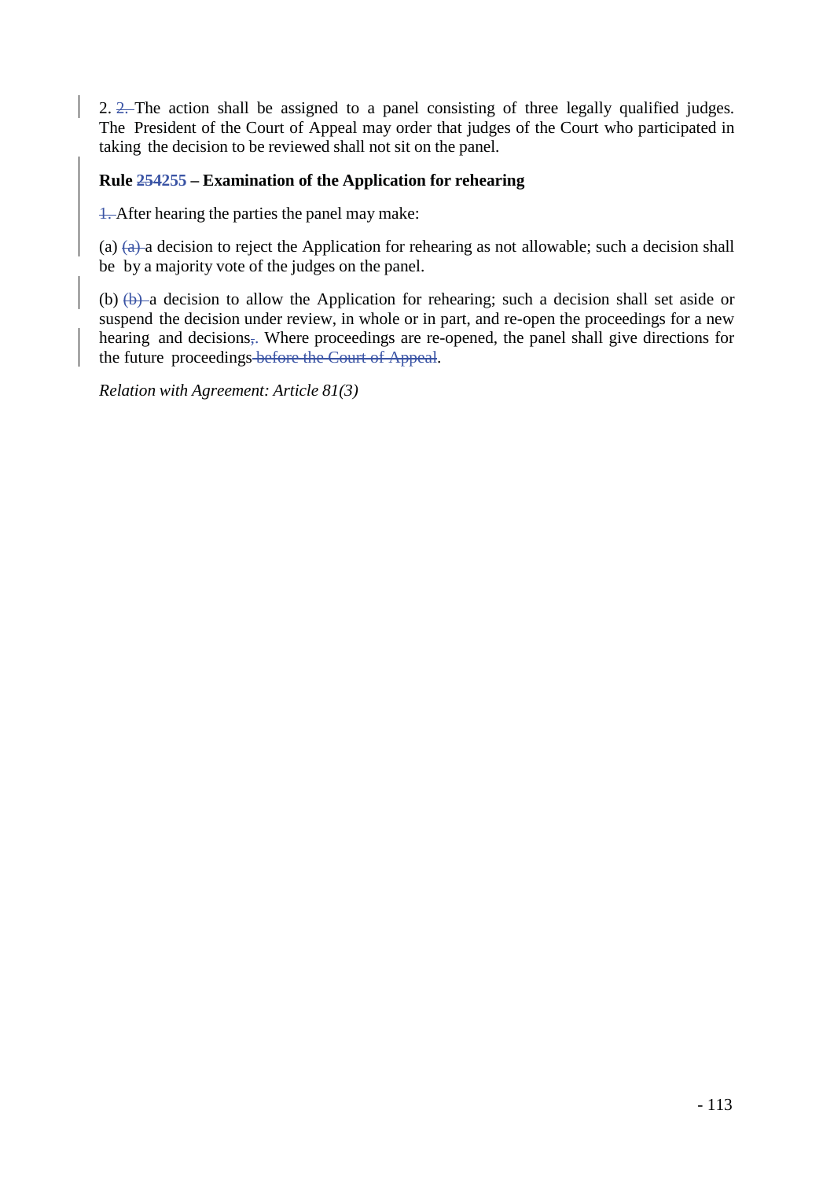2. ~~2.~~ The action shall be assigned to a panel consisting of three legally qualified judges. The President of the Court of Appeal may order that judges of the Court who participated in taking the decision to be reviewed shall not sit on the panel.

**Rule ~~254~~255 – Examination of the Application for rehearing**

~~1.~~ After hearing the parties the panel may make:

(a) ~~(a)~~ a decision to reject the Application for rehearing as not allowable; such a decision shall be by a majority vote of the judges on the panel.

(b) ~~(b)~~ a decision to allow the Application for rehearing; such a decision shall set aside or suspend the decision under review, in whole or in part, and re-open the proceedings for a new hearing and decisions~~,~~. Where proceedings are re-opened, the panel shall give directions for the future proceedings ~~before the Court of Appeal~~.

*Relation with Agreement: Article 81(3)*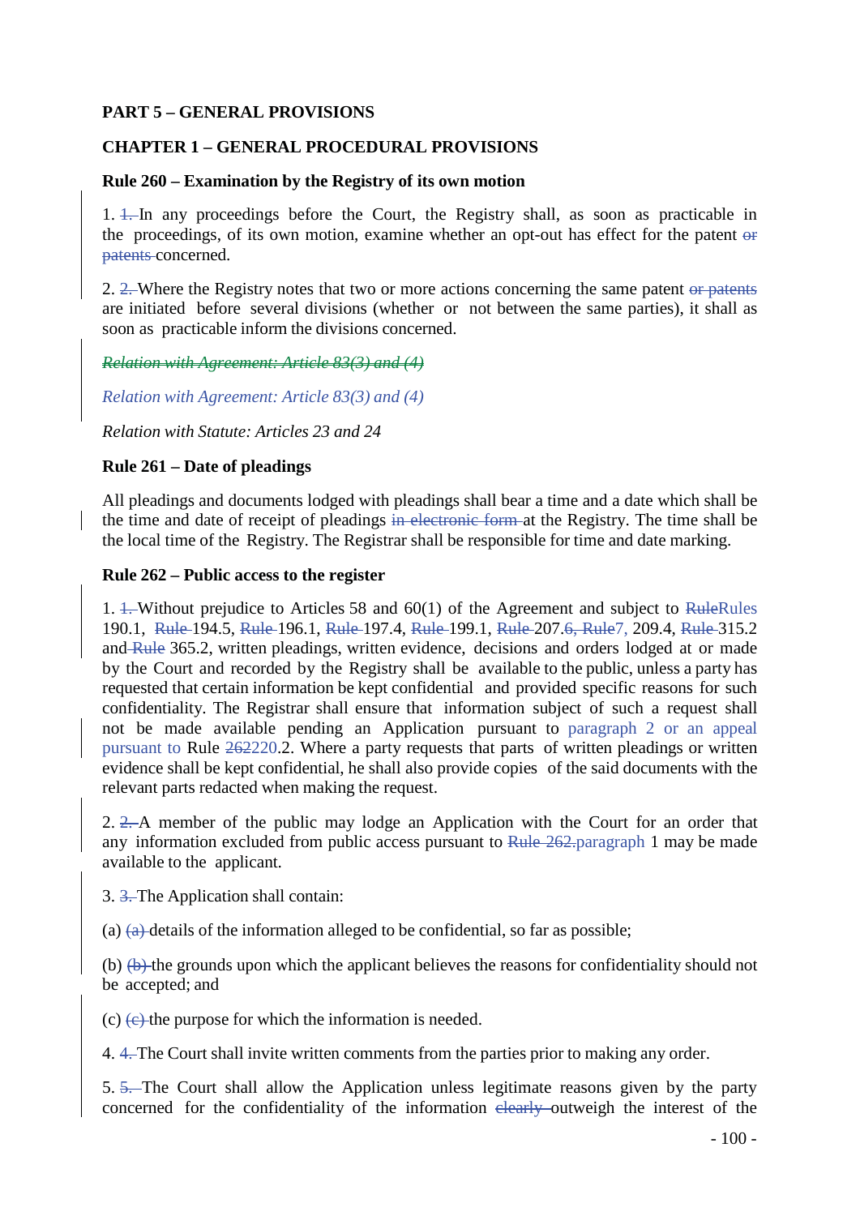**PART 5 – GENERAL PROVISIONS**

**CHAPTER 1 – GENERAL PROCEDURAL PROVISIONS**

**Rule 260 – Examination by the Registry of its own motion**

1. ~~1.~~ In any proceedings before the Court, the Registry shall, as soon as practicable in the proceedings, of its own motion, examine whether an opt-out has effect for the patent ~~or patents~~ concerned.

2. ~~2.~~ Where the Registry notes that two or more actions concerning the same patent ~~or patents~~ are initiated before several divisions (whether or not between the same parties), it shall as soon as practicable inform the divisions concerned.

~~*Relation with Agreement: Article 83(3) and (4)*~~

*Relation with Agreement: Article 83(3) and (4)*

*Relation with Statute: Articles 23 and 24*

**Rule 261 – Date of pleadings**

All pleadings and documents lodged with pleadings shall bear a time and a date which shall be the time and date of receipt of pleadings ~~in electronic form~~ at the Registry. The time shall be the local time of the Registry. The Registrar shall be responsible for time and date marking.

**Rule 262 – Public access to the register**

1. ~~1.~~ Without prejudice to Articles 58 and 60(1) of the Agreement and subject to ~~Rule~~Rules 190.1, ~~Rule~~ 194.5, ~~Rule~~ 196.1, ~~Rule~~ 197.4, ~~Rule~~ 199.1, ~~Rule~~ 207.~~6, Rule~~7, 209.4, ~~Rule~~ 315.2 and ~~Rule~~ 365.2, written pleadings, written evidence, decisions and orders lodged at or made by the Court and recorded by the Registry shall be available to the public, unless a party has requested that certain information be kept confidential and provided specific reasons for such confidentiality. The Registrar shall ensure that information subject of such a request shall not be made available pending an Application pursuant to paragraph 2 or an appeal pursuant to Rule ~~262~~220.2. Where a party requests that parts of written pleadings or written evidence shall be kept confidential, he shall also provide copies of the said documents with the relevant parts redacted when making the request.

2. ~~2.~~ A member of the public may lodge an Application with the Court for an order that any information excluded from public access pursuant to ~~Rule 262.~~paragraph 1 may be made available to the applicant.

3. ~~3.~~ The Application shall contain:

(a) ~~(a)~~ details of the information alleged to be confidential, so far as possible;

(b) ~~(b)~~ the grounds upon which the applicant believes the reasons for confidentiality should not be accepted; and

(c) ~~(c)~~ the purpose for which the information is needed.

4. ~~4.~~ The Court shall invite written comments from the parties prior to making any order.

5. ~~5.~~ The Court shall allow the Application unless legitimate reasons given by the party concerned for the confidentiality of the information ~~clearly~~ outweigh the interest of the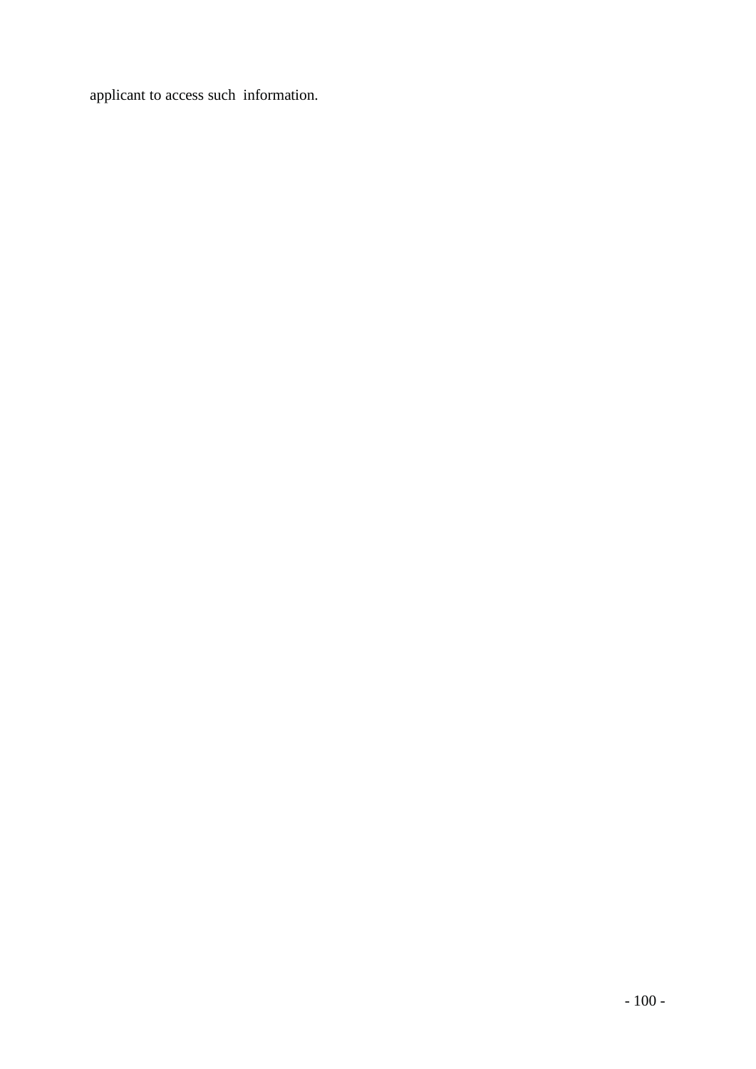applicant to access such information.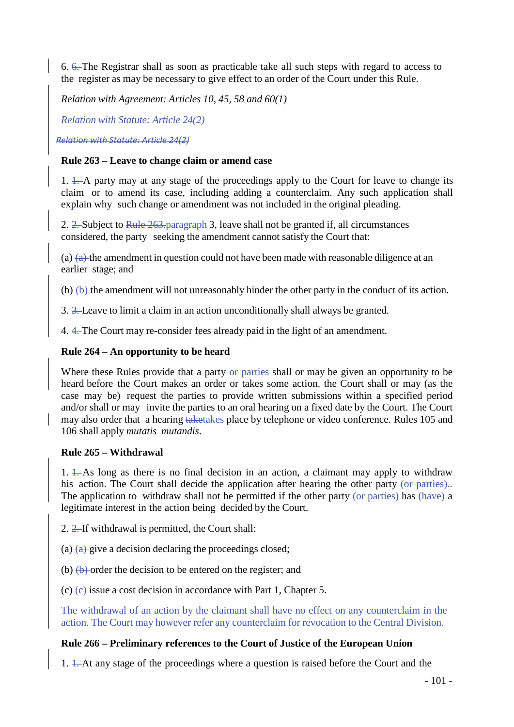6. ~~6.~~ The Registrar shall as soon as practicable take all such steps with regard to access to the register as may be necessary to give effect to an order of the Court under this Rule.

*Relation with Agreement: Articles 10, 45, 58 and 60(1)*

*Relation with Statute: Article 24(2)*

~~*Relation with Statute: Article 24(2)*~~

**Rule 263 – Leave to change claim or amend case**

1. ~~1.~~ A party may at any stage of the proceedings apply to the Court for leave to change its claim or to amend its case, including adding a counterclaim. Any such application shall explain why such change or amendment was not included in the original pleading.

2. ~~2.~~ Subject to ~~Rule 263.~~paragraph 3, leave shall not be granted if, all circumstances considered, the party seeking the amendment cannot satisfy the Court that:

(a) ~~(a)~~ the amendment in question could not have been made with reasonable diligence at an earlier stage; and

(b) ~~(b)~~ the amendment will not unreasonably hinder the other party in the conduct of its action.

3. ~~3.~~ Leave to limit a claim in an action unconditionally shall always be granted.

4. ~~4.~~ The Court may re-consider fees already paid in the light of an amendment.

**Rule 264 – An opportunity to be heard**

Where these Rules provide that a party ~~or parties~~ shall or may be given an opportunity to be heard before the Court makes an order or takes some action, the Court shall or may (as the case may be) request the parties to provide written submissions within a specified period and/or shall or may invite the parties to an oral hearing on a fixed date by the Court. The Court may also order that a hearing ~~take~~takes place by telephone or video conference. Rules 105 and 106 shall apply *mutatis mutandis*.

**Rule 265 – Withdrawal**

1. ~~1.~~ As long as there is no final decision in an action, a claimant may apply to withdraw his action. The Court shall decide the application after hearing the other party ~~(or parties).~~. The application to withdraw shall not be permitted if the other party ~~(or parties)~~ has ~~(have)~~ a legitimate interest in the action being decided by the Court.

2. ~~2.~~ If withdrawal is permitted, the Court shall:

(a) ~~(a)~~ give a decision declaring the proceedings closed;

(b) ~~(b)~~ order the decision to be entered on the register; and

(c) ~~(c)~~ issue a cost decision in accordance with Part 1, Chapter 5.

The withdrawal of an action by the claimant shall have no effect on any counterclaim in the action. The Court may however refer any counterclaim for revocation to the Central Division.

**Rule 266 – Preliminary references to the Court of Justice of the European Union**

1. ~~1.~~ At any stage of the proceedings where a question is raised before the Court and the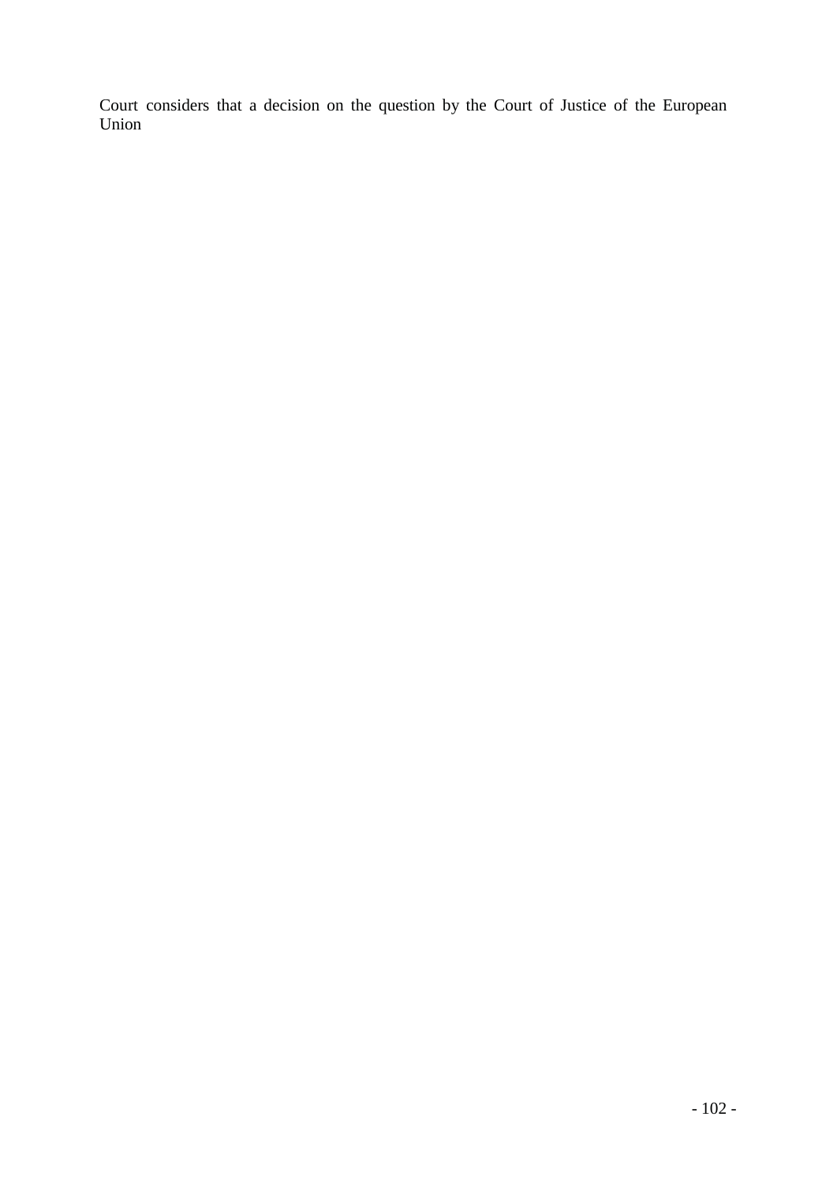Court considers that a decision on the question by the Court of Justice of the European Union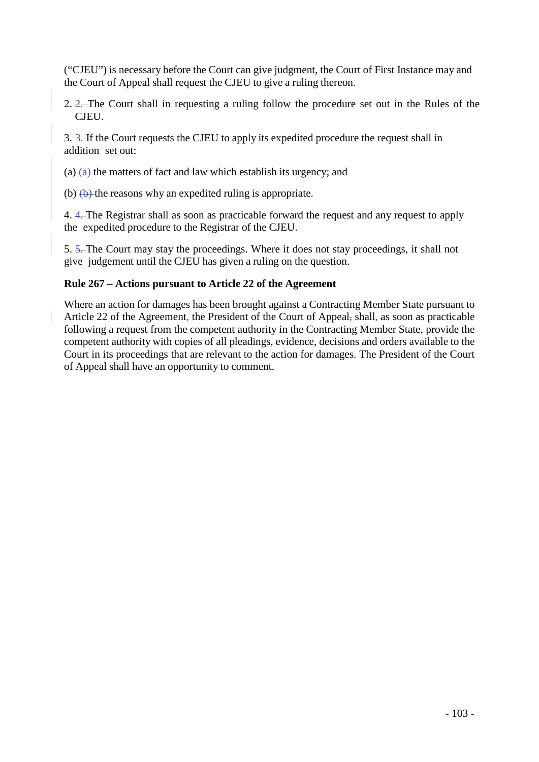("CJEU") is necessary before the Court can give judgment, the Court of First Instance may and the Court of Appeal shall request the CJEU to give a ruling thereon.

2. The Court shall in requesting a ruling follow the procedure set out in the Rules of the CJEU.

3. If the Court requests the CJEU to apply its expedited procedure the request shall in addition set out:

(a) the matters of fact and law which establish its urgency; and

(b) the reasons why an expedited ruling is appropriate.

4. The Registrar shall as soon as practicable forward the request and any request to apply the expedited procedure to the Registrar of the CJEU.

5. The Court may stay the proceedings. Where it does not stay proceedings, it shall not give judgement until the CJEU has given a ruling on the question.

**Rule 267 – Actions pursuant to Article 22 of the Agreement**

Where an action for damages has been brought against a Contracting Member State pursuant to Article 22 of the Agreement, the President of the Court of Appeal shall, as soon as practicable following a request from the competent authority in the Contracting Member State, provide the competent authority with copies of all pleadings, evidence, decisions and orders available to the Court in its proceedings that are relevant to the action for damages. The President of the Court of Appeal shall have an opportunity to comment.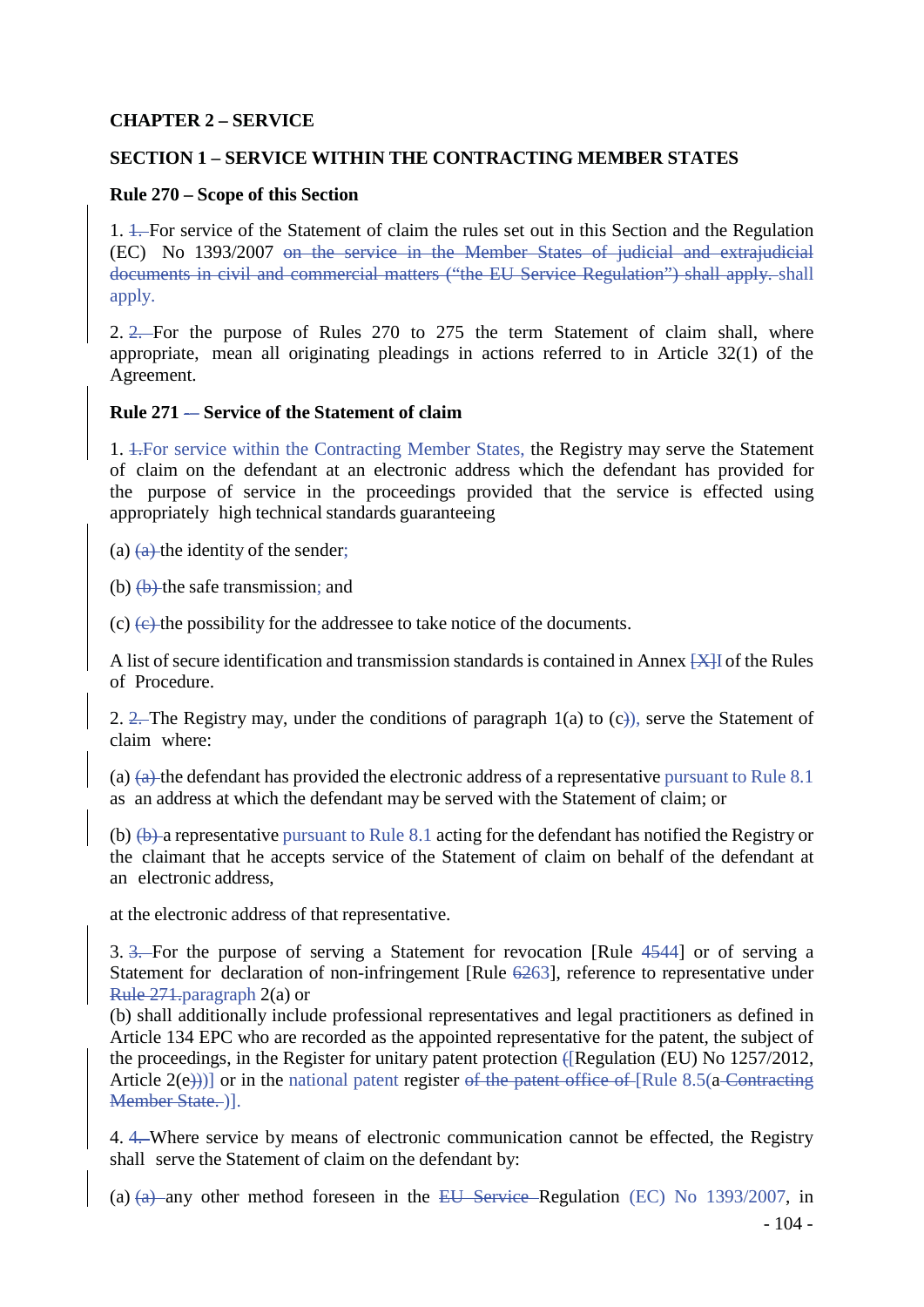**CHAPTER 2 – SERVICE**

**SECTION 1 – SERVICE WITHIN THE CONTRACTING MEMBER STATES**

**Rule 270 – Scope of this Section**

1. ~~1.~~ For service of the Statement of claim the rules set out in this Section and the Regulation (EC) No 1393/2007 ~~on the service in the Member States of judicial and extrajudicial documents in civil and commercial matters ("the EU Service Regulation") shall apply.~~ shall apply.

2. ~~2.~~ For the purpose of Rules 270 to 275 the term Statement of claim shall, where appropriate, mean all originating pleadings in actions referred to in Article 32(1) of the Agreement.

**Rule 271 ~~–~~ – Service of the Statement of claim**

1. ~~1.~~For service within the Contracting Member States, the Registry may serve the Statement of claim on the defendant at an electronic address which the defendant has provided for the purpose of service in the proceedings provided that the service is effected using appropriately high technical standards guaranteeing

(a) ~~(a)~~ the identity of the sender;

(b) ~~(b)~~ the safe transmission; and

(c) ~~(c)~~ the possibility for the addressee to take notice of the documents.

A list of secure identification and transmission standards is contained in Annex ~~[X]~~I of the Rules of Procedure.

2. ~~2.~~ The Registry may, under the conditions of paragraph 1(a) to (c~~)~~)), serve the Statement of claim where:

(a) ~~(a)~~ the defendant has provided the electronic address of a representative pursuant to Rule 8.1 as an address at which the defendant may be served with the Statement of claim; or

(b) ~~(b)~~ a representative pursuant to Rule 8.1 acting for the defendant has notified the Registry or the claimant that he accepts service of the Statement of claim on behalf of the defendant at an electronic address,

at the electronic address of that representative.

3. ~~3.~~ For the purpose of serving a Statement for revocation [Rule ~~45~~44] or of serving a Statement for declaration of non-infringement [Rule ~~62~~63], reference to representative under ~~Rule 271.~~paragraph 2(a) or
(b) shall additionally include professional representatives and legal practitioners as defined in Article 134 EPC who are recorded as the appointed representative for the patent, the subject of the proceedings, in the Register for unitary patent protection ~~(~~[Regulation (EU) No 1257/2012, Article 2(e~~)~~))] or in the national patent register ~~of the patent office of~~ [Rule 8.5(a ~~Contracting Member State.~~ )].

4. ~~4.~~Where service by means of electronic communication cannot be effected, the Registry shall serve the Statement of claim on the defendant by:

(a) ~~(a)~~ any other method foreseen in the ~~EU Service~~ Regulation (EC) No 1393/2007, in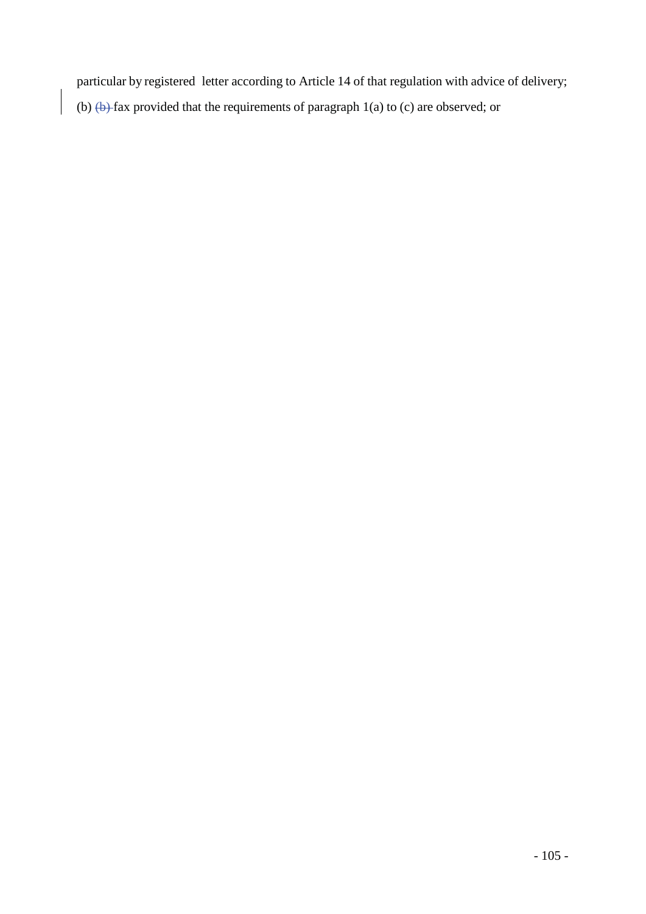particular by registered letter according to Article 14 of that regulation with advice of delivery;

(b) ~~(b)~~ fax provided that the requirements of paragraph 1(a) to (c) are observed; or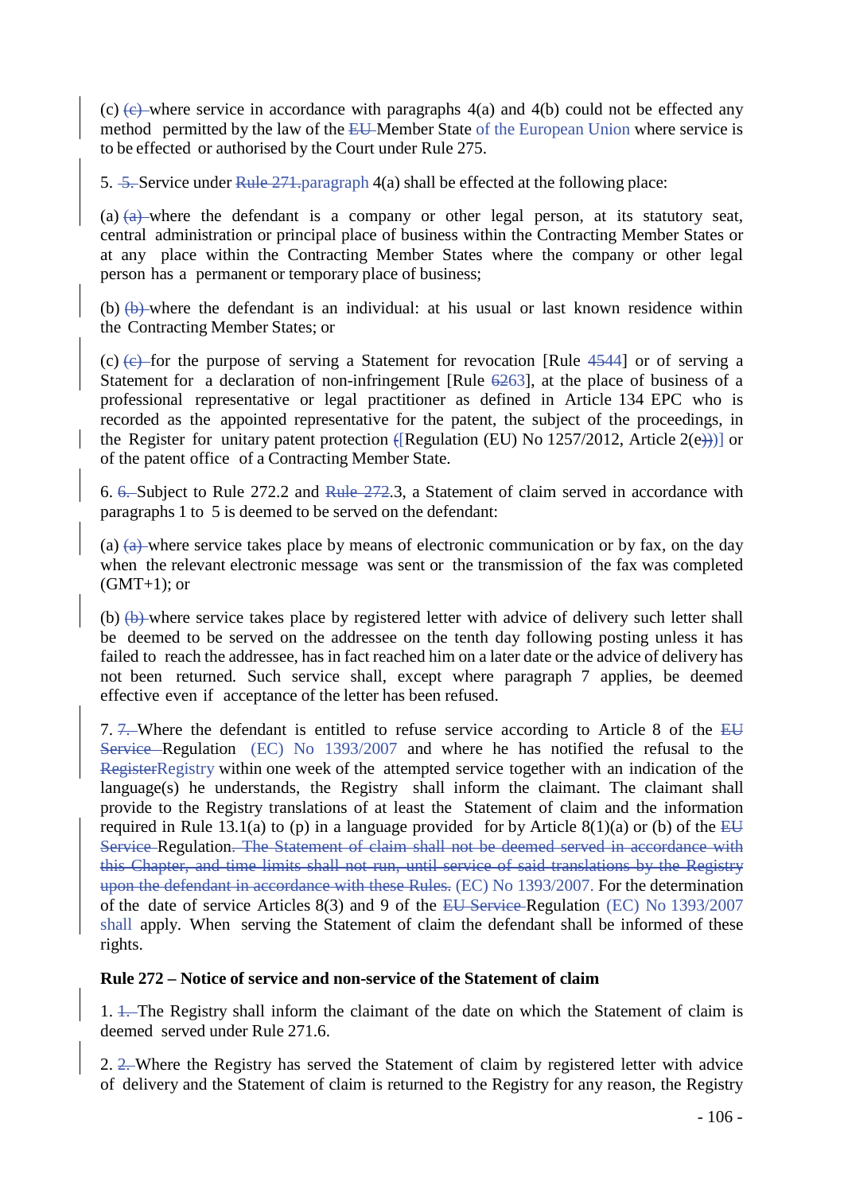(c) ~~(c)~~ where service in accordance with paragraphs 4(a) and 4(b) could not be effected any method permitted by the law of the ~~EU~~ Member State of the European Union where service is to be effected or authorised by the Court under Rule 275.

5. ~~5.~~ Service under ~~Rule 271.~~paragraph 4(a) shall be effected at the following place:

(a) ~~(a)~~ where the defendant is a company or other legal person, at its statutory seat, central administration or principal place of business within the Contracting Member States or at any place within the Contracting Member States where the company or other legal person has a permanent or temporary place of business;

(b) ~~(b)~~ where the defendant is an individual: at his usual or last known residence within the Contracting Member States; or

(c) ~~(c)~~ for the purpose of serving a Statement for revocation [Rule ~~45~~44] or of serving a Statement for a declaration of non-infringement [Rule ~~62~~63], at the place of business of a professional representative or legal practitioner as defined in Article 134 EPC who is recorded as the appointed representative for the patent, the subject of the proceedings, in the Register for unitary patent protection ~~(~~[Regulation (EU) No 1257/2012, Article 2(e~~)~~)] or of the patent office of a Contracting Member State.

6. ~~6.~~ Subject to Rule 272.2 and ~~Rule 272~~.3, a Statement of claim served in accordance with paragraphs 1 to 5 is deemed to be served on the defendant:

(a) ~~(a)~~ where service takes place by means of electronic communication or by fax, on the day when the relevant electronic message was sent or the transmission of the fax was completed (GMT+1); or

(b) ~~(b)~~ where service takes place by registered letter with advice of delivery such letter shall be deemed to be served on the addressee on the tenth day following posting unless it has failed to reach the addressee, has in fact reached him on a later date or the advice of delivery has not been returned. Such service shall, except where paragraph 7 applies, be deemed effective even if acceptance of the letter has been refused.

7. ~~7.~~ Where the defendant is entitled to refuse service according to Article 8 of the ~~EU Service~~ Regulation (EC) No 1393/2007 and where he has notified the refusal to the ~~Register~~Registry within one week of the attempted service together with an indication of the language(s) he understands, the Registry shall inform the claimant. The claimant shall provide to the Registry translations of at least the Statement of claim and the information required in Rule 13.1(a) to (p) in a language provided for by Article 8(1)(a) or (b) of the ~~EU Service~~ Regulation~~. The Statement of claim shall not be deemed served in accordance with this Chapter, and time limits shall not run, until service of said translations by the Registry upon the defendant in accordance with these Rules.~~ (EC) No 1393/2007. For the determination of the date of service Articles 8(3) and 9 of the ~~EU Service~~ Regulation (EC) No 1393/2007 shall apply. When serving the Statement of claim the defendant shall be informed of these rights.

**Rule 272 – Notice of service and non-service of the Statement of claim**

1. ~~1.~~ The Registry shall inform the claimant of the date on which the Statement of claim is deemed served under Rule 271.6.

2. ~~2.~~ Where the Registry has served the Statement of claim by registered letter with advice of delivery and the Statement of claim is returned to the Registry for any reason, the Registry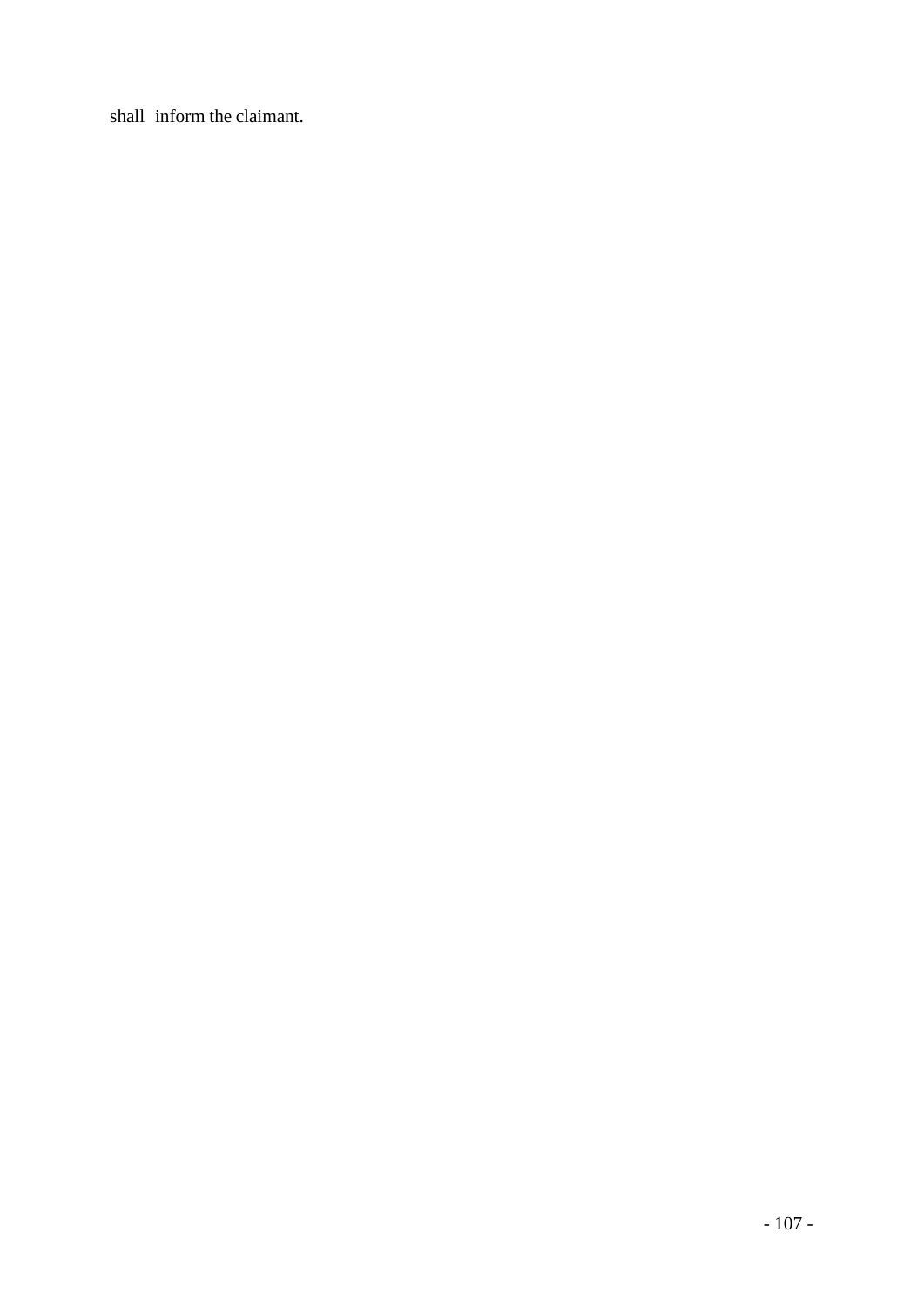shall inform the claimant.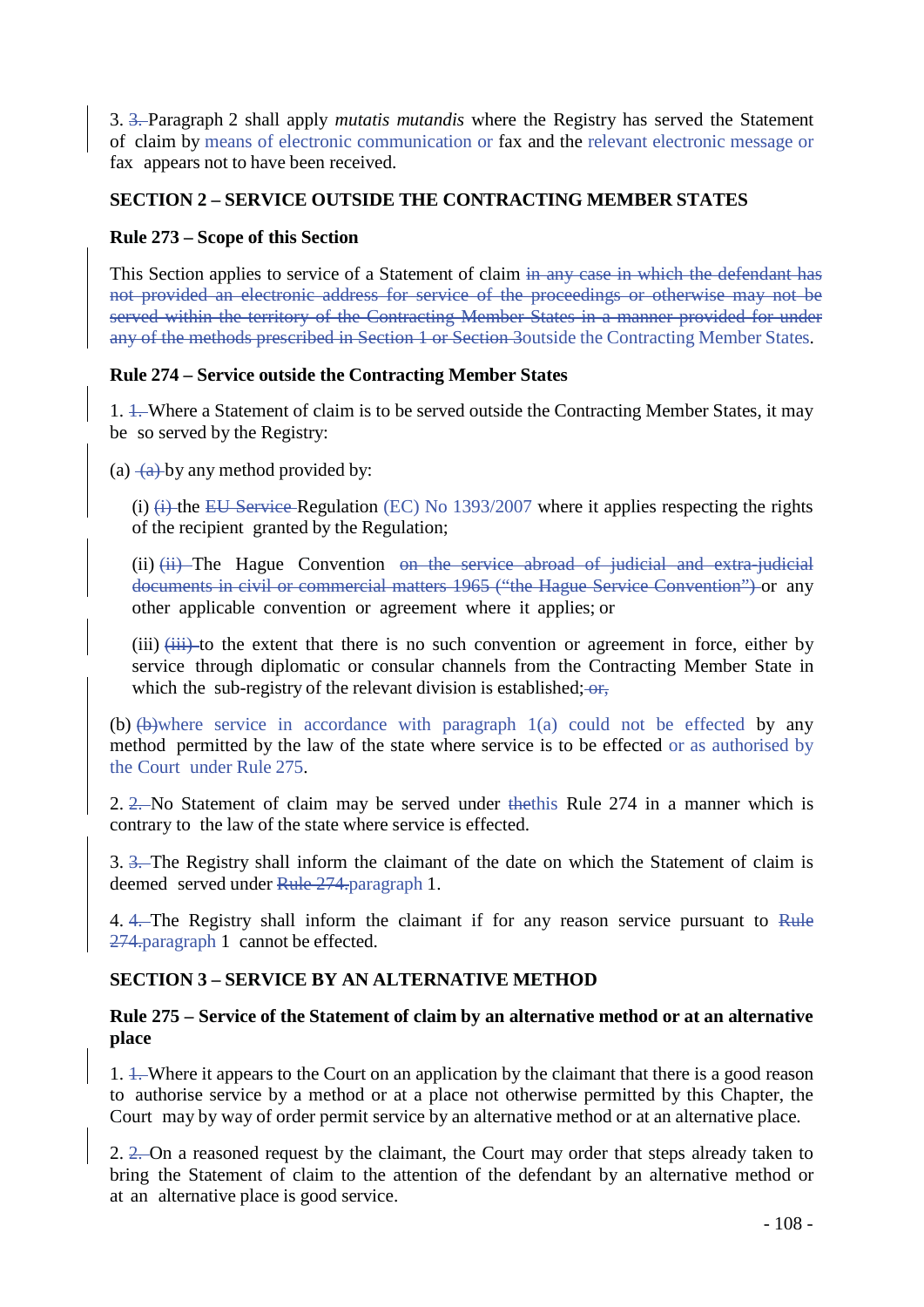3. ~~3.~~ Paragraph 2 shall apply *mutatis mutandis* where the Registry has served the Statement of claim by means of electronic communication or fax and the relevant electronic message or fax appears not to have been received.

## SECTION 2 – SERVICE OUTSIDE THE CONTRACTING MEMBER STATES

### Rule 273 – Scope of this Section

This Section applies to service of a Statement of claim ~~in any case in which the defendant has not provided an electronic address for service of the proceedings or otherwise may not be served within the territory of the Contracting Member States in a manner provided for under any of the methods prescribed in Section 1 or Section 3~~outside the Contracting Member States.

### Rule 274 – Service outside the Contracting Member States

1. ~~1.~~ Where a Statement of claim is to be served outside the Contracting Member States, it may be so served by the Registry:

(a) ~~(a)~~ by any method provided by:

(i) ~~(i)~~ the ~~EU Service~~ Regulation (EC) No 1393/2007 where it applies respecting the rights of the recipient granted by the Regulation;

(ii) ~~(ii)~~ The Hague Convention ~~on the service abroad of judicial and extra-judicial documents in civil or commercial matters 1965 ("the Hague Service Convention")~~ or any other applicable convention or agreement where it applies; or

(iii) ~~(iii)~~ to the extent that there is no such convention or agreement in force, either by service through diplomatic or consular channels from the Contracting Member State in which the sub-registry of the relevant division is established; ~~or,~~

(b) ~~(b)~~where service in accordance with paragraph 1(a) could not be effected by any method permitted by the law of the state where service is to be effected or as authorised by the Court under Rule 275.

2. ~~2.~~ No Statement of claim may be served under ~~the~~this Rule 274 in a manner which is contrary to the law of the state where service is effected.

3. ~~3.~~ The Registry shall inform the claimant of the date on which the Statement of claim is deemed served under ~~Rule 274.~~paragraph 1.

4. ~~4.~~ The Registry shall inform the claimant if for any reason service pursuant to ~~Rule 274.~~paragraph 1 cannot be effected.

## SECTION 3 – SERVICE BY AN ALTERNATIVE METHOD

### Rule 275 – Service of the Statement of claim by an alternative method or at an alternative place

1. ~~1.~~ Where it appears to the Court on an application by the claimant that there is a good reason to authorise service by a method or at a place not otherwise permitted by this Chapter, the Court may by way of order permit service by an alternative method or at an alternative place.

2. ~~2.~~ On a reasoned request by the claimant, the Court may order that steps already taken to bring the Statement of claim to the attention of the defendant by an alternative method or at an alternative place is good service.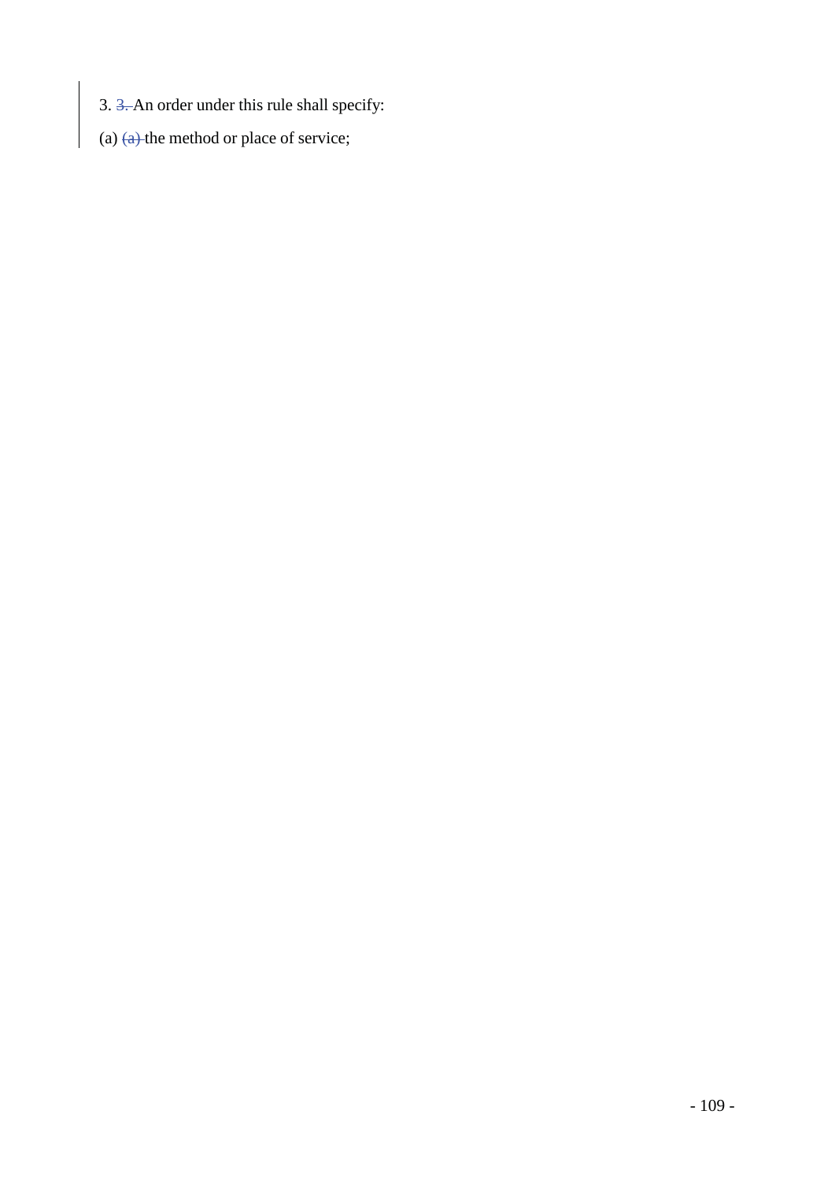3. ~~3.~~ An order under this rule shall specify:

(a) ~~(a)~~ the method or place of service;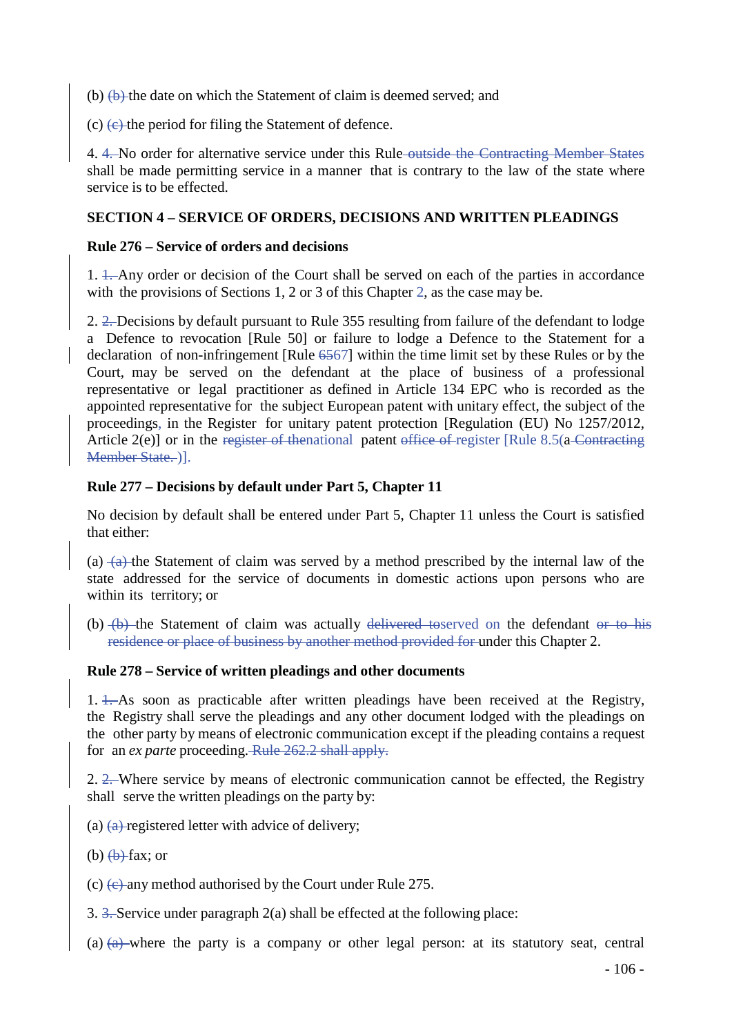(b) (b) the date on which the Statement of claim is deemed served; and

(c) (c) the period for filing the Statement of defence.

4. 4. No order for alternative service under this Rule outside the Contracting Member States shall be made permitting service in a manner that is contrary to the law of the state where service is to be effected.

**SECTION 4 – SERVICE OF ORDERS, DECISIONS AND WRITTEN PLEADINGS**

**Rule 276 – Service of orders and decisions**

1. 1. Any order or decision of the Court shall be served on each of the parties in accordance with the provisions of Sections 1, 2 or 3 of this Chapter 2, as the case may be.

2. 2. Decisions by default pursuant to Rule 355 resulting from failure of the defendant to lodge a Defence to revocation [Rule 50] or failure to lodge a Defence to the Statement for a declaration of non-infringement [Rule 6567] within the time limit set by these Rules or by the Court, may be served on the defendant at the place of business of a professional representative or legal practitioner as defined in Article 134 EPC who is recorded as the appointed representative for the subject European patent with unitary effect, the subject of the proceedings, in the Register for unitary patent protection [Regulation (EU) No 1257/2012, Article 2(e)] or in the register of thenational patent office of register [Rule 8.5(a Contracting Member State. )].

**Rule 277 – Decisions by default under Part 5, Chapter 11**

No decision by default shall be entered under Part 5, Chapter 11 unless the Court is satisfied that either:

(a) (a) the Statement of claim was served by a method prescribed by the internal law of the state addressed for the service of documents in domestic actions upon persons who are within its territory; or

(b) (b) the Statement of claim was actually delivered toserved on the defendant or to his residence or place of business by another method provided for under this Chapter 2.

**Rule 278 – Service of written pleadings and other documents**

1. 1. As soon as practicable after written pleadings have been received at the Registry, the Registry shall serve the pleadings and any other document lodged with the pleadings on the other party by means of electronic communication except if the pleading contains a request for an *ex parte* proceeding. Rule 262.2 shall apply.

2. 2. Where service by means of electronic communication cannot be effected, the Registry shall serve the written pleadings on the party by:

(a) (a) registered letter with advice of delivery;

(b) (b) fax; or

(c) (c) any method authorised by the Court under Rule 275.

3. 3. Service under paragraph 2(a) shall be effected at the following place:

(a) (a) where the party is a company or other legal person: at its statutory seat, central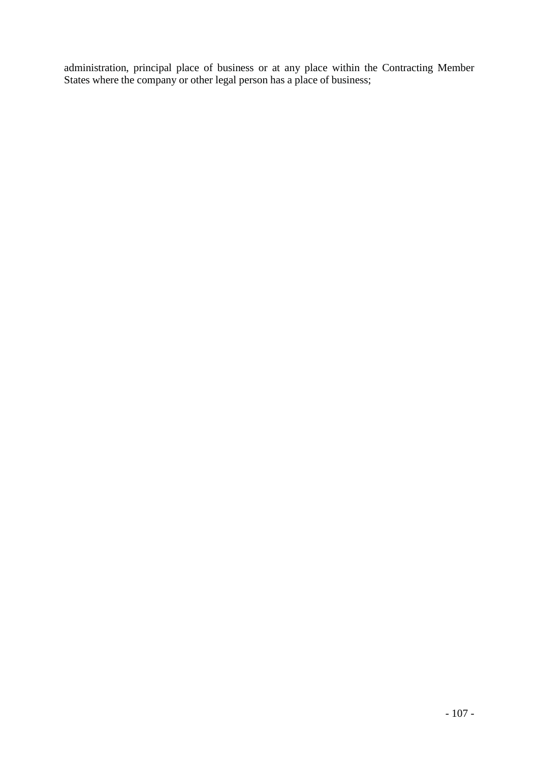administration, principal place of business or at any place within the Contracting Member States where the company or other legal person has a place of business;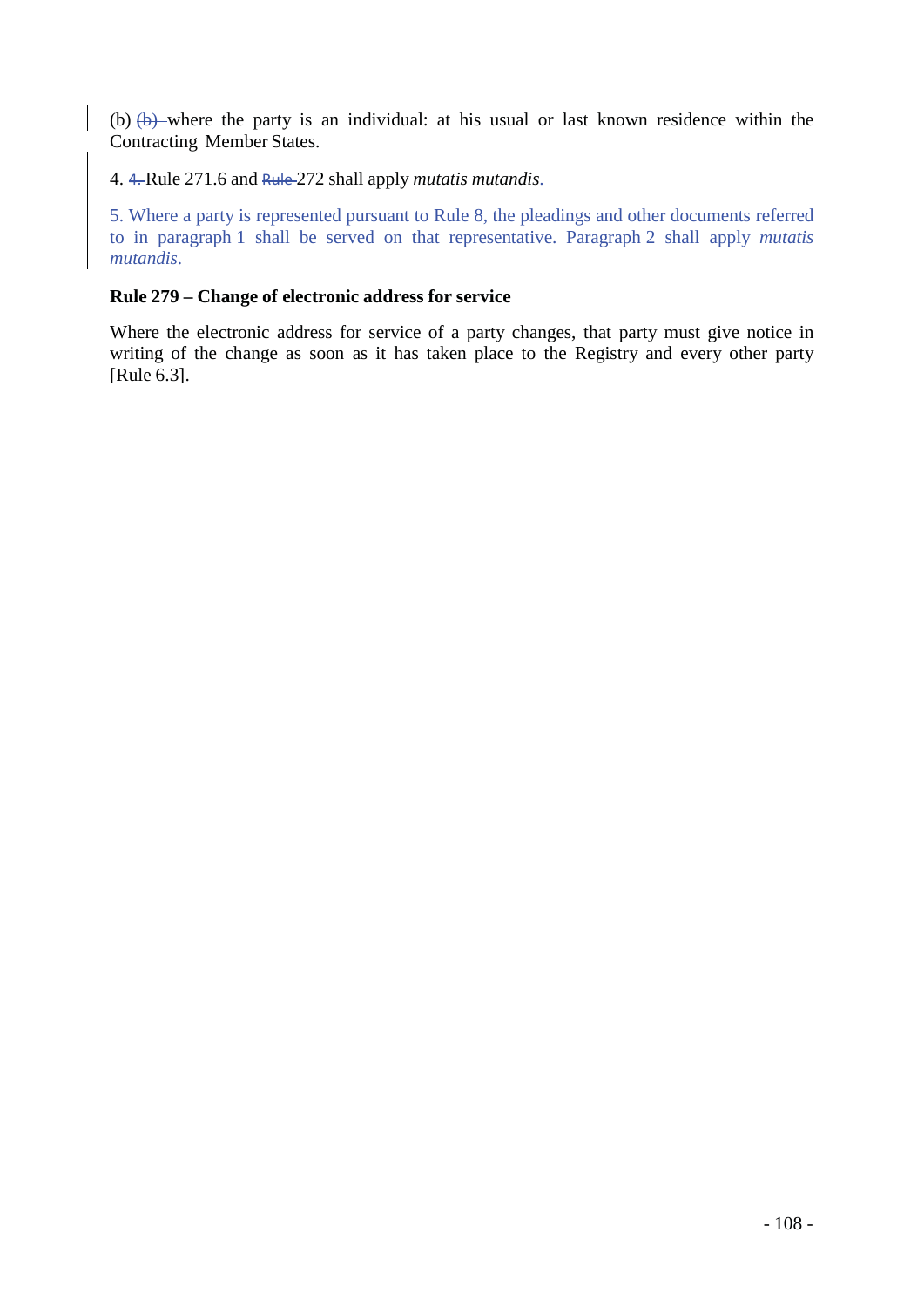(b) (b) where the party is an individual: at his usual or last known residence within the Contracting Member States.

4. 4. Rule 271.6 and Rule 272 shall apply *mutatis mutandis*.

5. Where a party is represented pursuant to Rule 8, the pleadings and other documents referred to in paragraph 1 shall be served on that representative. Paragraph 2 shall apply *mutatis mutandis*.

**Rule 279 – Change of electronic address for service**

Where the electronic address for service of a party changes, that party must give notice in writing of the change as soon as it has taken place to the Registry and every other party [Rule 6.3].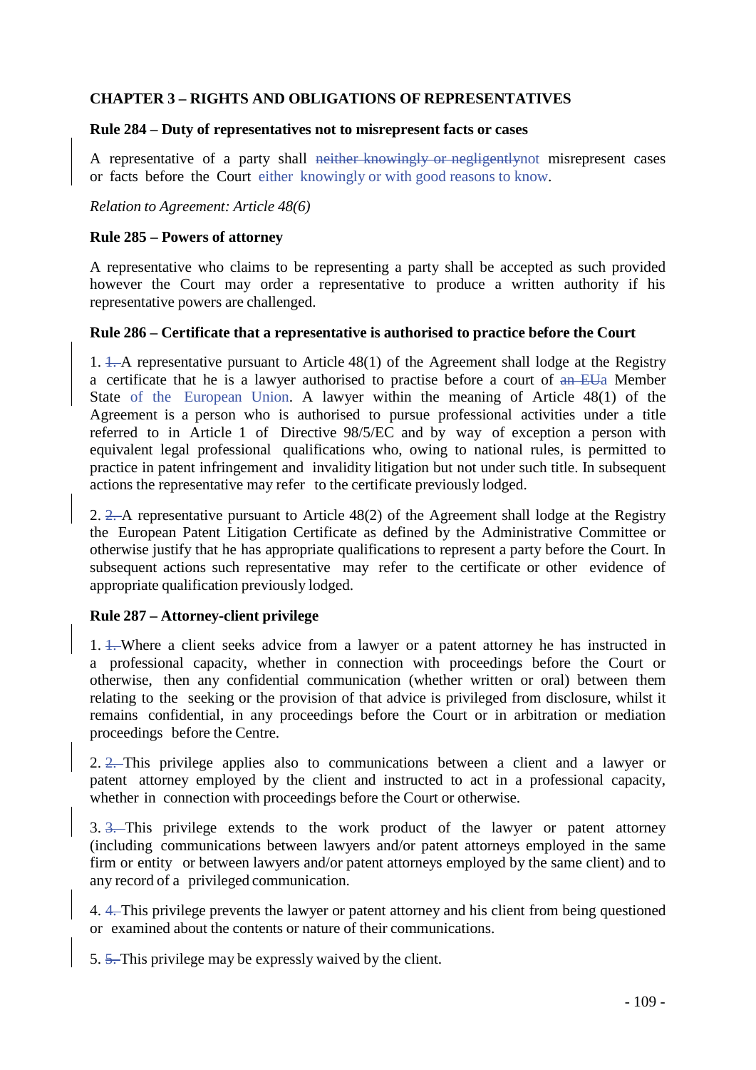## CHAPTER 3 – RIGHTS AND OBLIGATIONS OF REPRESENTATIVES

### Rule 284 – Duty of representatives not to misrepresent facts or cases

A representative of a party shall ~~neither knowingly or negligently~~not misrepresent cases or facts before the Court either knowingly or with good reasons to know.

*Relation to Agreement: Article 48(6)*

### Rule 285 – Powers of attorney

A representative who claims to be representing a party shall be accepted as such provided however the Court may order a representative to produce a written authority if his representative powers are challenged.

### Rule 286 – Certificate that a representative is authorised to practice before the Court

1. ~~1.~~ A representative pursuant to Article 48(1) of the Agreement shall lodge at the Registry a certificate that he is a lawyer authorised to practise before a court of ~~an EU~~a Member State of the European Union. A lawyer within the meaning of Article 48(1) of the Agreement is a person who is authorised to pursue professional activities under a title referred to in Article 1 of Directive 98/5/EC and by way of exception a person with equivalent legal professional qualifications who, owing to national rules, is permitted to practice in patent infringement and invalidity litigation but not under such title. In subsequent actions the representative may refer to the certificate previously lodged.

2. ~~2.~~ A representative pursuant to Article 48(2) of the Agreement shall lodge at the Registry the European Patent Litigation Certificate as defined by the Administrative Committee or otherwise justify that he has appropriate qualifications to represent a party before the Court. In subsequent actions such representative may refer to the certificate or other evidence of appropriate qualification previously lodged.

### Rule 287 – Attorney-client privilege

1. ~~1.~~ Where a client seeks advice from a lawyer or a patent attorney he has instructed in a professional capacity, whether in connection with proceedings before the Court or otherwise, then any confidential communication (whether written or oral) between them relating to the seeking or the provision of that advice is privileged from disclosure, whilst it remains confidential, in any proceedings before the Court or in arbitration or mediation proceedings before the Centre.

2. ~~2.~~ This privilege applies also to communications between a client and a lawyer or patent attorney employed by the client and instructed to act in a professional capacity, whether in connection with proceedings before the Court or otherwise.

3. ~~3.~~ This privilege extends to the work product of the lawyer or patent attorney (including communications between lawyers and/or patent attorneys employed in the same firm or entity or between lawyers and/or patent attorneys employed by the same client) and to any record of a privileged communication.

4. ~~4.~~ This privilege prevents the lawyer or patent attorney and his client from being questioned or examined about the contents or nature of their communications.

5. ~~5.~~ This privilege may be expressly waived by the client.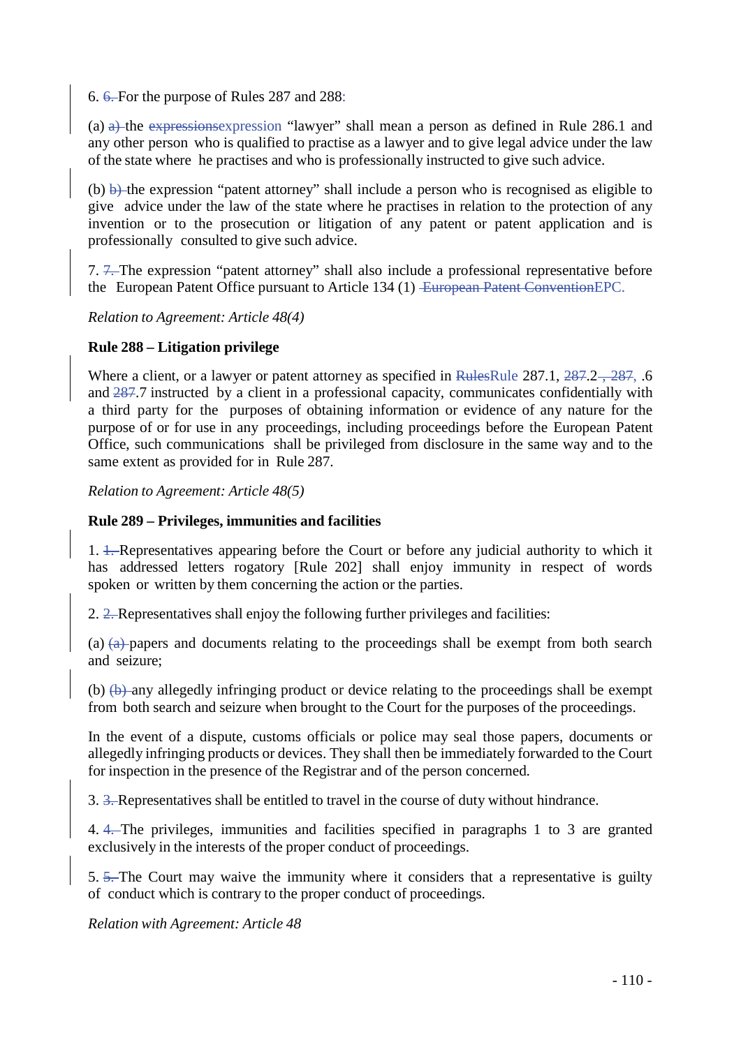6. ~~6.~~ For the purpose of Rules 287 and 288:

(a) ~~a)~~ the ~~expressions~~expression "lawyer" shall mean a person as defined in Rule 286.1 and any other person who is qualified to practise as a lawyer and to give legal advice under the law of the state where he practises and who is professionally instructed to give such advice.

(b) ~~b)~~ the expression "patent attorney" shall include a person who is recognised as eligible to give advice under the law of the state where he practises in relation to the protection of any invention or to the prosecution or litigation of any patent or patent application and is professionally consulted to give such advice.

7. ~~7.~~ The expression "patent attorney" shall also include a professional representative before the European Patent Office pursuant to Article 134 (1) ~~European Patent Convention~~EPC.

*Relation to Agreement: Article 48(4)*

**Rule 288 – Litigation privilege**

Where a client, or a lawyer or patent attorney as specified in ~~Rules~~Rule 287.1, ~~287~~.2~~, 287~~, .6 and ~~287~~.7 instructed by a client in a professional capacity, communicates confidentially with a third party for the purposes of obtaining information or evidence of any nature for the purpose of or for use in any proceedings, including proceedings before the European Patent Office, such communications shall be privileged from disclosure in the same way and to the same extent as provided for in Rule 287.

*Relation to Agreement: Article 48(5)*

**Rule 289 – Privileges, immunities and facilities**

1. ~~1.~~ Representatives appearing before the Court or before any judicial authority to which it has addressed letters rogatory [Rule 202] shall enjoy immunity in respect of words spoken or written by them concerning the action or the parties.

2. ~~2.~~ Representatives shall enjoy the following further privileges and facilities:

(a) ~~(a)~~ papers and documents relating to the proceedings shall be exempt from both search and seizure;

(b) ~~(b)~~ any allegedly infringing product or device relating to the proceedings shall be exempt from both search and seizure when brought to the Court for the purposes of the proceedings.

In the event of a dispute, customs officials or police may seal those papers, documents or allegedly infringing products or devices. They shall then be immediately forwarded to the Court for inspection in the presence of the Registrar and of the person concerned.

3. ~~3.~~ Representatives shall be entitled to travel in the course of duty without hindrance.

4. ~~4.~~ The privileges, immunities and facilities specified in paragraphs 1 to 3 are granted exclusively in the interests of the proper conduct of proceedings.

5. ~~5.~~ The Court may waive the immunity where it considers that a representative is guilty of conduct which is contrary to the proper conduct of proceedings.

*Relation with Agreement: Article 48*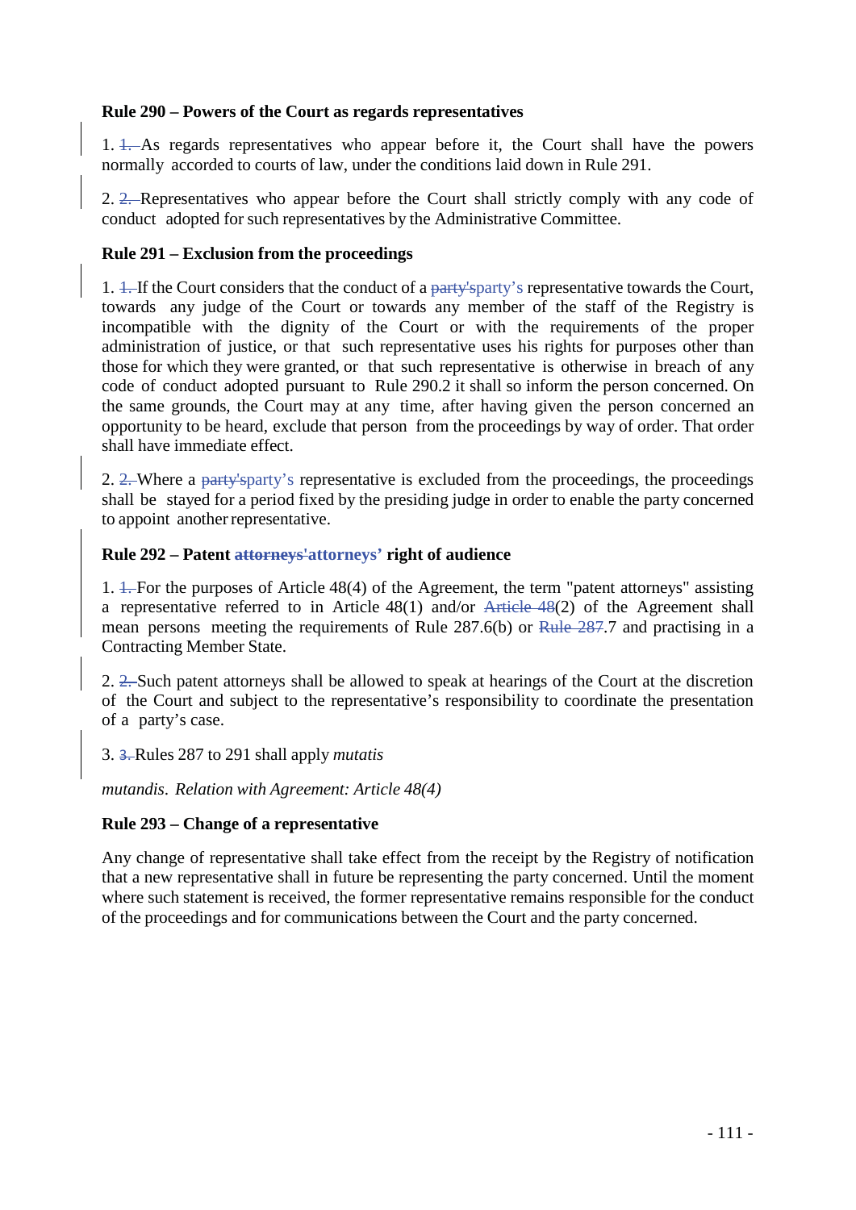**Rule 290 – Powers of the Court as regards representatives**

1. 1. As regards representatives who appear before it, the Court shall have the powers normally accorded to courts of law, under the conditions laid down in Rule 291.

2. 2. Representatives who appear before the Court shall strictly comply with any code of conduct adopted for such representatives by the Administrative Committee.

**Rule 291 – Exclusion from the proceedings**

1. 1. If the Court considers that the conduct of a party'sparty's representative towards the Court, towards any judge of the Court or towards any member of the staff of the Registry is incompatible with the dignity of the Court or with the requirements of the proper administration of justice, or that such representative uses his rights for purposes other than those for which they were granted, or that such representative is otherwise in breach of any code of conduct adopted pursuant to Rule 290.2 it shall so inform the person concerned. On the same grounds, the Court may at any time, after having given the person concerned an opportunity to be heard, exclude that person from the proceedings by way of order. That order shall have immediate effect.

2. 2. Where a party'sparty's representative is excluded from the proceedings, the proceedings shall be stayed for a period fixed by the presiding judge in order to enable the party concerned to appoint another representative.

**Rule 292 – Patent attorneys'attorneys' right of audience**

1. 1. For the purposes of Article 48(4) of the Agreement, the term "patent attorneys" assisting a representative referred to in Article 48(1) and/or Article 48(2) of the Agreement shall mean persons meeting the requirements of Rule 287.6(b) or Rule 287.7 and practising in a Contracting Member State.

2. 2. Such patent attorneys shall be allowed to speak at hearings of the Court at the discretion of the Court and subject to the representative's responsibility to coordinate the presentation of a party's case.

3. 3. Rules 287 to 291 shall apply *mutatis*

*mutandis*. *Relation with Agreement: Article 48(4)*

**Rule 293 – Change of a representative**

Any change of representative shall take effect from the receipt by the Registry of notification that a new representative shall in future be representing the party concerned. Until the moment where such statement is received, the former representative remains responsible for the conduct of the proceedings and for communications between the Court and the party concerned.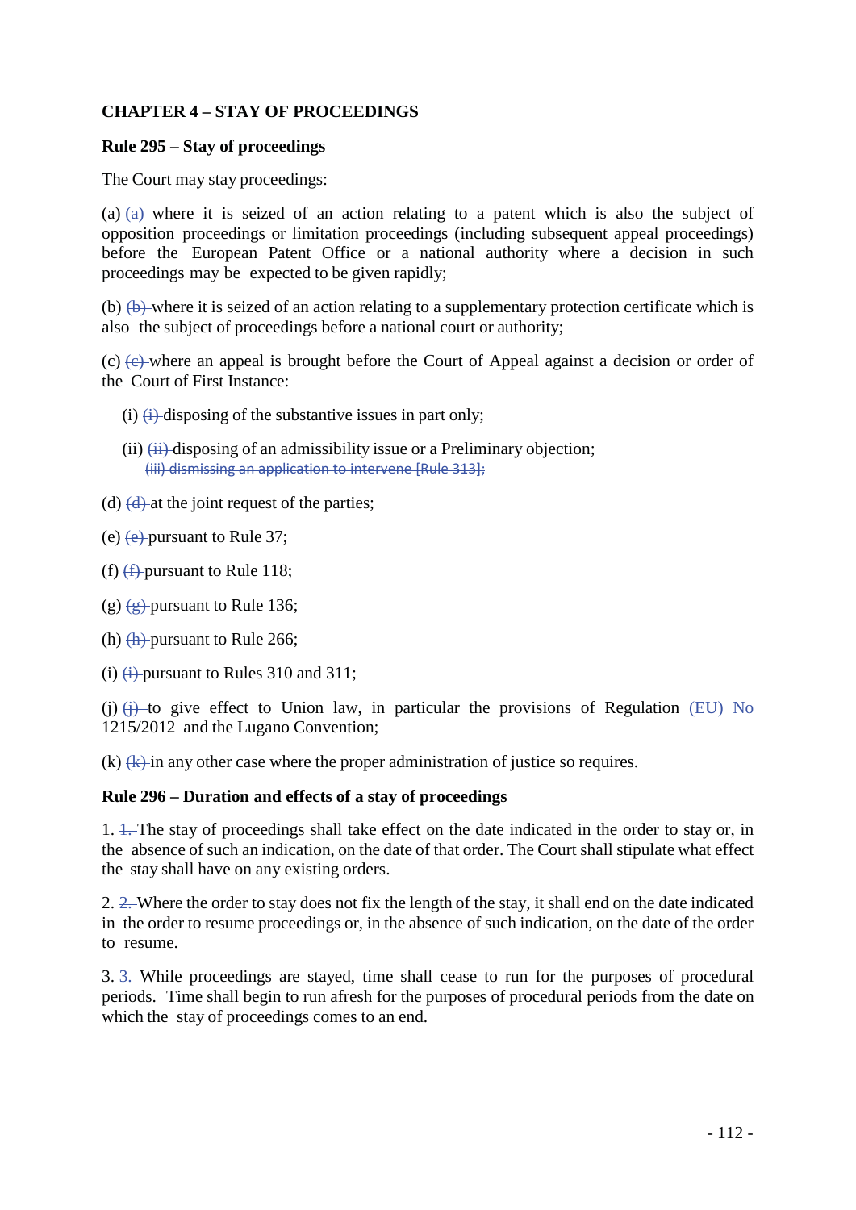**CHAPTER 4 – STAY OF PROCEEDINGS**

**Rule 295 – Stay of proceedings**

The Court may stay proceedings:

(a) ~~(a)~~ where it is seized of an action relating to a patent which is also the subject of opposition proceedings or limitation proceedings (including subsequent appeal proceedings) before the European Patent Office or a national authority where a decision in such proceedings may be expected to be given rapidly;

(b) ~~(b)~~ where it is seized of an action relating to a supplementary protection certificate which is also the subject of proceedings before a national court or authority;

(c) ~~(c)~~ where an appeal is brought before the Court of Appeal against a decision or order of the Court of First Instance:

(i) ~~(i)~~ disposing of the substantive issues in part only;

(ii) ~~(ii)~~ disposing of an admissibility issue or a Preliminary objection;
~~(iii) dismissing an application to intervene [Rule 313];~~

(d) ~~(d)~~ at the joint request of the parties;

(e) ~~(e)~~ pursuant to Rule 37;

(f) ~~(f)~~ pursuant to Rule 118;

(g) ~~(g)~~ pursuant to Rule 136;

(h) ~~(h)~~ pursuant to Rule 266;

(i) ~~(i)~~ pursuant to Rules 310 and 311;

(j) ~~(j)~~ to give effect to Union law, in particular the provisions of Regulation (EU) No 1215/2012 and the Lugano Convention;

(k) ~~(k)~~ in any other case where the proper administration of justice so requires.

**Rule 296 – Duration and effects of a stay of proceedings**

1. ~~1.~~ The stay of proceedings shall take effect on the date indicated in the order to stay or, in the absence of such an indication, on the date of that order. The Court shall stipulate what effect the stay shall have on any existing orders.

2. ~~2.~~ Where the order to stay does not fix the length of the stay, it shall end on the date indicated in the order to resume proceedings or, in the absence of such indication, on the date of the order to resume.

3. ~~3.~~ While proceedings are stayed, time shall cease to run for the purposes of procedural periods. Time shall begin to run afresh for the purposes of procedural periods from the date on which the stay of proceedings comes to an end.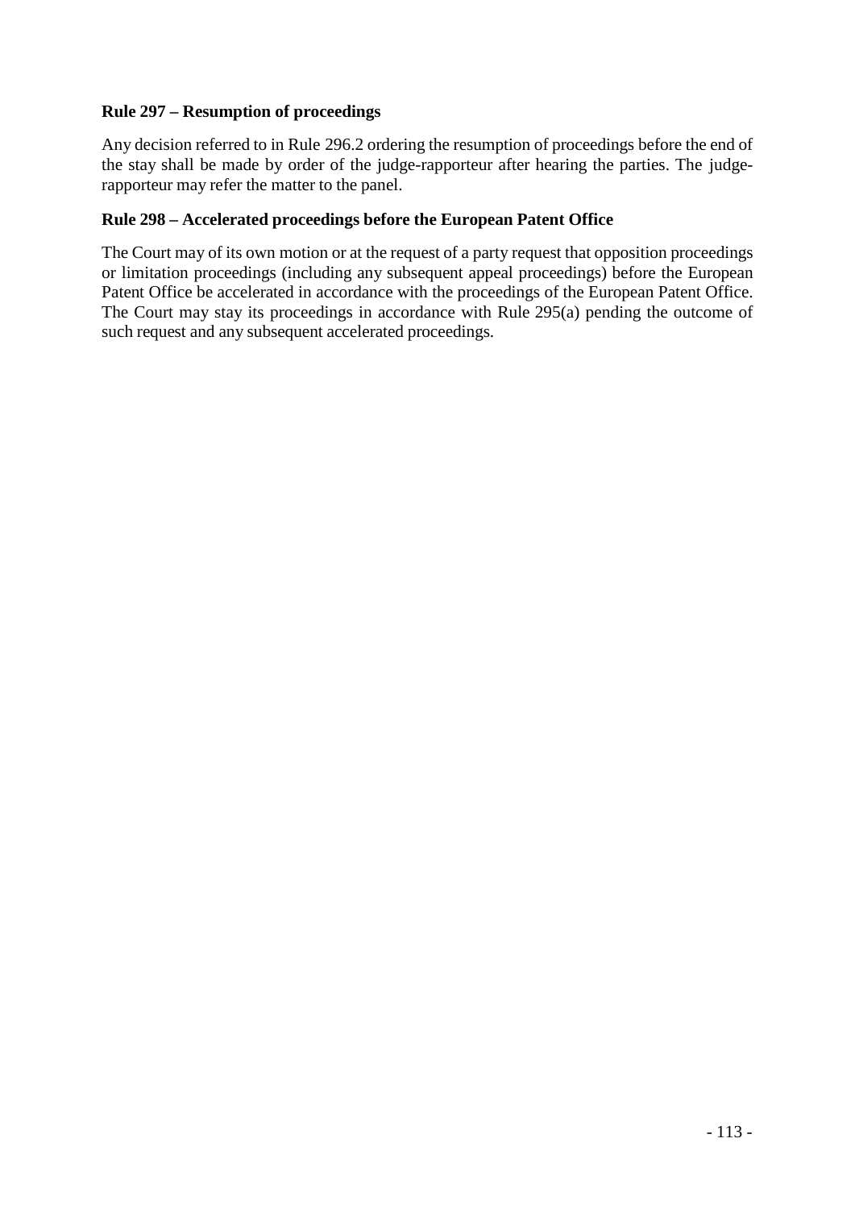**Rule 297 – Resumption of proceedings**

Any decision referred to in Rule 296.2 ordering the resumption of proceedings before the end of the stay shall be made by order of the judge-rapporteur after hearing the parties. The judge-rapporteur may refer the matter to the panel.

**Rule 298 – Accelerated proceedings before the European Patent Office**

The Court may of its own motion or at the request of a party request that opposition proceedings or limitation proceedings (including any subsequent appeal proceedings) before the European Patent Office be accelerated in accordance with the proceedings of the European Patent Office. The Court may stay its proceedings in accordance with Rule 295(a) pending the outcome of such request and any subsequent accelerated proceedings.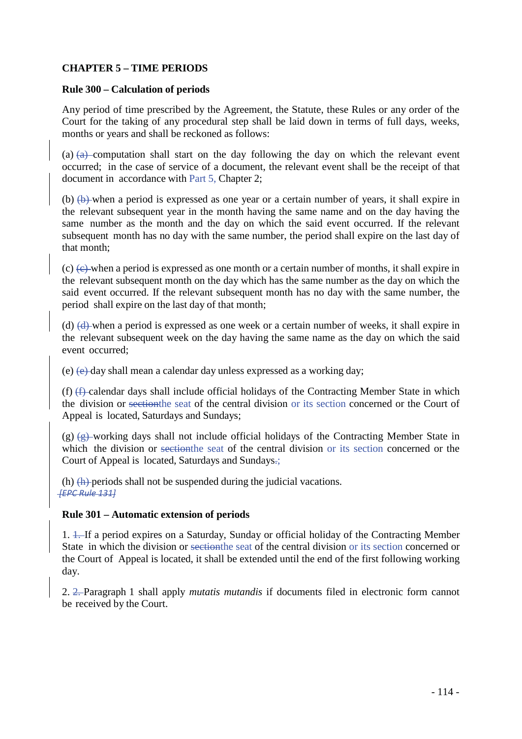**CHAPTER 5 – TIME PERIODS**

**Rule 300 – Calculation of periods**

Any period of time prescribed by the Agreement, the Statute, these Rules or any order of the Court for the taking of any procedural step shall be laid down in terms of full days, weeks, months or years and shall be reckoned as follows:

(a) ~~(a)~~ computation shall start on the day following the day on which the relevant event occurred; in the case of service of a document, the relevant event shall be the receipt of that document in accordance with Part 5, Chapter 2;

(b) ~~(b)~~ when a period is expressed as one year or a certain number of years, it shall expire in the relevant subsequent year in the month having the same name and on the day having the same number as the month and the day on which the said event occurred. If the relevant subsequent month has no day with the same number, the period shall expire on the last day of that month;

(c) ~~(c)~~ when a period is expressed as one month or a certain number of months, it shall expire in the relevant subsequent month on the day which has the same number as the day on which the said event occurred. If the relevant subsequent month has no day with the same number, the period shall expire on the last day of that month;

(d) ~~(d)~~ when a period is expressed as one week or a certain number of weeks, it shall expire in the relevant subsequent week on the day having the same name as the day on which the said event occurred;

(e) ~~(e)~~ day shall mean a calendar day unless expressed as a working day;

(f) ~~(f)~~ calendar days shall include official holidays of the Contracting Member State in which the division or ~~section~~the seat of the central division or its section concerned or the Court of Appeal is located, Saturdays and Sundays;

(g) ~~(g)~~ working days shall not include official holidays of the Contracting Member State in which the division or ~~section~~the seat of the central division or its section concerned or the Court of Appeal is located, Saturdays and Sundays~~.~~;

(h) ~~(h)~~ periods shall not be suspended during the judicial vacations.

~~*[EPC Rule 131]*~~

**Rule 301 – Automatic extension of periods**

1. ~~1.~~ If a period expires on a Saturday, Sunday or official holiday of the Contracting Member State in which the division or ~~section~~the seat of the central division or its section concerned or the Court of Appeal is located, it shall be extended until the end of the first following working day.

2. ~~2.~~ Paragraph 1 shall apply *mutatis mutandis* if documents filed in electronic form cannot be received by the Court.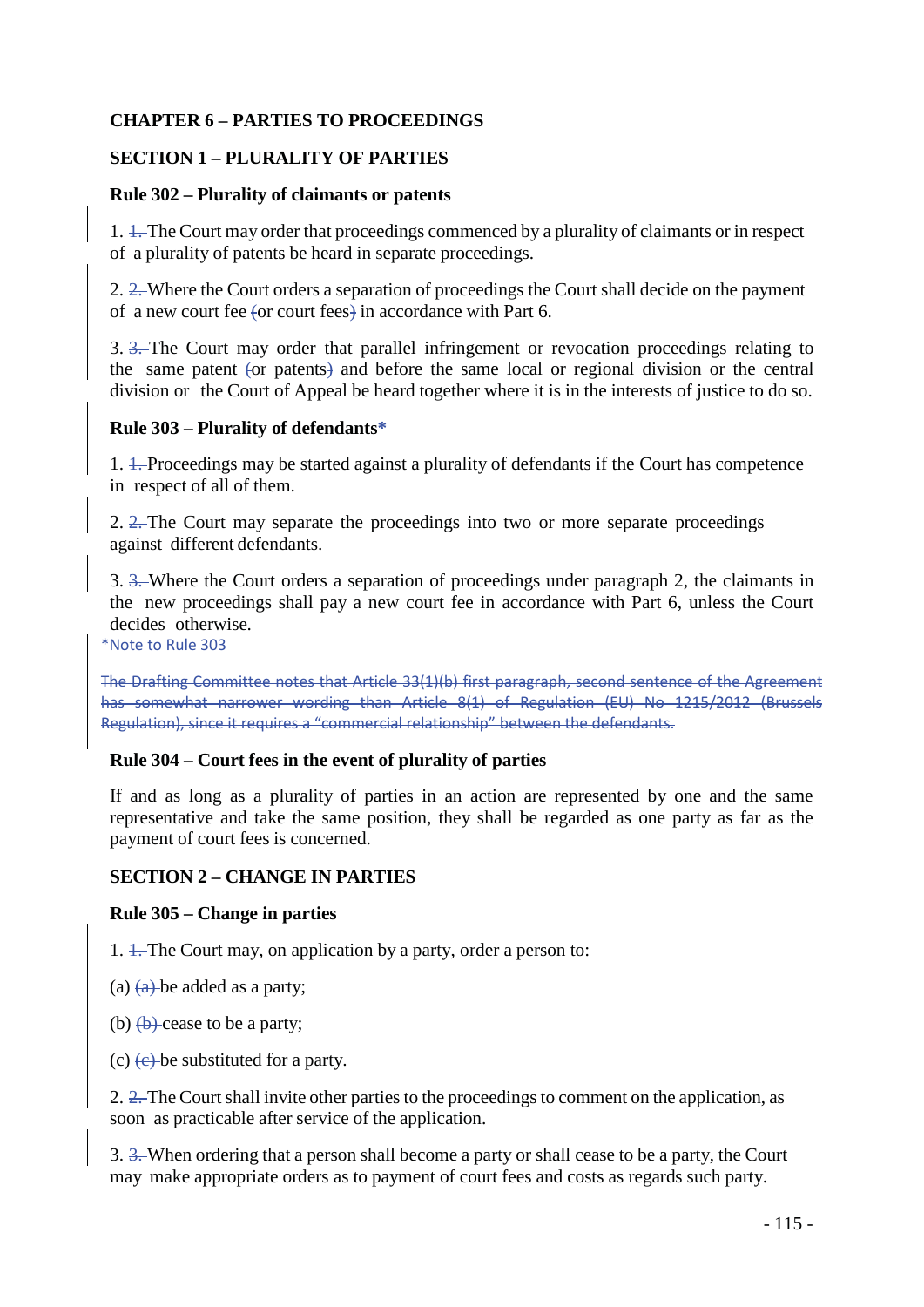## CHAPTER 6 – PARTIES TO PROCEEDINGS

### SECTION 1 – PLURALITY OF PARTIES

**Rule 302 – Plurality of claimants or patents**

1. ~~1.~~ The Court may order that proceedings commenced by a plurality of claimants or in respect of a plurality of patents be heard in separate proceedings.

2. ~~2.~~ Where the Court orders a separation of proceedings the Court shall decide on the payment of a new court fee ~~(~~or court fees~~)~~ in accordance with Part 6.

3. ~~3.~~ The Court may order that parallel infringement or revocation proceedings relating to the same patent ~~(~~or patents~~)~~ and before the same local or regional division or the central division or the Court of Appeal be heard together where it is in the interests of justice to do so.

**Rule 303 – Plurality of defendants~~*~~**

1. ~~1.~~ Proceedings may be started against a plurality of defendants if the Court has competence in respect of all of them.

2. ~~2.~~ The Court may separate the proceedings into two or more separate proceedings against different defendants.

3. ~~3.~~ Where the Court orders a separation of proceedings under paragraph 2, the claimants in the new proceedings shall pay a new court fee in accordance with Part 6, unless the Court decides otherwise.

~~*Note to Rule 303~~

~~The Drafting Committee notes that Article 33(1)(b) first paragraph, second sentence of the Agreement has somewhat narrower wording than Article 8(1) of Regulation (EU) No 1215/2012 (Brussels Regulation), since it requires a "commercial relationship" between the defendants.~~

**Rule 304 – Court fees in the event of plurality of parties**

If and as long as a plurality of parties in an action are represented by one and the same representative and take the same position, they shall be regarded as one party as far as the payment of court fees is concerned.

### SECTION 2 – CHANGE IN PARTIES

**Rule 305 – Change in parties**

1. ~~1.~~ The Court may, on application by a party, order a person to:

(a) ~~(a)~~ be added as a party;

(b) ~~(b)~~ cease to be a party;

(c) ~~(c)~~ be substituted for a party.

2. ~~2.~~ The Court shall invite other parties to the proceedings to comment on the application, as soon as practicable after service of the application.

3. ~~3.~~ When ordering that a person shall become a party or shall cease to be a party, the Court may make appropriate orders as to payment of court fees and costs as regards such party.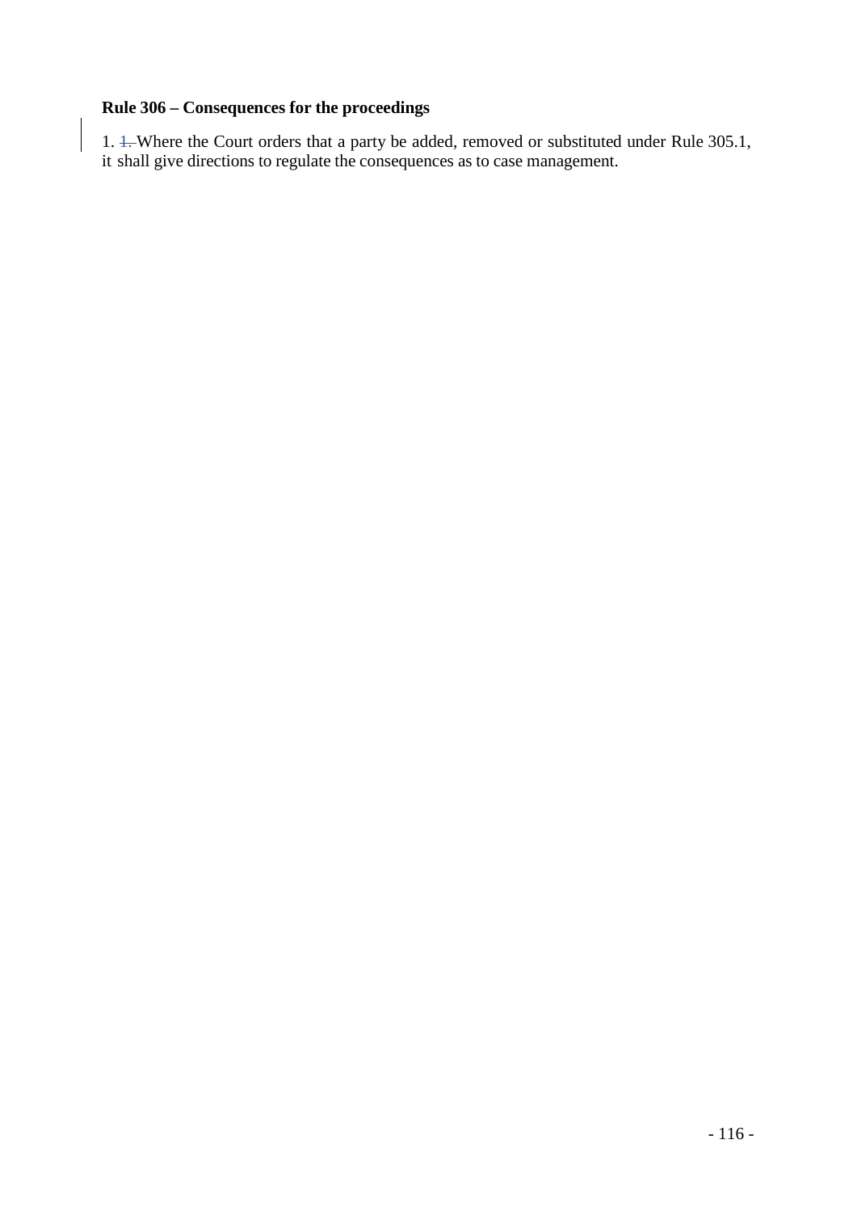**Rule 306 – Consequences for the proceedings**

1. ~~1.~~ Where the Court orders that a party be added, removed or substituted under Rule 305.1, it shall give directions to regulate the consequences as to case management.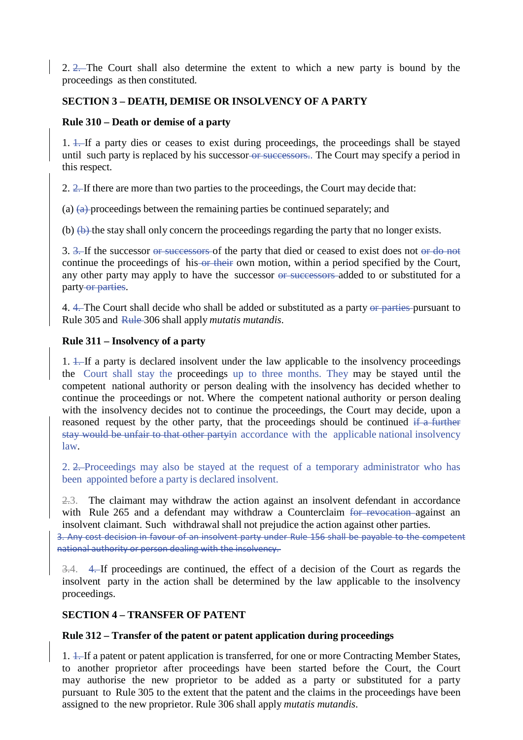2. ~~2.~~ The Court shall also determine the extent to which a new party is bound by the proceedings as then constituted.

**SECTION 3 – DEATH, DEMISE OR INSOLVENCY OF A PARTY**

**Rule 310 – Death or demise of a party**

1. ~~1.~~ If a party dies or ceases to exist during proceedings, the proceedings shall be stayed until such party is replaced by his successor ~~or successors.~~. The Court may specify a period in this respect.

2. ~~2.~~ If there are more than two parties to the proceedings, the Court may decide that:

(a) ~~(a)~~ proceedings between the remaining parties be continued separately; and

(b) ~~(b)~~ the stay shall only concern the proceedings regarding the party that no longer exists.

3. ~~3.~~ If the successor ~~or successors~~ of the party that died or ceased to exist does not ~~or do not~~ continue the proceedings of his ~~or their~~ own motion, within a period specified by the Court, any other party may apply to have the successor ~~or successors~~ added to or substituted for a party ~~or parties~~.

4. ~~4.~~ The Court shall decide who shall be added or substituted as a party ~~or parties~~ pursuant to Rule 305 and ~~Rule~~ 306 shall apply *mutatis mutandis*.

**Rule 311 – Insolvency of a party**

1. ~~1.~~ If a party is declared insolvent under the law applicable to the insolvency proceedings the Court shall stay the proceedings up to three months. They may be stayed until the competent national authority or person dealing with the insolvency has decided whether to continue the proceedings or not. Where the competent national authority or person dealing with the insolvency decides not to continue the proceedings, the Court may decide, upon a reasoned request by the other party, that the proceedings should be continued ~~if a further stay would be unfair to that other party~~in accordance with the applicable national insolvency law.

2. ~~2.~~ Proceedings may also be stayed at the request of a temporary administrator who has been appointed before a party is declared insolvent.

~~2.~~3. The claimant may withdraw the action against an insolvent defendant in accordance with Rule 265 and a defendant may withdraw a Counterclaim ~~for revocation~~ against an insolvent claimant. Such withdrawal shall not prejudice the action against other parties.

~~3. Any cost decision in favour of an insolvent party under Rule 156 shall be payable to the competent national authority or person dealing with the insolvency.~~

~~3.~~4. ~~4.~~ If proceedings are continued, the effect of a decision of the Court as regards the insolvent party in the action shall be determined by the law applicable to the insolvency proceedings.

**SECTION 4 – TRANSFER OF PATENT**

**Rule 312 – Transfer of the patent or patent application during proceedings**

1. ~~1.~~ If a patent or patent application is transferred, for one or more Contracting Member States, to another proprietor after proceedings have been started before the Court, the Court may authorise the new proprietor to be added as a party or substituted for a party pursuant to Rule 305 to the extent that the patent and the claims in the proceedings have been assigned to the new proprietor. Rule 306 shall apply *mutatis mutandis*.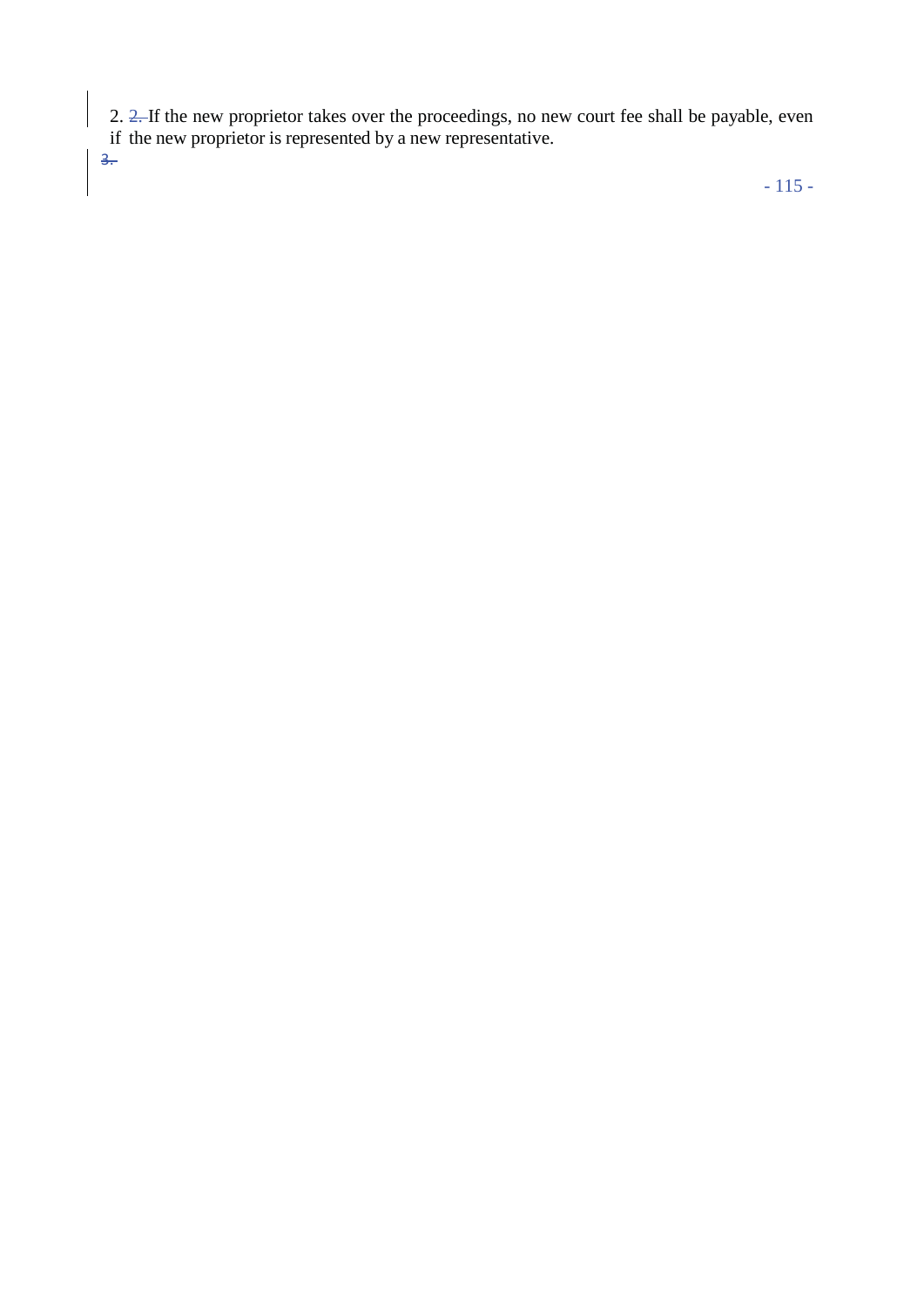2. ~~2.~~ If the new proprietor takes over the proceedings, no new court fee shall be payable, even if the new proprietor is represented by a new representative.

~~3.~~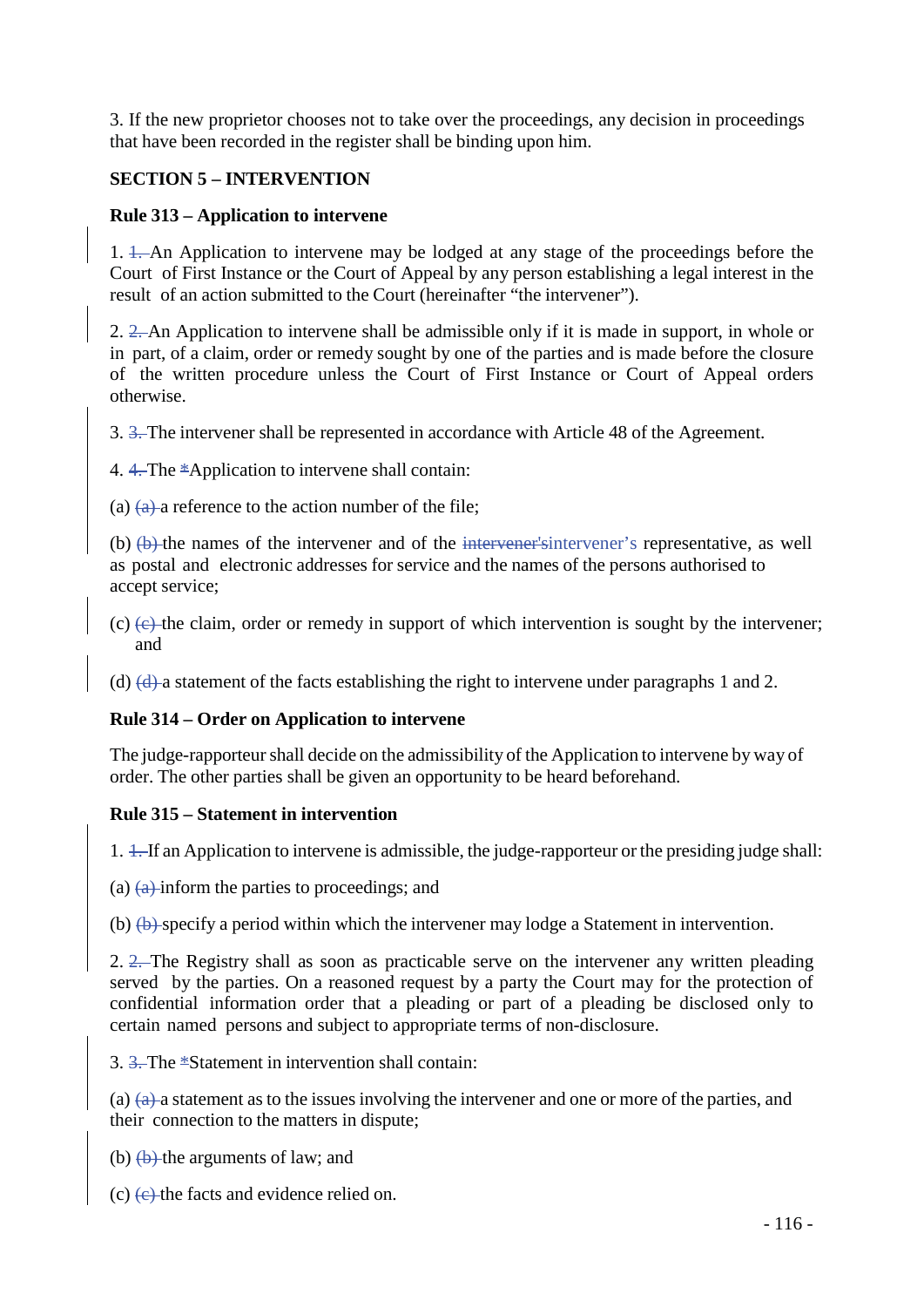3. If the new proprietor chooses not to take over the proceedings, any decision in proceedings that have been recorded in the register shall be binding upon him.

**SECTION 5 – INTERVENTION**

**Rule 313 – Application to intervene**

1. ~~1.~~ An Application to intervene may be lodged at any stage of the proceedings before the Court of First Instance or the Court of Appeal by any person establishing a legal interest in the result of an action submitted to the Court (hereinafter "the intervener").

2. ~~2.~~ An Application to intervene shall be admissible only if it is made in support, in whole or in part, of a claim, order or remedy sought by one of the parties and is made before the closure of the written procedure unless the Court of First Instance or Court of Appeal orders otherwise.

3. ~~3.~~ The intervener shall be represented in accordance with Article 48 of the Agreement.

4. ~~4.~~ The ~~*~~Application to intervene shall contain:

(a) ~~(a)~~ a reference to the action number of the file;

(b) ~~(b)~~ the names of the intervener and of the ~~intervener's~~intervener's representative, as well as postal and electronic addresses for service and the names of the persons authorised to accept service;

(c) ~~(c)~~ the claim, order or remedy in support of which intervention is sought by the intervener; and

(d) ~~(d)~~ a statement of the facts establishing the right to intervene under paragraphs 1 and 2.

**Rule 314 – Order on Application to intervene**

The judge-rapporteur shall decide on the admissibility of the Application to intervene by way of order. The other parties shall be given an opportunity to be heard beforehand.

**Rule 315 – Statement in intervention**

1. ~~1.~~ If an Application to intervene is admissible, the judge-rapporteur or the presiding judge shall:

(a) ~~(a)~~ inform the parties to proceedings; and

(b) ~~(b)~~ specify a period within which the intervener may lodge a Statement in intervention.

2. ~~2.~~ The Registry shall as soon as practicable serve on the intervener any written pleading served by the parties. On a reasoned request by a party the Court may for the protection of confidential information order that a pleading or part of a pleading be disclosed only to certain named persons and subject to appropriate terms of non-disclosure.

3. ~~3.~~ The ~~*~~Statement in intervention shall contain:

(a) ~~(a)~~ a statement as to the issues involving the intervener and one or more of the parties, and their connection to the matters in dispute;

(b) ~~(b)~~ the arguments of law; and

(c) ~~(c)~~ the facts and evidence relied on.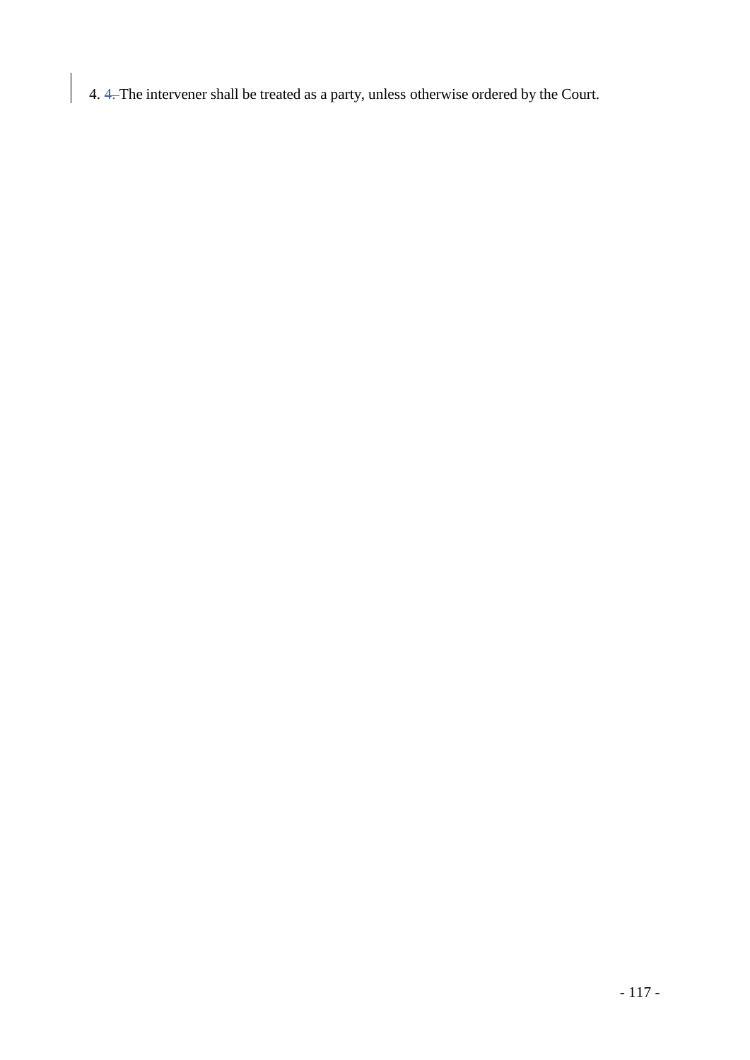4. 4. The intervener shall be treated as a party, unless otherwise ordered by the Court.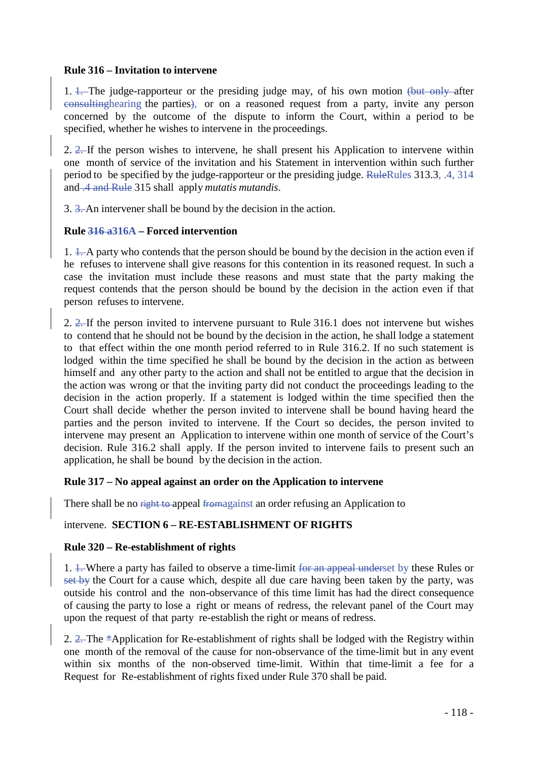**Rule 316 – Invitation to intervene**

1. ~~1.~~ The judge-rapporteur or the presiding judge may, of his own motion ~~(but only~~ after ~~consulting~~hearing the parties~~)~~, or on a reasoned request from a party, invite any person concerned by the outcome of the dispute to inform the Court, within a period to be specified, whether he wishes to intervene in the proceedings.

2. ~~2.~~ If the person wishes to intervene, he shall present his Application to intervene within one month of service of the invitation and his Statement in intervention within such further period to be specified by the judge-rapporteur or the presiding judge. ~~Rule~~Rules 313.3, .4, 314 and ~~.4 and Rule~~ 315 shall apply *mutatis mutandis*.

3. ~~3.~~ An intervener shall be bound by the decision in the action.

**Rule ~~316 a~~316A – Forced intervention**

1. ~~1.~~ A party who contends that the person should be bound by the decision in the action even if he refuses to intervene shall give reasons for this contention in its reasoned request. In such a case the invitation must include these reasons and must state that the party making the request contends that the person should be bound by the decision in the action even if that person refuses to intervene.

2. ~~2.~~ If the person invited to intervene pursuant to Rule 316.1 does not intervene but wishes to contend that he should not be bound by the decision in the action, he shall lodge a statement to that effect within the one month period referred to in Rule 316.2. If no such statement is lodged within the time specified he shall be bound by the decision in the action as between himself and any other party to the action and shall not be entitled to argue that the decision in the action was wrong or that the inviting party did not conduct the proceedings leading to the decision in the action properly. If a statement is lodged within the time specified then the Court shall decide whether the person invited to intervene shall be bound having heard the parties and the person invited to intervene. If the Court so decides, the person invited to intervene may present an Application to intervene within one month of service of the Court's decision. Rule 316.2 shall apply. If the person invited to intervene fails to present such an application, he shall be bound by the decision in the action.

**Rule 317 – No appeal against an order on the Application to intervene**

There shall be no ~~right to~~ appeal ~~from~~against an order refusing an Application to intervene.

**SECTION 6 – RE-ESTABLISHMENT OF RIGHTS**

**Rule 320 – Re-establishment of rights**

1. ~~1.~~ Where a party has failed to observe a time-limit ~~for an appeal under~~set by these Rules or ~~set by~~ the Court for a cause which, despite all due care having been taken by the party, was outside his control and the non-observance of this time limit has had the direct consequence of causing the party to lose a right or means of redress, the relevant panel of the Court may upon the request of that party re-establish the right or means of redress.

2. ~~2.~~ The ~~*~~Application for Re-establishment of rights shall be lodged with the Registry within one month of the removal of the cause for non-observance of the time-limit but in any event within six months of the non-observed time-limit. Within that time-limit a fee for a Request for Re-establishment of rights fixed under Rule 370 shall be paid.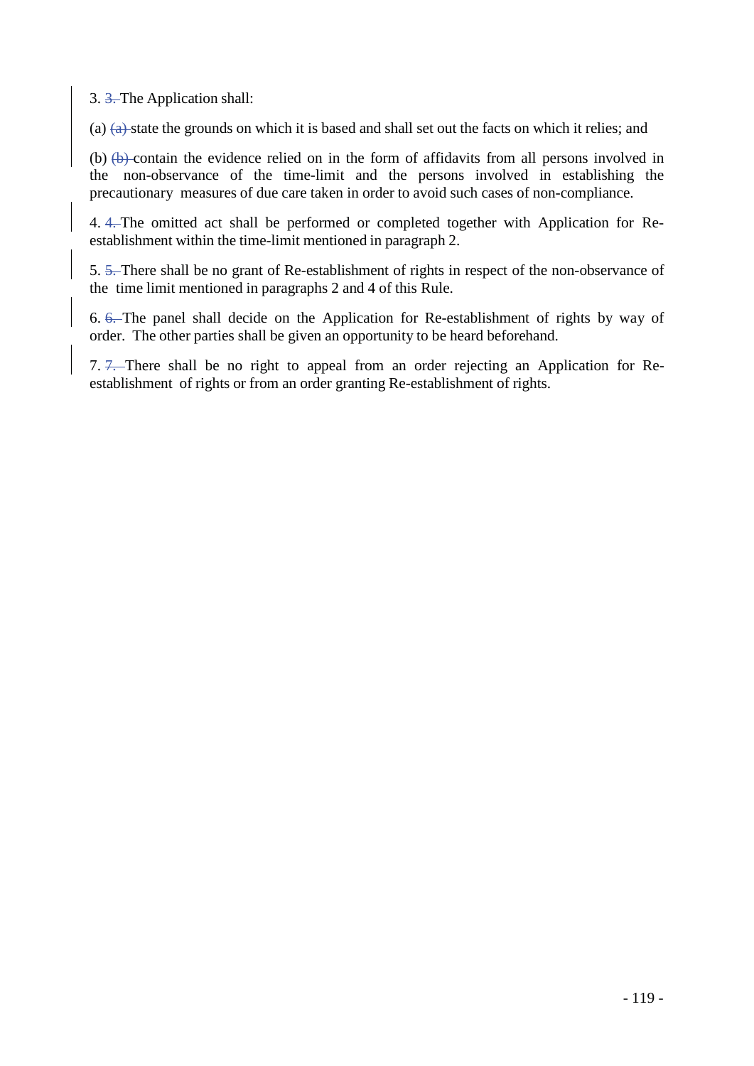3. ~~3.~~ The Application shall:

(a) ~~(a)~~ state the grounds on which it is based and shall set out the facts on which it relies; and

(b) ~~(b)~~ contain the evidence relied on in the form of affidavits from all persons involved in the non-observance of the time-limit and the persons involved in establishing the precautionary measures of due care taken in order to avoid such cases of non-compliance.

4. ~~4.~~ The omitted act shall be performed or completed together with Application for Re-establishment within the time-limit mentioned in paragraph 2.

5. ~~5.~~ There shall be no grant of Re-establishment of rights in respect of the non-observance of the time limit mentioned in paragraphs 2 and 4 of this Rule.

6. ~~6.~~ The panel shall decide on the Application for Re-establishment of rights by way of order. The other parties shall be given an opportunity to be heard beforehand.

7. ~~7.~~ There shall be no right to appeal from an order rejecting an Application for Re-establishment of rights or from an order granting Re-establishment of rights.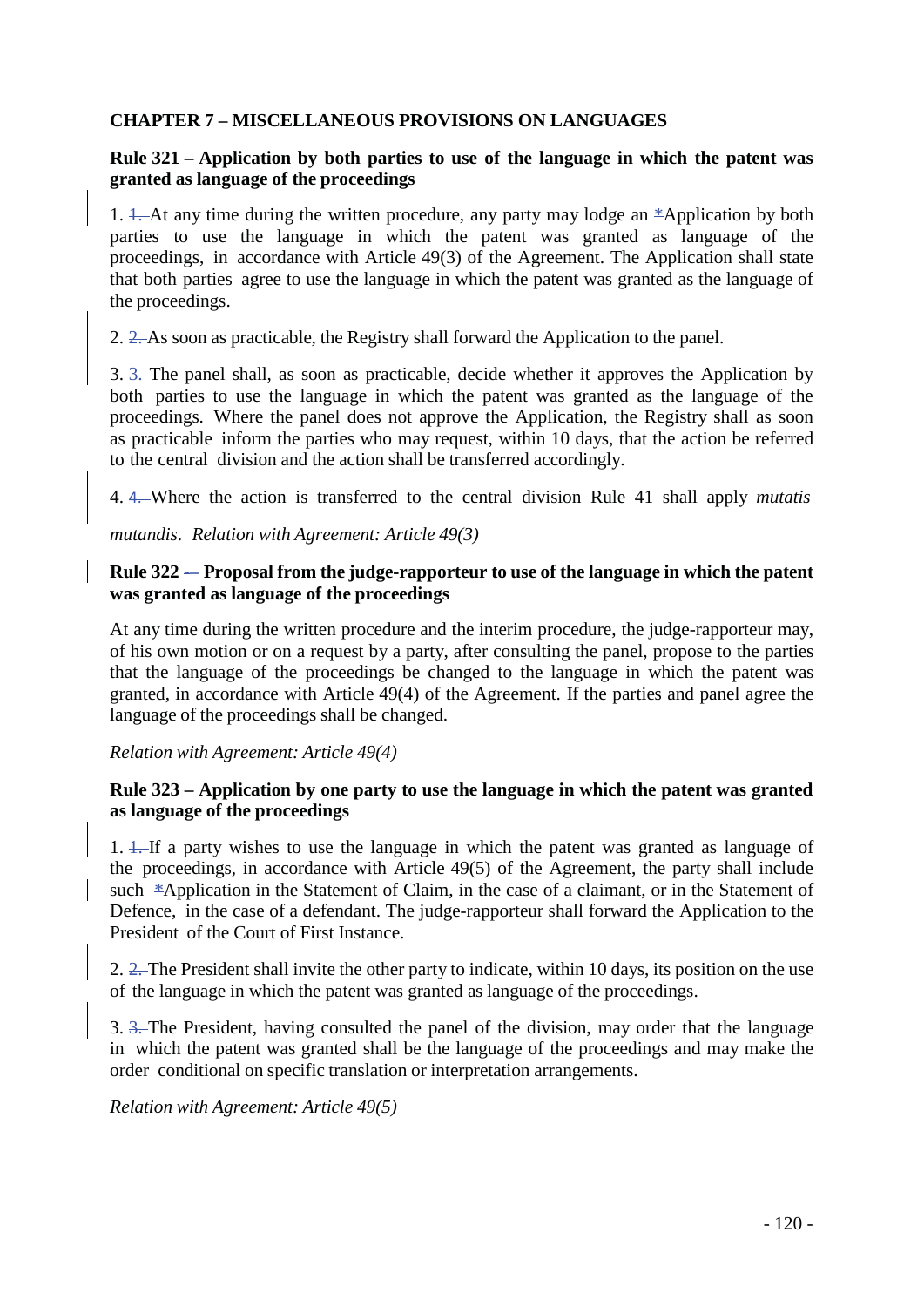## CHAPTER 7 – MISCELLANEOUS PROVISIONS ON LANGUAGES

### Rule 321 – Application by both parties to use of the language in which the patent was granted as language of the proceedings

1. At any time during the written procedure, any party may lodge an *Application by both parties to use the language in which the patent was granted as language of the proceedings, in accordance with Article 49(3) of the Agreement. The Application shall state that both parties agree to use the language in which the patent was granted as the language of the proceedings.

2. As soon as practicable, the Registry shall forward the Application to the panel.

3. The panel shall, as soon as practicable, decide whether it approves the Application by both parties to use the language in which the patent was granted as the language of the proceedings. Where the panel does not approve the Application, the Registry shall as soon as practicable inform the parties who may request, within 10 days, that the action be referred to the central division and the action shall be transferred accordingly.

4. Where the action is transferred to the central division Rule 41 shall apply *mutatis mutandis*. *Relation with Agreement: Article 49(3)*

### Rule 322 – Proposal from the judge-rapporteur to use of the language in which the patent was granted as language of the proceedings

At any time during the written procedure and the interim procedure, the judge-rapporteur may, of his own motion or on a request by a party, after consulting the panel, propose to the parties that the language of the proceedings be changed to the language in which the patent was granted, in accordance with Article 49(4) of the Agreement. If the parties and panel agree the language of the proceedings shall be changed.

*Relation with Agreement: Article 49(4)*

### Rule 323 – Application by one party to use the language in which the patent was granted as language of the proceedings

1. If a party wishes to use the language in which the patent was granted as language of the proceedings, in accordance with Article 49(5) of the Agreement, the party shall include such *Application in the Statement of Claim, in the case of a claimant, or in the Statement of Defence, in the case of a defendant. The judge-rapporteur shall forward the Application to the President of the Court of First Instance.

2. The President shall invite the other party to indicate, within 10 days, its position on the use of the language in which the patent was granted as language of the proceedings.

3. The President, having consulted the panel of the division, may order that the language in which the patent was granted shall be the language of the proceedings and may make the order conditional on specific translation or interpretation arrangements.

*Relation with Agreement: Article 49(5)*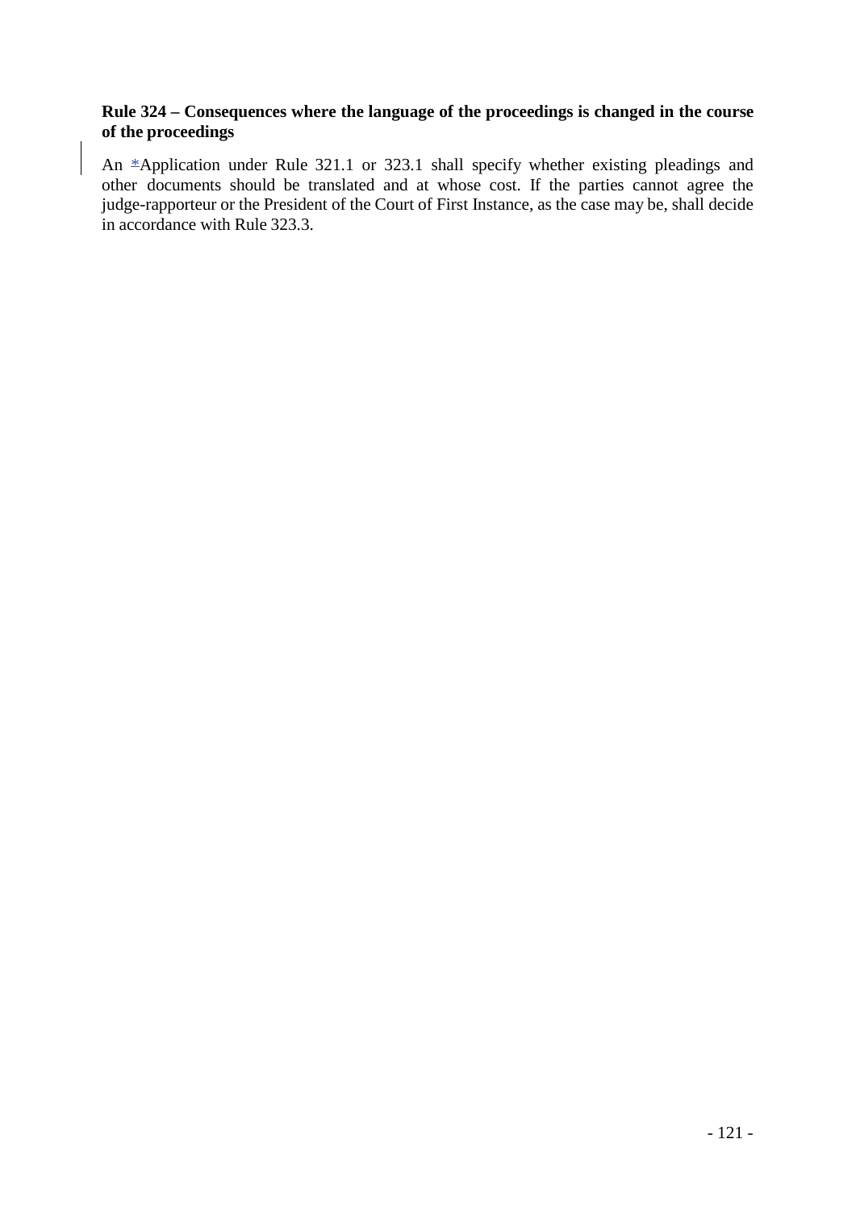**Rule 324 – Consequences where the language of the proceedings is changed in the course of the proceedings**

An *Application under Rule 321.1 or 323.1 shall specify whether existing pleadings and other documents should be translated and at whose cost. If the parties cannot agree the judge-rapporteur or the President of the Court of First Instance, as the case may be, shall decide in accordance with Rule 323.3.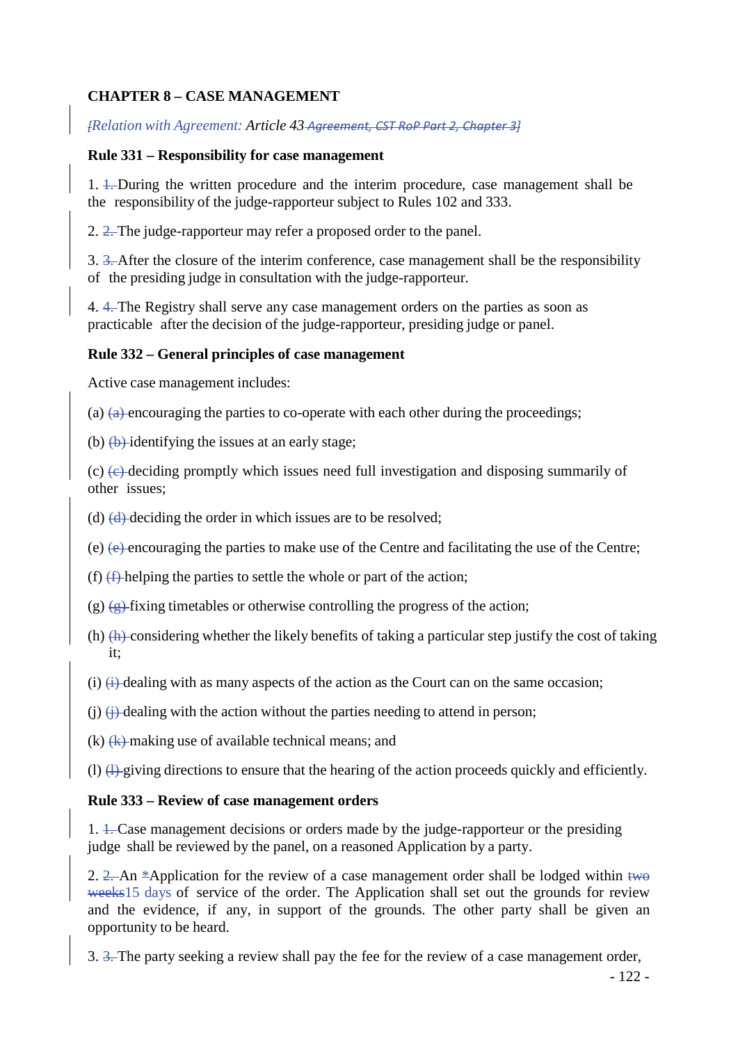**CHAPTER 8 – CASE MANAGEMENT**

*[Relation with Agreement:* Article 43 ~~Agreement, CST RoP Part 2, Chapter 3]~~

**Rule 331 – Responsibility for case management**

1. ~~1.~~ During the written procedure and the interim procedure, case management shall be the responsibility of the judge-rapporteur subject to Rules 102 and 333.

2. ~~2.~~ The judge-rapporteur may refer a proposed order to the panel.

3. ~~3.~~ After the closure of the interim conference, case management shall be the responsibility of the presiding judge in consultation with the judge-rapporteur.

4. ~~4.~~ The Registry shall serve any case management orders on the parties as soon as practicable after the decision of the judge-rapporteur, presiding judge or panel.

**Rule 332 – General principles of case management**

Active case management includes:

(a) ~~(a)~~ encouraging the parties to co-operate with each other during the proceedings;

(b) ~~(b)~~ identifying the issues at an early stage;

(c) ~~(c)~~ deciding promptly which issues need full investigation and disposing summarily of other issues;

(d) ~~(d)~~ deciding the order in which issues are to be resolved;

(e) ~~(e)~~ encouraging the parties to make use of the Centre and facilitating the use of the Centre;

(f) ~~(f)~~ helping the parties to settle the whole or part of the action;

(g) ~~(g)~~ fixing timetables or otherwise controlling the progress of the action;

(h) ~~(h)~~ considering whether the likely benefits of taking a particular step justify the cost of taking it;

(i) ~~(i)~~ dealing with as many aspects of the action as the Court can on the same occasion;

(j) ~~(j)~~ dealing with the action without the parties needing to attend in person;

(k) ~~(k)~~ making use of available technical means; and

(l) ~~(l)~~ giving directions to ensure that the hearing of the action proceeds quickly and efficiently.

**Rule 333 – Review of case management orders**

1. ~~1.~~ Case management decisions or orders made by the judge-rapporteur or the presiding judge shall be reviewed by the panel, on a reasoned Application by a party.

2. ~~2.~~ An ~~*~~Application for the review of a case management order shall be lodged within ~~two weeks~~15 days of service of the order. The Application shall set out the grounds for review and the evidence, if any, in support of the grounds. The other party shall be given an opportunity to be heard.

3. ~~3.~~ The party seeking a review shall pay the fee for the review of a case management order,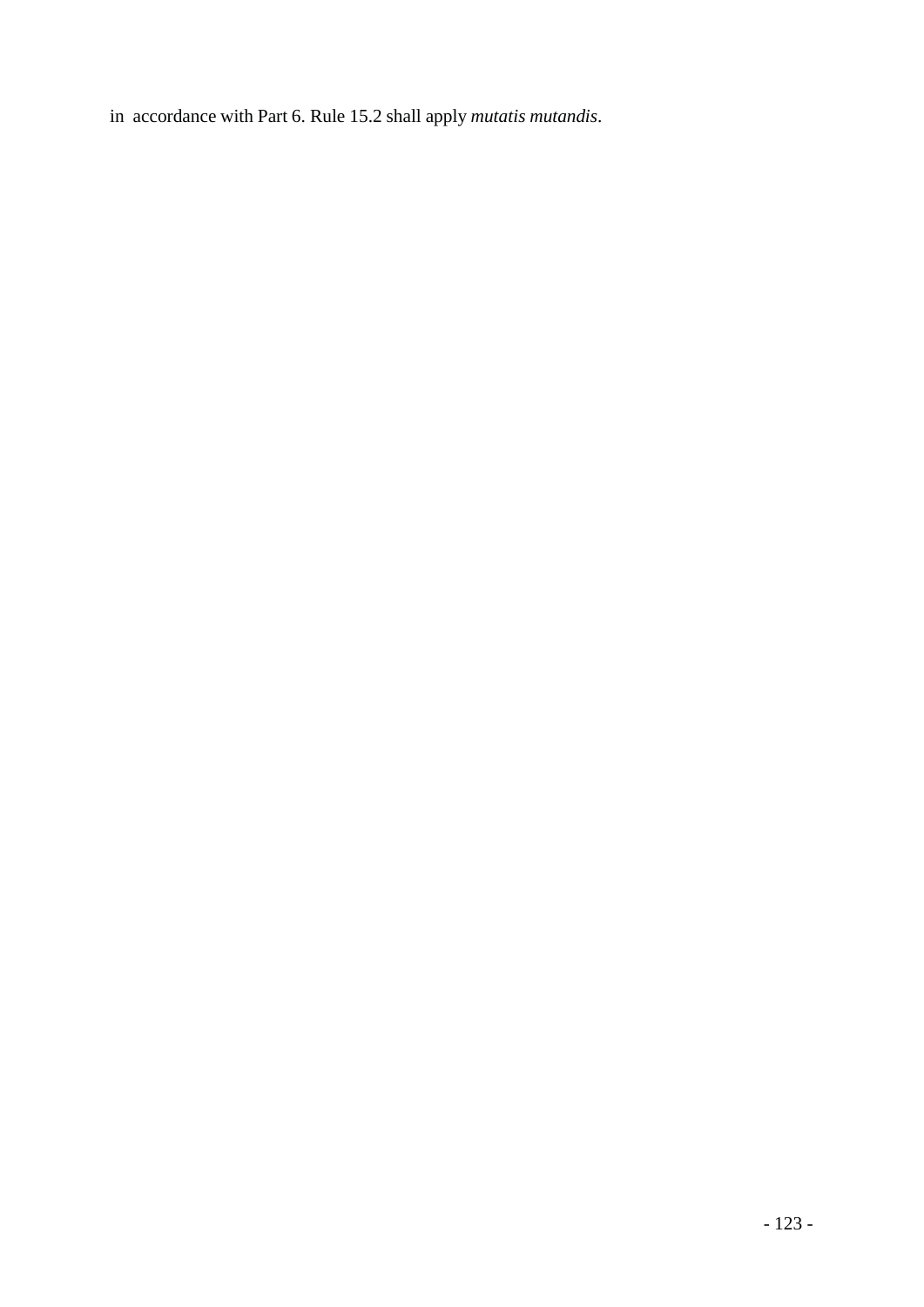in accordance with Part 6. Rule 15.2 shall apply *mutatis mutandis*.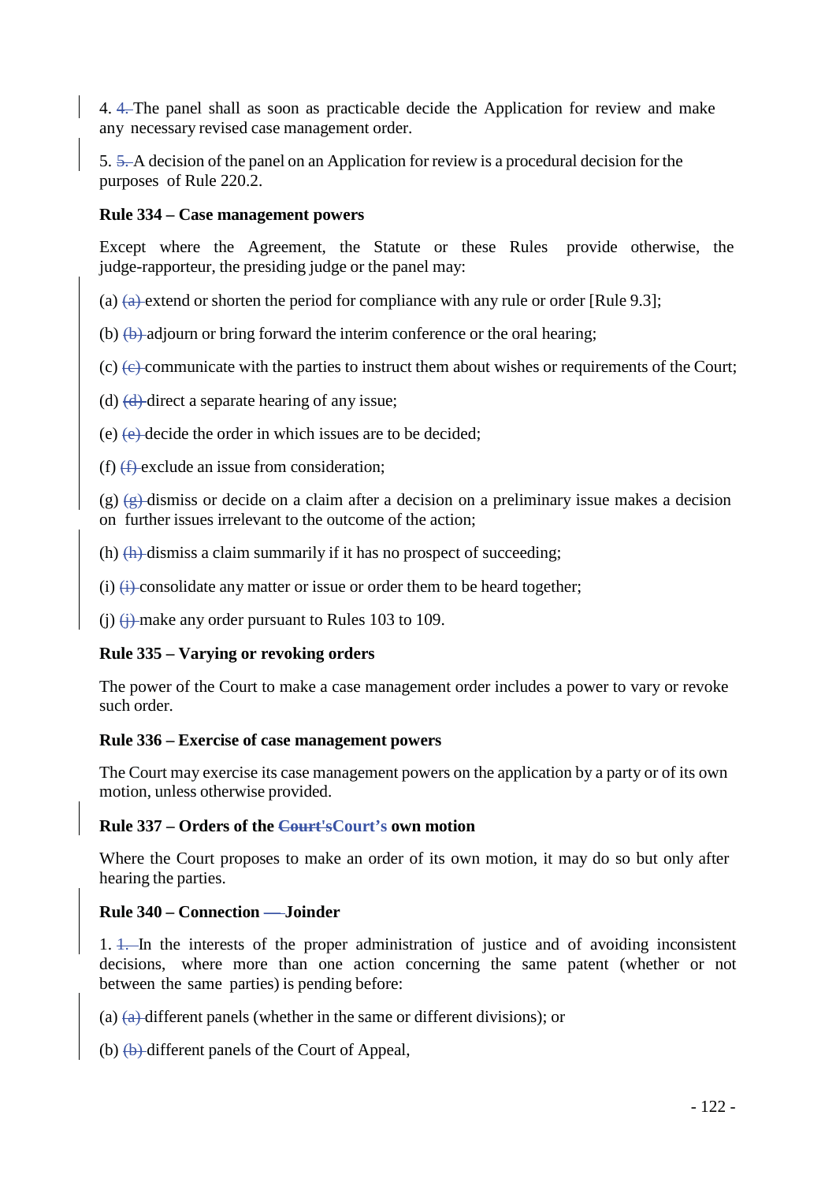4. ~~4.~~ The panel shall as soon as practicable decide the Application for review and make any necessary revised case management order.

5. ~~5.~~ A decision of the panel on an Application for review is a procedural decision for the purposes of Rule 220.2.

**Rule 334 – Case management powers**

Except where the Agreement, the Statute or these Rules provide otherwise, the judge-rapporteur, the presiding judge or the panel may:

(a) ~~(a)~~ extend or shorten the period for compliance with any rule or order [Rule 9.3];

(b) ~~(b)~~ adjourn or bring forward the interim conference or the oral hearing;

(c) ~~(c)~~ communicate with the parties to instruct them about wishes or requirements of the Court;

(d) ~~(d)~~ direct a separate hearing of any issue;

(e) ~~(e)~~ decide the order in which issues are to be decided;

(f) ~~(f)~~ exclude an issue from consideration;

(g) ~~(g)~~ dismiss or decide on a claim after a decision on a preliminary issue makes a decision on further issues irrelevant to the outcome of the action;

(h) ~~(h)~~ dismiss a claim summarily if it has no prospect of succeeding;

(i) ~~(i)~~ consolidate any matter or issue or order them to be heard together;

(j) ~~(j)~~ make any order pursuant to Rules 103 to 109.

**Rule 335 – Varying or revoking orders**

The power of the Court to make a case management order includes a power to vary or revoke such order.

**Rule 336 – Exercise of case management powers**

The Court may exercise its case management powers on the application by a party or of its own motion, unless otherwise provided.

**Rule 337 – Orders of the ~~Court's~~Court's own motion**

Where the Court proposes to make an order of its own motion, it may do so but only after hearing the parties.

**Rule 340 – Connection ~~—~~Joinder**

1. ~~1.~~ In the interests of the proper administration of justice and of avoiding inconsistent decisions, where more than one action concerning the same patent (whether or not between the same parties) is pending before:

(a) ~~(a)~~ different panels (whether in the same or different divisions); or

(b) ~~(b)~~ different panels of the Court of Appeal,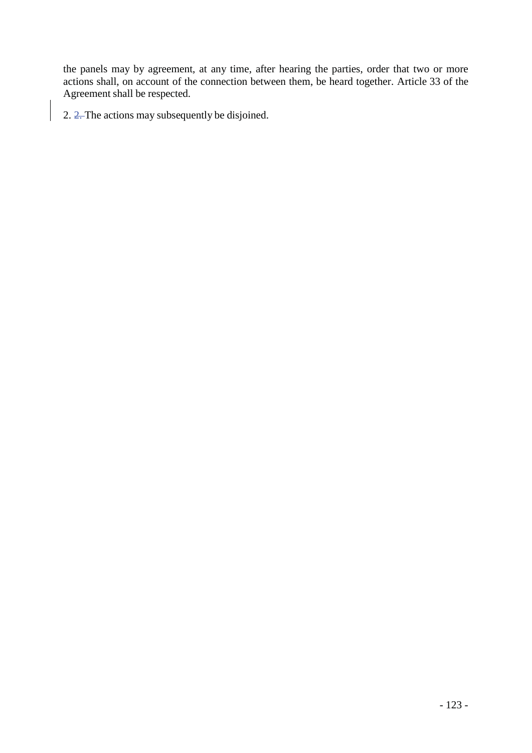the panels may by agreement, at any time, after hearing the parties, order that two or more actions shall, on account of the connection between them, be heard together. Article 33 of the Agreement shall be respected.

2. ~~2.~~ The actions may subsequently be disjoined.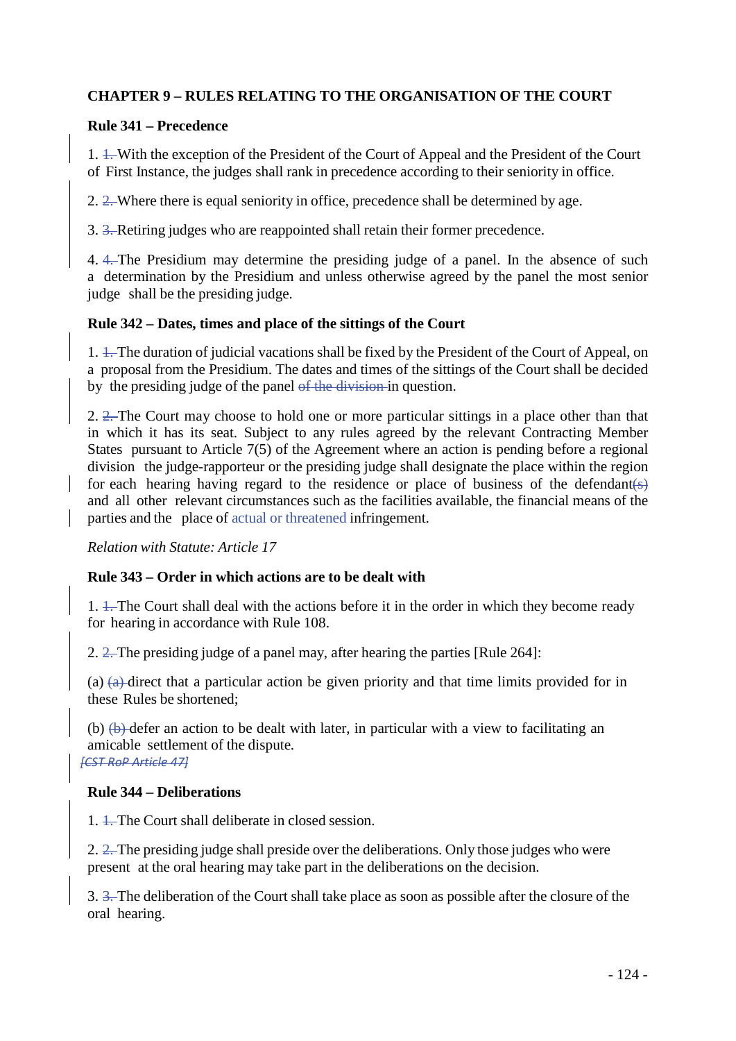**CHAPTER 9 – RULES RELATING TO THE ORGANISATION OF THE COURT**

**Rule 341 – Precedence**

1. ~~1.~~ With the exception of the President of the Court of Appeal and the President of the Court of First Instance, the judges shall rank in precedence according to their seniority in office.

2. ~~2.~~ Where there is equal seniority in office, precedence shall be determined by age.

3. ~~3.~~ Retiring judges who are reappointed shall retain their former precedence.

4. ~~4.~~ The Presidium may determine the presiding judge of a panel. In the absence of such a determination by the Presidium and unless otherwise agreed by the panel the most senior judge shall be the presiding judge.

**Rule 342 – Dates, times and place of the sittings of the Court**

1. ~~1.~~ The duration of judicial vacations shall be fixed by the President of the Court of Appeal, on a proposal from the Presidium. The dates and times of the sittings of the Court shall be decided by the presiding judge of the panel ~~of the division~~ in question.

2. ~~2.~~ The Court may choose to hold one or more particular sittings in a place other than that in which it has its seat. Subject to any rules agreed by the relevant Contracting Member States pursuant to Article 7(5) of the Agreement where an action is pending before a regional division the judge-rapporteur or the presiding judge shall designate the place within the region for each hearing having regard to the residence or place of business of the defendant~~(s)~~ and all other relevant circumstances such as the facilities available, the financial means of the parties and the place of actual or threatened infringement.

*Relation with Statute: Article 17*

**Rule 343 – Order in which actions are to be dealt with**

1. ~~1.~~ The Court shall deal with the actions before it in the order in which they become ready for hearing in accordance with Rule 108.

2. ~~2.~~ The presiding judge of a panel may, after hearing the parties [Rule 264]:

(a) ~~(a)~~ direct that a particular action be given priority and that time limits provided for in these Rules be shortened;

(b) ~~(b)~~ defer an action to be dealt with later, in particular with a view to facilitating an amicable settlement of the dispute.

~~*[CST RoP Article 47]*~~

**Rule 344 – Deliberations**

1. ~~1.~~ The Court shall deliberate in closed session.

2. ~~2.~~ The presiding judge shall preside over the deliberations. Only those judges who were present at the oral hearing may take part in the deliberations on the decision.

3. ~~3.~~ The deliberation of the Court shall take place as soon as possible after the closure of the oral hearing.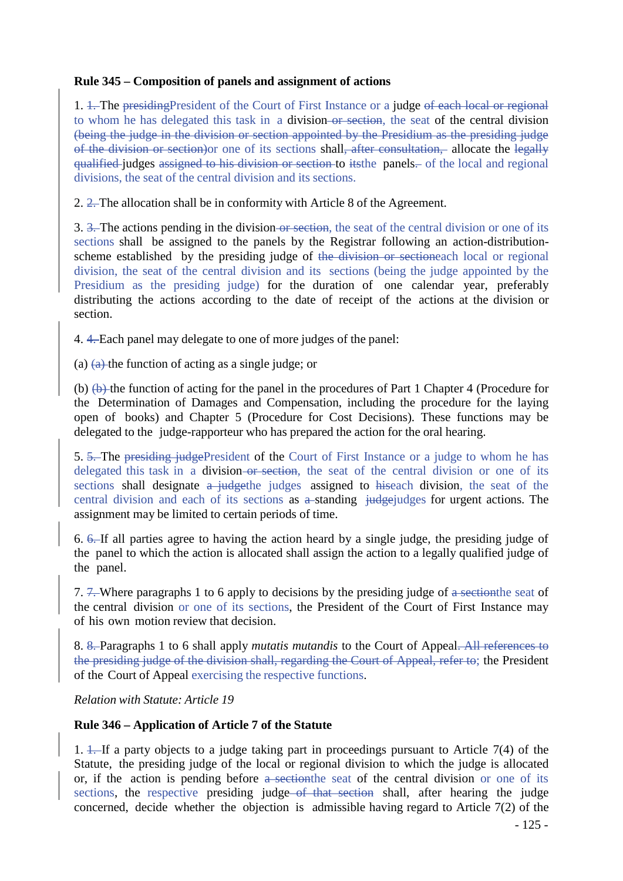**Rule 345 – Composition of panels and assignment of actions**

1. ~~1.~~ The ~~presiding~~President of the Court of First Instance or a judge ~~of each local or regional~~ to whom he has delegated this task in a division~~ or section~~, the seat of the central division ~~(being the judge in the division or section appointed by the Presidium as the presiding judge of the division or section)~~or one of its sections shall~~, after consultation,~~ allocate the ~~legally qualified~~ judges ~~assigned to his division or section~~ to ~~its~~the panels~~.~~ of the local and regional divisions, the seat of the central division and its sections.

2. ~~2.~~ The allocation shall be in conformity with Article 8 of the Agreement.

3. ~~3.~~ The actions pending in the division~~ or section~~, the seat of the central division or one of its sections shall be assigned to the panels by the Registrar following an action-distribution-scheme established by the presiding judge of ~~the division or section~~each local or regional division, the seat of the central division and its sections (being the judge appointed by the Presidium as the presiding judge) for the duration of one calendar year, preferably distributing the actions according to the date of receipt of the actions at the division or section.

4. ~~4.~~ Each panel may delegate to one of more judges of the panel:

(a) ~~(a)~~ the function of acting as a single judge; or

(b) ~~(b)~~ the function of acting for the panel in the procedures of Part 1 Chapter 4 (Procedure for the Determination of Damages and Compensation, including the procedure for the laying open of books) and Chapter 5 (Procedure for Cost Decisions). These functions may be delegated to the judge-rapporteur who has prepared the action for the oral hearing.

5. ~~5.~~ The ~~presiding judge~~President of the Court of First Instance or a judge to whom he has delegated this task in a division~~ or section~~, the seat of the central division or one of its sections shall designate ~~a judge~~the judges assigned to ~~his~~each division, the seat of the central division and each of its sections as ~~a~~ standing ~~judge~~judges for urgent actions. The assignment may be limited to certain periods of time.

6. ~~6.~~ If all parties agree to having the action heard by a single judge, the presiding judge of the panel to which the action is allocated shall assign the action to a legally qualified judge of the panel.

7. ~~7.~~ Where paragraphs 1 to 6 apply to decisions by the presiding judge of ~~a section~~the seat of the central division or one of its sections, the President of the Court of First Instance may of his own motion review that decision.

8. ~~8.~~ Paragraphs 1 to 6 shall apply *mutatis mutandis* to the Court of Appeal~~. All references to the presiding judge of the division shall, regarding the Court of Appeal, refer to;~~ the President of the Court of Appeal exercising the respective functions.

*Relation with Statute: Article 19*

**Rule 346 – Application of Article 7 of the Statute**

1. ~~1.~~ If a party objects to a judge taking part in proceedings pursuant to Article 7(4) of the Statute, the presiding judge of the local or regional division to which the judge is allocated or, if the action is pending before ~~a section~~the seat of the central division or one of its sections, the respective presiding judge~~ of that section~~ shall, after hearing the judge concerned, decide whether the objection is admissible having regard to Article 7(2) of the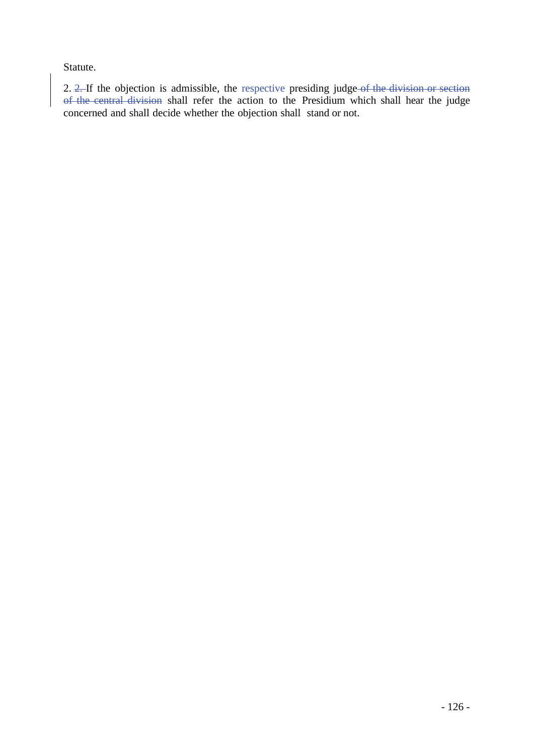Statute.

2. ~~2.~~ If the objection is admissible, the respective presiding judge ~~of the division or section of the central division~~ shall refer the action to the Presidium which shall hear the judge concerned and shall decide whether the objection shall stand or not.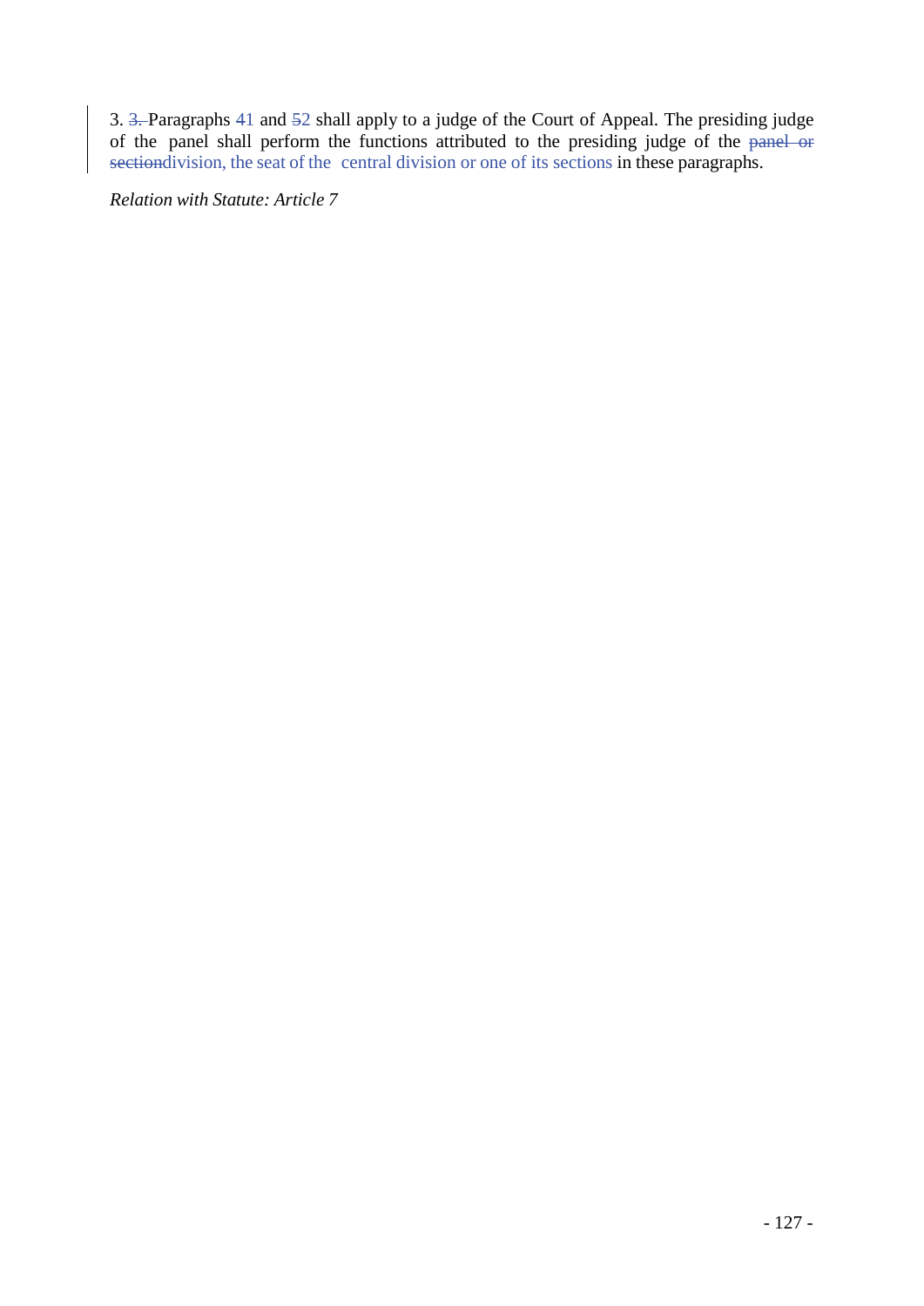3. ~~3.~~ Paragraphs 41 and 52 shall apply to a judge of the Court of Appeal. The presiding judge of the panel shall perform the functions attributed to the presiding judge of the ~~panel or section~~division, the seat of the central division or one of its sections in these paragraphs.

*Relation with Statute: Article 7*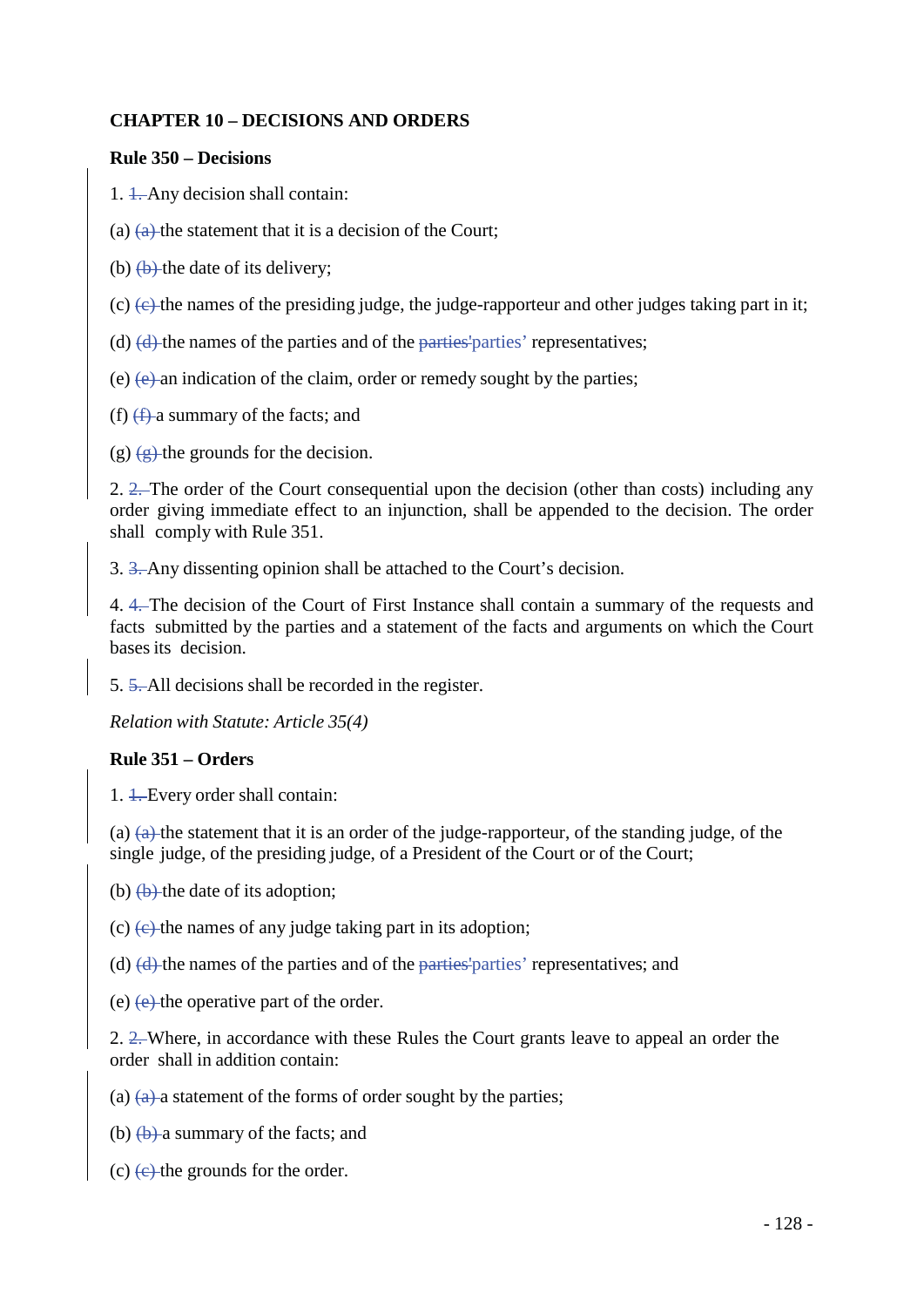## CHAPTER 10 – DECISIONS AND ORDERS

### Rule 350 – Decisions

1. ~~1.~~ Any decision shall contain:

(a) ~~(a)~~ the statement that it is a decision of the Court;

(b) ~~(b)~~ the date of its delivery;

(c) ~~(c)~~ the names of the presiding judge, the judge-rapporteur and other judges taking part in it;

(d) ~~(d)~~ the names of the parties and of the ~~parties'~~parties’ representatives;

(e) ~~(e)~~ an indication of the claim, order or remedy sought by the parties;

(f) ~~(f)~~ a summary of the facts; and

(g) ~~(g)~~ the grounds for the decision.

2. ~~2.~~ The order of the Court consequential upon the decision (other than costs) including any order giving immediate effect to an injunction, shall be appended to the decision. The order shall comply with Rule 351.

3. ~~3.~~ Any dissenting opinion shall be attached to the Court’s decision.

4. ~~4.~~ The decision of the Court of First Instance shall contain a summary of the requests and facts submitted by the parties and a statement of the facts and arguments on which the Court bases its decision.

5. ~~5.~~ All decisions shall be recorded in the register.

*Relation with Statute: Article 35(4)*

### Rule 351 – Orders

1. ~~1.~~ Every order shall contain:

(a) ~~(a)~~ the statement that it is an order of the judge-rapporteur, of the standing judge, of the single judge, of the presiding judge, of a President of the Court or of the Court;

(b) ~~(b)~~ the date of its adoption;

(c) ~~(c)~~ the names of any judge taking part in its adoption;

(d) ~~(d)~~ the names of the parties and of the ~~parties'~~parties’ representatives; and

(e) ~~(e)~~ the operative part of the order.

2. ~~2.~~ Where, in accordance with these Rules the Court grants leave to appeal an order the order shall in addition contain:

(a) ~~(a)~~ a statement of the forms of order sought by the parties;

(b) ~~(b)~~ a summary of the facts; and

(c) ~~(c)~~ the grounds for the order.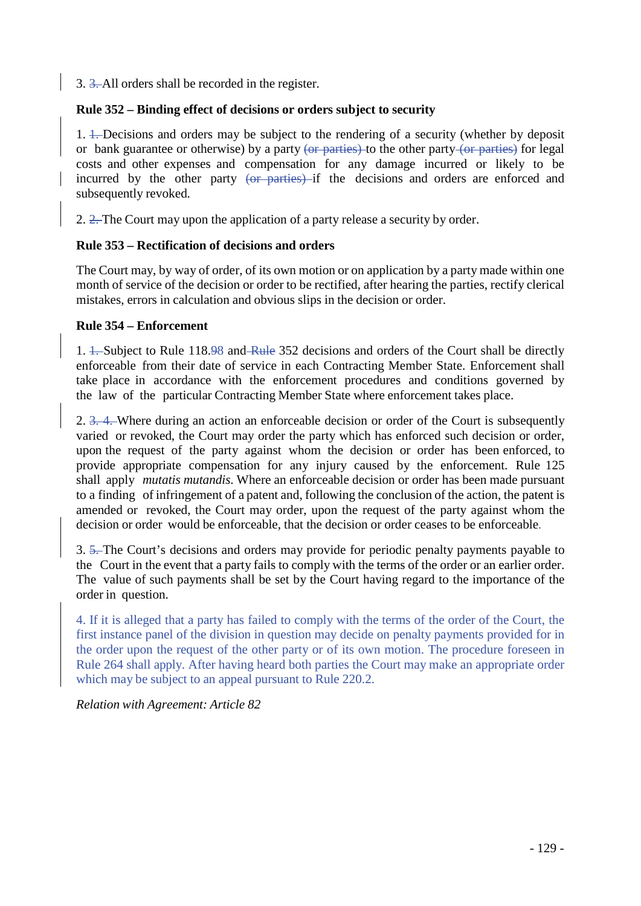3. ~~3.~~ All orders shall be recorded in the register.

**Rule 352 – Binding effect of decisions or orders subject to security**

1. ~~1.~~ Decisions and orders may be subject to the rendering of a security (whether by deposit or bank guarantee or otherwise) by a party ~~(or parties)~~ to the other party ~~(or parties)~~ for legal costs and other expenses and compensation for any damage incurred or likely to be incurred by the other party ~~(or parties)~~ if the decisions and orders are enforced and subsequently revoked.

2. ~~2.~~ The Court may upon the application of a party release a security by order.

**Rule 353 – Rectification of decisions and orders**

The Court may, by way of order, of its own motion or on application by a party made within one month of service of the decision or order to be rectified, after hearing the parties, rectify clerical mistakes, errors in calculation and obvious slips in the decision or order.

**Rule 354 – Enforcement**

1. ~~1.~~ Subject to Rule 118.~~98~~ and ~~Rule~~ 352 decisions and orders of the Court shall be directly enforceable from their date of service in each Contracting Member State. Enforcement shall take place in accordance with the enforcement procedures and conditions governed by the law of the particular Contracting Member State where enforcement takes place.

2. ~~3. 4.~~ Where during an action an enforceable decision or order of the Court is subsequently varied or revoked, the Court may order the party which has enforced such decision or order, upon the request of the party against whom the decision or order has been enforced, to provide appropriate compensation for any injury caused by the enforcement. Rule 125 shall apply *mutatis mutandis*. Where an enforceable decision or order has been made pursuant to a finding of infringement of a patent and, following the conclusion of the action, the patent is amended or revoked, the Court may order, upon the request of the party against whom the decision or order would be enforceable, that the decision or order ceases to be enforceable.

3. ~~5.~~ The Court's decisions and orders may provide for periodic penalty payments payable to the Court in the event that a party fails to comply with the terms of the order or an earlier order. The value of such payments shall be set by the Court having regard to the importance of the order in question.

4. If it is alleged that a party has failed to comply with the terms of the order of the Court, the first instance panel of the division in question may decide on penalty payments provided for in the order upon the request of the other party or of its own motion. The procedure foreseen in Rule 264 shall apply. After having heard both parties the Court may make an appropriate order which may be subject to an appeal pursuant to Rule 220.2.

*Relation with Agreement: Article 82*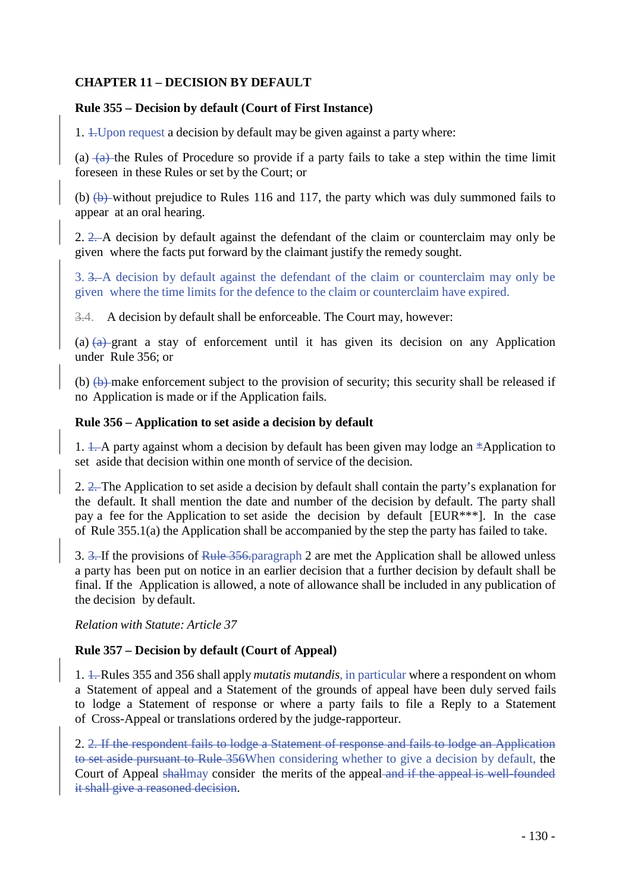**CHAPTER 11 – DECISION BY DEFAULT**

**Rule 355 – Decision by default (Court of First Instance)**

1. 1.Upon request a decision by default may be given against a party where:

(a) (a) the Rules of Procedure so provide if a party fails to take a step within the time limit foreseen in these Rules or set by the Court; or

(b) (b) without prejudice to Rules 116 and 117, the party which was duly summoned fails to appear at an oral hearing.

2. 2. A decision by default against the defendant of the claim or counterclaim may only be given where the facts put forward by the claimant justify the remedy sought.

3. 3. A decision by default against the defendant of the claim or counterclaim may only be given where the time limits for the defence to the claim or counterclaim have expired.

3.4. A decision by default shall be enforceable. The Court may, however:

(a) (a) grant a stay of enforcement until it has given its decision on any Application under Rule 356; or

(b) (b) make enforcement subject to the provision of security; this security shall be released if no Application is made or if the Application fails.

**Rule 356 – Application to set aside a decision by default**

1. 1. A party against whom a decision by default has been given may lodge an *Application to set aside that decision within one month of service of the decision.

2. 2. The Application to set aside a decision by default shall contain the party's explanation for the default. It shall mention the date and number of the decision by default. The party shall pay a fee for the Application to set aside the decision by default [EUR***]. In the case of Rule 355.1(a) the Application shall be accompanied by the step the party has failed to take.

3. 3. If the provisions of Rule 356.paragraph 2 are met the Application shall be allowed unless a party has been put on notice in an earlier decision that a further decision by default shall be final. If the Application is allowed, a note of allowance shall be included in any publication of the decision by default.

*Relation with Statute: Article 37*

**Rule 357 – Decision by default (Court of Appeal)**

1. 1. Rules 355 and 356 shall apply *mutatis mutandis*, in particular where a respondent on whom a Statement of appeal and a Statement of the grounds of appeal have been duly served fails to lodge a Statement of response or where a party fails to file a Reply to a Statement of Cross-Appeal or translations ordered by the judge-rapporteur.

2. 2. If the respondent fails to lodge a Statement of response and fails to lodge an Application to set aside pursuant to Rule 356When considering whether to give a decision by default, the Court of Appeal shallmay consider the merits of the appeal and if the appeal is well-founded it shall give a reasoned decision.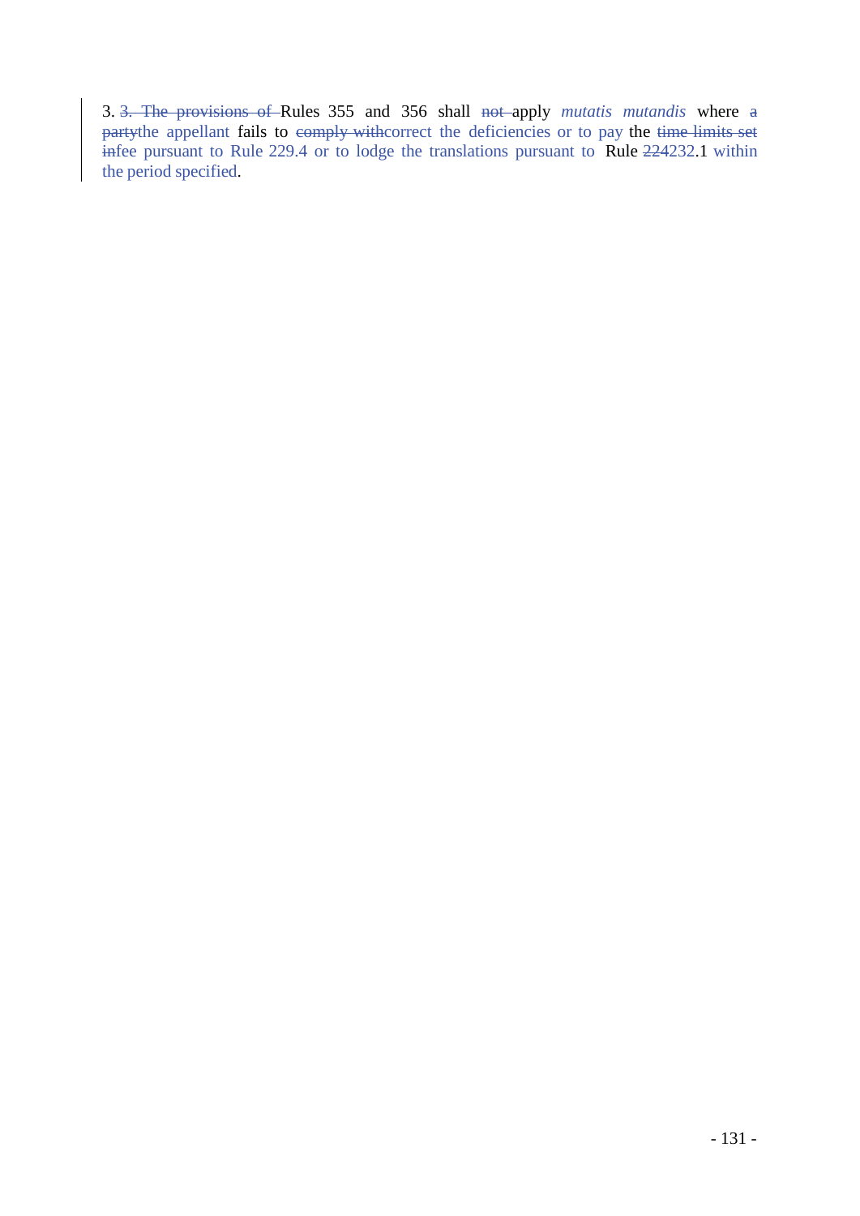3. ~~3. The provisions of~~ Rules 355 and 356 shall ~~not~~ apply *mutatis mutandis* where ~~a party~~the appellant fails to ~~comply with~~correct the deficiencies or to pay the ~~time limits set in~~fee pursuant to Rule 229.4 or to lodge the translations pursuant to Rule ~~224~~232.1 within the period specified.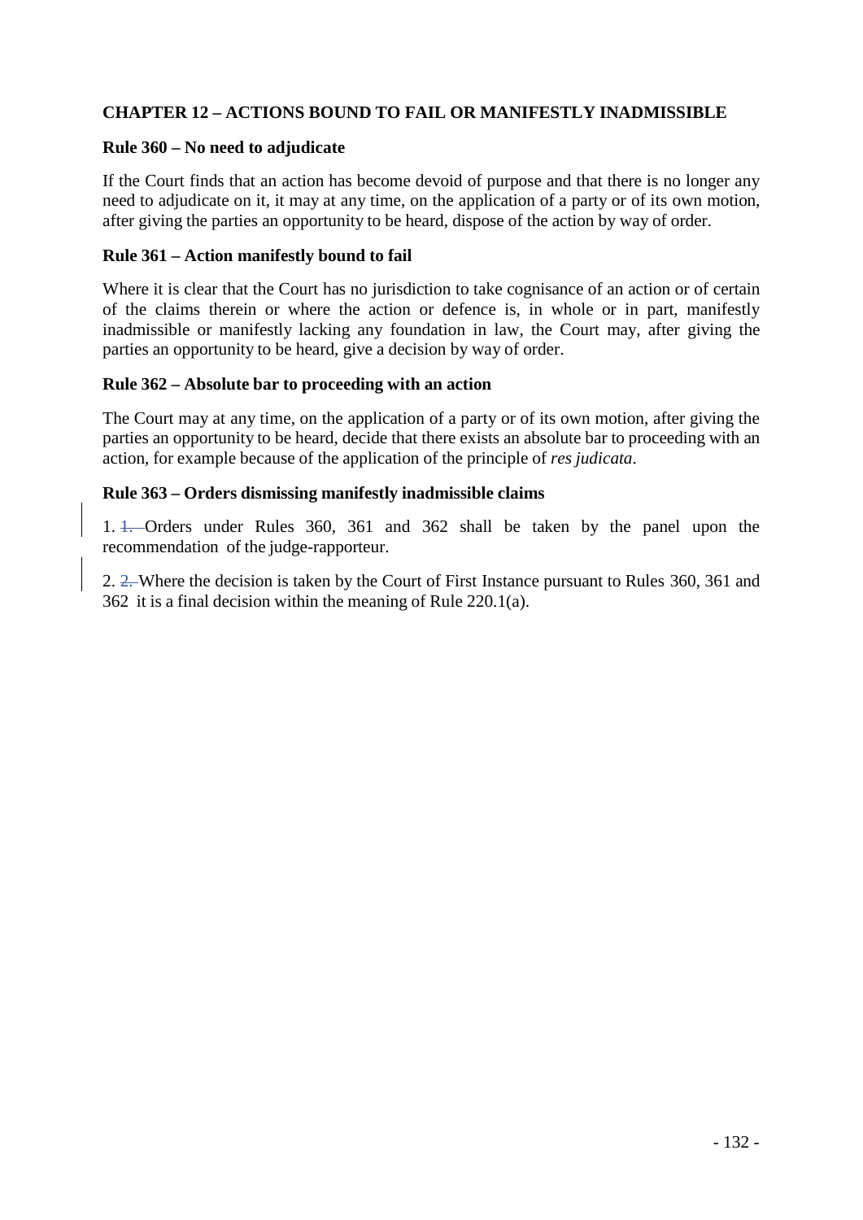## CHAPTER 12 – ACTIONS BOUND TO FAIL OR MANIFESTLY INADMISSIBLE

### Rule 360 – No need to adjudicate

If the Court finds that an action has become devoid of purpose and that there is no longer any need to adjudicate on it, it may at any time, on the application of a party or of its own motion, after giving the parties an opportunity to be heard, dispose of the action by way of order.

### Rule 361 – Action manifestly bound to fail

Where it is clear that the Court has no jurisdiction to take cognisance of an action or of certain of the claims therein or where the action or defence is, in whole or in part, manifestly inadmissible or manifestly lacking any foundation in law, the Court may, after giving the parties an opportunity to be heard, give a decision by way of order.

### Rule 362 – Absolute bar to proceeding with an action

The Court may at any time, on the application of a party or of its own motion, after giving the parties an opportunity to be heard, decide that there exists an absolute bar to proceeding with an action, for example because of the application of the principle of *res judicata*.

### Rule 363 – Orders dismissing manifestly inadmissible claims

1. Orders under Rules 360, 361 and 362 shall be taken by the panel upon the recommendation of the judge-rapporteur.

2. Where the decision is taken by the Court of First Instance pursuant to Rules 360, 361 and 362 it is a final decision within the meaning of Rule 220.1(a).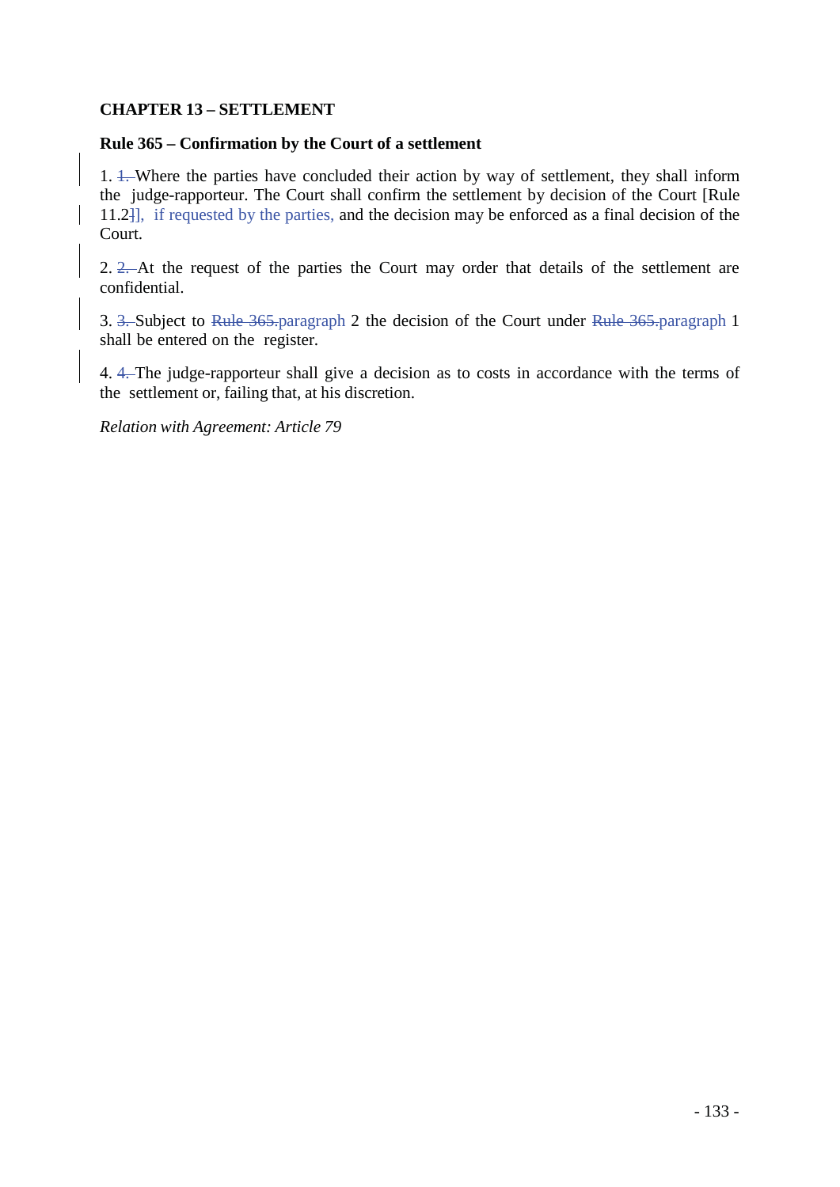## CHAPTER 13 – SETTLEMENT

### Rule 365 – Confirmation by the Court of a settlement

1. ~~1.~~ Where the parties have concluded their action by way of settlement, they shall inform the judge-rapporteur. The Court shall confirm the settlement by decision of the Court [Rule 11.2~~]~~], if requested by the parties, and the decision may be enforced as a final decision of the Court.

2. ~~2.~~ At the request of the parties the Court may order that details of the settlement are confidential.

3. ~~3.~~ Subject to ~~Rule 365.~~paragraph 2 the decision of the Court under ~~Rule 365.~~paragraph 1 shall be entered on the register.

4. ~~4.~~ The judge-rapporteur shall give a decision as to costs in accordance with the terms of the settlement or, failing that, at his discretion.

*Relation with Agreement: Article 79*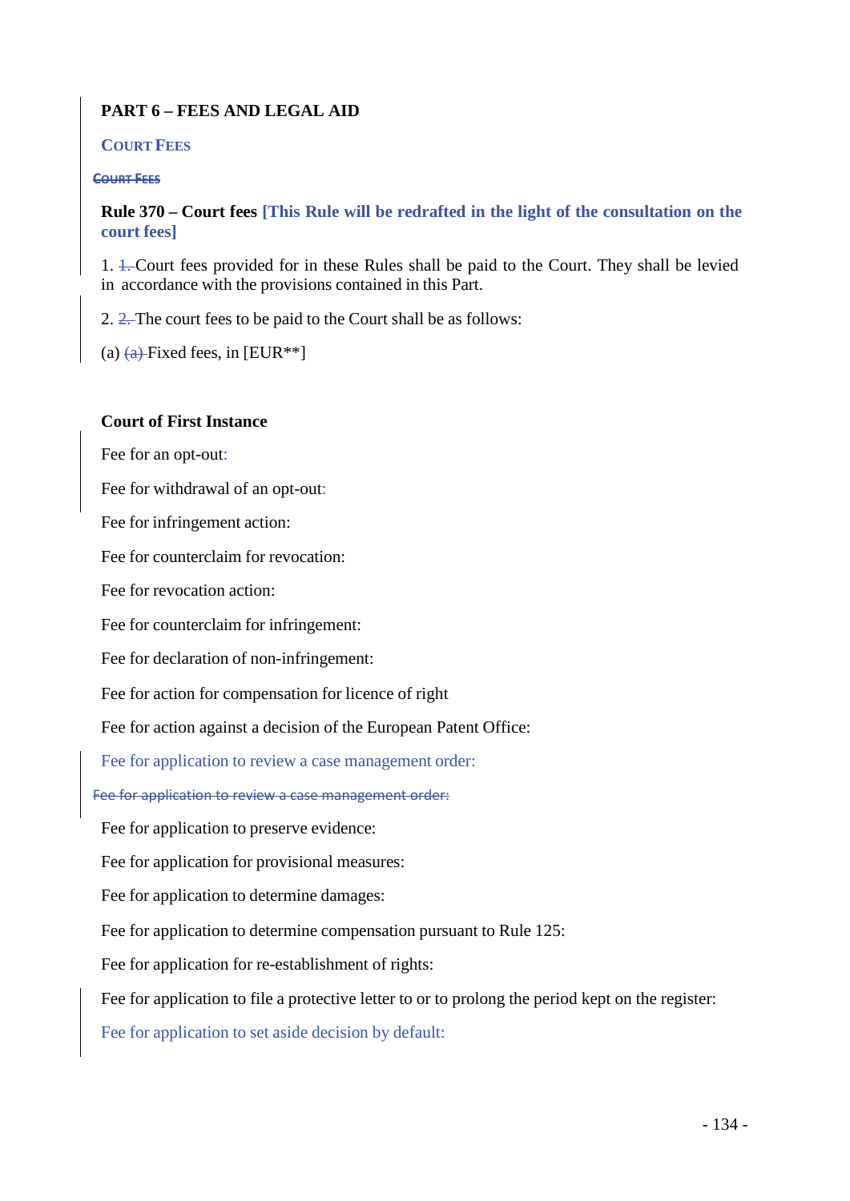**PART 6 – FEES AND LEGAL AID**

**COURT FEES**

~~COURT FEES~~

**Rule 370 – Court fees [This Rule will be redrafted in the light of the consultation on the court fees]**

1. ~~1.~~ Court fees provided for in these Rules shall be paid to the Court. They shall be levied in accordance with the provisions contained in this Part.

2. ~~2.~~ The court fees to be paid to the Court shall be as follows:

(a) ~~(a)~~ Fixed fees, in [EUR**]

**Court of First Instance**

Fee for an opt-out:

Fee for withdrawal of an opt-out:

Fee for infringement action:

Fee for counterclaim for revocation:

Fee for revocation action:

Fee for counterclaim for infringement:

Fee for declaration of non-infringement:

Fee for action for compensation for licence of right

Fee for action against a decision of the European Patent Office:

Fee for application to review a case management order:

~~Fee for application to review a case management order:~~

Fee for application to preserve evidence:

Fee for application for provisional measures:

Fee for application to determine damages:

Fee for application to determine compensation pursuant to Rule 125:

Fee for application for re-establishment of rights:

Fee for application to file a protective letter to or to prolong the period kept on the register:

Fee for application to set aside decision by default: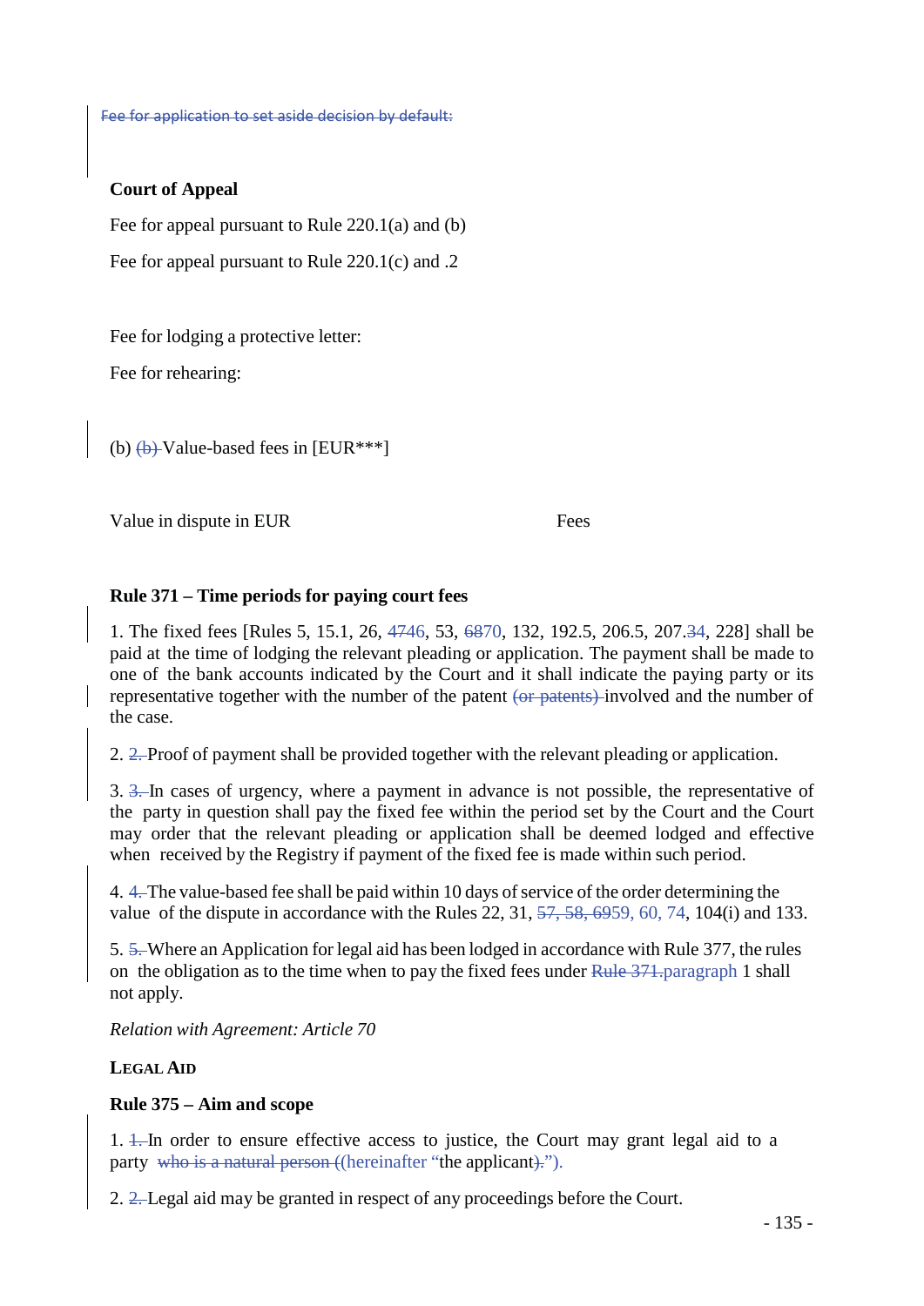Fee for application to set aside decision by default:

**Court of Appeal**

Fee for appeal pursuant to Rule 220.1(a) and (b)

Fee for appeal pursuant to Rule 220.1(c) and .2

Fee for lodging a protective letter:

Fee for rehearing:

(b) (b) Value-based fees in [EUR***]

| Value in dispute in EUR | Fees |
|---|---|

**Rule 371 – Time periods for paying court fees**

1. The fixed fees [Rules 5, 15.1, 26, 4746, 53, 6870, 132, 192.5, 206.5, 207.34, 228] shall be paid at the time of lodging the relevant pleading or application. The payment shall be made to one of the bank accounts indicated by the Court and it shall indicate the paying party or its representative together with the number of the patent (or patents) involved and the number of the case.

2. 2. Proof of payment shall be provided together with the relevant pleading or application.

3. 3. In cases of urgency, where a payment in advance is not possible, the representative of the party in question shall pay the fixed fee within the period set by the Court and the Court may order that the relevant pleading or application shall be deemed lodged and effective when received by the Registry if payment of the fixed fee is made within such period.

4. 4. The value-based fee shall be paid within 10 days of service of the order determining the value of the dispute in accordance with the Rules 22, 31, 57, 58, 6959, 60, 74, 104(i) and 133.

5. 5. Where an Application for legal aid has been lodged in accordance with Rule 377, the rules on the obligation as to the time when to pay the fixed fees under Rule 371.paragraph 1 shall not apply.

*Relation with Agreement: Article 70*

**LEGAL AID**

**Rule 375 – Aim and scope**

1. 1. In order to ensure effective access to justice, the Court may grant legal aid to a party who is a natural person ((hereinafter "the applicant).").

2. 2. Legal aid may be granted in respect of any proceedings before the Court.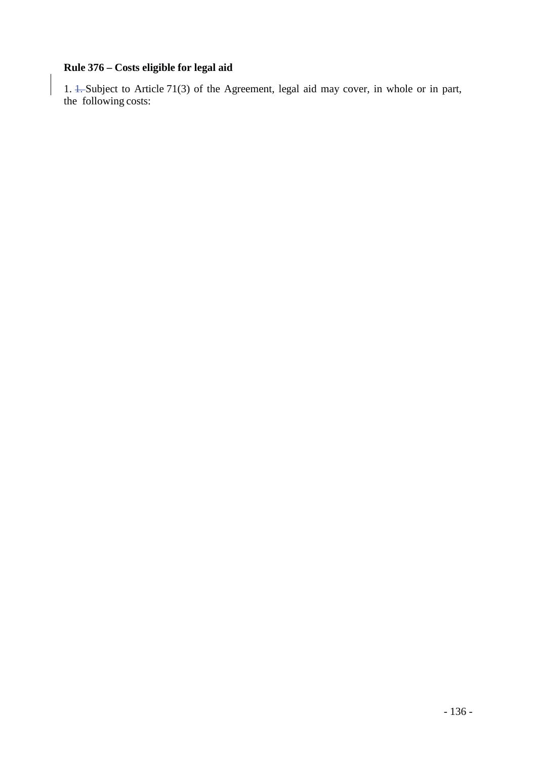**Rule 376 – Costs eligible for legal aid**

1. ~~1.~~ Subject to Article 71(3) of the Agreement, legal aid may cover, in whole or in part, the following costs: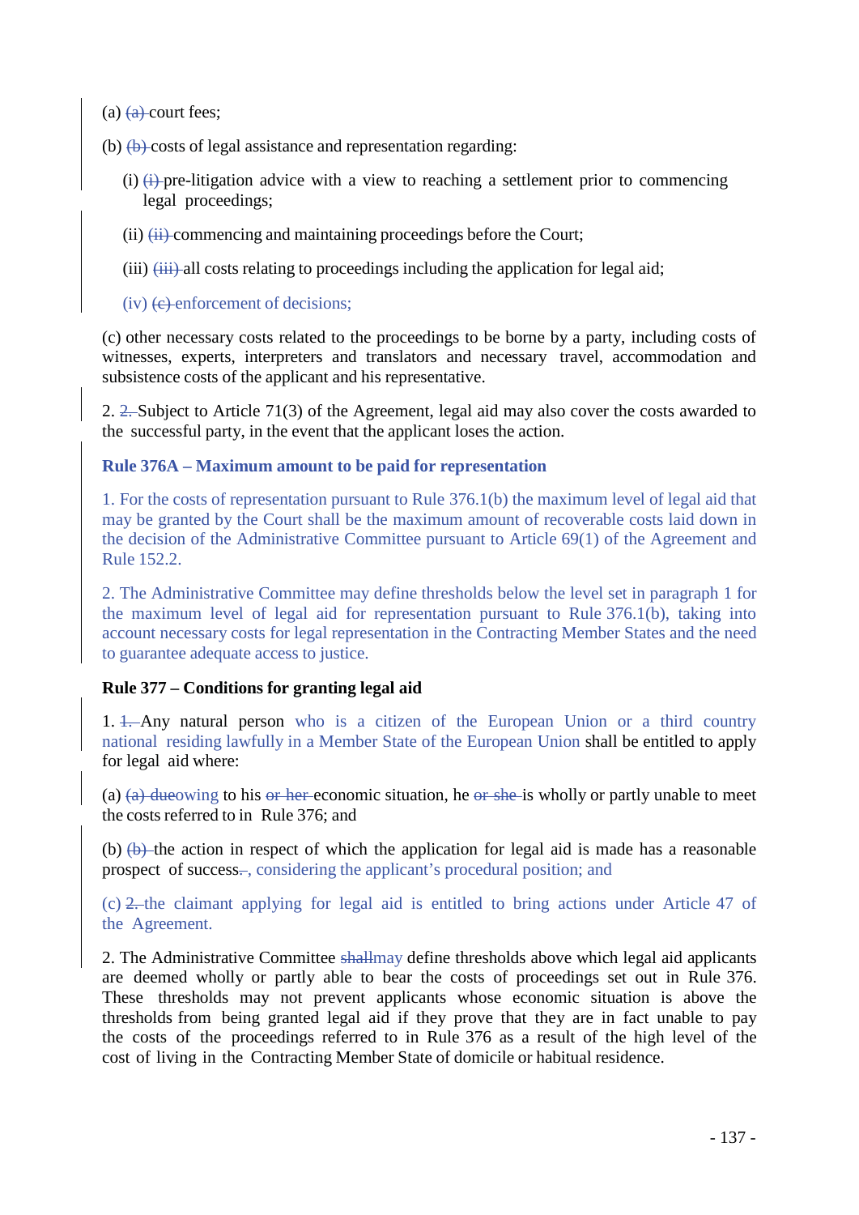(a) ~~(a)~~ court fees;

(b) ~~(b)~~ costs of legal assistance and representation regarding:

(i) ~~(i)~~ pre-litigation advice with a view to reaching a settlement prior to commencing legal proceedings;

(ii) ~~(ii)~~ commencing and maintaining proceedings before the Court;

(iii) ~~(iii)~~ all costs relating to proceedings including the application for legal aid;

(iv) ~~(c)~~ enforcement of decisions;

(c) other necessary costs related to the proceedings to be borne by a party, including costs of witnesses, experts, interpreters and translators and necessary travel, accommodation and subsistence costs of the applicant and his representative.

2. ~~2.~~ Subject to Article 71(3) of the Agreement, legal aid may also cover the costs awarded to the successful party, in the event that the applicant loses the action.

**Rule 376A – Maximum amount to be paid for representation**

1. For the costs of representation pursuant to Rule 376.1(b) the maximum level of legal aid that may be granted by the Court shall be the maximum amount of recoverable costs laid down in the decision of the Administrative Committee pursuant to Article 69(1) of the Agreement and Rule 152.2.

2. The Administrative Committee may define thresholds below the level set in paragraph 1 for the maximum level of legal aid for representation pursuant to Rule 376.1(b), taking into account necessary costs for legal representation in the Contracting Member States and the need to guarantee adequate access to justice.

**Rule 377 – Conditions for granting legal aid**

1. ~~1.~~ Any natural person who is a citizen of the European Union or a third country national residing lawfully in a Member State of the European Union shall be entitled to apply for legal aid where:

(a) ~~(a) due~~owing to his ~~or her~~ economic situation, he ~~or she~~ is wholly or partly unable to meet the costs referred to in Rule 376; and

(b) ~~(b)~~ the action in respect of which the application for legal aid is made has a reasonable prospect of success~~.~~, considering the applicant's procedural position; and

(c) ~~2.~~ the claimant applying for legal aid is entitled to bring actions under Article 47 of the Agreement.

2. The Administrative Committee ~~shall~~may define thresholds above which legal aid applicants are deemed wholly or partly able to bear the costs of proceedings set out in Rule 376. These thresholds may not prevent applicants whose economic situation is above the thresholds from being granted legal aid if they prove that they are in fact unable to pay the costs of the proceedings referred to in Rule 376 as a result of the high level of the cost of living in the Contracting Member State of domicile or habitual residence.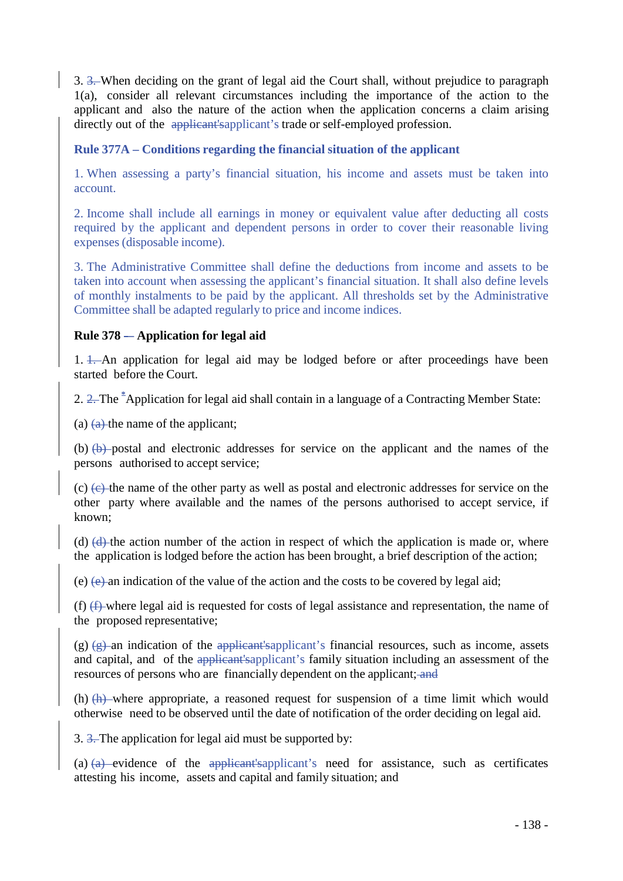3. ~~3.~~ When deciding on the grant of legal aid the Court shall, without prejudice to paragraph 1(a), consider all relevant circumstances including the importance of the action to the applicant and also the nature of the action when the application concerns a claim arising directly out of the ~~applicant's~~applicant's trade or self-employed profession.

**Rule 377A – Conditions regarding the financial situation of the applicant**

1. When assessing a party's financial situation, his income and assets must be taken into account.

2. Income shall include all earnings in money or equivalent value after deducting all costs required by the applicant and dependent persons in order to cover their reasonable living expenses (disposable income).

3. The Administrative Committee shall define the deductions from income and assets to be taken into account when assessing the applicant's financial situation. It shall also define levels of monthly instalments to be paid by the applicant. All thresholds set by the Administrative Committee shall be adapted regularly to price and income indices.

**Rule 378 — Application for legal aid**

1. ~~1.~~ An application for legal aid may be lodged before or after proceedings have been started before the Court.

2. ~~2.~~ The [*]Application for legal aid shall contain in a language of a Contracting Member State:

(a) ~~(a)~~ the name of the applicant;

(b) ~~(b)~~ postal and electronic addresses for service on the applicant and the names of the persons authorised to accept service;

(c) ~~(c)~~ the name of the other party as well as postal and electronic addresses for service on the other party where available and the names of the persons authorised to accept service, if known;

(d) ~~(d)~~ the action number of the action in respect of which the application is made or, where the application is lodged before the action has been brought, a brief description of the action;

(e) ~~(e)~~ an indication of the value of the action and the costs to be covered by legal aid;

(f) ~~(f)~~ where legal aid is requested for costs of legal assistance and representation, the name of the proposed representative;

(g) ~~(g)~~ an indication of the ~~applicant's~~applicant's financial resources, such as income, assets and capital, and of the ~~applicant's~~applicant's family situation including an assessment of the resources of persons who are financially dependent on the applicant; ~~and~~

(h) ~~(h)~~ where appropriate, a reasoned request for suspension of a time limit which would otherwise need to be observed until the date of notification of the order deciding on legal aid.

3. ~~3.~~ The application for legal aid must be supported by:

(a) ~~(a)~~ evidence of the ~~applicant's~~applicant's need for assistance, such as certificates attesting his income, assets and capital and family situation; and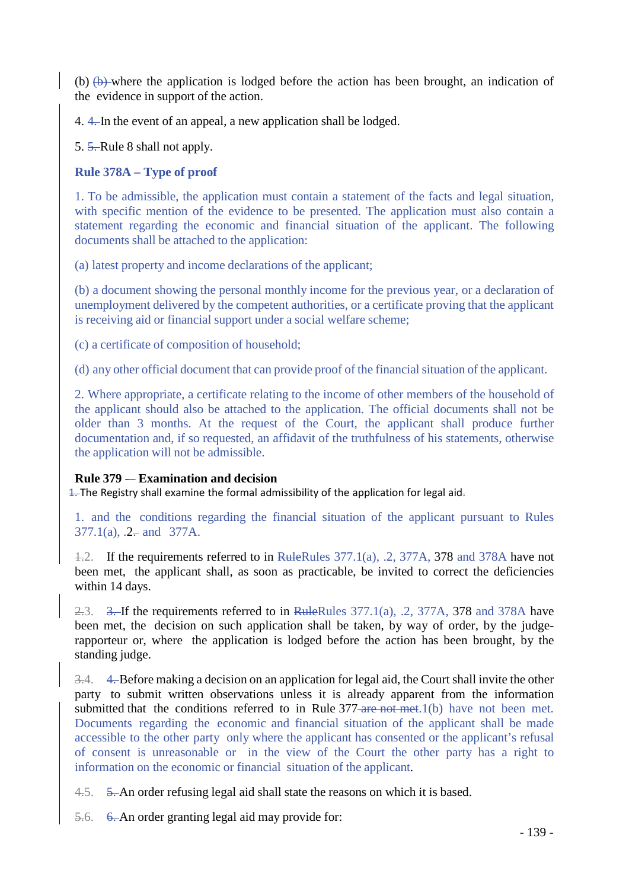(b) (b) where the application is lodged before the action has been brought, an indication of the evidence in support of the action.

4. 4. In the event of an appeal, a new application shall be lodged.

5. 5. Rule 8 shall not apply.

**Rule 378A – Type of proof**

1. To be admissible, the application must contain a statement of the facts and legal situation, with specific mention of the evidence to be presented. The application must also contain a statement regarding the economic and financial situation of the applicant. The following documents shall be attached to the application:

(a) latest property and income declarations of the applicant;

(b) a document showing the personal monthly income for the previous year, or a declaration of unemployment delivered by the competent authorities, or a certificate proving that the applicant is receiving aid or financial support under a social welfare scheme;

(c) a certificate of composition of household;

(d) any other official document that can provide proof of the financial situation of the applicant.

2. Where appropriate, a certificate relating to the income of other members of the household of the applicant should also be attached to the application. The official documents shall not be older than 3 months. At the request of the Court, the applicant shall produce further documentation and, if so requested, an affidavit of the truthfulness of his statements, otherwise the application will not be admissible.

**Rule 379 -– Examination and decision**

1. The Registry shall examine the formal admissibility of the application for legal aid.

1. and the conditions regarding the financial situation of the applicant pursuant to Rules 377.1(a), .2. and 377A.

1.2. If the requirements referred to in RuleRules 377.1(a), .2, 377A, 378 and 378A have not been met, the applicant shall, as soon as practicable, be invited to correct the deficiencies within 14 days.

2.3. 3. If the requirements referred to in RuleRules 377.1(a), .2, 377A, 378 and 378A have been met, the decision on such application shall be taken, by way of order, by the judge-rapporteur or, where the application is lodged before the action has been brought, by the standing judge.

3.4. 4. Before making a decision on an application for legal aid, the Court shall invite the other party to submit written observations unless it is already apparent from the information submitted that the conditions referred to in Rule 377 are not met.1(b) have not been met. Documents regarding the economic and financial situation of the applicant shall be made accessible to the other party only where the applicant has consented or the applicant's refusal of consent is unreasonable or in the view of the Court the other party has a right to information on the economic or financial situation of the applicant.

4.5. 5. An order refusing legal aid shall state the reasons on which it is based.

5.6. 6. An order granting legal aid may provide for: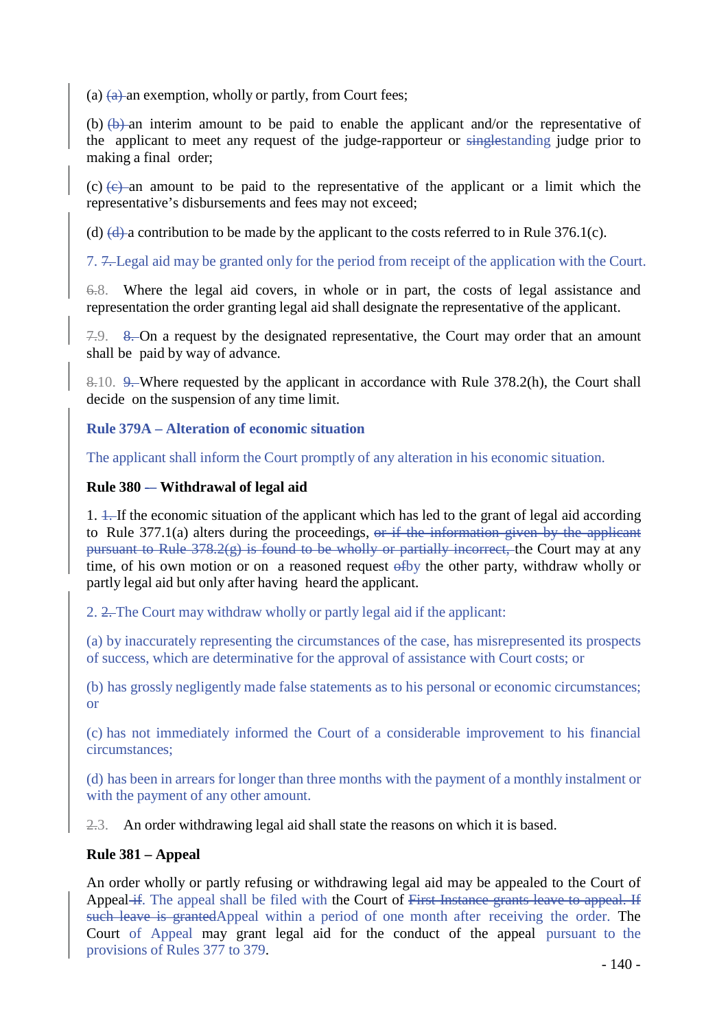(a) ~~(a)~~ an exemption, wholly or partly, from Court fees;

(b) ~~(b)~~ an interim amount to be paid to enable the applicant and/or the representative of the applicant to meet any request of the judge-rapporteur or ~~single~~standing judge prior to making a final order;

(c) ~~(c)~~ an amount to be paid to the representative of the applicant or a limit which the representative's disbursements and fees may not exceed;

(d) ~~(d)~~ a contribution to be made by the applicant to the costs referred to in Rule 376.1(c).

7. ~~7.~~ Legal aid may be granted only for the period from receipt of the application with the Court.

~~6.~~8. Where the legal aid covers, in whole or in part, the costs of legal assistance and representation the order granting legal aid shall designate the representative of the applicant.

~~7.~~9. ~~8.~~ On a request by the designated representative, the Court may order that an amount shall be paid by way of advance.

~~8.~~10. ~~9.~~ Where requested by the applicant in accordance with Rule 378.2(h), the Court shall decide on the suspension of any time limit.

**Rule 379A – Alteration of economic situation**

The applicant shall inform the Court promptly of any alteration in his economic situation.

**Rule 380 ~~–~~ – Withdrawal of legal aid**

1. ~~1.~~ If the economic situation of the applicant which has led to the grant of legal aid according to Rule 377.1(a) alters during the proceedings, ~~or if the information given by the applicant pursuant to Rule 378.2(g) is found to be wholly or partially incorrect,~~ the Court may at any time, of his own motion or on a reasoned request ~~of~~by the other party, withdraw wholly or partly legal aid but only after having heard the applicant.

2. ~~2.~~ The Court may withdraw wholly or partly legal aid if the applicant:

(a) by inaccurately representing the circumstances of the case, has misrepresented its prospects of success, which are determinative for the approval of assistance with Court costs; or

(b) has grossly negligently made false statements as to his personal or economic circumstances; or

(c) has not immediately informed the Court of a considerable improvement to his financial circumstances;

(d) has been in arrears for longer than three months with the payment of a monthly instalment or with the payment of any other amount.

~~2.~~3. An order withdrawing legal aid shall state the reasons on which it is based.

**Rule 381 – Appeal**

An order wholly or partly refusing or withdrawing legal aid may be appealed to the Court of Appeal ~~if~~. The appeal shall be filed with the Court of ~~First Instance grants leave to appeal. If such leave is granted~~Appeal within a period of one month after receiving the order. The Court of Appeal may grant legal aid for the conduct of the appeal pursuant to the provisions of Rules 377 to 379.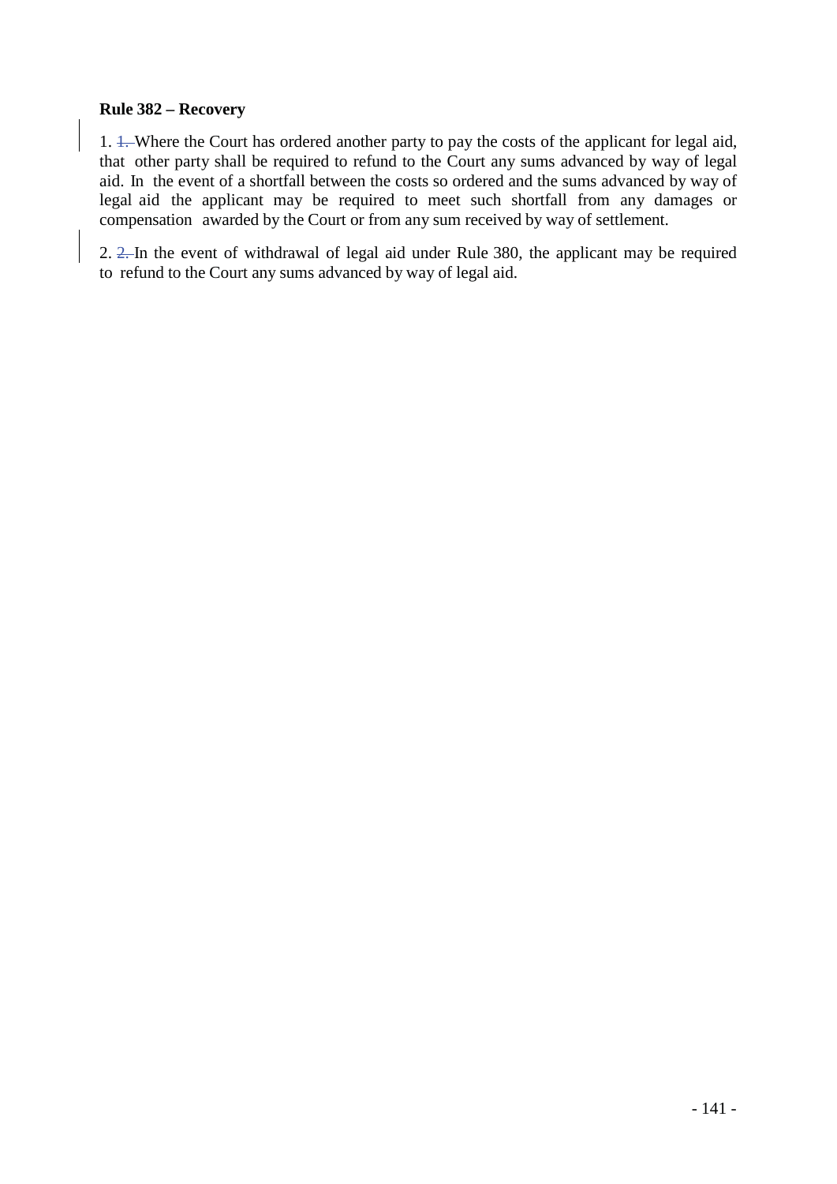**Rule 382 – Recovery**

1. Where the Court has ordered another party to pay the costs of the applicant for legal aid, that other party shall be required to refund to the Court any sums advanced by way of legal aid. In the event of a shortfall between the costs so ordered and the sums advanced by way of legal aid the applicant may be required to meet such shortfall from any damages or compensation awarded by the Court or from any sum received by way of settlement.

2. In the event of withdrawal of legal aid under Rule 380, the applicant may be required to refund to the Court any sums advanced by way of legal aid.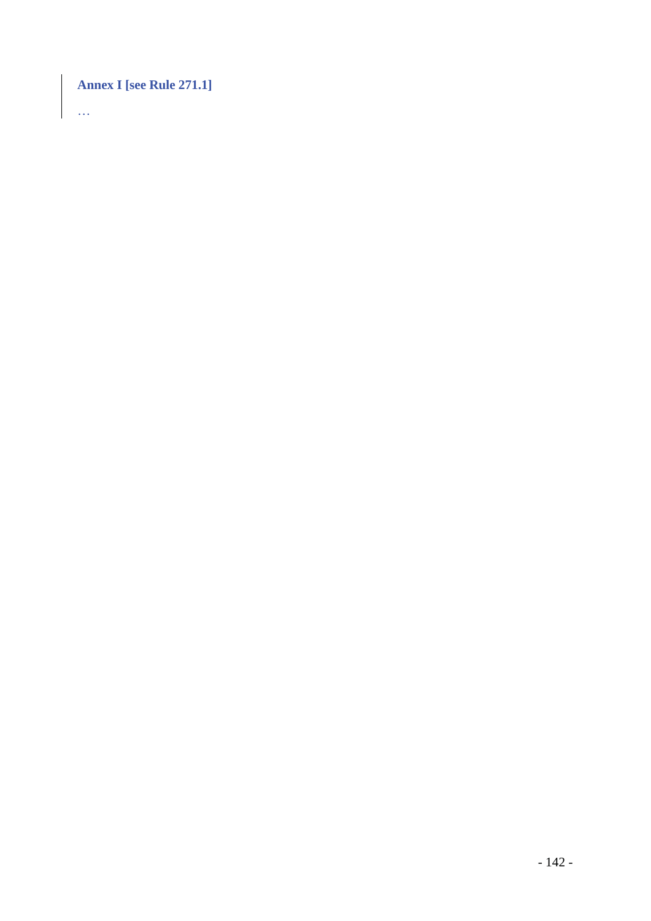### Annex I [see Rule 271.1]

…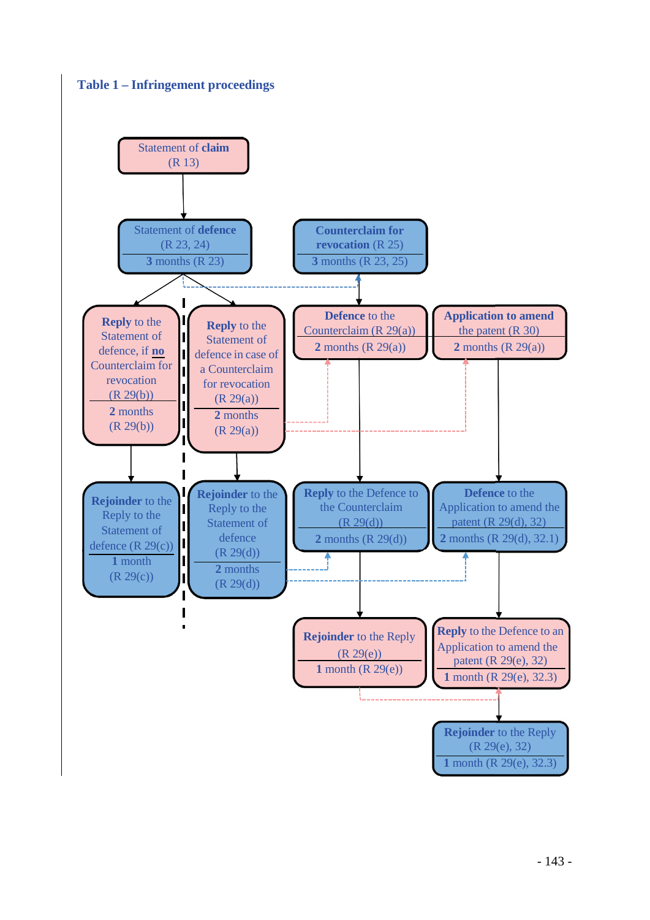### Table 1 – Infringement proceedings

**Statement of claim** (R 13)

↓

**Statement of defence** (R 23, 24)
3 months (R 23)

**Counterclaim for revocation** (R 25)
3 months (R 23, 25)

---

**Reply** to the Statement of defence, if **no** Counterclaim for revocation (R 29(b))
2 months (R 29(b))

↓

**Rejoinder** to the Reply to the Statement of defence (R 29(c))
1 month (R 29(c))

---

**Reply** to the Statement of defence in case of a Counterclaim for revocation (R 29(a))
2 months (R 29(a))

↓

**Rejoinder** to the Reply to the Statement of defence (R 29(d))
2 months (R 29(d))

---

**Defence** to the Counterclaim (R 29(a))
2 months (R 29(a))

↓

**Reply** to the Defence to the Counterclaim (R 29(d))
2 months (R 29(d))

↓

**Rejoinder** to the Reply (R 29(e))
1 month (R 29(e))

---

**Application to amend** the patent (R 30)
2 months (R 29(a))

↓

**Defence** to the Application to amend the patent (R 29(d), 32)
2 months (R 29(d), 32.1)

↓

**Reply** to the Defence to an Application to amend the patent (R 29(e), 32)
1 month (R 29(e), 32.3)

↓

**Rejoinder** to the Reply (R 29(e), 32)
1 month (R 29(e), 32.3)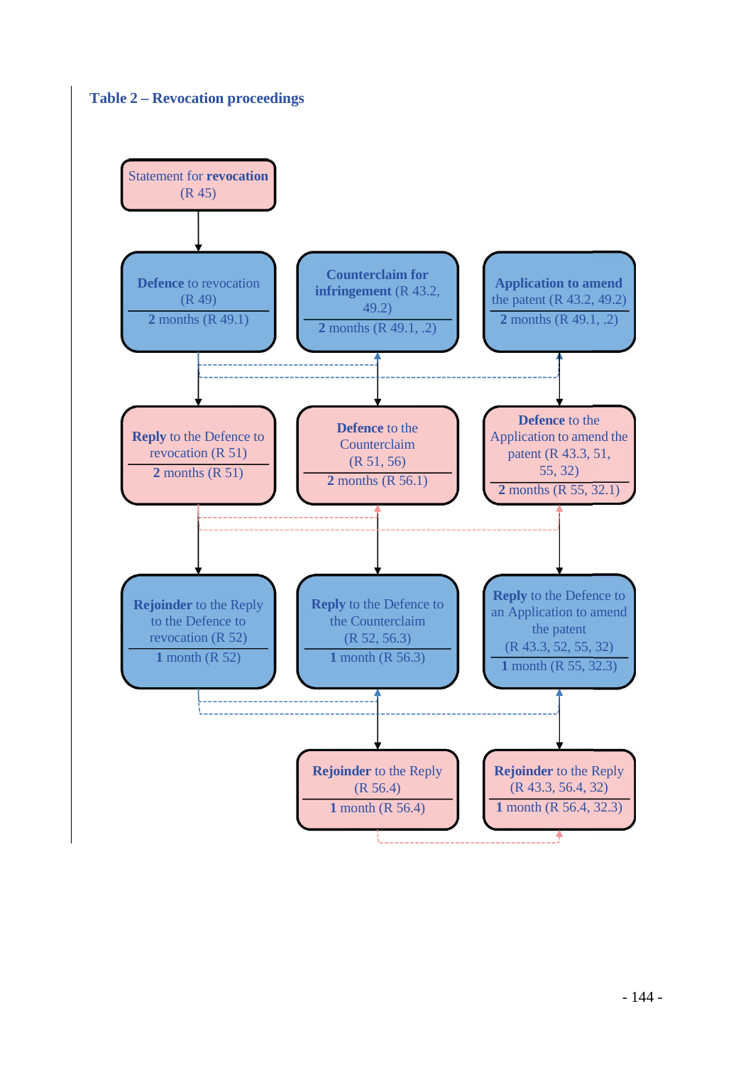### Table 2 – Revocation proceedings

Statement for **revocation**
(R 45)

**Defence** to revocation
(R 49)
**2** months (R 49.1)

**Counterclaim for infringement** (R 43.2, 49.2)
**2** months (R 49.1, .2)

**Application to amend** the patent (R 43.2, 49.2)
**2** months (R 49.1, .2)

**Reply** to the Defence to revocation (R 51)
**2** months (R 51)

**Defence** to the Counterclaim
(R 51, 56)
**2** months (R 56.1)

**Defence** to the Application to amend the patent (R 43.3, 51, 55, 32)
**2** months (R 55, 32.1)

**Rejoinder** to the Reply to the Defence to revocation (R 52)
**1** month (R 52)

**Reply** to the Defence to the Counterclaim
(R 52, 56.3)
**1** month (R 56.3)

**Reply** to the Defence to an Application to amend the patent
(R 43.3, 52, 55, 32)
**1** month (R 55, 32.3)

**Rejoinder** to the Reply
(R 56.4)
**1** month (R 56.4)

**Rejoinder** to the Reply
(R 43.3, 56.4, 32)
**1** month (R 56.4, 32.3)